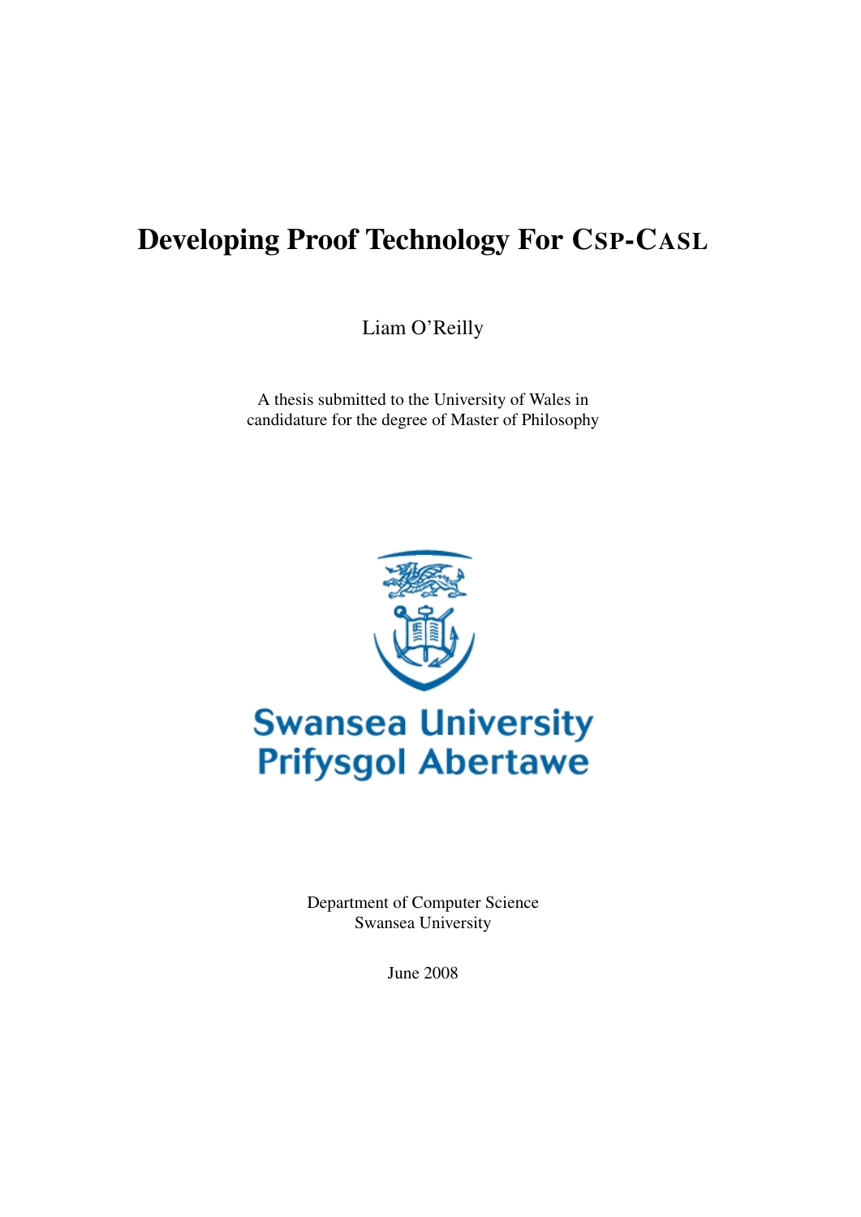# Developing Proof Technology For CSP-CASL

Liam O'Reilly

A thesis submitted to the University of Wales in candidature for the degree of Master of Philosophy

Swansea University
Prifysgol Abertawe

Department of Computer Science
Swansea University

June 2008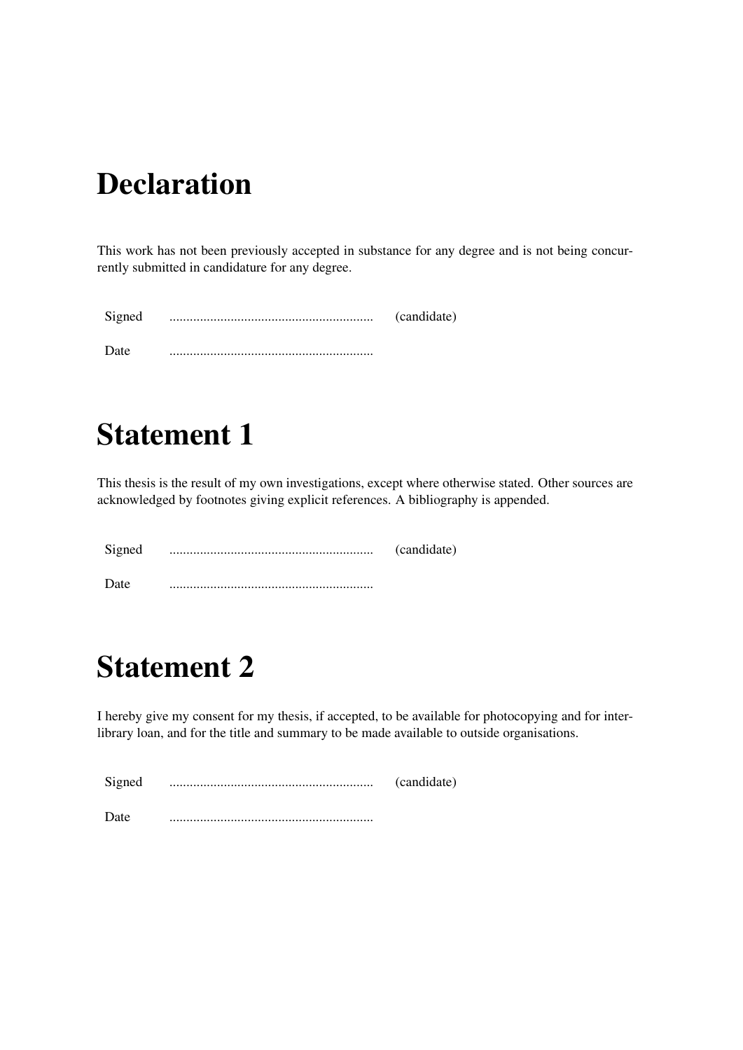# Declaration

This work has not been previously accepted in substance for any degree and is not being concurrently submitted in candidature for any degree.

Signed ........................................................... (candidate)

Date ...........................................................

# Statement 1

This thesis is the result of my own investigations, except where otherwise stated. Other sources are acknowledged by footnotes giving explicit references. A bibliography is appended.

Signed ........................................................... (candidate)

Date ...........................................................

# Statement 2

I hereby give my consent for my thesis, if accepted, to be available for photocopying and for inter-library loan, and for the title and summary to be made available to outside organisations.

Signed ........................................................... (candidate)

Date ...........................................................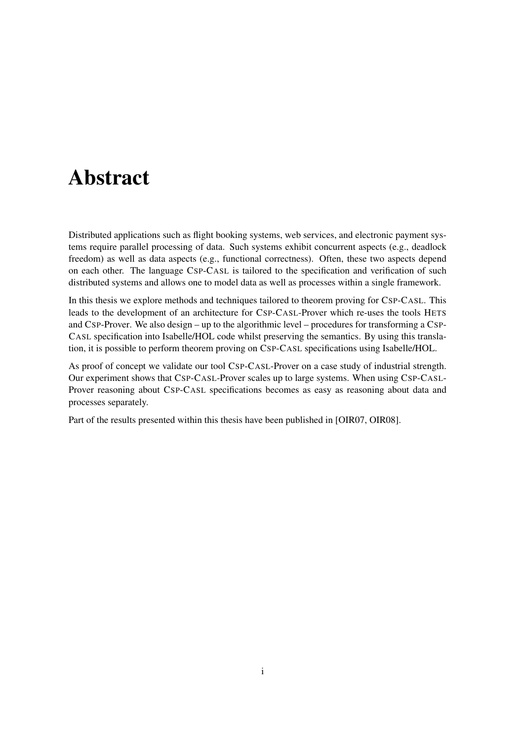# Abstract

Distributed applications such as flight booking systems, web services, and electronic payment systems require parallel processing of data. Such systems exhibit concurrent aspects (e.g., deadlock freedom) as well as data aspects (e.g., functional correctness). Often, these two aspects depend on each other. The language CSP-CASL is tailored to the specification and verification of such distributed systems and allows one to model data as well as processes within a single framework.

In this thesis we explore methods and techniques tailored to theorem proving for CSP-CASL. This leads to the development of an architecture for CSP-CASL-Prover which re-uses the tools HETS and CSP-Prover. We also design – up to the algorithmic level – procedures for transforming a CSP-CASL specification into Isabelle/HOL code whilst preserving the semantics. By using this translation, it is possible to perform theorem proving on CSP-CASL specifications using Isabelle/HOL.

As proof of concept we validate our tool CSP-CASL-Prover on a case study of industrial strength. Our experiment shows that CSP-CASL-Prover scales up to large systems. When using CSP-CASL-Prover reasoning about CSP-CASL specifications becomes as easy as reasoning about data and processes separately.

Part of the results presented within this thesis have been published in [OIR07, OIR08].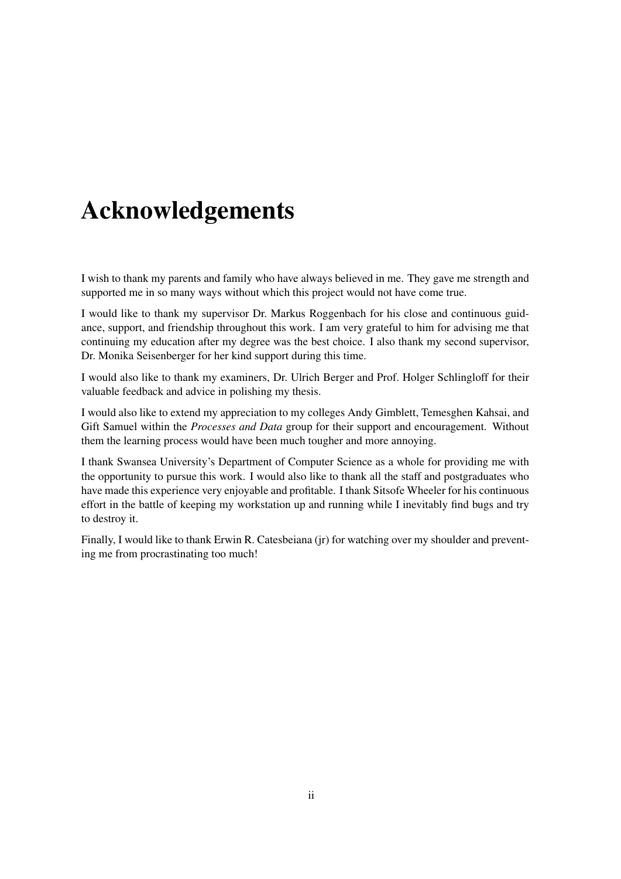# Acknowledgements

I wish to thank my parents and family who have always believed in me. They gave me strength and supported me in so many ways without which this project would not have come true.

I would like to thank my supervisor Dr. Markus Roggenbach for his close and continuous guidance, support, and friendship throughout this work. I am very grateful to him for advising me that continuing my education after my degree was the best choice. I also thank my second supervisor, Dr. Monika Seisenberger for her kind support during this time.

I would also like to thank my examiners, Dr. Ulrich Berger and Prof. Holger Schlingloff for their valuable feedback and advice in polishing my thesis.

I would also like to extend my appreciation to my colleges Andy Gimblett, Temesghen Kahsai, and Gift Samuel within the *Processes and Data* group for their support and encouragement. Without them the learning process would have been much tougher and more annoying.

I thank Swansea University's Department of Computer Science as a whole for providing me with the opportunity to pursue this work. I would also like to thank all the staff and postgraduates who have made this experience very enjoyable and profitable. I thank Sitsofe Wheeler for his continuous effort in the battle of keeping my workstation up and running while I inevitably find bugs and try to destroy it.

Finally, I would like to thank Erwin R. Catesbeiana (jr) for watching over my shoulder and preventing me from procrastinating too much!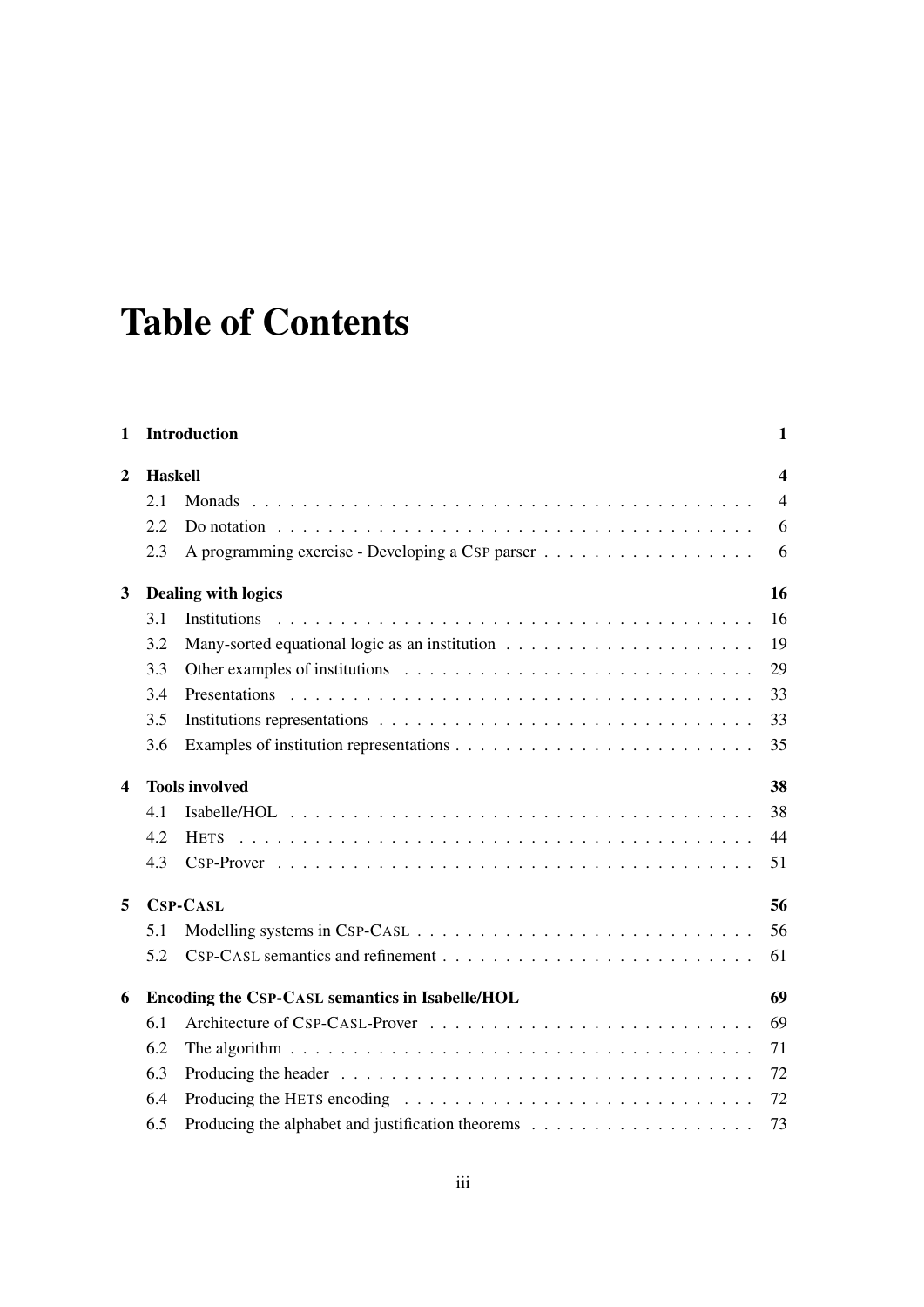# Table of Contents

| | | |
|---|---|---|
| **1** | **Introduction** | **1** |
| **2** | **Haskell** | **4** |
| 2.1 | Monads | 4 |
| 2.2 | Do notation | 6 |
| 2.3 | A programming exercise - Developing a CSP parser | 6 |
| **3** | **Dealing with logics** | **16** |
| 3.1 | Institutions | 16 |
| 3.2 | Many-sorted equational logic as an institution | 19 |
| 3.3 | Other examples of institutions | 29 |
| 3.4 | Presentations | 33 |
| 3.5 | Institutions representations | 33 |
| 3.6 | Examples of institution representations | 35 |
| **4** | **Tools involved** | **38** |
| 4.1 | Isabelle/HOL | 38 |
| 4.2 | HETS | 44 |
| 4.3 | CSP-Prover | 51 |
| **5** | **CSP-CASL** | **56** |
| 5.1 | Modelling systems in CSP-CASL | 56 |
| 5.2 | CSP-CASL semantics and refinement | 61 |
| **6** | **Encoding the CSP-CASL semantics in Isabelle/HOL** | **69** |
| 6.1 | Architecture of CSP-CASL-Prover | 69 |
| 6.2 | The algorithm | 71 |
| 6.3 | Producing the header | 72 |
| 6.4 | Producing the HETS encoding | 72 |
| 6.5 | Producing the alphabet and justification theorems | 73 |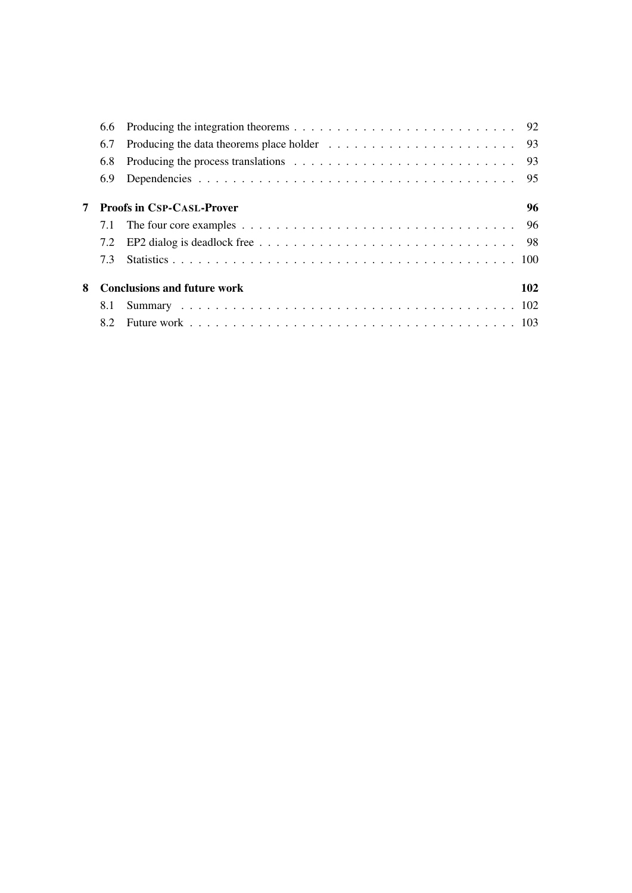| | | |
|---|---|---|
| 6.6 | Producing the integration theorems | 92 |
| 6.7 | Producing the data theorems place holder | 93 |
| 6.8 | Producing the process translations | 93 |
| 6.9 | Dependencies | 95 |
| **7** | **Proofs in CSP-CASL-Prover** | **96** |
| 7.1 | The four core examples | 96 |
| 7.2 | EP2 dialog is deadlock free | 98 |
| 7.3 | Statistics | 100 |
| **8** | **Conclusions and future work** | **102** |
| 8.1 | Summary | 102 |
| 8.2 | Future work | 103 |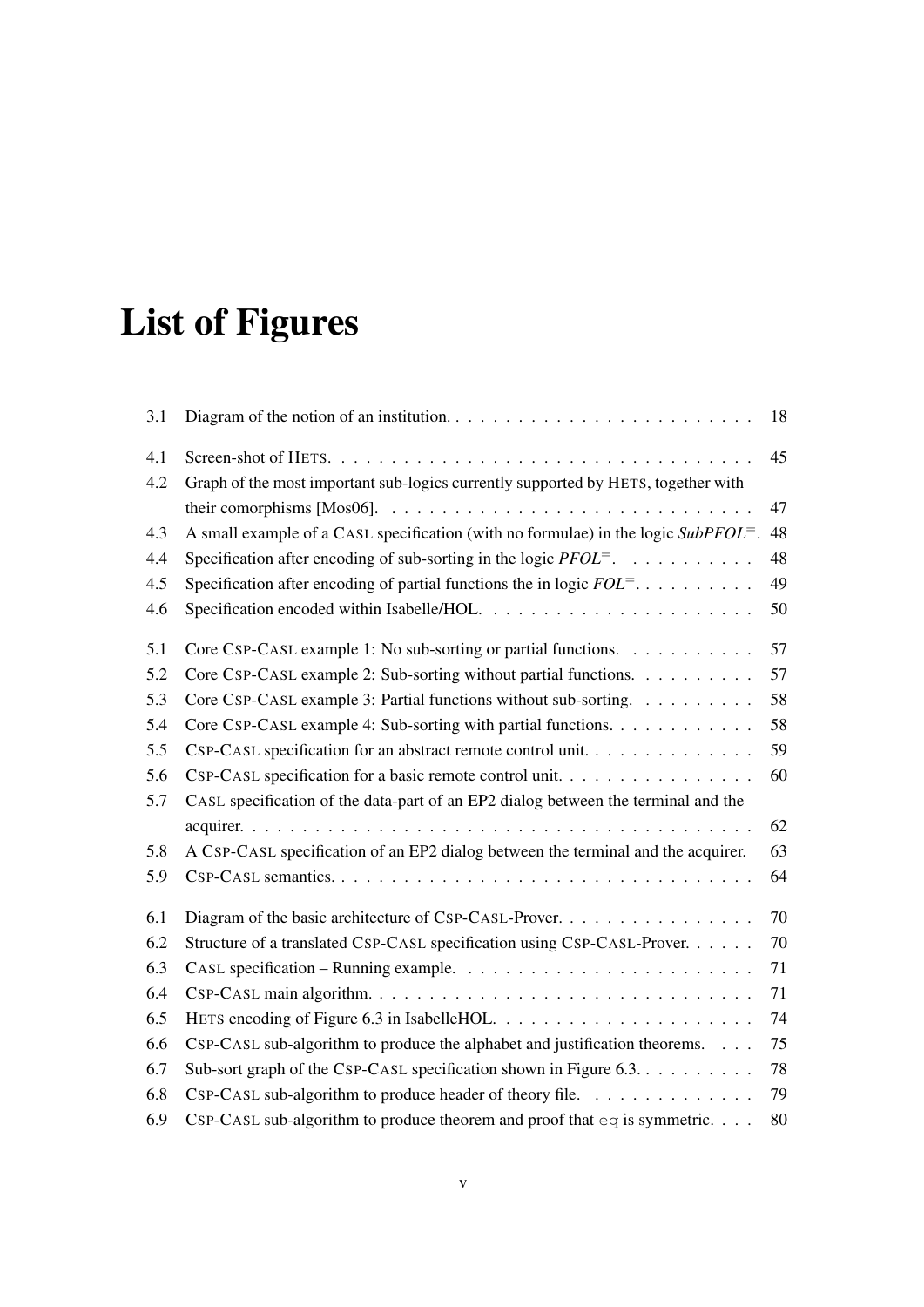# List of Figures

| | | |
|---|---|---|
| 3.1 | Diagram of the notion of an institution. | 18 |
| 4.1 | Screen-shot of HETS. | 45 |
| 4.2 | Graph of the most important sub-logics currently supported by HETS, together with their comorphisms [Mos06]. | 47 |
| 4.3 | A small example of a CASL specification (with no formulae) in the logic *SubPFOL*$^=$. | 48 |
| 4.4 | Specification after encoding of sub-sorting in the logic *PFOL*$^=$. | 48 |
| 4.5 | Specification after encoding of partial functions the in logic *FOL*$^=$. | 49 |
| 4.6 | Specification encoded within Isabelle/HOL. | 50 |
| 5.1 | Core CSP-CASL example 1: No sub-sorting or partial functions. | 57 |
| 5.2 | Core CSP-CASL example 2: Sub-sorting without partial functions. | 57 |
| 5.3 | Core CSP-CASL example 3: Partial functions without sub-sorting. | 58 |
| 5.4 | Core CSP-CASL example 4: Sub-sorting with partial functions. | 58 |
| 5.5 | CSP-CASL specification for an abstract remote control unit. | 59 |
| 5.6 | CSP-CASL specification for a basic remote control unit. | 60 |
| 5.7 | CASL specification of the data-part of an EP2 dialog between the terminal and the acquirer. | 62 |
| 5.8 | A CSP-CASL specification of an EP2 dialog between the terminal and the acquirer. | 63 |
| 5.9 | CSP-CASL semantics. | 64 |
| 6.1 | Diagram of the basic architecture of CSP-CASL-Prover. | 70 |
| 6.2 | Structure of a translated CSP-CASL specification using CSP-CASL-Prover. | 70 |
| 6.3 | CASL specification – Running example. | 71 |
| 6.4 | CSP-CASL main algorithm. | 71 |
| 6.5 | HETS encoding of Figure 6.3 in IsabelleHOL. | 74 |
| 6.6 | CSP-CASL sub-algorithm to produce the alphabet and justification theorems. | 75 |
| 6.7 | Sub-sort graph of the CSP-CASL specification shown in Figure 6.3. | 78 |
| 6.8 | CSP-CASL sub-algorithm to produce header of theory file. | 79 |
| 6.9 | CSP-CASL sub-algorithm to produce theorem and proof that `eq` is symmetric. | 80 |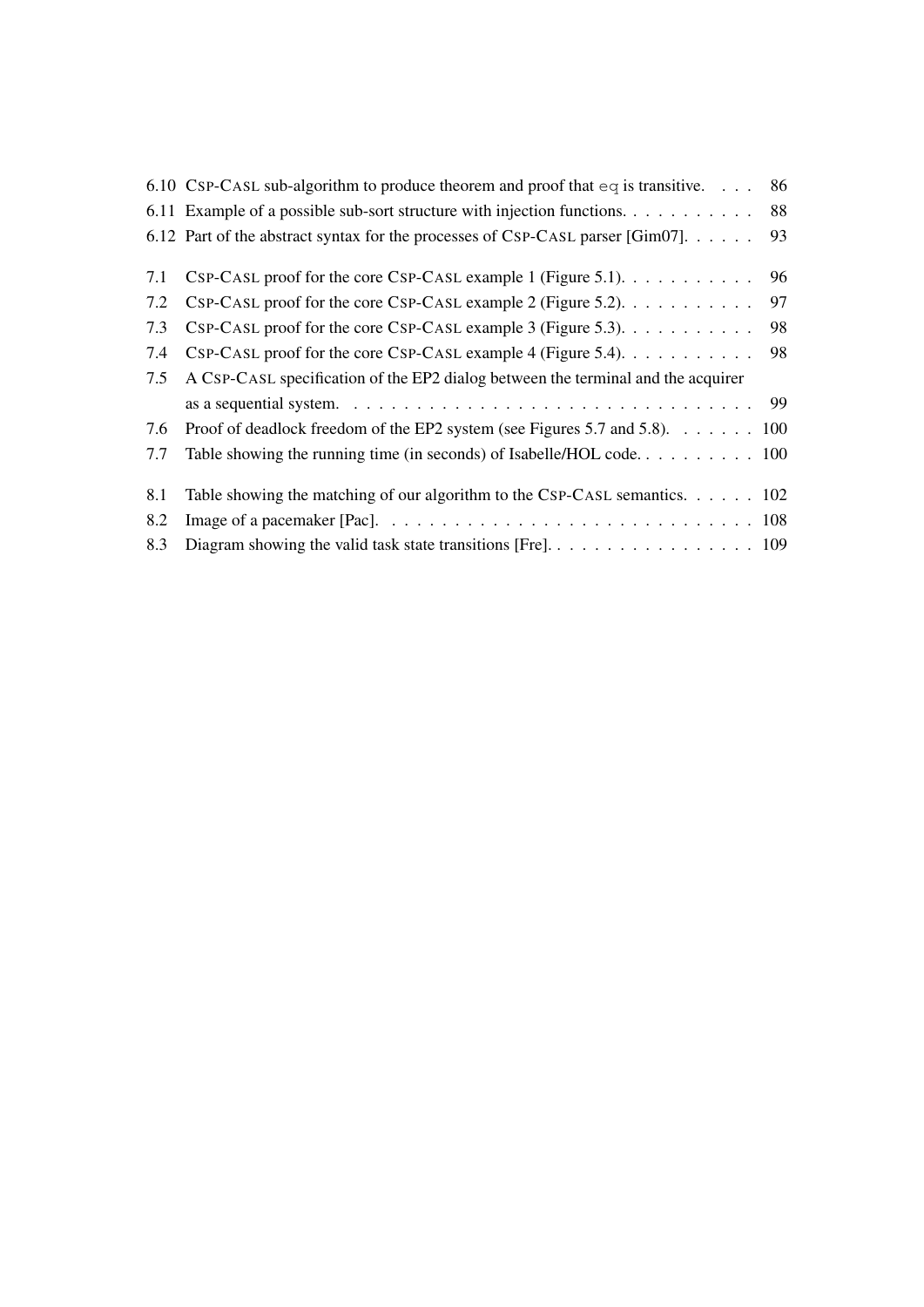6.10 CSP-CASL sub-algorithm to produce theorem and proof that `eq` is transitive. . . . 86

6.11 Example of a possible sub-sort structure with injection functions. . . . . . . . . . . 88

6.12 Part of the abstract syntax for the processes of CSP-CASL parser [Gim07]. . . . . . 93

7.1 CSP-CASL proof for the core CSP-CASL example 1 (Figure 5.1). . . . . . . . . . . 96

7.2 CSP-CASL proof for the core CSP-CASL example 2 (Figure 5.2). . . . . . . . . . . 97

7.3 CSP-CASL proof for the core CSP-CASL example 3 (Figure 5.3). . . . . . . . . . . 98

7.4 CSP-CASL proof for the core CSP-CASL example 4 (Figure 5.4). . . . . . . . . . . 98

7.5 A CSP-CASL specification of the EP2 dialog between the terminal and the acquirer as a sequential system. . . . . . . . . . . . . . . . . . . . . . . . . . . . . . . . . 99

7.6 Proof of deadlock freedom of the EP2 system (see Figures 5.7 and 5.8). . . . . . . 100

7.7 Table showing the running time (in seconds) of Isabelle/HOL code. . . . . . . . . . 100

8.1 Table showing the matching of our algorithm to the CSP-CASL semantics. . . . . . 102

8.2 Image of a pacemaker [Pac]. . . . . . . . . . . . . . . . . . . . . . . . . . . . . . 108

8.3 Diagram showing the valid task state transitions [Fre]. . . . . . . . . . . . . . . . . 109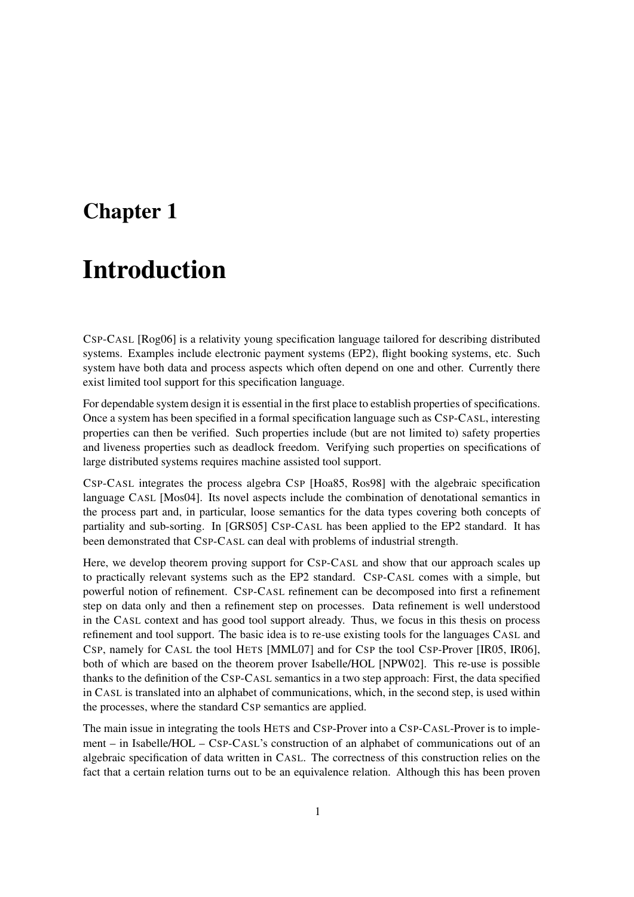# Chapter 1

# Introduction

CSP-CASL [Rog06] is a relativity young specification language tailored for describing distributed systems. Examples include electronic payment systems (EP2), flight booking systems, etc. Such system have both data and process aspects which often depend on one and other. Currently there exist limited tool support for this specification language.

For dependable system design it is essential in the first place to establish properties of specifications. Once a system has been specified in a formal specification language such as CSP-CASL, interesting properties can then be verified. Such properties include (but are not limited to) safety properties and liveness properties such as deadlock freedom. Verifying such properties on specifications of large distributed systems requires machine assisted tool support.

CSP-CASL integrates the process algebra CSP [Hoa85, Ros98] with the algebraic specification language CASL [Mos04]. Its novel aspects include the combination of denotational semantics in the process part and, in particular, loose semantics for the data types covering both concepts of partiality and sub-sorting. In [GRS05] CSP-CASL has been applied to the EP2 standard. It has been demonstrated that CSP-CASL can deal with problems of industrial strength.

Here, we develop theorem proving support for CSP-CASL and show that our approach scales up to practically relevant systems such as the EP2 standard. CSP-CASL comes with a simple, but powerful notion of refinement. CSP-CASL refinement can be decomposed into first a refinement step on data only and then a refinement step on processes. Data refinement is well understood in the CASL context and has good tool support already. Thus, we focus in this thesis on process refinement and tool support. The basic idea is to re-use existing tools for the languages CASL and CSP, namely for CASL the tool HETS [MML07] and for CSP the tool CSP-Prover [IR05, IR06], both of which are based on the theorem prover Isabelle/HOL [NPW02]. This re-use is possible thanks to the definition of the CSP-CASL semantics in a two step approach: First, the data specified in CASL is translated into an alphabet of communications, which, in the second step, is used within the processes, where the standard CSP semantics are applied.

The main issue in integrating the tools HETS and CSP-Prover into a CSP-CASL-Prover is to implement – in Isabelle/HOL – CSP-CASL's construction of an alphabet of communications out of an algebraic specification of data written in CASL. The correctness of this construction relies on the fact that a certain relation turns out to be an equivalence relation. Although this has been proven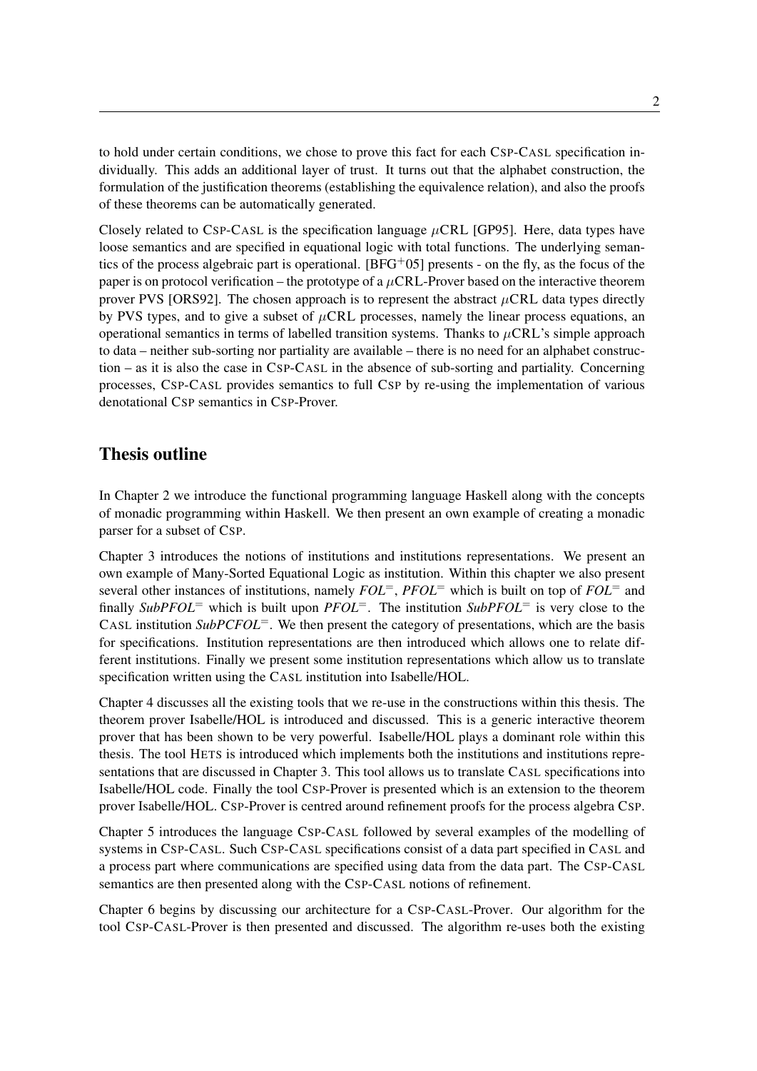to hold under certain conditions, we chose to prove this fact for each CSP-CASL specification individually. This adds an additional layer of trust. It turns out that the alphabet construction, the formulation of the justification theorems (establishing the equivalence relation), and also the proofs of these theorems can be automatically generated.

Closely related to CSP-CASL is the specification language $\mu$CRL [GP95]. Here, data types have loose semantics and are specified in equational logic with total functions. The underlying semantics of the process algebraic part is operational. [BFG+05] presents - on the fly, as the focus of the paper is on protocol verification – the prototype of a $\mu$CRL-Prover based on the interactive theorem prover PVS [ORS92]. The chosen approach is to represent the abstract $\mu$CRL data types directly by PVS types, and to give a subset of $\mu$CRL processes, namely the linear process equations, an operational semantics in terms of labelled transition systems. Thanks to $\mu$CRL's simple approach to data – neither sub-sorting nor partiality are available – there is no need for an alphabet construction – as it is also the case in CSP-CASL in the absence of sub-sorting and partiality. Concerning processes, CSP-CASL provides semantics to full CSP by re-using the implementation of various denotational CSP semantics in CSP-Prover.

## Thesis outline

In Chapter 2 we introduce the functional programming language Haskell along with the concepts of monadic programming within Haskell. We then present an own example of creating a monadic parser for a subset of CSP.

Chapter 3 introduces the notions of institutions and institutions representations. We present an own example of Many-Sorted Equational Logic as institution. Within this chapter we also present several other instances of institutions, namely $FOL^{=}$, $PFOL^{=}$ which is built on top of $FOL^{=}$ and finally $SubPFOL^{=}$ which is built upon $PFOL^{=}$. The institution $SubPFOL^{=}$ is very close to the CASL institution $SubPCFOL^{=}$. We then present the category of presentations, which are the basis for specifications. Institution representations are then introduced which allows one to relate different institutions. Finally we present some institution representations which allow us to translate specification written using the CASL institution into Isabelle/HOL.

Chapter 4 discusses all the existing tools that we re-use in the constructions within this thesis. The theorem prover Isabelle/HOL is introduced and discussed. This is a generic interactive theorem prover that has been shown to be very powerful. Isabelle/HOL plays a dominant role within this thesis. The tool HETS is introduced which implements both the institutions and institutions representations that are discussed in Chapter 3. This tool allows us to translate CASL specifications into Isabelle/HOL code. Finally the tool CSP-Prover is presented which is an extension to the theorem prover Isabelle/HOL. CSP-Prover is centred around refinement proofs for the process algebra CSP.

Chapter 5 introduces the language CSP-CASL followed by several examples of the modelling of systems in CSP-CASL. Such CSP-CASL specifications consist of a data part specified in CASL and a process part where communications are specified using data from the data part. The CSP-CASL semantics are then presented along with the CSP-CASL notions of refinement.

Chapter 6 begins by discussing our architecture for a CSP-CASL-Prover. Our algorithm for the tool CSP-CASL-Prover is then presented and discussed. The algorithm re-uses both the existing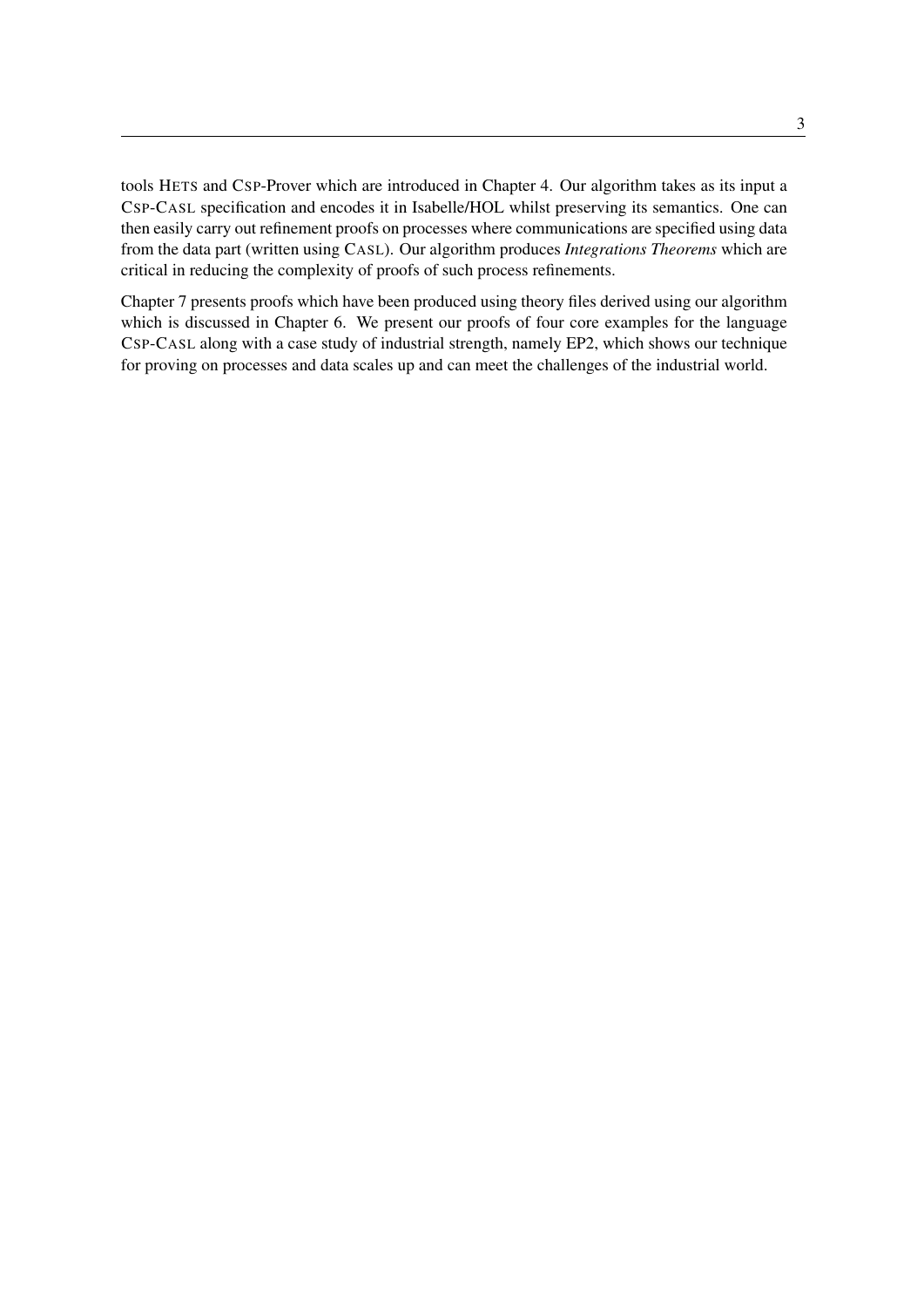tools HETS and CSP-Prover which are introduced in Chapter 4. Our algorithm takes as its input a CSP-CASL specification and encodes it in Isabelle/HOL whilst preserving its semantics. One can then easily carry out refinement proofs on processes where communications are specified using data from the data part (written using CASL). Our algorithm produces *Integrations Theorems* which are critical in reducing the complexity of proofs of such process refinements.

Chapter 7 presents proofs which have been produced using theory files derived using our algorithm which is discussed in Chapter 6. We present our proofs of four core examples for the language CSP-CASL along with a case study of industrial strength, namely EP2, which shows our technique for proving on processes and data scales up and can meet the challenges of the industrial world.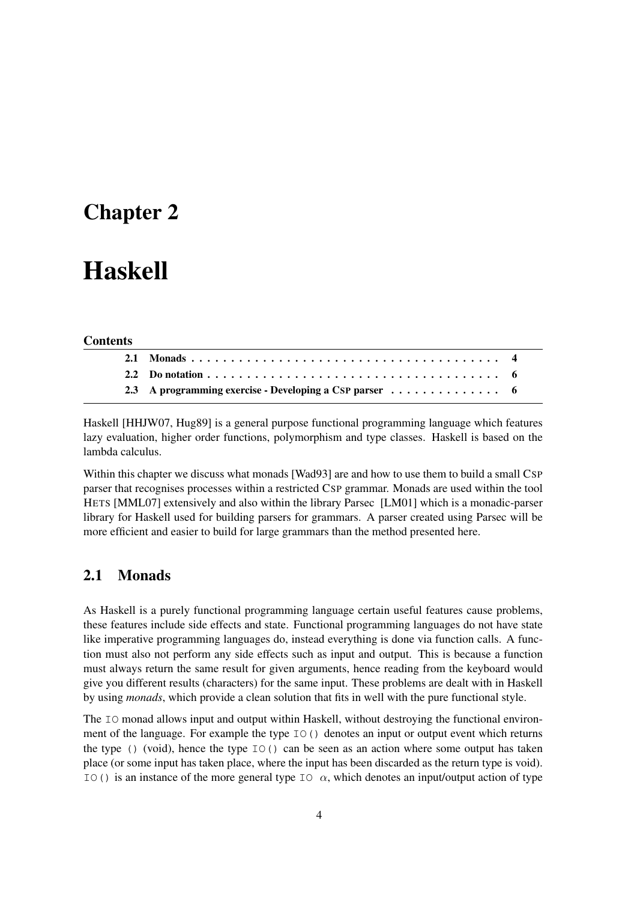# Chapter 2

# Haskell

**Contents**

| | | |
|---|---|---|
| **2.1** | **Monads** | **4** |
| **2.2** | **Do notation** | **6** |
| **2.3** | **A programming exercise - Developing a CSP parser** | **6** |

Haskell [HHJW07, Hug89] is a general purpose functional programming language which features lazy evaluation, higher order functions, polymorphism and type classes. Haskell is based on the lambda calculus.

Within this chapter we discuss what monads [Wad93] are and how to use them to build a small CSP parser that recognises processes within a restricted CSP grammar. Monads are used within the tool HETS [MML07] extensively and also within the library Parsec [LM01] which is a monadic-parser library for Haskell used for building parsers for grammars. A parser created using Parsec will be more efficient and easier to build for large grammars than the method presented here.

## 2.1 Monads

As Haskell is a purely functional programming language certain useful features cause problems, these features include side effects and state. Functional programming languages do not have state like imperative programming languages do, instead everything is done via function calls. A function must also not perform any side effects such as input and output. This is because a function must always return the same result for given arguments, hence reading from the keyboard would give you different results (characters) for the same input. These problems are dealt with in Haskell by using *monads*, which provide a clean solution that fits in well with the pure functional style.

The `IO` monad allows input and output within Haskell, without destroying the functional environment of the language. For example the type `IO()` denotes an input or output event which returns the type `()` (void), hence the type `IO()` can be seen as an action where some output has taken place (or some input has taken place, where the input has been discarded as the return type is void). `IO()` is an instance of the more general type `IO` $\alpha$, which denotes an input/output action of type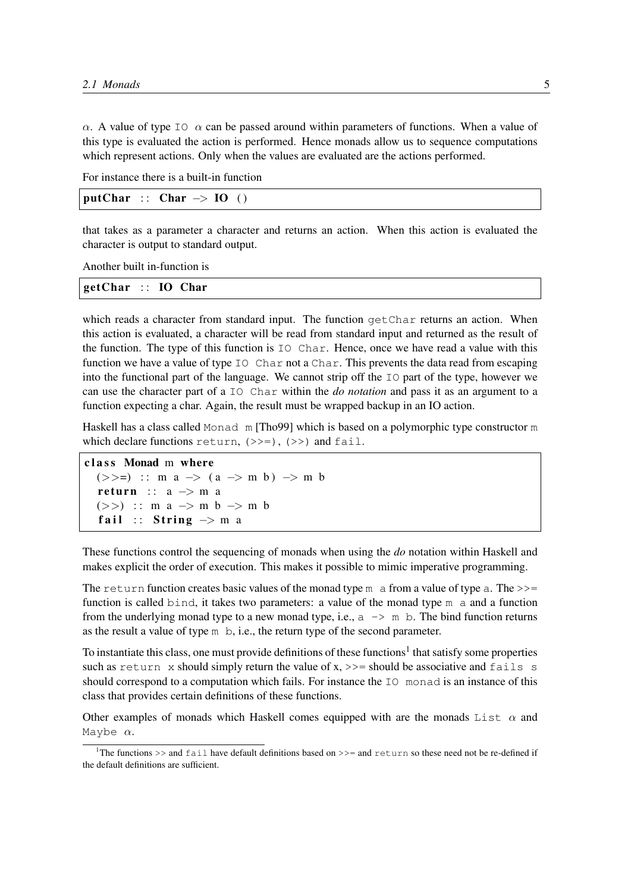$\alpha$. A value of type `IO` $\alpha$ can be passed around within parameters of functions. When a value of this type is evaluated the action is performed. Hence monads allow us to sequence computations which represent actions. Only when the values are evaluated are the actions performed.

For instance there is a built-in function

```
putChar :: Char -> IO ()
```

that takes as a parameter a character and returns an action. When this action is evaluated the character is output to standard output.

Another built in-function is

```
getChar :: IO Char
```

which reads a character from standard input. The function `getChar` returns an action. When this action is evaluated, a character will be read from standard input and returned as the result of the function. The type of this function is `IO Char`. Hence, once we have read a value with this function we have a value of type `IO Char` not a `Char`. This prevents the data read from escaping into the functional part of the language. We cannot strip off the `IO` part of the type, however we can use the character part of a `IO Char` within the *do notation* and pass it as an argument to a function expecting a char. Again, the result must be wrapped backup in an IO action.

Haskell has a class called `Monad m` [Tho99] which is based on a polymorphic type constructor `m` which declare functions `return`, `(>>=)`, `(>>)` and `fail`.

```
class Monad m where
  (>>=) :: m a -> (a -> m b) -> m b
  return :: a -> m a
  (>>) :: m a -> m b -> m b
  fail :: String -> m a
```

These functions control the sequencing of monads when using the *do* notation within Haskell and makes explicit the order of execution. This makes it possible to mimic imperative programming.

The `return` function creates basic values of the monad type `m a` from a value of type `a`. The `>>=` function is called `bind`, it takes two parameters: a value of the monad type `m a` and a function from the underlying monad type to a new monad type, i.e., `a -> m b`. The bind function returns as the result a value of type `m b`, i.e., the return type of the second parameter.

To instantiate this class, one must provide definitions of these functions[1] that satisfy some properties such as `return x` should simply return the value of x, `>>=` should be associative and `fails s` should correspond to a computation which fails. For instance the `IO monad` is an instance of this class that provides certain definitions of these functions.

Other examples of monads which Haskell comes equipped with are the monads `List` $\alpha$ and `Maybe` $\alpha$.

[1] The functions `>>` and `fail` have default definitions based on `>>=` and `return` so these need not be re-defined if the default definitions are sufficient.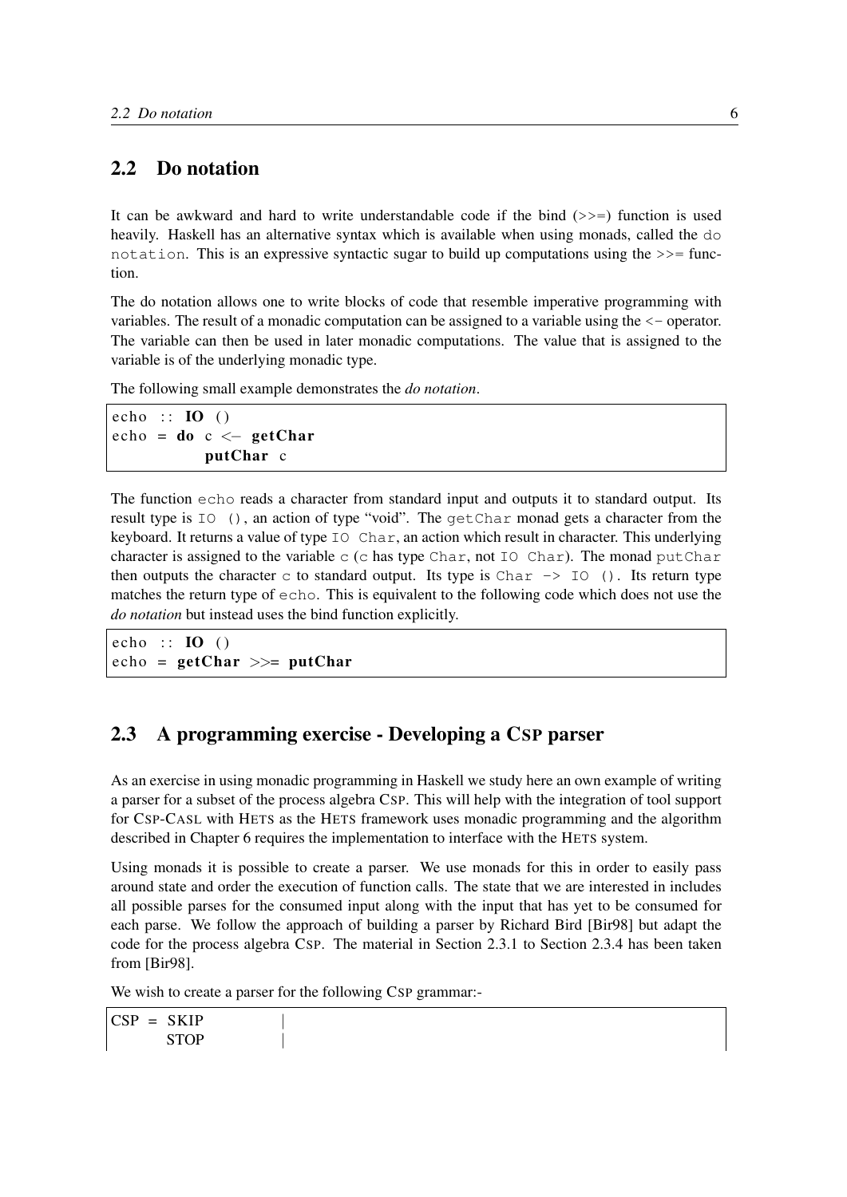## 2.2 Do notation

It can be awkward and hard to write understandable code if the bind (>>=) function is used heavily. Haskell has an alternative syntax which is available when using monads, called the `do notation`. This is an expressive syntactic sugar to build up computations using the >>= function.

The do notation allows one to write blocks of code that resemble imperative programming with variables. The result of a monadic computation can be assigned to a variable using the <− operator. The variable can then be used in later monadic computations. The value that is assigned to the variable is of the underlying monadic type.

The following small example demonstrates the *do notation*.

```
echo :: IO ()
echo = do c <- getChar
          putChar c
```

The function `echo` reads a character from standard input and outputs it to standard output. Its result type is `IO ()`, an action of type "void". The `getChar` monad gets a character from the keyboard. It returns a value of type `IO Char`, an action which result in character. This underlying character is assigned to the variable `c` (`c` has type `Char`, not `IO Char`). The monad `putChar` then outputs the character `c` to standard output. Its type is `Char -> IO ()`. Its return type matches the return type of `echo`. This is equivalent to the following code which does not use the *do notation* but instead uses the bind function explicitly.

```
echo :: IO ()
echo = getChar >>= putChar
```

## 2.3 A programming exercise - Developing a CSP parser

As an exercise in using monadic programming in Haskell we study here an own example of writing a parser for a subset of the process algebra CSP. This will help with the integration of tool support for CSP-CASL with HETS as the HETS framework uses monadic programming and the algorithm described in Chapter 6 requires the implementation to interface with the HETS system.

Using monads it is possible to create a parser. We use monads for this in order to easily pass around state and order the execution of function calls. The state that we are interested in includes all possible parses for the consumed input along with the input that has yet to be consumed for each parse. We follow the approach of building a parser by Richard Bird [Bir98] but adapt the code for the process algebra CSP. The material in Section 2.3.1 to Section 2.3.4 has been taken from [Bir98].

We wish to create a parser for the following CSP grammar:-

```
CSP = SKIP        |
      STOP        |
```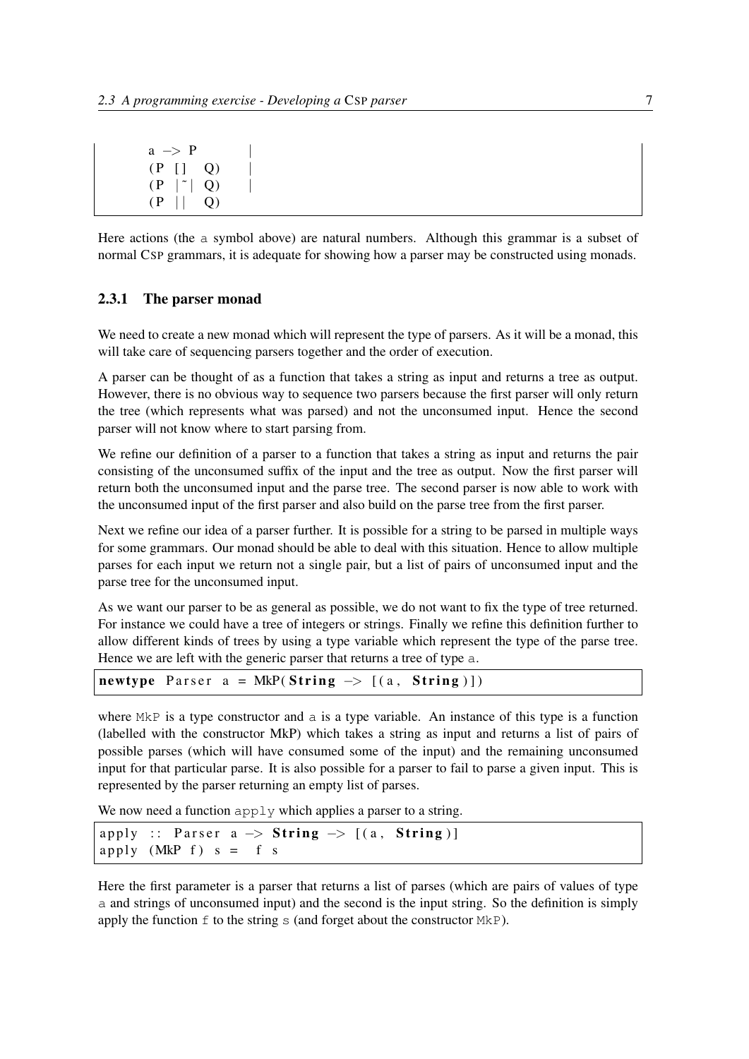```
a -> P          |
(P [] Q)        |
(P |~| Q)       |
(P || Q)
```

Here actions (the a symbol above) are natural numbers. Although this grammar is a subset of normal CSP grammars, it is adequate for showing how a parser may be constructed using monads.

### 2.3.1 The parser monad

We need to create a new monad which will represent the type of parsers. As it will be a monad, this will take care of sequencing parsers together and the order of execution.

A parser can be thought of as a function that takes a string as input and returns a tree as output. However, there is no obvious way to sequence two parsers because the first parser will only return the tree (which represents what was parsed) and not the unconsumed input. Hence the second parser will not know where to start parsing from.

We refine our definition of a parser to a function that takes a string as input and returns the pair consisting of the unconsumed suffix of the input and the tree as output. Now the first parser will return both the unconsumed input and the parse tree. The second parser is now able to work with the unconsumed input of the first parser and also build on the parse tree from the first parser.

Next we refine our idea of a parser further. It is possible for a string to be parsed in multiple ways for some grammars. Our monad should be able to deal with this situation. Hence to allow multiple parses for each input we return not a single pair, but a list of pairs of unconsumed input and the parse tree for the unconsumed input.

As we want our parser to be as general as possible, we do not want to fix the type of tree returned. For instance we could have a tree of integers or strings. Finally we refine this definition further to allow different kinds of trees by using a type variable which represent the type of the parse tree. Hence we are left with the generic parser that returns a tree of type a.

```
newtype Parser a = MkP(String -> [(a, String)])
```

where MkP is a type constructor and a is a type variable. An instance of this type is a function (labelled with the constructor MkP) which takes a string as input and returns a list of pairs of possible parses (which will have consumed some of the input) and the remaining unconsumed input for that particular parse. It is also possible for a parser to fail to parse a given input. This is represented by the parser returning an empty list of parses.

We now need a function apply which applies a parser to a string.

```
apply :: Parser a -> String -> [(a, String)]
apply (MkP f) s =  f s
```

Here the first parameter is a parser that returns a list of parses (which are pairs of values of type a and strings of unconsumed input) and the second is the input string. So the definition is simply apply the function f to the string s (and forget about the constructor MkP).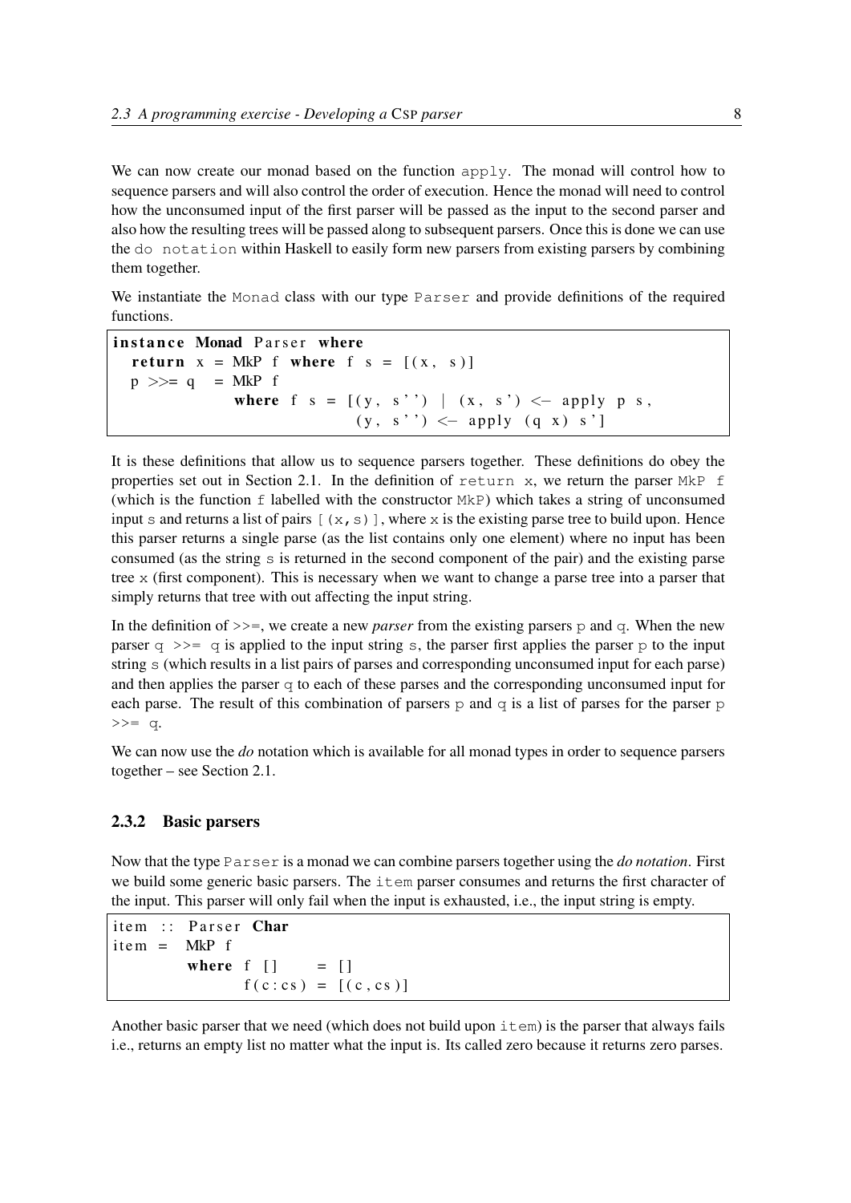We can now create our monad based on the function `apply`. The monad will control how to sequence parsers and will also control the order of execution. Hence the monad will need to control how the unconsumed input of the first parser will be passed as the input to the second parser and also how the resulting trees will be passed along to subsequent parsers. Once this is done we can use the `do notation` within Haskell to easily form new parsers from existing parsers by combining them together.

We instantiate the `Monad` class with our type `Parser` and provide definitions of the required functions.

```
instance Monad Parser where
  return x = MkP f where f s = [(x, s)]
  p >>= q  = MkP f
             where f s = [(y, s'') | (x, s') <- apply p s,
                                     (y, s'') <- apply (q x) s']
```

It is these definitions that allow us to sequence parsers together. These definitions do obey the properties set out in Section 2.1. In the definition of `return x`, we return the parser `MkP f` (which is the function `f` labelled with the constructor `MkP`) which takes a string of unconsumed input `s` and returns a list of pairs `[(x,s)]`, where `x` is the existing parse tree to build upon. Hence this parser returns a single parse (as the list contains only one element) where no input has been consumed (as the string `s` is returned in the second component of the pair) and the existing parse tree `x` (first component). This is necessary when we want to change a parse tree into a parser that simply returns that tree with out affecting the input string.

In the definition of >>=, we create a new *parser* from the existing parsers `p` and `q`. When the new parser `q >>= q` is applied to the input string `s`, the parser first applies the parser `p` to the input string `s` (which results in a list pairs of parses and corresponding unconsumed input for each parse) and then applies the parser `q` to each of these parses and the corresponding unconsumed input for each parse. The result of this combination of parsers `p` and `q` is a list of parses for the parser `p >>= q`.

We can now use the *do* notation which is available for all monad types in order to sequence parsers together – see Section 2.1.

### 2.3.2 Basic parsers

Now that the type `Parser` is a monad we can combine parsers together using the *do notation*. First we build some generic basic parsers. The `item` parser consumes and returns the first character of the input. This parser will only fail when the input is exhausted, i.e., the input string is empty.

```
item :: Parser Char
item =  MkP f
        where f []     = []
              f(c:cs)  = [(c,cs)]
```

Another basic parser that we need (which does not build upon `item`) is the parser that always fails i.e., returns an empty list no matter what the input is. Its called zero because it returns zero parses.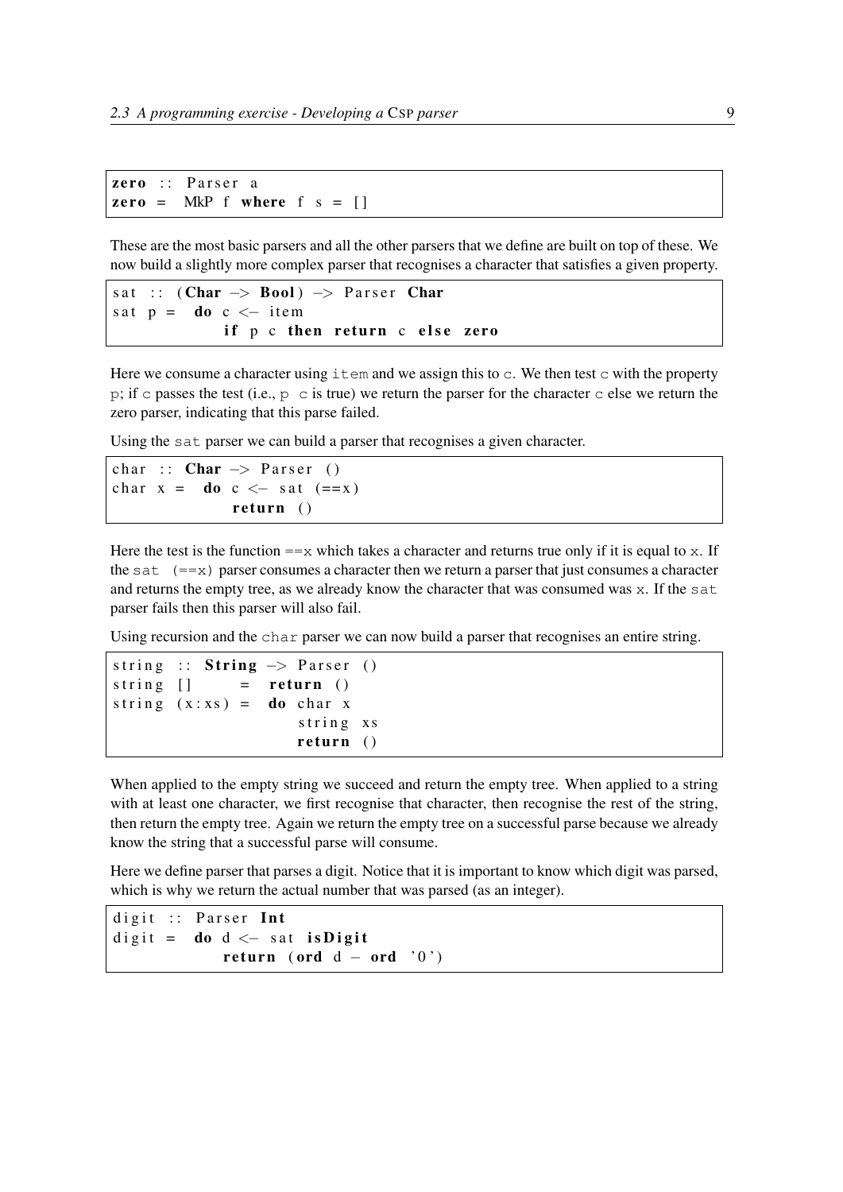```haskell
zero :: Parser a
zero = MkP f where f s = []
```

These are the most basic parsers and all the other parsers that we define are built on top of these. We now build a slightly more complex parser that recognises a character that satisfies a given property.

```haskell
sat :: (Char -> Bool) -> Parser Char
sat p = do c <- item
           if p c then return c else zero
```

Here we consume a character using `item` and we assign this to `c`. We then test `c` with the property `p`; if `c` passes the test (i.e., `p c` is true) we return the parser for the character `c` else we return the zero parser, indicating that this parse failed.

Using the `sat` parser we can build a parser that recognises a given character.

```haskell
char :: Char -> Parser ()
char x = do c <- sat (==x)
            return ()
```

Here the test is the function `==x` which takes a character and returns true only if it is equal to `x`. If the `sat (==x)` parser consumes a character then we return a parser that just consumes a character and returns the empty tree, as we already know the character that was consumed was `x`. If the `sat` parser fails then this parser will also fail.

Using recursion and the `char` parser we can now build a parser that recognises an entire string.

```haskell
string :: String -> Parser ()
string []     = return ()
string (x:xs) = do char x
                   string xs
                   return ()
```

When applied to the empty string we succeed and return the empty tree. When applied to a string with at least one character, we first recognise that character, then recognise the rest of the string, then return the empty tree. Again we return the empty tree on a successful parse because we already know the string that a successful parse will consume.

Here we define parser that parses a digit. Notice that it is important to know which digit was parsed, which is why we return the actual number that was parsed (as an integer).

```haskell
digit :: Parser Int
digit = do d <- sat isDigit
           return (ord d - ord '0')
```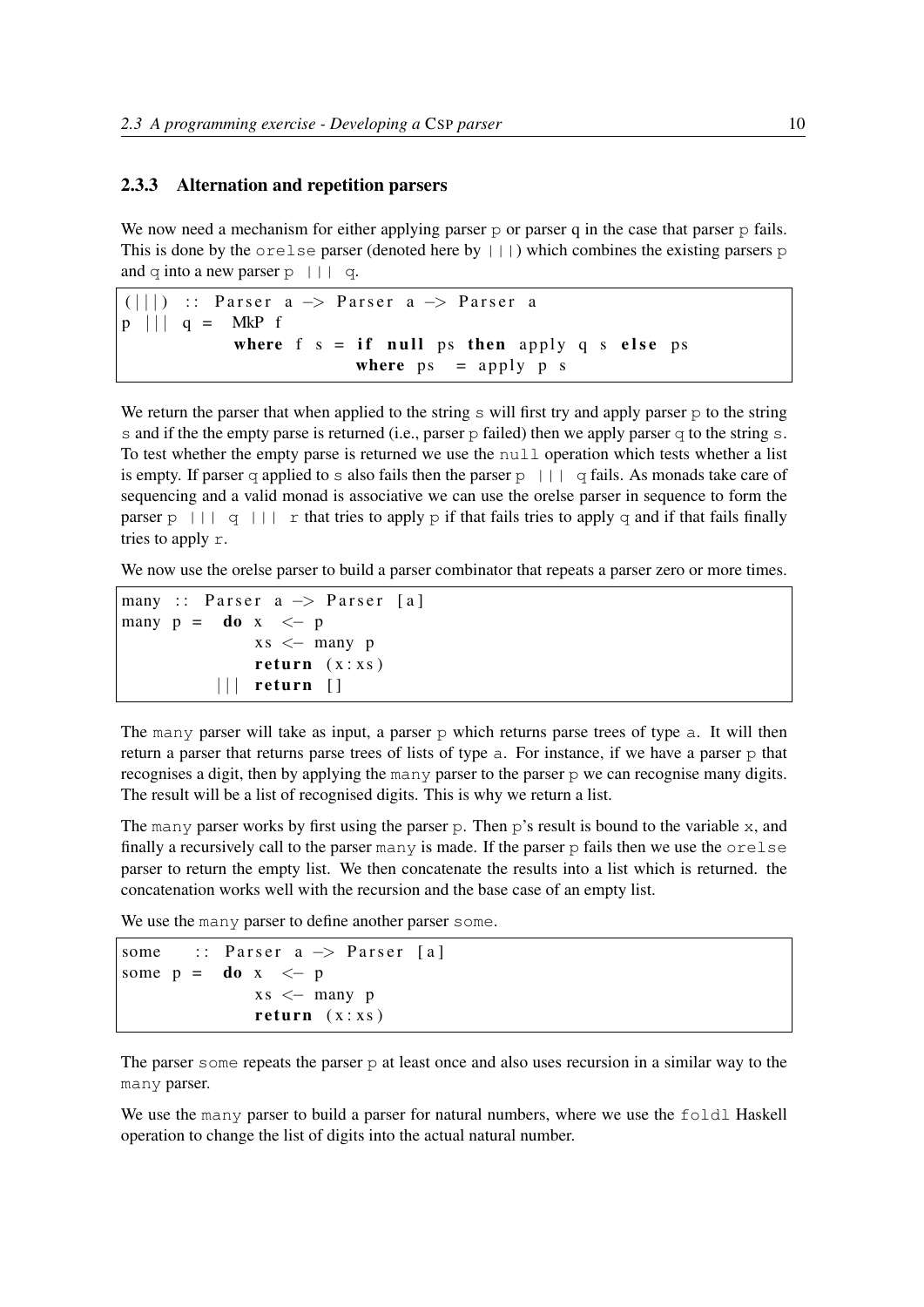### 2.3.3 Alternation and repetition parsers

We now need a mechanism for either applying parser p or parser q in the case that parser p fails. This is done by the orelse parser (denoted here by |||) which combines the existing parsers p and q into a new parser p ||| q.

```
(|||) :: Parser a -> Parser a -> Parser a
p ||| q =  MkP f
           where f s = if null ps then apply q s else ps
                       where ps  = apply p s
```

We return the parser that when applied to the string s will first try and apply parser p to the string s and if the the empty parse is returned (i.e., parser p failed) then we apply parser q to the string s. To test whether the empty parse is returned we use the null operation which tests whether a list is empty. If parser q applied to s also fails then the parser p ||| q fails. As monads take care of sequencing and a valid monad is associative we can use the orelse parser in sequence to form the parser p ||| q ||| r that tries to apply p if that fails tries to apply q and if that fails finally tries to apply r.

We now use the orelse parser to build a parser combinator that repeats a parser zero or more times.

```
many :: Parser a -> Parser [a]
many p =  do x  <- p
             xs <- many p
             return (x:xs)
          ||| return []
```

The many parser will take as input, a parser p which returns parse trees of type a. It will then return a parser that returns parse trees of lists of type a. For instance, if we have a parser p that recognises a digit, then by applying the many parser to the parser p we can recognise many digits. The result will be a list of recognised digits. This is why we return a list.

The many parser works by first using the parser p. Then p's result is bound to the variable x, and finally a recursively call to the parser many is made. If the parser p fails then we use the orelse parser to return the empty list. We then concatenate the results into a list which is returned. the concatenation works well with the recursion and the base case of an empty list.

We use the many parser to define another parser some.

```
some    :: Parser a -> Parser [a]
some p =  do x  <- p
             xs <- many p
             return (x:xs)
```

The parser some repeats the parser p at least once and also uses recursion in a similar way to the many parser.

We use the many parser to build a parser for natural numbers, where we use the foldl Haskell operation to change the list of digits into the actual natural number.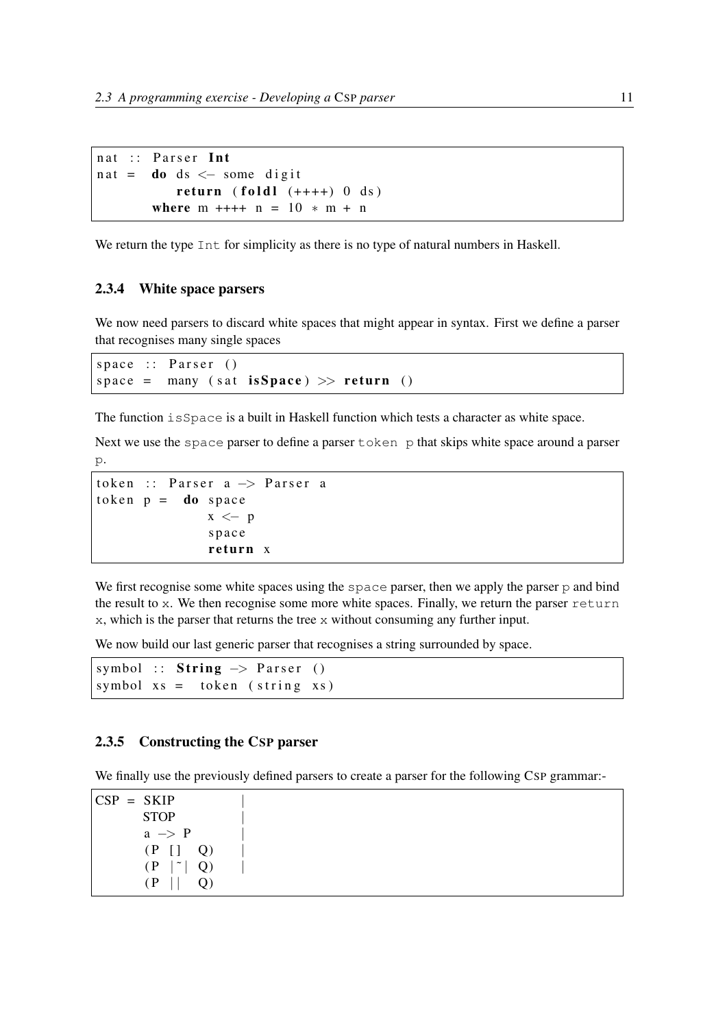```
nat :: Parser Int
nat =  do ds <- some digit
          return (foldl (++++) 0 ds)
       where m ++++ n = 10 * m + n
```

We return the type `Int` for simplicity as there is no type of natural numbers in Haskell.

### 2.3.4 White space parsers

We now need parsers to discard white spaces that might appear in syntax. First we define a parser that recognises many single spaces

```
space :: Parser ()
space =  many (sat isSpace) >> return ()
```

The function `isSpace` is a built in Haskell function which tests a character as white space.

Next we use the `space` parser to define a parser `token p` that skips white space around a parser `p`.

```
token :: Parser a -> Parser a
token p =  do space
              x <- p
              space
              return x
```

We first recognise some white spaces using the `space` parser, then we apply the parser `p` and bind the result to `x`. We then recognise some more white spaces. Finally, we return the parser `return x`, which is the parser that returns the tree `x` without consuming any further input.

We now build our last generic parser that recognises a string surrounded by space.

```
symbol :: String -> Parser ()
symbol xs =  token (string xs)
```

### 2.3.5 Constructing the CSP parser

We finally use the previously defined parsers to create a parser for the following CSP grammar:-

```
CSP = SKIP          |
      STOP          |
      a -> P        |
      (P [] Q)      |
      (P |~| Q)     |
      (P || Q)
```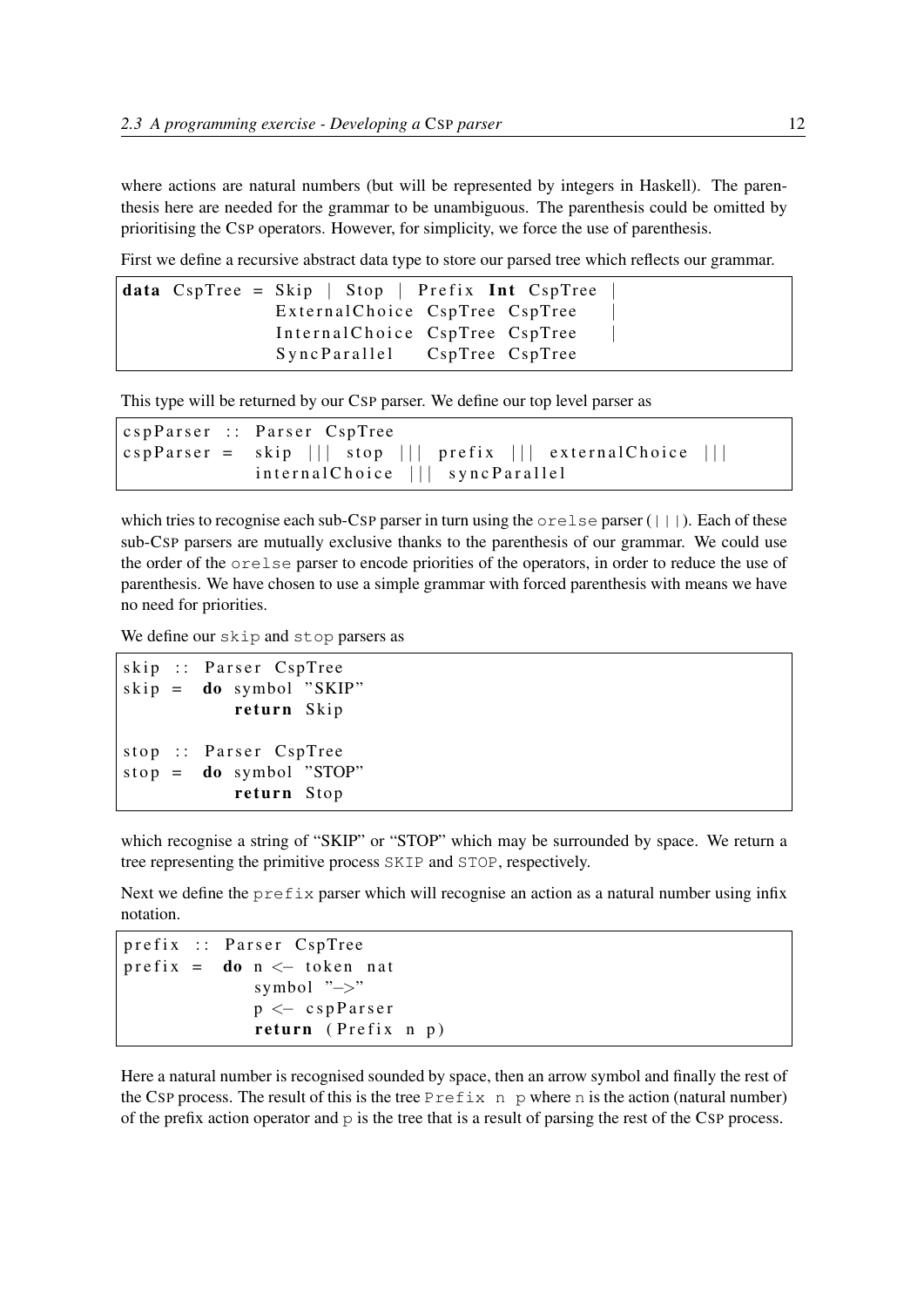where actions are natural numbers (but will be represented by integers in Haskell). The parenthesis here are needed for the grammar to be unambiguous. The parenthesis could be omitted by prioritising the CSP operators. However, for simplicity, we force the use of parenthesis.

First we define a recursive abstract data type to store our parsed tree which reflects our grammar.

```
data CspTree = Skip | Stop | Prefix Int CspTree |
               ExternalChoice CspTree CspTree    |
               InternalChoice CspTree CspTree    |
               SyncParallel   CspTree CspTree
```

This type will be returned by our CSP parser. We define our top level parser as

```
cspParser :: Parser CspTree
cspParser = skip ||| stop ||| prefix ||| externalChoice |||
            internalChoice ||| syncParallel
```

which tries to recognise each sub-CSP parser in turn using the `orelse` parser (`|||`). Each of these sub-CSP parsers are mutually exclusive thanks to the parenthesis of our grammar. We could use the order of the `orelse` parser to encode priorities of the operators, in order to reduce the use of parenthesis. We have chosen to use a simple grammar with forced parenthesis with means we have no need for priorities.

We define our `skip` and `stop` parsers as

```
skip :: Parser CspTree
skip = do symbol "SKIP"
          return Skip

stop :: Parser CspTree
stop = do symbol "STOP"
          return Stop
```

which recognise a string of "SKIP" or "STOP" which may be surrounded by space. We return a tree representing the primitive process `SKIP` and `STOP`, respectively.

Next we define the `prefix` parser which will recognise an action as a natural number using infix notation.

```
prefix :: Parser CspTree
prefix = do n <- token nat
            symbol "->"
            p <- cspParser
            return (Prefix n p)
```

Here a natural number is recognised sounded by space, then an arrow symbol and finally the rest of the CSP process. The result of this is the tree `Prefix n p` where `n` is the action (natural number) of the prefix action operator and `p` is the tree that is a result of parsing the rest of the CSP process.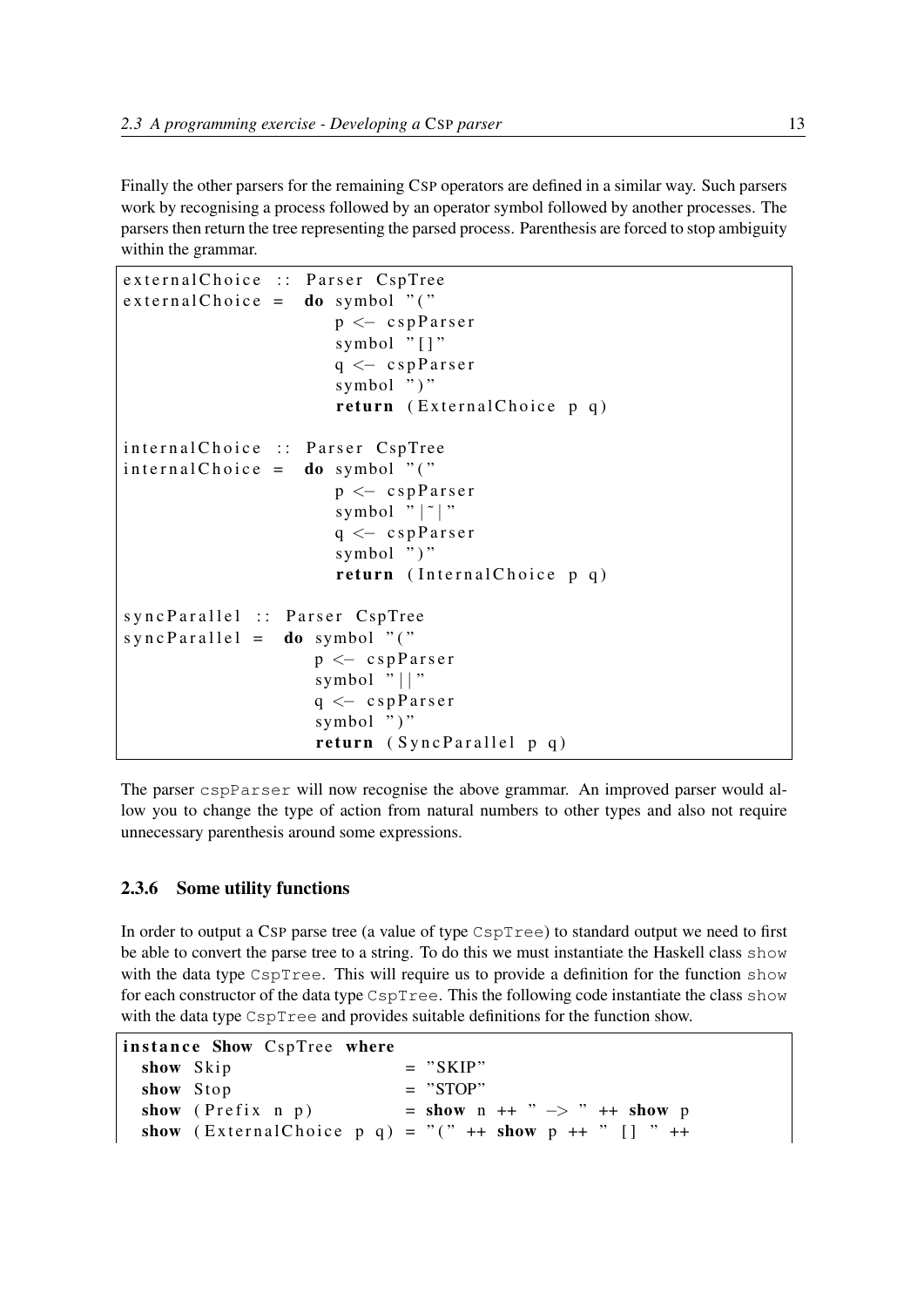Finally the other parsers for the remaining CSP operators are defined in a similar way. Such parsers work by recognising a process followed by an operator symbol followed by another processes. The parsers then return the tree representing the parsed process. Parenthesis are forced to stop ambiguity within the grammar.

```
externalChoice :: Parser CspTree
externalChoice =  do symbol "("
                     p <- cspParser
                     symbol "[]"
                     q <- cspParser
                     symbol ")"
                     return (ExternalChoice p q)

internalChoice :: Parser CspTree
internalChoice =  do symbol "("
                     p <- cspParser
                     symbol "|~|"
                     q <- cspParser
                     symbol ")"
                     return (InternalChoice p q)

syncParallel :: Parser CspTree
syncParallel =  do symbol "("
                   p <- cspParser
                   symbol "||"
                   q <- cspParser
                   symbol ")"
                   return (SyncParallel p q)
```

The parser `cspParser` will now recognise the above grammar. An improved parser would allow you to change the type of action from natural numbers to other types and also not require unnecessary parenthesis around some expressions.

### 2.3.6 Some utility functions

In order to output a CSP parse tree (a value of type `CspTree`) to standard output we need to first be able to convert the parse tree to a string. To do this we must instantiate the Haskell class `show` with the data type `CspTree`. This will require us to provide a definition for the function `show` for each constructor of the data type `CspTree`. This the following code instantiate the class `show` with the data type `CspTree` and provides suitable definitions for the function show.

```
instance Show CspTree where
  show Skip                 = "SKIP"
  show Stop                 = "STOP"
  show (Prefix n p)         = show n ++ " -> " ++ show p
  show (ExternalChoice p q) = "(" ++ show p ++ " [] " ++
```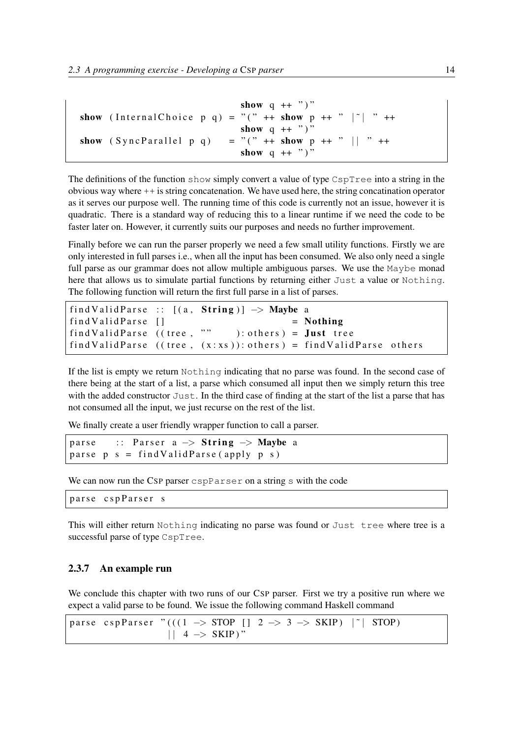```
                                  show q ++ ")"
  show (InternalChoice p q) = "(" ++ show p ++ " |~| " ++
                                  show q ++ ")"
  show (SyncParallel p q)   = "(" ++ show p ++ " || " ++
                                  show q ++ ")"
```

The definitions of the function `show` simply convert a value of type `CspTree` into a string in the obvious way where ++ is string concatenation. We have used here, the string concatination operator as it serves our purpose well. The running time of this code is currently not an issue, however it is quadratic. There is a standard way of reducing this to a linear runtime if we need the code to be faster later on. However, it currently suits our purposes and needs no further improvement.

Finally before we can run the parser properly we need a few small utility functions. Firstly we are only interested in full parses i.e., when all the input has been consumed. We also only need a single full parse as our grammar does not allow multiple ambiguous parses. We use the `Maybe` monad here that allows us to simulate partial functions by returning either `Just` a value or `Nothing`. The following function will return the first full parse in a list of parses.

```
findValidParse :: [(a, String)] -> Maybe a
findValidParse []                      = Nothing
findValidParse ((tree, ""    ):others) = Just tree
findValidParse ((tree, (x:xs)):others) = findValidParse others
```

If the list is empty we return `Nothing` indicating that no parse was found. In the second case of there being at the start of a list, a parse which consumed all input then we simply return this tree with the added constructor `Just`. In the third case of finding at the start of the list a parse that has not consumed all the input, we just recurse on the rest of the list.

We finally create a user friendly wrapper function to call a parser.

```
parse    :: Parser a -> String -> Maybe a
parse p s = findValidParse(apply p s)
```

We can now run the CSP parser `cspParser` on a string `s` with the code

```
parse cspParser s
```

This will either return `Nothing` indicating no parse was found or `Just tree` where tree is a successful parse of type `CspTree`.

### 2.3.7 An example run

We conclude this chapter with two runs of our CSP parser. First we try a positive run where we expect a valid parse to be found. We issue the following command Haskell command

```
parse cspParser "(((1 -> STOP [] 2 -> 3 -> SKIP) |~| STOP)
                 || 4 -> SKIP)"
```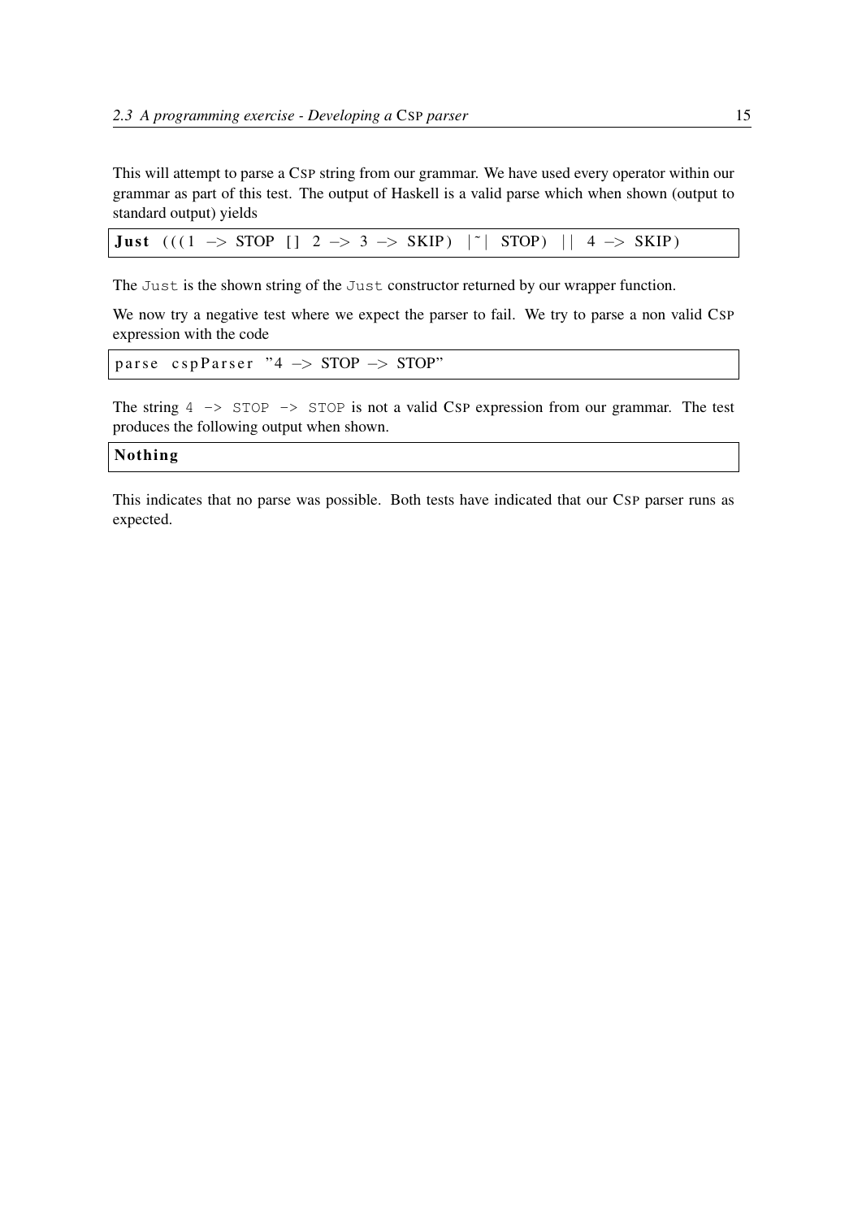This will attempt to parse a CSP string from our grammar. We have used every operator within our grammar as part of this test. The output of Haskell is a valid parse which when shown (output to standard output) yields

```
Just (((1 -> STOP [] 2 -> 3 -> SKIP) |~| STOP) || 4 -> SKIP)
```

The `Just` is the shown string of the `Just` constructor returned by our wrapper function.

We now try a negative test where we expect the parser to fail. We try to parse a non valid CSP expression with the code

```
parse cspParser "4 -> STOP -> STOP"
```

The string `4 -> STOP -> STOP` is not a valid CSP expression from our grammar. The test produces the following output when shown.

```
Nothing
```

This indicates that no parse was possible. Both tests have indicated that our CSP parser runs as expected.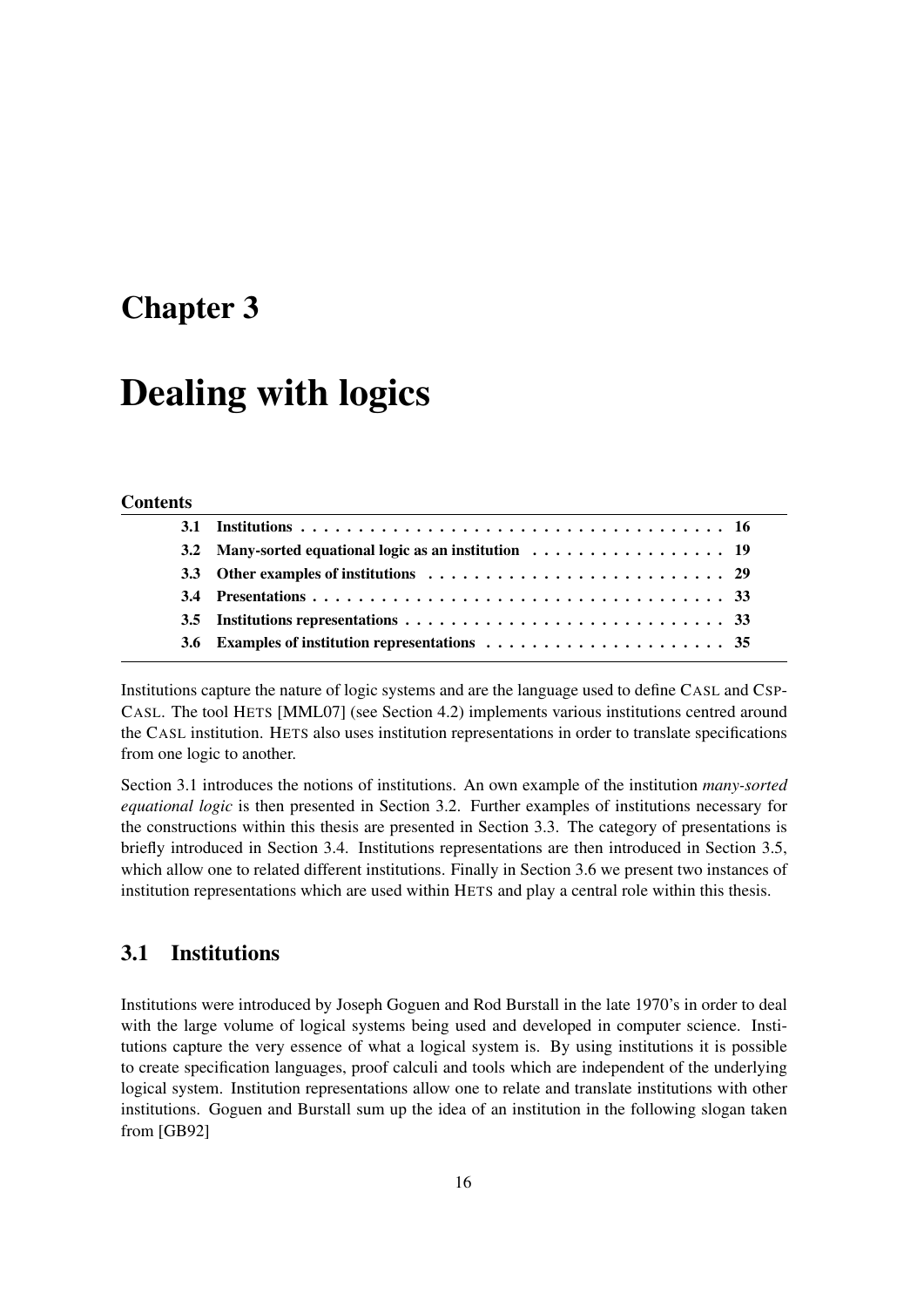# Chapter 3

# Dealing with logics

**Contents**

| | | |
|---|---|---|
| **3.1** | **Institutions** | **16** |
| **3.2** | **Many-sorted equational logic as an institution** | **19** |
| **3.3** | **Other examples of institutions** | **29** |
| **3.4** | **Presentations** | **33** |
| **3.5** | **Institutions representations** | **33** |
| **3.6** | **Examples of institution representations** | **35** |

Institutions capture the nature of logic systems and are the language used to define CASL and CSP-CASL. The tool HETS [MML07] (see Section 4.2) implements various institutions centred around the CASL institution. HETS also uses institution representations in order to translate specifications from one logic to another.

Section 3.1 introduces the notions of institutions. An own example of the institution *many-sorted equational logic* is then presented in Section 3.2. Further examples of institutions necessary for the constructions within this thesis are presented in Section 3.3. The category of presentations is briefly introduced in Section 3.4. Institutions representations are then introduced in Section 3.5, which allow one to related different institutions. Finally in Section 3.6 we present two instances of institution representations which are used within HETS and play a central role within this thesis.

## 3.1 Institutions

Institutions were introduced by Joseph Goguen and Rod Burstall in the late 1970's in order to deal with the large volume of logical systems being used and developed in computer science. Institutions capture the very essence of what a logical system is. By using institutions it is possible to create specification languages, proof calculi and tools which are independent of the underlying logical system. Institution representations allow one to relate and translate institutions with other institutions. Goguen and Burstall sum up the idea of an institution in the following slogan taken from [GB92]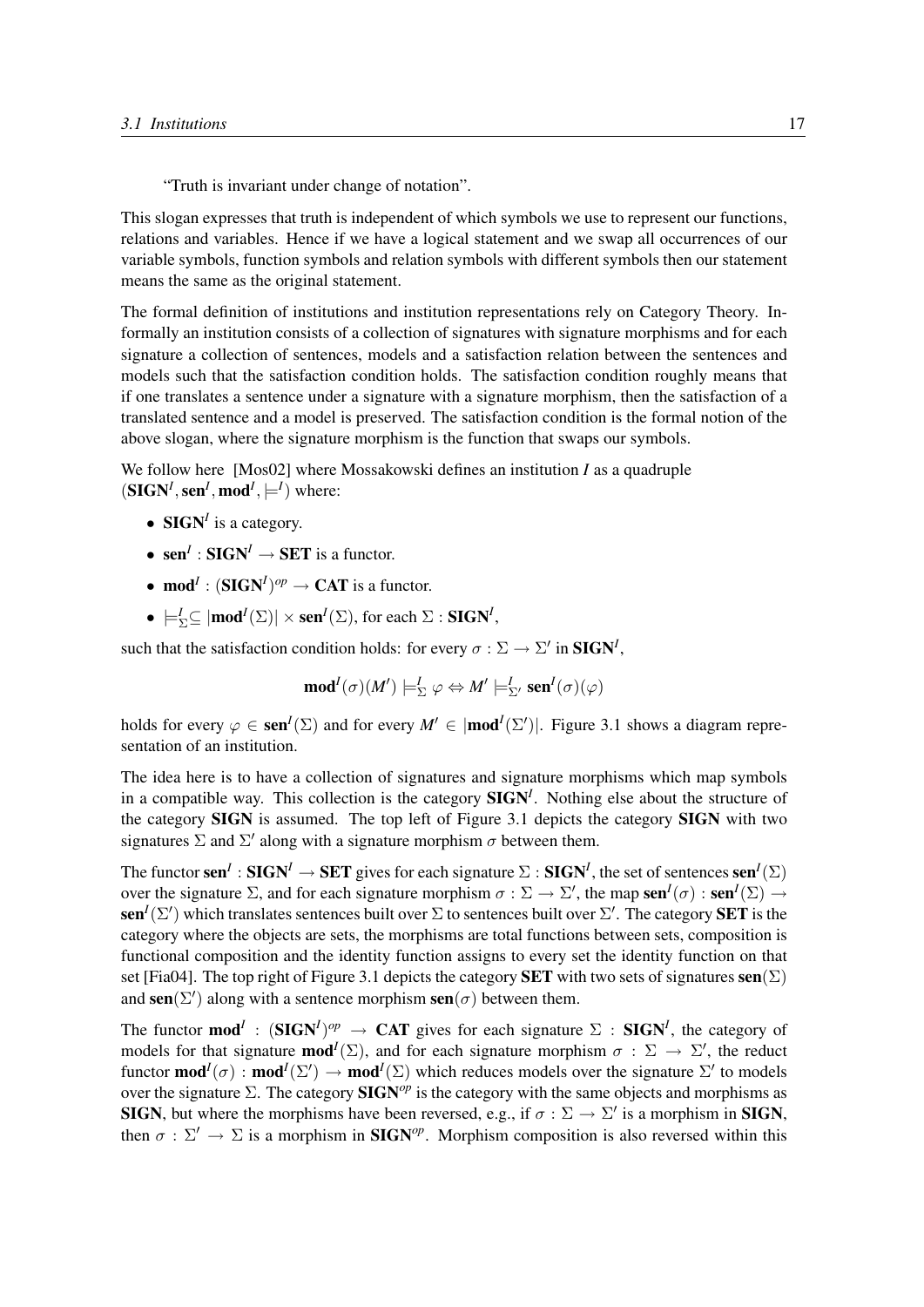"Truth is invariant under change of notation".

This slogan expresses that truth is independent of which symbols we use to represent our functions, relations and variables. Hence if we have a logical statement and we swap all occurrences of our variable symbols, function symbols and relation symbols with different symbols then our statement means the same as the original statement.

The formal definition of institutions and institution representations rely on Category Theory. Informally an institution consists of a collection of signatures with signature morphisms and for each signature a collection of sentences, models and a satisfaction relation between the sentences and models such that the satisfaction condition holds. The satisfaction condition roughly means that if one translates a sentence under a signature with a signature morphism, then the satisfaction of a translated sentence and a model is preserved. The satisfaction condition is the formal notion of the above slogan, where the signature morphism is the function that swaps our symbols.

We follow here [Mos02] where Mossakowski defines an institution $I$ as a quadruple $(\mathbf{SIGN}^I, \mathbf{sen}^I, \mathbf{mod}^I, \models^I)$ where:

- $\mathbf{SIGN}^I$ is a category.
- $\mathbf{sen}^I : \mathbf{SIGN}^I \to \mathbf{SET}$ is a functor.
- $\mathbf{mod}^I : (\mathbf{SIGN}^I)^{op} \to \mathbf{CAT}$ is a functor.
- $\models^I_\Sigma \subseteq |\mathbf{mod}^I(\Sigma)| \times \mathbf{sen}^I(\Sigma)$, for each $\Sigma : \mathbf{SIGN}^I$,

such that the satisfaction condition holds: for every $\sigma : \Sigma \to \Sigma'$ in $\mathbf{SIGN}^I$,

$$\mathbf{mod}^I(\sigma)(M') \models^I_\Sigma \varphi \Leftrightarrow M' \models^I_{\Sigma'} \mathbf{sen}^I(\sigma)(\varphi)$$

holds for every $\varphi \in \mathbf{sen}^I(\Sigma)$ and for every $M' \in |\mathbf{mod}^I(\Sigma')|$. Figure 3.1 shows a diagram representation of an institution.

The idea here is to have a collection of signatures and signature morphisms which map symbols in a compatible way. This collection is the category $\mathbf{SIGN}^I$. Nothing else about the structure of the category $\mathbf{SIGN}$ is assumed. The top left of Figure 3.1 depicts the category $\mathbf{SIGN}$ with two signatures $\Sigma$ and $\Sigma'$ along with a signature morphism $\sigma$ between them.

The functor $\mathbf{sen}^I : \mathbf{SIGN}^I \to \mathbf{SET}$ gives for each signature $\Sigma : \mathbf{SIGN}^I$, the set of sentences $\mathbf{sen}^I(\Sigma)$ over the signature $\Sigma$, and for each signature morphism $\sigma : \Sigma \to \Sigma'$, the map $\mathbf{sen}^I(\sigma) : \mathbf{sen}^I(\Sigma) \to \mathbf{sen}^I(\Sigma')$ which translates sentences built over $\Sigma$ to sentences built over $\Sigma'$. The category $\mathbf{SET}$ is the category where the objects are sets, the morphisms are total functions between sets, composition is functional composition and the identity function assigns to every set the identity function on that set [Fia04]. The top right of Figure 3.1 depicts the category $\mathbf{SET}$ with two sets of signatures $\mathbf{sen}(\Sigma)$ and $\mathbf{sen}(\Sigma')$ along with a sentence morphism $\mathbf{sen}(\sigma)$ between them.

The functor $\mathbf{mod}^I : (\mathbf{SIGN}^I)^{op} \to \mathbf{CAT}$ gives for each signature $\Sigma : \mathbf{SIGN}^I$, the category of models for that signature $\mathbf{mod}^I(\Sigma)$, and for each signature morphism $\sigma : \Sigma \to \Sigma'$, the reduct functor $\mathbf{mod}^I(\sigma) : \mathbf{mod}^I(\Sigma') \to \mathbf{mod}^I(\Sigma)$ which reduces models over the signature $\Sigma'$ to models over the signature $\Sigma$. The category $\mathbf{SIGN}^{op}$ is the category with the same objects and morphisms as $\mathbf{SIGN}$, but where the morphisms have been reversed, e.g., if $\sigma : \Sigma \to \Sigma'$ is a morphism in $\mathbf{SIGN}$, then $\sigma : \Sigma' \to \Sigma$ is a morphism in $\mathbf{SIGN}^{op}$. Morphism composition is also reversed within this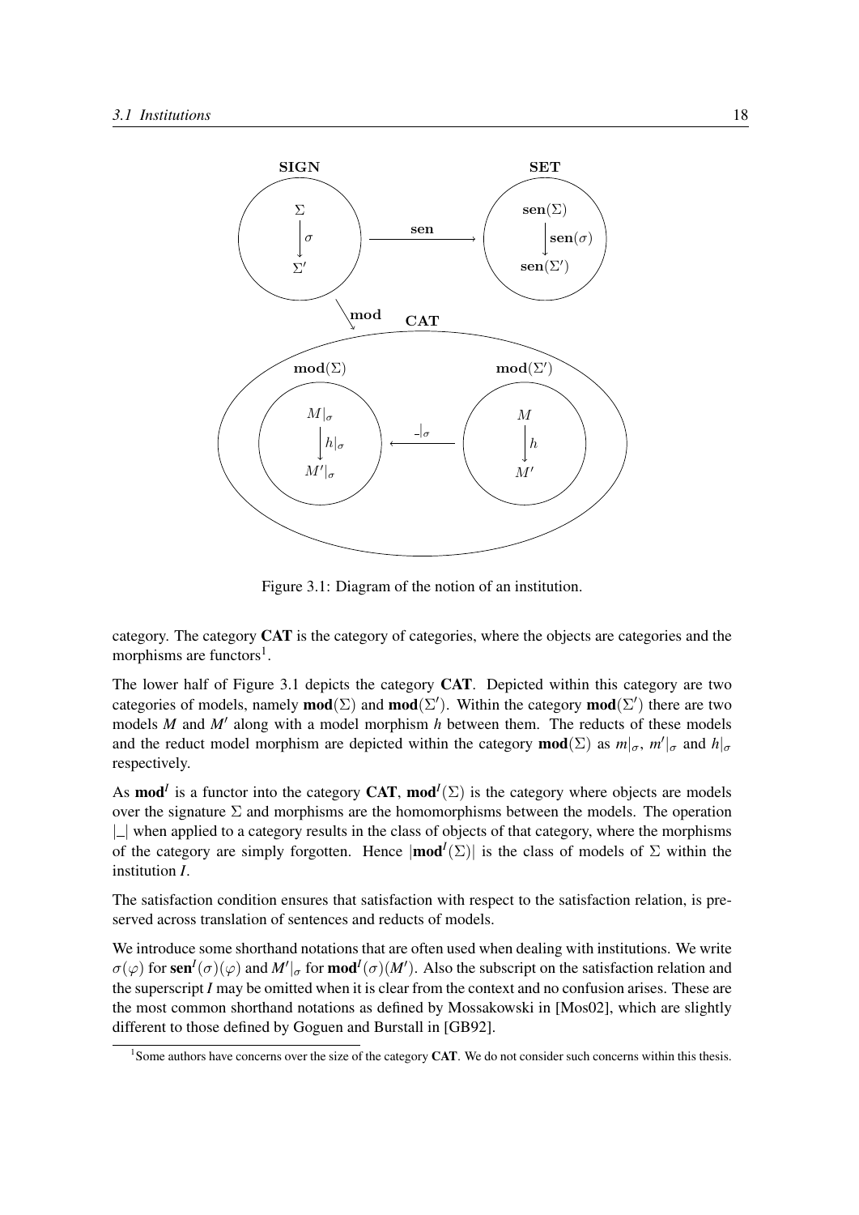Figure 3.1: Diagram of the notion of an institution.

category. The category **CAT** is the category of categories, where the objects are categories and the morphisms are functors[1].

The lower half of Figure 3.1 depicts the category **CAT**. Depicted within this category are two categories of models, namely $\mathbf{mod}(\Sigma)$ and $\mathbf{mod}(\Sigma')$. Within the category $\mathbf{mod}(\Sigma')$ there are two models $M$ and $M'$ along with a model morphism $h$ between them. The reducts of these models and the reduct model morphism are depicted within the category $\mathbf{mod}(\Sigma)$ as $m|_\sigma$, $m'|_\sigma$ and $h|_\sigma$ respectively.

As $\mathbf{mod}^I$ is a functor into the category **CAT**, $\mathbf{mod}^I(\Sigma)$ is the category where objects are models over the signature $\Sigma$ and morphisms are the homomorphisms between the models. The operation $|\_|$ when applied to a category results in the class of objects of that category, where the morphisms of the category are simply forgotten. Hence $|\mathbf{mod}^I(\Sigma)|$ is the class of models of $\Sigma$ within the institution $I$.

The satisfaction condition ensures that satisfaction with respect to the satisfaction relation, is preserved across translation of sentences and reducts of models.

We introduce some shorthand notations that are often used when dealing with institutions. We write $\sigma(\varphi)$ for $\mathbf{sen}^I(\sigma)(\varphi)$ and $M'|_\sigma$ for $\mathbf{mod}^I(\sigma)(M')$. Also the subscript on the satisfaction relation and the superscript $I$ may be omitted when it is clear from the context and no confusion arises. These are the most common shorthand notations as defined by Mossakowski in [Mos02], which are slightly different to those defined by Goguen and Burstall in [GB92].

[1] Some authors have concerns over the size of the category **CAT**. We do not consider such concerns within this thesis.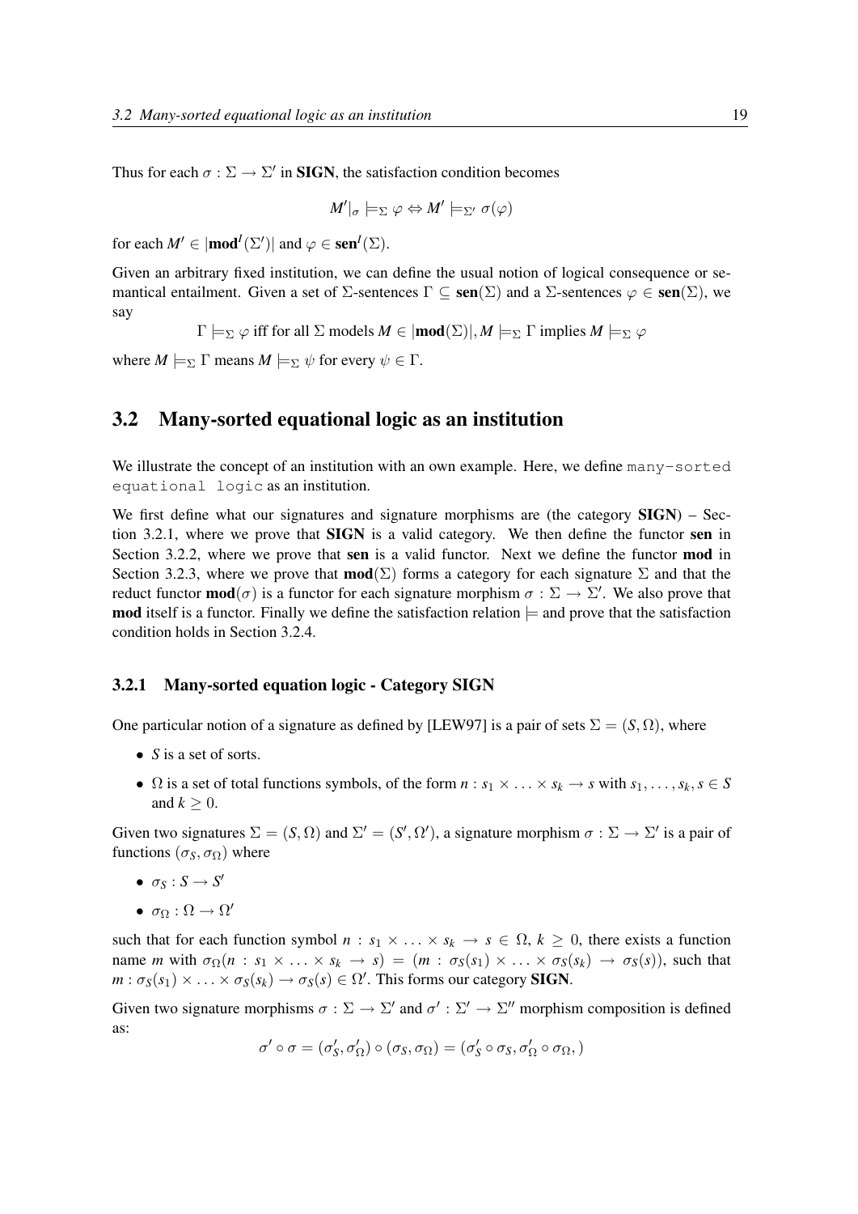Thus for each $\sigma : \Sigma \to \Sigma'$ in **SIGN**, the satisfaction condition becomes

$$M'|_\sigma \models_\Sigma \varphi \Leftrightarrow M' \models_{\Sigma'} \sigma(\varphi)$$

for each $M' \in |\mathbf{mod}^I(\Sigma')|$ and $\varphi \in \mathbf{sen}^I(\Sigma)$.

Given an arbitrary fixed institution, we can define the usual notion of logical consequence or semantical entailment. Given a set of $\Sigma$-sentences $\Gamma \subseteq \mathbf{sen}(\Sigma)$ and a $\Sigma$-sentences $\varphi \in \mathbf{sen}(\Sigma)$, we say

$$\Gamma \models_\Sigma \varphi \text{ iff for all } \Sigma \text{ models } M \in |\mathbf{mod}(\Sigma)|, M \models_\Sigma \Gamma \text{ implies } M \models_\Sigma \varphi$$

where $M \models_\Sigma \Gamma$ means $M \models_\Sigma \psi$ for every $\psi \in \Gamma$.

## 3.2 Many-sorted equational logic as an institution

We illustrate the concept of an institution with an own example. Here, we define `many-sorted equational logic` as an institution.

We first define what our signatures and signature morphisms are (the category **SIGN**) – Section 3.2.1, where we prove that **SIGN** is a valid category. We then define the functor **sen** in Section 3.2.2, where we prove that **sen** is a valid functor. Next we define the functor **mod** in Section 3.2.3, where we prove that $\mathbf{mod}(\Sigma)$ forms a category for each signature $\Sigma$ and that the reduct functor $\mathbf{mod}(\sigma)$ is a functor for each signature morphism $\sigma : \Sigma \to \Sigma'$. We also prove that **mod** itself is a functor. Finally we define the satisfaction relation $\models$ and prove that the satisfaction condition holds in Section 3.2.4.

### 3.2.1 Many-sorted equation logic - Category SIGN

One particular notion of a signature as defined by [LEW97] is a pair of sets $\Sigma = (S, \Omega)$, where

- $S$ is a set of sorts.
- $\Omega$ is a set of total functions symbols, of the form $n : s_1 \times \ldots \times s_k \to s$ with $s_1, \ldots, s_k, s \in S$ and $k \geq 0$.

Given two signatures $\Sigma = (S, \Omega)$ and $\Sigma' = (S', \Omega')$, a signature morphism $\sigma : \Sigma \to \Sigma'$ is a pair of functions $(\sigma_S, \sigma_\Omega)$ where

- $\sigma_S : S \to S'$
- $\sigma_\Omega : \Omega \to \Omega'$

such that for each function symbol $n : s_1 \times \ldots \times s_k \to s \in \Omega$, $k \geq 0$, there exists a function name $m$ with $\sigma_\Omega(n : s_1 \times \ldots \times s_k \to s) = (m : \sigma_S(s_1) \times \ldots \times \sigma_S(s_k) \to \sigma_S(s))$, such that $m : \sigma_S(s_1) \times \ldots \times \sigma_S(s_k) \to \sigma_S(s) \in \Omega'$. This forms our category **SIGN**.

Given two signature morphisms $\sigma : \Sigma \to \Sigma'$ and $\sigma' : \Sigma' \to \Sigma''$ morphism composition is defined as:

$$\sigma' \circ \sigma = (\sigma'_S, \sigma'_\Omega) \circ (\sigma_S, \sigma_\Omega) = (\sigma'_S \circ \sigma_S, \sigma'_\Omega \circ \sigma_\Omega, )$$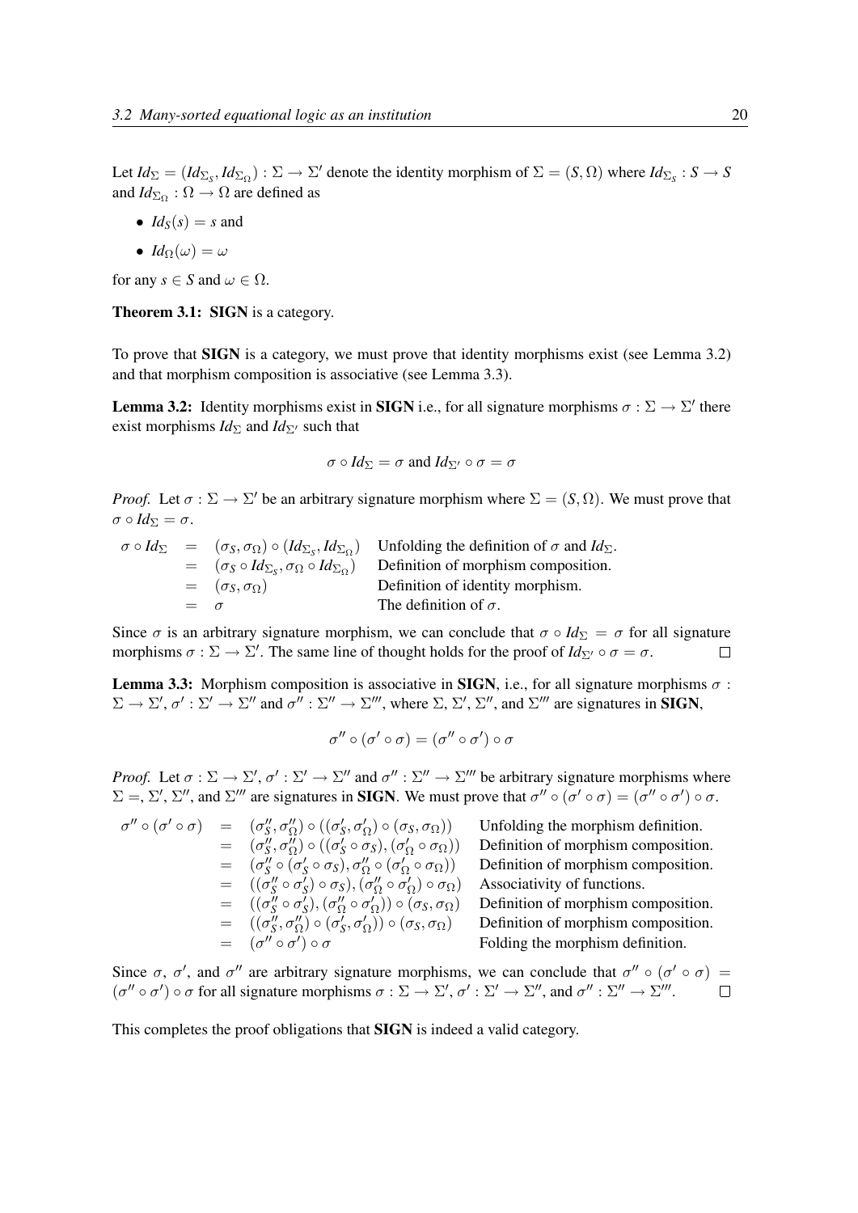Let $Id_\Sigma = (Id_{\Sigma_S}, Id_{\Sigma_\Omega}) : \Sigma \to \Sigma'$ denote the identity morphism of $\Sigma = (S, \Omega)$ where $Id_{\Sigma_S} : S \to S$ and $Id_{\Sigma_\Omega} : \Omega \to \Omega$ are defined as

- $Id_S(s) = s$ and
- $Id_\Omega(\omega) = \omega$

for any $s \in S$ and $\omega \in \Omega$.

**Theorem 3.1:** **SIGN** is a category.

To prove that **SIGN** is a category, we must prove that identity morphisms exist (see Lemma 3.2) and that morphism composition is associative (see Lemma 3.3).

**Lemma 3.2:** Identity morphisms exist in **SIGN** i.e., for all signature morphisms $\sigma : \Sigma \to \Sigma'$ there exist morphisms $Id_\Sigma$ and $Id_{\Sigma'}$ such that

$$\sigma \circ Id_\Sigma = \sigma \text{ and } Id_{\Sigma'} \circ \sigma = \sigma$$

*Proof.* Let $\sigma : \Sigma \to \Sigma'$ be an arbitrary signature morphism where $\Sigma = (S, \Omega)$. We must prove that $\sigma \circ Id_\Sigma = \sigma$.

$$\begin{array}{rcll}
\sigma \circ Id_\Sigma & = & (\sigma_S, \sigma_\Omega) \circ (Id_{\Sigma_S}, Id_{\Sigma_\Omega}) & \text{Unfolding the definition of } \sigma \text{ and } Id_\Sigma. \\
& = & (\sigma_S \circ Id_{\Sigma_S}, \sigma_\Omega \circ Id_{\Sigma_\Omega}) & \text{Definition of morphism composition.} \\
& = & (\sigma_S, \sigma_\Omega) & \text{Definition of identity morphism.} \\
& = & \sigma & \text{The definition of } \sigma.
\end{array}$$

Since $\sigma$ is an arbitrary signature morphism, we can conclude that $\sigma \circ Id_\Sigma = \sigma$ for all signature morphisms $\sigma : \Sigma \to \Sigma'$. The same line of thought holds for the proof of $Id_{\Sigma'} \circ \sigma = \sigma$. □

**Lemma 3.3:** Morphism composition is associative in **SIGN**, i.e., for all signature morphisms $\sigma : \Sigma \to \Sigma'$, $\sigma' : \Sigma' \to \Sigma''$ and $\sigma'' : \Sigma'' \to \Sigma'''$, where $\Sigma$, $\Sigma'$, $\Sigma''$, and $\Sigma'''$ are signatures in **SIGN**,

$$\sigma'' \circ (\sigma' \circ \sigma) = (\sigma'' \circ \sigma') \circ \sigma$$

*Proof.* Let $\sigma : \Sigma \to \Sigma'$, $\sigma' : \Sigma' \to \Sigma''$ and $\sigma'' : \Sigma'' \to \Sigma'''$ be arbitrary signature morphisms where $\Sigma =$, $\Sigma'$, $\Sigma''$, and $\Sigma'''$ are signatures in **SIGN**. We must prove that $\sigma'' \circ (\sigma' \circ \sigma) = (\sigma'' \circ \sigma') \circ \sigma$.

$$\begin{array}{rcll}
\sigma'' \circ (\sigma' \circ \sigma) & = & (\sigma''_S, \sigma''_\Omega) \circ ((\sigma'_S, \sigma'_\Omega) \circ (\sigma_S, \sigma_\Omega)) & \text{Unfolding the morphism definition.} \\
& = & (\sigma''_S, \sigma''_\Omega) \circ ((\sigma'_S \circ \sigma_S), (\sigma'_\Omega \circ \sigma_\Omega)) & \text{Definition of morphism composition.} \\
& = & (\sigma''_S \circ (\sigma'_S \circ \sigma_S), \sigma''_\Omega \circ (\sigma'_\Omega \circ \sigma_\Omega)) & \text{Definition of morphism composition.} \\
& = & ((\sigma''_S \circ \sigma'_S) \circ \sigma_S), (\sigma''_\Omega \circ \sigma'_\Omega) \circ \sigma_\Omega) & \text{Associativity of functions.} \\
& = & ((\sigma''_S \circ \sigma'_S), (\sigma''_\Omega \circ \sigma'_\Omega)) \circ (\sigma_S, \sigma_\Omega) & \text{Definition of morphism composition.} \\
& = & ((\sigma''_S, \sigma''_\Omega) \circ (\sigma'_S, \sigma'_\Omega)) \circ (\sigma_S, \sigma_\Omega) & \text{Definition of morphism composition.} \\
& = & (\sigma'' \circ \sigma') \circ \sigma & \text{Folding the morphism definition.}
\end{array}$$

Since $\sigma$, $\sigma'$, and $\sigma''$ are arbitrary signature morphisms, we can conclude that $\sigma'' \circ (\sigma' \circ \sigma) = (\sigma'' \circ \sigma') \circ \sigma$ for all signature morphisms $\sigma : \Sigma \to \Sigma'$, $\sigma' : \Sigma' \to \Sigma''$, and $\sigma'' : \Sigma'' \to \Sigma'''$. □

This completes the proof obligations that **SIGN** is indeed a valid category.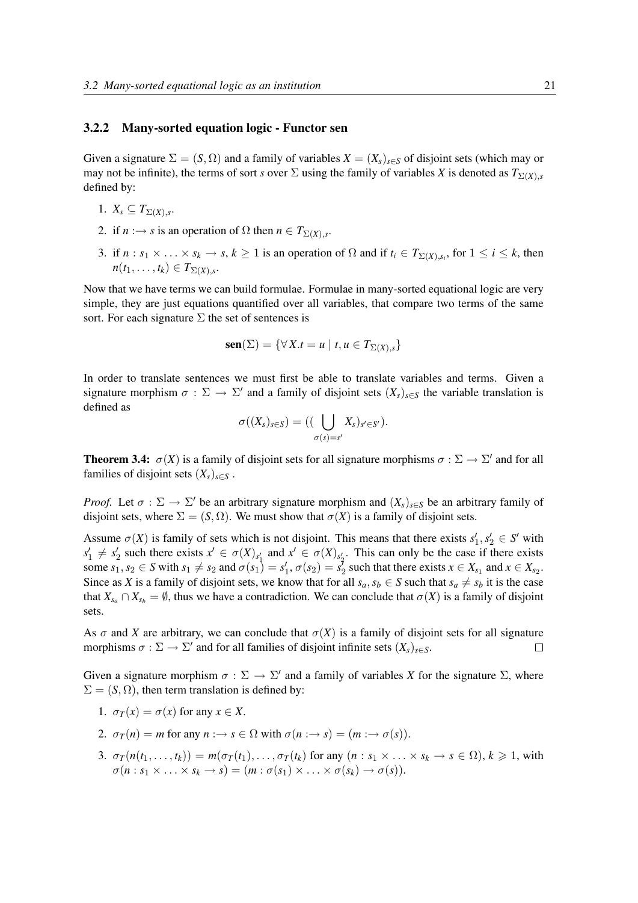### 3.2.2 Many-sorted equation logic - Functor sen

Given a signature $\Sigma = (S, \Omega)$ and a family of variables $X = (X_s)_{s \in S}$ of disjoint sets (which may or may not be infinite), the terms of sort $s$ over $\Sigma$ using the family of variables $X$ is denoted as $T_{\Sigma(X),s}$ defined by:

1. $X_s \subseteq T_{\Sigma(X),s}$.
2. if $n :\to s$ is an operation of $\Omega$ then $n \in T_{\Sigma(X),s}$.
3. if $n : s_1 \times \ldots \times s_k \to s$, $k \geq 1$ is an operation of $\Omega$ and if $t_i \in T_{\Sigma(X),s_i}$, for $1 \leq i \leq k$, then $n(t_1, \ldots, t_k) \in T_{\Sigma(X),s}$.

Now that we have terms we can build formulae. Formulae in many-sorted equational logic are very simple, they are just equations quantified over all variables, that compare two terms of the same sort. For each signature $\Sigma$ the set of sentences is

$$\mathbf{sen}(\Sigma) = \{\forall X.t = u \mid t, u \in T_{\Sigma(X),s}\}$$

In order to translate sentences we must first be able to translate variables and terms. Given a signature morphism $\sigma : \Sigma \to \Sigma'$ and a family of disjoint sets $(X_s)_{s \in S}$ the variable translation is defined as

$$\sigma((X_s)_{s \in S}) = ((\bigcup_{\sigma(s)=s'} X_s)_{s' \in S'}).$$

**Theorem 3.4:** $\sigma(X)$ is a family of disjoint sets for all signature morphisms $\sigma : \Sigma \to \Sigma'$ and for all families of disjoint sets $(X_s)_{s \in S}$ .

*Proof.* Let $\sigma : \Sigma \to \Sigma'$ be an arbitrary signature morphism and $(X_s)_{s \in S}$ be an arbitrary family of disjoint sets, where $\Sigma = (S, \Omega)$. We must show that $\sigma(X)$ is a family of disjoint sets.

Assume $\sigma(X)$ is family of sets which is not disjoint. This means that there exists $s'_1, s'_2 \in S'$ with $s'_1 \neq s'_2$ such there exists $x' \in \sigma(X)_{s'_1}$ and $x' \in \sigma(X)_{s'_2}$. This can only be the case if there exists some $s_1, s_2 \in S$ with $s_1 \neq s_2$ and $\sigma(s_1) = s'_1$, $\sigma(s_2) = s'_2$ such that there exists $x \in X_{s_1}$ and $x \in X_{s_2}$. Since as $X$ is a family of disjoint sets, we know that for all $s_a, s_b \in S$ such that $s_a \neq s_b$ it is the case that $X_{s_a} \cap X_{s_b} = \emptyset$, thus we have a contradiction. We can conclude that $\sigma(X)$ is a family of disjoint sets.

As $\sigma$ and $X$ are arbitrary, we can conclude that $\sigma(X)$ is a family of disjoint sets for all signature morphisms $\sigma : \Sigma \to \Sigma'$ and for all families of disjoint infinite sets $(X_s)_{s \in S}$. $\square$

Given a signature morphism $\sigma : \Sigma \to \Sigma'$ and a family of variables $X$ for the signature $\Sigma$, where $\Sigma = (S, \Omega)$, then term translation is defined by:

1. $\sigma_T(x) = \sigma(x)$ for any $x \in X$.
2. $\sigma_T(n) = m$ for any $n :\to s \in \Omega$ with $\sigma(n :\to s) = (m :\to \sigma(s))$.
3. $\sigma_T(n(t_1, \ldots, t_k)) = m(\sigma_T(t_1), \ldots, \sigma_T(t_k)$ for any $(n : s_1 \times \ldots \times s_k \to s \in \Omega)$, $k \geqslant 1$, with $\sigma(n : s_1 \times \ldots \times s_k \to s) = (m : \sigma(s_1) \times \ldots \times \sigma(s_k) \to \sigma(s))$.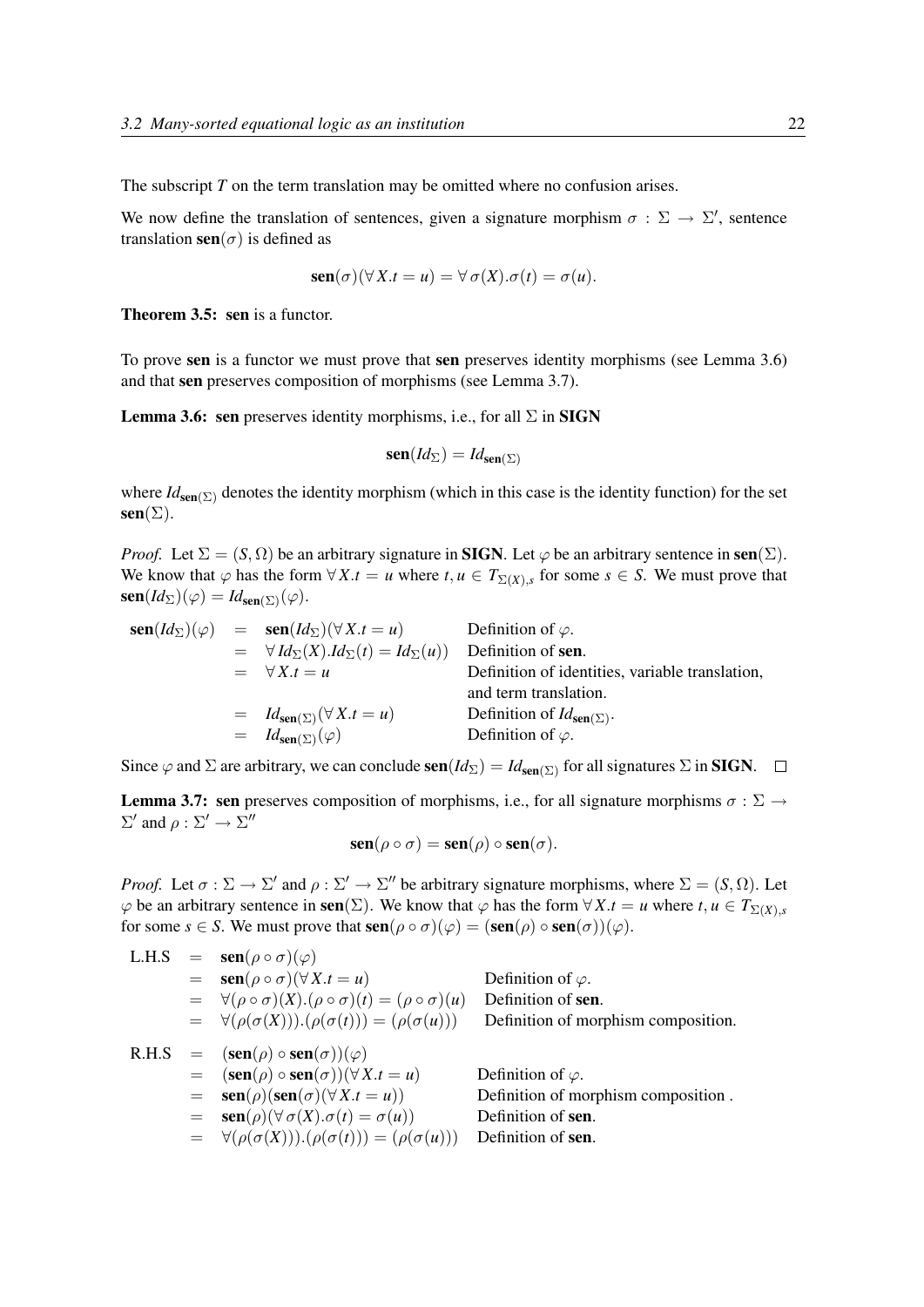The subscript $T$ on the term translation may be omitted where no confusion arises.

We now define the translation of sentences, given a signature morphism $\sigma : \Sigma \to \Sigma'$, sentence translation $\mathbf{sen}(\sigma)$ is defined as

$$\mathbf{sen}(\sigma)(\forall X.t = u) = \forall \sigma(X).\sigma(t) = \sigma(u).$$

**Theorem 3.5:** **sen** is a functor.

To prove **sen** is a functor we must prove that **sen** preserves identity morphisms (see Lemma 3.6) and that **sen** preserves composition of morphisms (see Lemma 3.7).

**Lemma 3.6:** **sen** preserves identity morphisms, i.e., for all $\Sigma$ in **SIGN**

$$\mathbf{sen}(Id_\Sigma) = Id_{\mathbf{sen}(\Sigma)}$$

where $Id_{\mathbf{sen}(\Sigma)}$ denotes the identity morphism (which in this case is the identity function) for the set $\mathbf{sen}(\Sigma)$.

*Proof.* Let $\Sigma = (S, \Omega)$ be an arbitrary signature in **SIGN**. Let $\varphi$ be an arbitrary sentence in $\mathbf{sen}(\Sigma)$. We know that $\varphi$ has the form $\forall X.t = u$ where $t, u \in T_{\Sigma(X),s}$ for some $s \in S$. We must prove that $\mathbf{sen}(Id_\Sigma)(\varphi) = Id_{\mathbf{sen}(\Sigma)}(\varphi)$.

| | | | |
|---|---|---|---|
| $\mathbf{sen}(Id_\Sigma)(\varphi)$ | $=$ | $\mathbf{sen}(Id_\Sigma)(\forall X.t = u)$ | Definition of $\varphi$. |
| | $=$ | $\forall Id_\Sigma(X).Id_\Sigma(t) = Id_\Sigma(u))$ | Definition of **sen**. |
| | $=$ | $\forall X.t = u$ | Definition of identities, variable translation, and term translation. |
| | $=$ | $Id_{\mathbf{sen}(\Sigma)}(\forall X.t = u)$ | Definition of $Id_{\mathbf{sen}(\Sigma)}$. |
| | $=$ | $Id_{\mathbf{sen}(\Sigma)}(\varphi)$ | Definition of $\varphi$. |

Since $\varphi$ and $\Sigma$ are arbitrary, we can conclude $\mathbf{sen}(Id_\Sigma) = Id_{\mathbf{sen}(\Sigma)}$ for all signatures $\Sigma$ in **SIGN**. $\square$

**Lemma 3.7:** **sen** preserves composition of morphisms, i.e., for all signature morphisms $\sigma : \Sigma \to \Sigma'$ and $\rho : \Sigma' \to \Sigma''$

$$\mathbf{sen}(\rho \circ \sigma) = \mathbf{sen}(\rho) \circ \mathbf{sen}(\sigma).$$

*Proof.* Let $\sigma : \Sigma \to \Sigma'$ and $\rho : \Sigma' \to \Sigma''$ be arbitrary signature morphisms, where $\Sigma = (S, \Omega)$. Let $\varphi$ be an arbitrary sentence in $\mathbf{sen}(\Sigma)$. We know that $\varphi$ has the form $\forall X.t = u$ where $t, u \in T_{\Sigma(X),s}$ for some $s \in S$. We must prove that $\mathbf{sen}(\rho \circ \sigma)(\varphi) = (\mathbf{sen}(\rho) \circ \mathbf{sen}(\sigma))(\varphi)$.

| | | | |
|---|---|---|---|
| L.H.S | $=$ | $\mathbf{sen}(\rho \circ \sigma)(\varphi)$ | |
| | $=$ | $\mathbf{sen}(\rho \circ \sigma)(\forall X.t = u)$ | Definition of $\varphi$. |
| | $=$ | $\forall(\rho \circ \sigma)(X).(\rho \circ \sigma)(t) = (\rho \circ \sigma)(u)$ | Definition of **sen**. |
| | $=$ | $\forall(\rho(\sigma(X))).(\rho(\sigma(t))) = (\rho(\sigma(u)))$ | Definition of morphism composition. |

| | | | |
|---|---|---|---|
| R.H.S | $=$ | $(\mathbf{sen}(\rho) \circ \mathbf{sen}(\sigma))(\varphi)$ | |
| | $=$ | $(\mathbf{sen}(\rho) \circ \mathbf{sen}(\sigma))(\forall X.t = u)$ | Definition of $\varphi$. |
| | $=$ | $\mathbf{sen}(\rho)(\mathbf{sen}(\sigma)(\forall X.t = u))$ | Definition of morphism composition . |
| | $=$ | $\mathbf{sen}(\rho)(\forall \sigma(X).\sigma(t) = \sigma(u))$ | Definition of **sen**. |
| | $=$ | $\forall(\rho(\sigma(X))).(\rho(\sigma(t))) = (\rho(\sigma(u)))$ | Definition of **sen**. |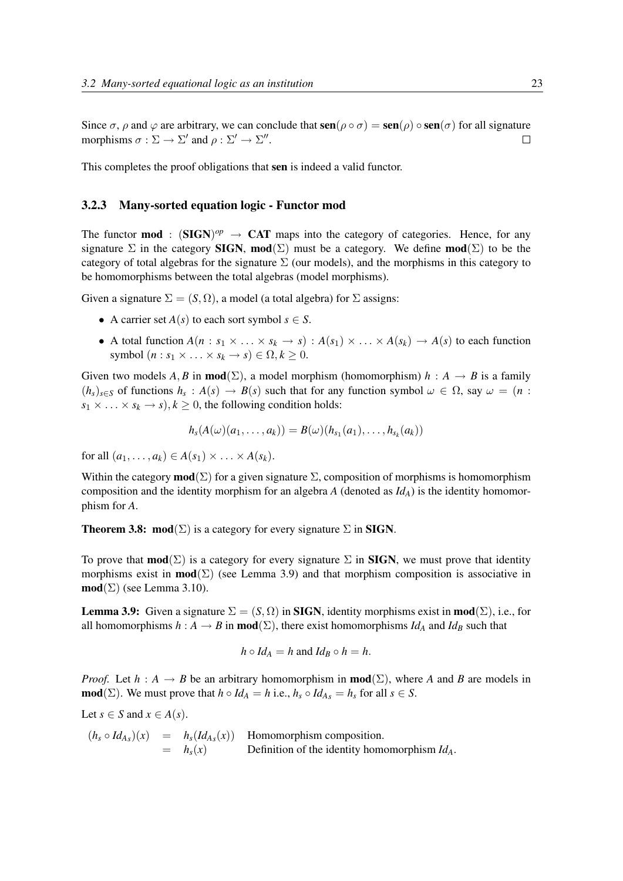Since $\sigma$, $\rho$ and $\varphi$ are arbitrary, we can conclude that $\mathbf{sen}(\rho \circ \sigma) = \mathbf{sen}(\rho) \circ \mathbf{sen}(\sigma)$ for all signature morphisms $\sigma : \Sigma \to \Sigma'$ and $\rho : \Sigma' \to \Sigma''$. □

This completes the proof obligations that **sen** is indeed a valid functor.

### 3.2.3 Many-sorted equation logic - Functor mod

The functor $\mathbf{mod} : (\mathbf{SIGN})^{op} \to \mathbf{CAT}$ maps into the category of categories. Hence, for any signature $\Sigma$ in the category **SIGN**, $\mathbf{mod}(\Sigma)$ must be a category. We define $\mathbf{mod}(\Sigma)$ to be the category of total algebras for the signature $\Sigma$ (our models), and the morphisms in this category to be homomorphisms between the total algebras (model morphisms).

Given a signature $\Sigma = (S, \Omega)$, a model (a total algebra) for $\Sigma$ assigns:

- A carrier set $A(s)$ to each sort symbol $s \in S$.
- A total function $A(n : s_1 \times \ldots \times s_k \to s) : A(s_1) \times \ldots \times A(s_k) \to A(s)$ to each function symbol $(n : s_1 \times \ldots \times s_k \to s) \in \Omega, k \geq 0$.

Given two models $A, B$ in $\mathbf{mod}(\Sigma)$, a model morphism (homomorphism) $h : A \to B$ is a family $(h_s)_{s \in S}$ of functions $h_s : A(s) \to B(s)$ such that for any function symbol $\omega \in \Omega$, say $\omega = (n : s_1 \times \ldots \times s_k \to s), k \geq 0$, the following condition holds:

$$h_s(A(\omega)(a_1, \ldots, a_k)) = B(\omega)(h_{s_1}(a_1), \ldots, h_{s_k}(a_k))$$

for all $(a_1, \ldots, a_k) \in A(s_1) \times \ldots \times A(s_k)$.

Within the category $\mathbf{mod}(\Sigma)$ for a given signature $\Sigma$, composition of morphisms is homomorphism composition and the identity morphism for an algebra $A$ (denoted as $Id_A$) is the identity homomorphism for $A$.

**Theorem 3.8:** $\mathbf{mod}(\Sigma)$ is a category for every signature $\Sigma$ in **SIGN**.

To prove that $\mathbf{mod}(\Sigma)$ is a category for every signature $\Sigma$ in **SIGN**, we must prove that identity morphisms exist in $\mathbf{mod}(\Sigma)$ (see Lemma 3.9) and that morphism composition is associative in $\mathbf{mod}(\Sigma)$ (see Lemma 3.10).

**Lemma 3.9:** Given a signature $\Sigma = (S, \Omega)$ in **SIGN**, identity morphisms exist in $\mathbf{mod}(\Sigma)$, i.e., for all homomorphisms $h : A \to B$ in $\mathbf{mod}(\Sigma)$, there exist homomorphisms $Id_A$ and $Id_B$ such that

$$h \circ Id_A = h \text{ and } Id_B \circ h = h.$$

*Proof.* Let $h : A \to B$ be an arbitrary homomorphism in $\mathbf{mod}(\Sigma)$, where $A$ and $B$ are models in $\mathbf{mod}(\Sigma)$. We must prove that $h \circ Id_A = h$ i.e., $h_s \circ Id_{A_s} = h_s$ for all $s \in S$.

Let $s \in S$ and $x \in A(s)$.

$$\begin{aligned}
(h_s \circ Id_{A_s})(x) &= h_s(Id_{A_s}(x)) && \text{Homomorphism composition.} \\
&= h_s(x) && \text{Definition of the identity homomorphism } Id_A.
\end{aligned}$$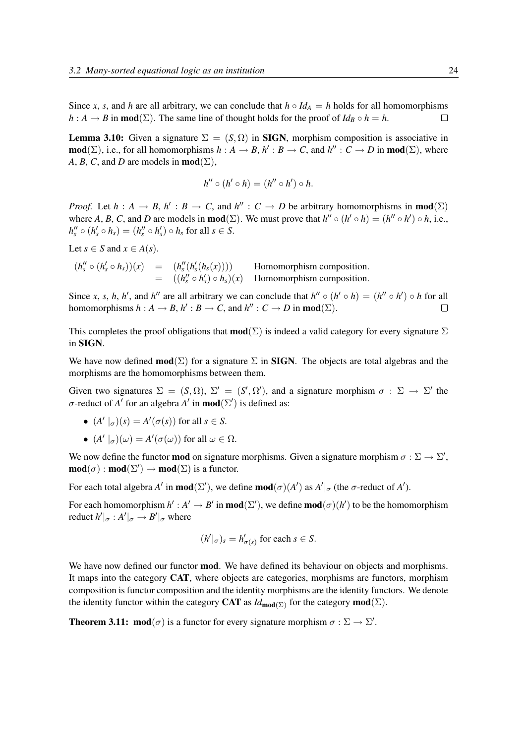Since $x$, $s$, and $h$ are all arbitrary, we can conclude that $h \circ Id_A = h$ holds for all homomorphisms $h : A \to B$ in $\mathbf{mod}(\Sigma)$. The same line of thought holds for the proof of $Id_B \circ h = h$. $\square$

**Lemma 3.10:** Given a signature $\Sigma = (S, \Omega)$ in **SIGN**, morphism composition is associative in $\mathbf{mod}(\Sigma)$, i.e., for all homomorphisms $h : A \to B$, $h' : B \to C$, and $h'' : C \to D$ in $\mathbf{mod}(\Sigma)$, where $A$, $B$, $C$, and $D$ are models in $\mathbf{mod}(\Sigma)$,

$$h'' \circ (h' \circ h) = (h'' \circ h') \circ h.$$

*Proof.* Let $h : A \to B$, $h' : B \to C$, and $h'' : C \to D$ be arbitrary homomorphisms in $\mathbf{mod}(\Sigma)$ where $A$, $B$, $C$, and $D$ are models in $\mathbf{mod}(\Sigma)$. We must prove that $h'' \circ (h' \circ h) = (h'' \circ h') \circ h$, i.e., $h''_s \circ (h'_s \circ h_s) = (h''_s \circ h'_s) \circ h_s$ for all $s \in S$.

Let $s \in S$ and $x \in A(s)$.

$$\begin{aligned} (h''_s \circ (h'_s \circ h_s))(x) &= (h''_s(h'_s(h_s(x)))) && \text{Homomorphism composition.} \\ &= ((h''_s \circ h'_s) \circ h_s)(x) && \text{Homomorphism composition.} \end{aligned}$$

Since $x$, $s$, $h$, $h'$, and $h''$ are all arbitrary we can conclude that $h'' \circ (h' \circ h) = (h'' \circ h') \circ h$ for all homomorphisms $h : A \to B$, $h' : B \to C$, and $h'' : C \to D$ in $\mathbf{mod}(\Sigma)$. $\square$

This completes the proof obligations that $\mathbf{mod}(\Sigma)$ is indeed a valid category for every signature $\Sigma$ in **SIGN**.

We have now defined $\mathbf{mod}(\Sigma)$ for a signature $\Sigma$ in **SIGN**. The objects are total algebras and the morphisms are the homomorphisms between them.

Given two signatures $\Sigma = (S, \Omega)$, $\Sigma' = (S', \Omega')$, and a signature morphism $\sigma : \Sigma \to \Sigma'$ the $\sigma$-reduct of $A'$ for an algebra $A'$ in $\mathbf{mod}(\Sigma')$ is defined as:

- $(A' |_\sigma)(s) = A'(\sigma(s))$ for all $s \in S$.
- $(A' |_\sigma)(\omega) = A'(\sigma(\omega))$ for all $\omega \in \Omega$.

We now define the functor **mod** on signature morphisms. Given a signature morphism $\sigma : \Sigma \to \Sigma'$, $\mathbf{mod}(\sigma) : \mathbf{mod}(\Sigma') \to \mathbf{mod}(\Sigma)$ is a functor.

For each total algebra $A'$ in $\mathbf{mod}(\Sigma')$, we define $\mathbf{mod}(\sigma)(A')$ as $A'|_\sigma$ (the $\sigma$-reduct of $A'$).

For each homomorphism $h' : A' \to B'$ in $\mathbf{mod}(\Sigma')$, we define $\mathbf{mod}(\sigma)(h')$ to be the homomorphism reduct $h'|_\sigma : A'|_\sigma \to B'|_\sigma$ where

$$(h'|_\sigma)_s = h'_{\sigma(s)} \text{ for each } s \in S.$$

We have now defined our functor **mod**. We have defined its behaviour on objects and morphisms. It maps into the category **CAT**, where objects are categories, morphisms are functors, morphism composition is functor composition and the identity morphisms are the identity functors. We denote the identity functor within the category **CAT** as $Id_{\mathbf{mod}(\Sigma)}$ for the category $\mathbf{mod}(\Sigma)$.

**Theorem 3.11:** $\mathbf{mod}(\sigma)$ is a functor for every signature morphism $\sigma : \Sigma \to \Sigma'$.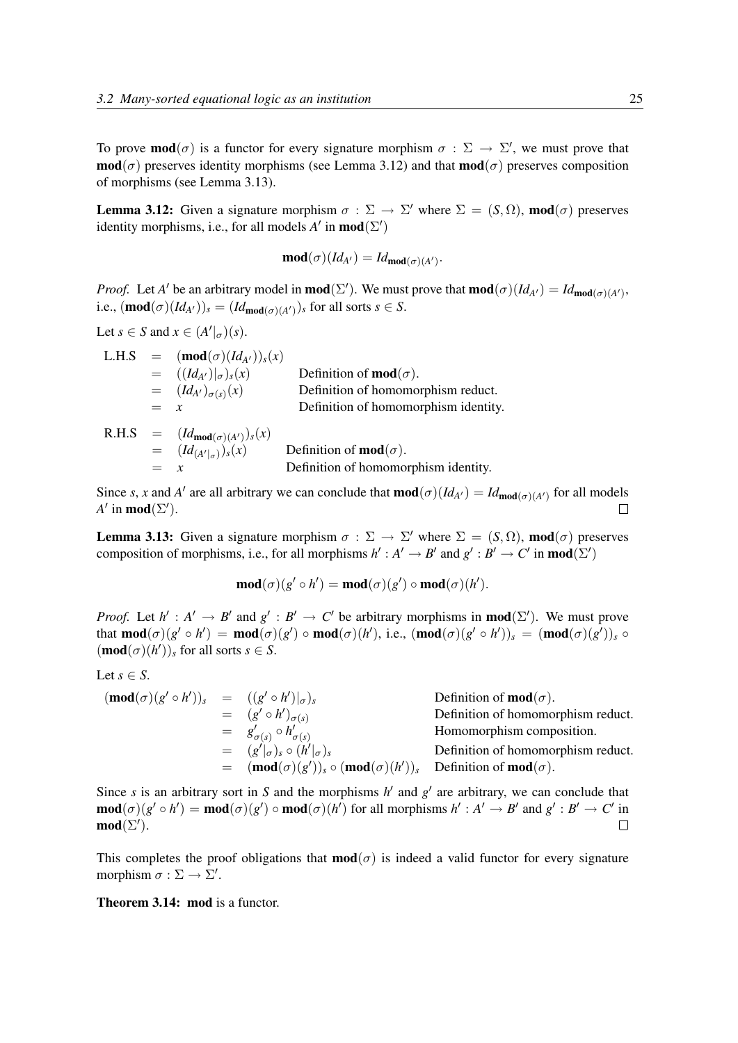To prove $\mathbf{mod}(\sigma)$ is a functor for every signature morphism $\sigma : \Sigma \to \Sigma'$, we must prove that $\mathbf{mod}(\sigma)$ preserves identity morphisms (see Lemma 3.12) and that $\mathbf{mod}(\sigma)$ preserves composition of morphisms (see Lemma 3.13).

**Lemma 3.12:** Given a signature morphism $\sigma : \Sigma \to \Sigma'$ where $\Sigma = (S, \Omega)$, $\mathbf{mod}(\sigma)$ preserves identity morphisms, i.e., for all models $A'$ in $\mathbf{mod}(\Sigma')$

$$\mathbf{mod}(\sigma)(Id_{A'}) = Id_{\mathbf{mod}(\sigma)(A')}.$$

*Proof.* Let $A'$ be an arbitrary model in $\mathbf{mod}(\Sigma')$. We must prove that $\mathbf{mod}(\sigma)(Id_{A'}) = Id_{\mathbf{mod}(\sigma)(A')}$, i.e., $(\mathbf{mod}(\sigma)(Id_{A'}))_s = (Id_{\mathbf{mod}(\sigma)(A')})_s$ for all sorts $s \in S$.

Let $s \in S$ and $x \in (A'|_\sigma)(s)$.

$$
\begin{array}{llll}
\text{L.H.S} & = & (\mathbf{mod}(\sigma)(Id_{A'}))_s(x) & \\
 & = & ((Id_{A'})|_\sigma)_s(x) & \text{Definition of } \mathbf{mod}(\sigma). \\
 & = & (Id_{A'})_{\sigma(s)}(x) & \text{Definition of homomorphism reduct.} \\
 & = & x & \text{Definition of homomorphism identity.}
\end{array}
$$

$$
\begin{array}{llll}
\text{R.H.S} & = & (Id_{\mathbf{mod}(\sigma)(A')})_s(x) & \\
 & = & (Id_{(A'|_\sigma)})_s(x) & \text{Definition of } \mathbf{mod}(\sigma). \\
 & = & x & \text{Definition of homomorphism identity.}
\end{array}
$$

Since $s$, $x$ and $A'$ are all arbitrary we can conclude that $\mathbf{mod}(\sigma)(Id_{A'}) = Id_{\mathbf{mod}(\sigma)(A')}$ for all models $A'$ in $\mathbf{mod}(\Sigma')$. □

**Lemma 3.13:** Given a signature morphism $\sigma : \Sigma \to \Sigma'$ where $\Sigma = (S, \Omega)$, $\mathbf{mod}(\sigma)$ preserves composition of morphisms, i.e., for all morphisms $h' : A' \to B'$ and $g' : B' \to C'$ in $\mathbf{mod}(\Sigma')$

$$\mathbf{mod}(\sigma)(g' \circ h') = \mathbf{mod}(\sigma)(g') \circ \mathbf{mod}(\sigma)(h').$$

*Proof.* Let $h' : A' \to B'$ and $g' : B' \to C'$ be arbitrary morphisms in $\mathbf{mod}(\Sigma')$. We must prove that $\mathbf{mod}(\sigma)(g' \circ h') = \mathbf{mod}(\sigma)(g') \circ \mathbf{mod}(\sigma)(h')$, i.e., $(\mathbf{mod}(\sigma)(g' \circ h'))_s = (\mathbf{mod}(\sigma)(g'))_s \circ (\mathbf{mod}(\sigma)(h'))_s$ for all sorts $s \in S$.

Let $s \in S$.

$$
\begin{array}{llll}
(\mathbf{mod}(\sigma)(g' \circ h'))_s & = & ((g' \circ h')|_\sigma)_s & \text{Definition of } \mathbf{mod}(\sigma). \\
 & = & (g' \circ h')_{\sigma(s)} & \text{Definition of homomorphism reduct.} \\
 & = & g'_{\sigma(s)} \circ h'_{\sigma(s)} & \text{Homomorphism composition.} \\
 & = & (g'|_\sigma)_s \circ (h'|_\sigma)_s & \text{Definition of homomorphism reduct.} \\
 & = & (\mathbf{mod}(\sigma)(g'))_s \circ (\mathbf{mod}(\sigma)(h'))_s & \text{Definition of } \mathbf{mod}(\sigma).
\end{array}
$$

Since $s$ is an arbitrary sort in $S$ and the morphisms $h'$ and $g'$ are arbitrary, we can conclude that $\mathbf{mod}(\sigma)(g' \circ h') = \mathbf{mod}(\sigma)(g') \circ \mathbf{mod}(\sigma)(h')$ for all morphisms $h' : A' \to B'$ and $g' : B' \to C'$ in $\mathbf{mod}(\Sigma')$. □

This completes the proof obligations that $\mathbf{mod}(\sigma)$ is indeed a valid functor for every signature morphism $\sigma : \Sigma \to \Sigma'$.

**Theorem 3.14: mod** is a functor.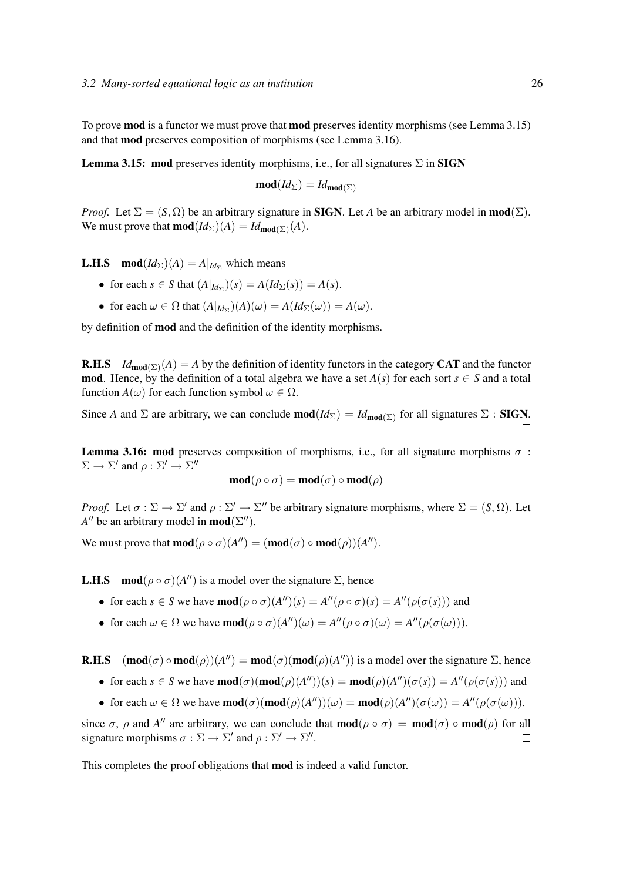To prove **mod** is a functor we must prove that **mod** preserves identity morphisms (see Lemma 3.15) and that **mod** preserves composition of morphisms (see Lemma 3.16).

**Lemma 3.15:** **mod** preserves identity morphisms, i.e., for all signatures $\Sigma$ in **SIGN**

$$\mathbf{mod}(Id_\Sigma) = Id_{\mathbf{mod}(\Sigma)}$$

*Proof.* Let $\Sigma = (S, \Omega)$ be an arbitrary signature in **SIGN**. Let $A$ be an arbitrary model in $\mathbf{mod}(\Sigma)$. We must prove that $\mathbf{mod}(Id_\Sigma)(A) = Id_{\mathbf{mod}(\Sigma)}(A)$.

**L.H.S** $\quad \mathbf{mod}(Id_\Sigma)(A) = A|_{Id_\Sigma}$ which means

- for each $s \in S$ that $(A|_{Id_\Sigma})(s) = A(Id_\Sigma(s)) = A(s)$.
- for each $\omega \in \Omega$ that $(A|_{Id_\Sigma})(A)(\omega) = A(Id_\Sigma(\omega)) = A(\omega)$.

by definition of **mod** and the definition of the identity morphisms.

**R.H.S** $\quad Id_{\mathbf{mod}(\Sigma)}(A) = A$ by the definition of identity functors in the category **CAT** and the functor **mod**. Hence, by the definition of a total algebra we have a set $A(s)$ for each sort $s \in S$ and a total function $A(\omega)$ for each function symbol $\omega \in \Omega$.

Since $A$ and $\Sigma$ are arbitrary, we can conclude $\mathbf{mod}(Id_\Sigma) = Id_{\mathbf{mod}(\Sigma)}$ for all signatures $\Sigma$ : **SIGN**. $\square$

**Lemma 3.16:** **mod** preserves composition of morphisms, i.e., for all signature morphisms $\sigma : \Sigma \to \Sigma'$ and $\rho : \Sigma' \to \Sigma''$

$$\mathbf{mod}(\rho \circ \sigma) = \mathbf{mod}(\sigma) \circ \mathbf{mod}(\rho)$$

*Proof.* Let $\sigma : \Sigma \to \Sigma'$ and $\rho : \Sigma' \to \Sigma''$ be arbitrary signature morphisms, where $\Sigma = (S, \Omega)$. Let $A''$ be an arbitrary model in $\mathbf{mod}(\Sigma'')$.

We must prove that $\mathbf{mod}(\rho \circ \sigma)(A'') = (\mathbf{mod}(\sigma) \circ \mathbf{mod}(\rho))(A'')$.

**L.H.S** $\quad \mathbf{mod}(\rho \circ \sigma)(A'')$ is a model over the signature $\Sigma$, hence

- for each $s \in S$ we have $\mathbf{mod}(\rho \circ \sigma)(A'')(s) = A''(\rho \circ \sigma)(s) = A''(\rho(\sigma(s)))$ and
- for each $\omega \in \Omega$ we have $\mathbf{mod}(\rho \circ \sigma)(A'')(\omega) = A''(\rho \circ \sigma)(\omega) = A''(\rho(\sigma(\omega)))$.

**R.H.S** $\quad (\mathbf{mod}(\sigma) \circ \mathbf{mod}(\rho))(A'') = \mathbf{mod}(\sigma)(\mathbf{mod}(\rho)(A''))$ is a model over the signature $\Sigma$, hence

- for each $s \in S$ we have $\mathbf{mod}(\sigma)(\mathbf{mod}(\rho)(A''))(s) = \mathbf{mod}(\rho)(A'')(\sigma(s)) = A''(\rho(\sigma(s)))$ and
- for each $\omega \in \Omega$ we have $\mathbf{mod}(\sigma)(\mathbf{mod}(\rho)(A''))(\omega) = \mathbf{mod}(\rho)(A'')(\sigma(\omega)) = A''(\rho(\sigma(\omega)))$.

since $\sigma$, $\rho$ and $A''$ are arbitrary, we can conclude that $\mathbf{mod}(\rho \circ \sigma) = \mathbf{mod}(\sigma) \circ \mathbf{mod}(\rho)$ for all signature morphisms $\sigma : \Sigma \to \Sigma'$ and $\rho : \Sigma' \to \Sigma''$. $\square$

This completes the proof obligations that **mod** is indeed a valid functor.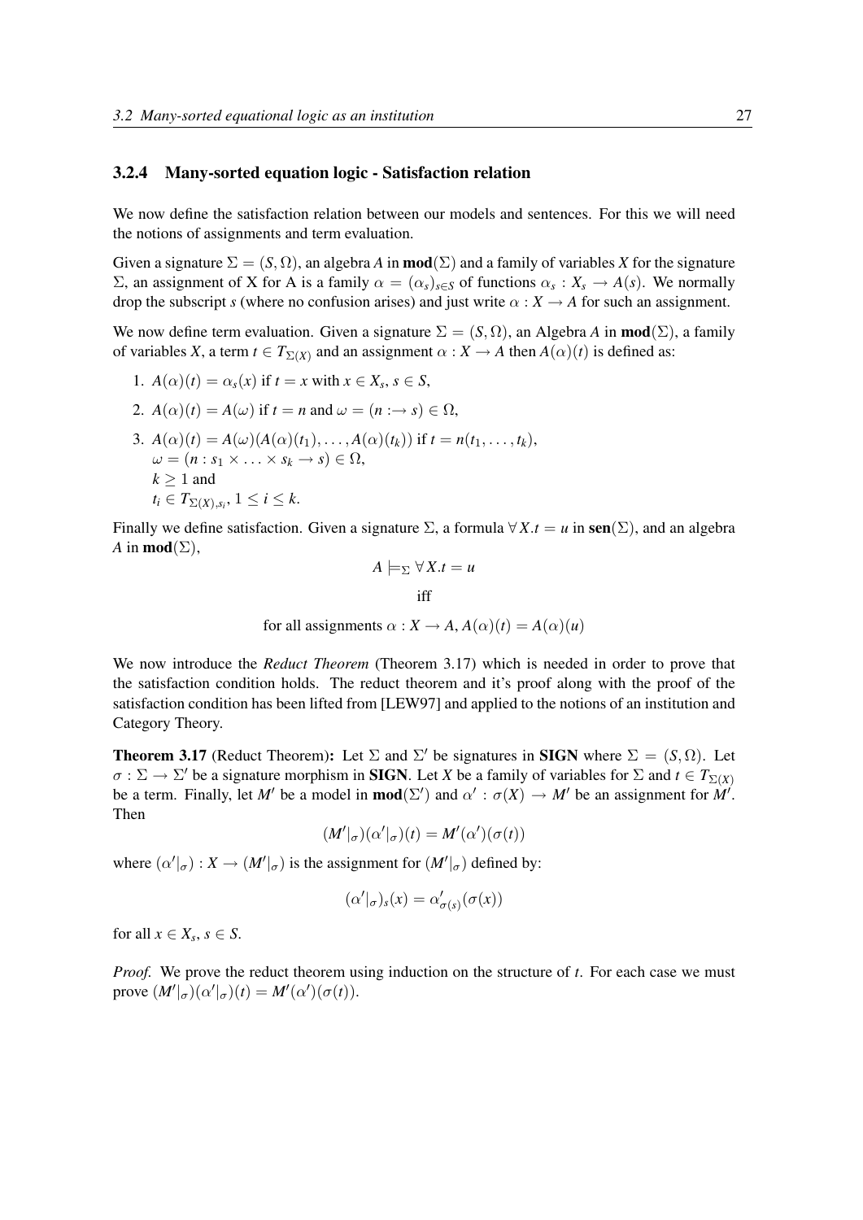### 3.2.4 Many-sorted equation logic - Satisfaction relation

We now define the satisfaction relation between our models and sentences. For this we will need the notions of assignments and term evaluation.

Given a signature $\Sigma = (S, \Omega)$, an algebra $A$ in $\mathbf{mod}(\Sigma)$ and a family of variables $X$ for the signature $\Sigma$, an assignment of X for A is a family $\alpha = (\alpha_s)_{s \in S}$ of functions $\alpha_s : X_s \to A(s)$. We normally drop the subscript $s$ (where no confusion arises) and just write $\alpha : X \to A$ for such an assignment.

We now define term evaluation. Given a signature $\Sigma = (S, \Omega)$, an Algebra $A$ in $\mathbf{mod}(\Sigma)$, a family of variables $X$, a term $t \in T_{\Sigma(X)}$ and an assignment $\alpha : X \to A$ then $A(\alpha)(t)$ is defined as:

1. $A(\alpha)(t) = \alpha_s(x)$ if $t = x$ with $x \in X_s$, $s \in S$,
2. $A(\alpha)(t) = A(\omega)$ if $t = n$ and $\omega = (n :\to s) \in \Omega$,
3. $A(\alpha)(t) = A(\omega)(A(\alpha)(t_1), \ldots, A(\alpha)(t_k))$ if $t = n(t_1, \ldots, t_k)$,
   $\omega = (n : s_1 \times \ldots \times s_k \to s) \in \Omega$,
   $k \geq 1$ and
   $t_i \in T_{\Sigma(X), s_i}$, $1 \leq i \leq k$.

Finally we define satisfaction. Given a signature $\Sigma$, a formula $\forall X.t = u$ in $\mathbf{sen}(\Sigma)$, and an algebra $A$ in $\mathbf{mod}(\Sigma)$,

$$A \models_\Sigma \forall X.t = u$$

iff

$$\text{for all assignments } \alpha : X \to A, A(\alpha)(t) = A(\alpha)(u)$$

We now introduce the *Reduct Theorem* (Theorem 3.17) which is needed in order to prove that the satisfaction condition holds. The reduct theorem and it's proof along with the proof of the satisfaction condition has been lifted from [LEW97] and applied to the notions of an institution and Category Theory.

**Theorem 3.17** (Reduct Theorem)**:** Let $\Sigma$ and $\Sigma'$ be signatures in **SIGN** where $\Sigma = (S, \Omega)$. Let $\sigma : \Sigma \to \Sigma'$ be a signature morphism in **SIGN**. Let $X$ be a family of variables for $\Sigma$ and $t \in T_{\Sigma(X)}$ be a term. Finally, let $M'$ be a model in $\mathbf{mod}(\Sigma')$ and $\alpha' : \sigma(X) \to M'$ be an assignment for $M'$. Then

$$(M'|_\sigma)(\alpha'|_\sigma)(t) = M'(\alpha')(\sigma(t))$$

where $(\alpha'|_\sigma) : X \to (M'|_\sigma)$ is the assignment for $(M'|_\sigma)$ defined by:

$$(\alpha'|_\sigma)_s(x) = \alpha'_{\sigma(s)}(\sigma(x))$$

for all $x \in X_s$, $s \in S$.

*Proof.* We prove the reduct theorem using induction on the structure of $t$. For each case we must prove $(M'|_\sigma)(\alpha'|_\sigma)(t) = M'(\alpha')(\sigma(t))$.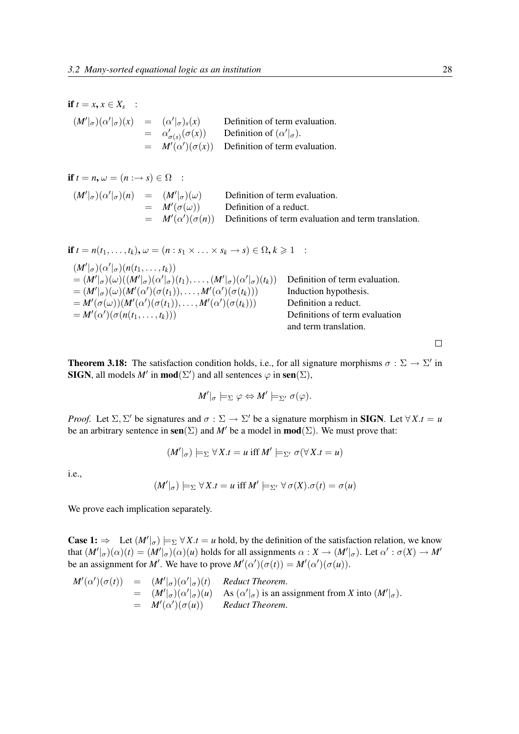**if** $t = x, x \in X_s$ :

$$\begin{array}{rcll}
(M'|_\sigma)(\alpha'|_\sigma)(x) & = & (\alpha'|_\sigma)_s(x) & \text{Definition of term evaluation.} \\
& = & \alpha'_{\sigma(s)}(\sigma(x)) & \text{Definition of } (\alpha'|_\sigma). \\
& = & M'(\alpha')(\sigma(x)) & \text{Definition of term evaluation.}
\end{array}$$

**if** $t = n, \omega = (n :\to s) \in \Omega$ :

$$\begin{array}{rcll}
(M'|_\sigma)(\alpha'|_\sigma)(n) & = & (M'|_\sigma)(\omega) & \text{Definition of term evaluation.} \\
& = & M'(\sigma(\omega)) & \text{Definition of a reduct.} \\
& = & M'(\alpha')(\sigma(n)) & \text{Definitions of term evaluation and term translation.}
\end{array}$$

**if** $t = n(t_1, \ldots, t_k), \omega = (n : s_1 \times \ldots \times s_k \to s) \in \Omega, k \geqslant 1$ :

$$\begin{array}{ll}
(M'|_\sigma)(\alpha'|_\sigma)(n(t_1, \ldots, t_k)) & \\
= (M'|_\sigma)(\omega)((M'|_\sigma)(\alpha'|_\sigma)(t_1), \ldots, (M'|_\sigma)(\alpha'|_\sigma)(t_k)) & \text{Definition of term evaluation.} \\
= (M'|_\sigma)(\omega)(M'(\alpha')(\sigma(t_1)), \ldots, M'(\alpha')(\sigma(t_k))) & \text{Induction hypothesis.} \\
= M'(\sigma(\omega))(M'(\alpha')(\sigma(t_1)), \ldots, M'(\alpha')(\sigma(t_k))) & \text{Definition a reduct.} \\
= M'(\alpha')(\sigma(n(t_1, \ldots, t_k))) & \text{Definitions of term evaluation and term translation.}
\end{array}$$

□

**Theorem 3.18:** The satisfaction condition holds, i.e., for all signature morphisms $\sigma : \Sigma \to \Sigma'$ in **SIGN**, all models $M'$ in $\mathbf{mod}(\Sigma')$ and all sentences $\varphi$ in $\mathbf{sen}(\Sigma)$,

$$M'|_\sigma \models_\Sigma \varphi \Leftrightarrow M' \models_{\Sigma'} \sigma(\varphi).$$

*Proof.* Let $\Sigma, \Sigma'$ be signatures and $\sigma : \Sigma \to \Sigma'$ be a signature morphism in **SIGN**. Let $\forall X.t = u$ be an arbitrary sentence in $\mathbf{sen}(\Sigma)$ and $M'$ be a model in $\mathbf{mod}(\Sigma)$. We must prove that:

$$(M'|_\sigma) \models_\Sigma \forall X.t = u \text{ iff } M' \models_{\Sigma'} \sigma(\forall X.t = u)$$

i.e.,

$$(M'|_\sigma) \models_\Sigma \forall X.t = u \text{ iff } M' \models_{\Sigma'} \forall \sigma(X).\sigma(t) = \sigma(u)$$

We prove each implication separately.

**Case 1:** $\Rightarrow$ Let $(M'|_\sigma) \models_\Sigma \forall X.t = u$ hold, by the definition of the satisfaction relation, we know that $(M'|_\sigma)(\alpha)(t) = (M'|_\sigma)(\alpha)(u)$ holds for all assignments $\alpha : X \to (M'|_\sigma)$. Let $\alpha' : \sigma(X) \to M'$ be an assignment for $M'$. We have to prove $M'(\alpha')(\sigma(t)) = M'(\alpha')(\sigma(u))$.

$$\begin{array}{rcll}
M'(\alpha')(\sigma(t)) & = & (M'|_\sigma)(\alpha'|_\sigma)(t) & \textit{Reduct Theorem.} \\
& = & (M'|_\sigma)(\alpha'|_\sigma)(u) & \text{As } (\alpha'|_\sigma) \text{ is an assignment from } X \text{ into } (M'|_\sigma). \\
& = & M'(\alpha')(\sigma(u)) & \textit{Reduct Theorem.}
\end{array}$$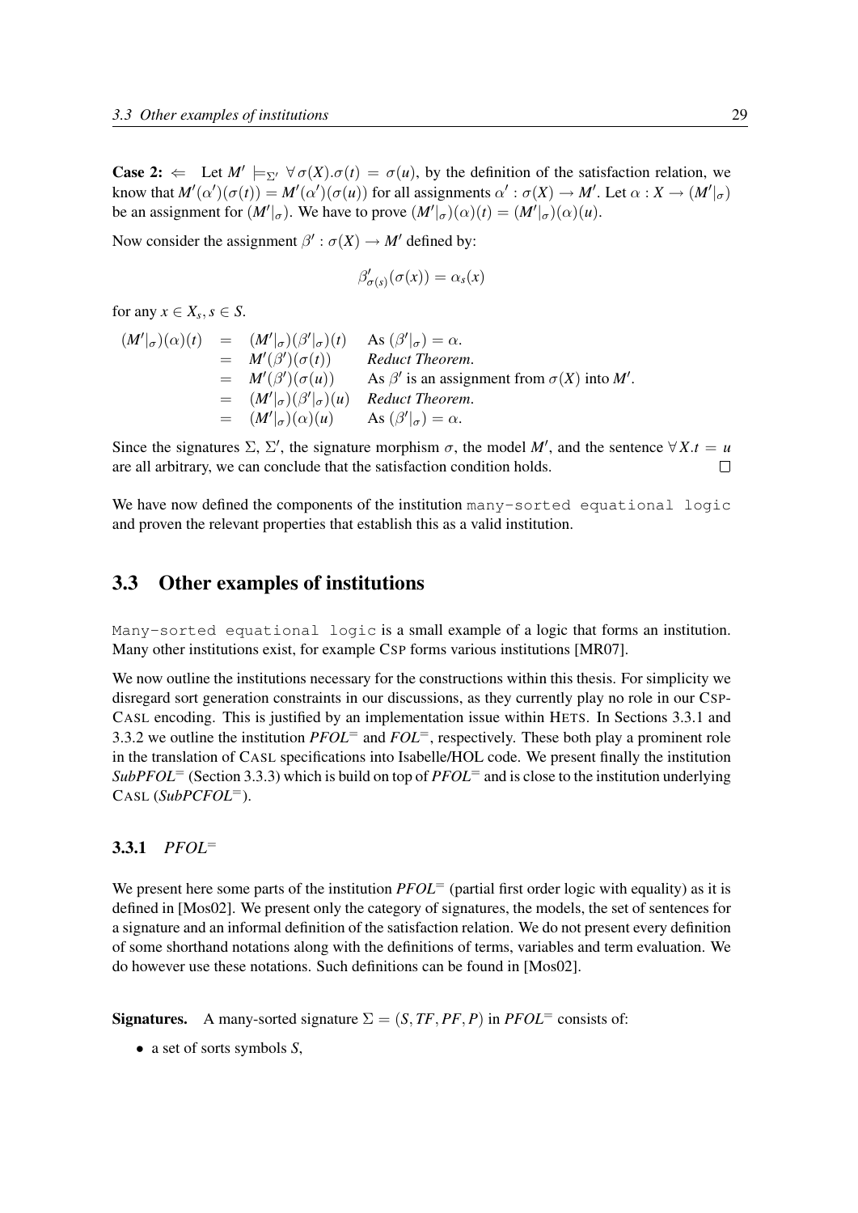**Case 2:** $\Leftarrow$ Let $M' \models_{\Sigma'} \forall\, \sigma(X).\sigma(t) = \sigma(u)$, by the definition of the satisfaction relation, we know that $M'(\alpha')(\sigma(t)) = M'(\alpha')(\sigma(u))$ for all assignments $\alpha' : \sigma(X) \to M'$. Let $\alpha : X \to (M'|_\sigma)$ be an assignment for $(M'|_\sigma)$. We have to prove $(M'|_\sigma)(\alpha)(t) = (M'|_\sigma)(\alpha)(u)$.

Now consider the assignment $\beta' : \sigma(X) \to M'$ defined by:

$$\beta'_{\sigma(s)}(\sigma(x)) = \alpha_s(x)$$

for any $x \in X_s, s \in S$.

$$
\begin{array}{rcll}
(M'|_\sigma)(\alpha)(t) & = & (M'|_\sigma)(\beta'|_\sigma)(t) & \text{As } (\beta'|_\sigma) = \alpha. \\
& = & M'(\beta')(\sigma(t)) & \textit{Reduct Theorem.} \\
& = & M'(\beta')(\sigma(u)) & \text{As } \beta' \text{ is an assignment from } \sigma(X) \text{ into } M'. \\
& = & (M'|_\sigma)(\beta'|_\sigma)(u) & \textit{Reduct Theorem.} \\
& = & (M'|_\sigma)(\alpha)(u) & \text{As } (\beta'|_\sigma) = \alpha.
\end{array}
$$

Since the signatures $\Sigma$, $\Sigma'$, the signature morphism $\sigma$, the model $M'$, and the sentence $\forall X.t = u$ are all arbitrary, we can conclude that the satisfaction condition holds. □

We have now defined the components of the institution `many-sorted equational logic` and proven the relevant properties that establish this as a valid institution.

## 3.3 Other examples of institutions

`Many-sorted equational logic` is a small example of a logic that forms an institution. Many other institutions exist, for example CSP forms various institutions [MR07].

We now outline the institutions necessary for the constructions within this thesis. For simplicity we disregard sort generation constraints in our discussions, as they currently play no role in our CSP-CASL encoding. This is justified by an implementation issue within HETS. In Sections 3.3.1 and 3.3.2 we outline the institution $PFOL^=$ and $FOL^=$, respectively. These both play a prominent role in the translation of CASL specifications into Isabelle/HOL code. We present finally the institution $SubPFOL^=$ (Section 3.3.3) which is build on top of $PFOL^=$ and is close to the institution underlying CASL ($SubPCFOL^=$).

### 3.3.1 $PFOL^=$

We present here some parts of the institution $PFOL^=$ (partial first order logic with equality) as it is defined in [Mos02]. We present only the category of signatures, the models, the set of sentences for a signature and an informal definition of the satisfaction relation. We do not present every definition of some shorthand notations along with the definitions of terms, variables and term evaluation. We do however use these notations. Such definitions can be found in [Mos02].

**Signatures.** A many-sorted signature $\Sigma = (S, TF, PF, P)$ in $PFOL^=$ consists of:

- a set of sorts symbols $S$,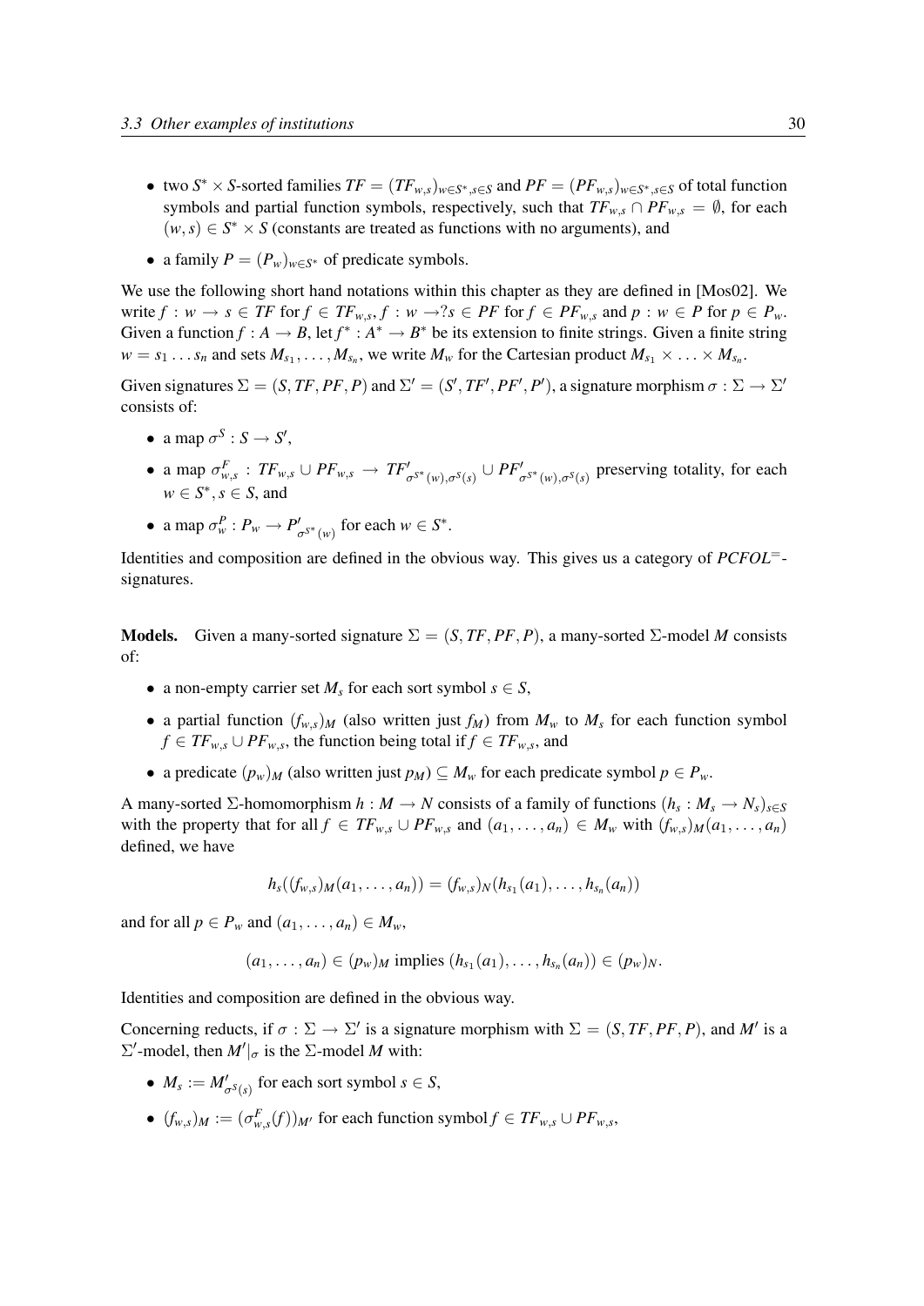- two $S^* \times S$-sorted families $TF = (TF_{w,s})_{w \in S^*, s \in S}$ and $PF = (PF_{w,s})_{w \in S^*, s \in S}$ of total function symbols and partial function symbols, respectively, such that $TF_{w,s} \cap PF_{w,s} = \emptyset$, for each $(w,s) \in S^* \times S$ (constants are treated as functions with no arguments), and
- a family $P = (P_w)_{w \in S^*}$ of predicate symbols.

We use the following short hand notations within this chapter as they are defined in [Mos02]. We write $f : w \to s \in TF$ for $f \in TF_{w,s}$, $f : w \to ?s \in PF$ for $f \in PF_{w,s}$ and $p : w \in P$ for $p \in P_w$. Given a function $f : A \to B$, let $f^* : A^* \to B^*$ be its extension to finite strings. Given a finite string $w = s_1 \dots s_n$ and sets $M_{s_1}, \dots, M_{s_n}$, we write $M_w$ for the Cartesian product $M_{s_1} \times \dots \times M_{s_n}$.

Given signatures $\Sigma = (S, TF, PF, P)$ and $\Sigma' = (S', TF', PF', P')$, a signature morphism $\sigma : \Sigma \to \Sigma'$ consists of:

- a map $\sigma^S : S \to S'$,
- a map $\sigma^F_{w,s} : TF_{w,s} \cup PF_{w,s} \to TF'_{\sigma^{S^*}(w), \sigma^S(s)} \cup PF'_{\sigma^{S^*}(w), \sigma^S(s)}$ preserving totality, for each $w \in S^*, s \in S$, and
- a map $\sigma^P_w : P_w \to P'_{\sigma^{S^*}(w)}$ for each $w \in S^*$.

Identities and composition are defined in the obvious way. This gives us a category of $PCFOL^=$-signatures.

**Models.** Given a many-sorted signature $\Sigma = (S, TF, PF, P)$, a many-sorted $\Sigma$-model $M$ consists of:

- a non-empty carrier set $M_s$ for each sort symbol $s \in S$,
- a partial function $(f_{w,s})_M$ (also written just $f_M$) from $M_w$ to $M_s$ for each function symbol $f \in TF_{w,s} \cup PF_{w,s}$, the function being total if $f \in TF_{w,s}$, and
- a predicate $(p_w)_M$ (also written just $p_M$) $\subseteq M_w$ for each predicate symbol $p \in P_w$.

A many-sorted $\Sigma$-homomorphism $h : M \to N$ consists of a family of functions $(h_s : M_s \to N_s)_{s \in S}$ with the property that for all $f \in TF_{w,s} \cup PF_{w,s}$ and $(a_1, \dots, a_n) \in M_w$ with $(f_{w,s})_M(a_1, \dots, a_n)$ defined, we have

$$h_s((f_{w,s})_M(a_1, \dots, a_n)) = (f_{w,s})_N(h_{s_1}(a_1), \dots, h_{s_n}(a_n))$$

and for all $p \in P_w$ and $(a_1, \dots, a_n) \in M_w$,

$$(a_1, \dots, a_n) \in (p_w)_M \text{ implies } (h_{s_1}(a_1), \dots, h_{s_n}(a_n)) \in (p_w)_N.$$

Identities and composition are defined in the obvious way.

Concerning reducts, if $\sigma : \Sigma \to \Sigma'$ is a signature morphism with $\Sigma = (S, TF, PF, P)$, and $M'$ is a $\Sigma'$-model, then $M'|_\sigma$ is the $\Sigma$-model $M$ with:

- $M_s := M'_{\sigma^S(s)}$ for each sort symbol $s \in S$,
- $(f_{w,s})_M := (\sigma^F_{w,s}(f))_{M'}$ for each function symbol $f \in TF_{w,s} \cup PF_{w,s}$,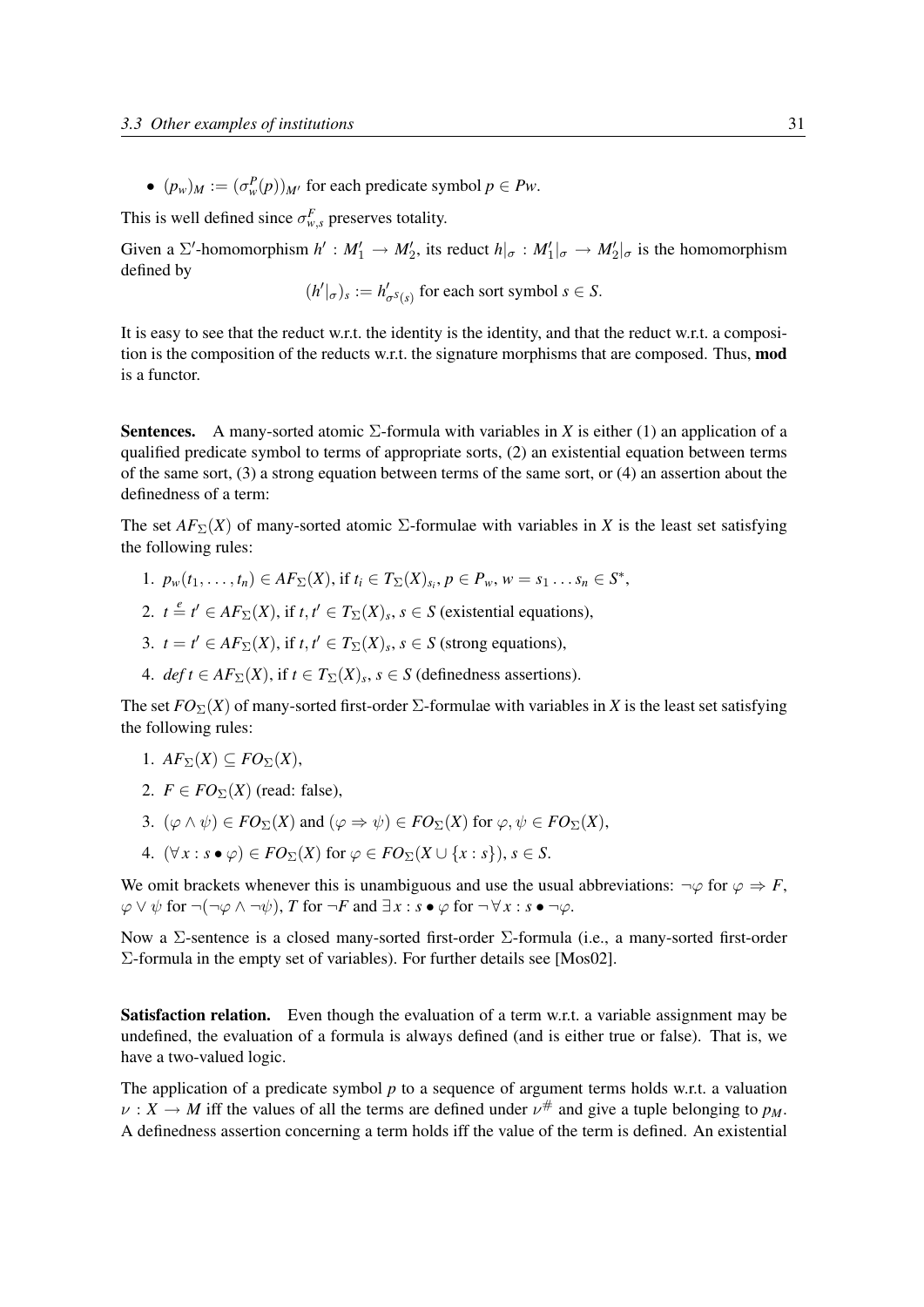- $(p_w)_M := (\sigma^P_w(p))_{M'}$ for each predicate symbol $p \in Pw$.

This is well defined since $\sigma^F_{w,s}$ preserves totality.

Given a $\Sigma'$-homomorphism $h' : M'_1 \to M'_2$, its reduct $h|_\sigma : M'_1|_\sigma \to M'_2|_\sigma$ is the homomorphism defined by

$$(h'|_\sigma)_s := h'_{\sigma^S(s)} \text{ for each sort symbol } s \in S.$$

It is easy to see that the reduct w.r.t. the identity is the identity, and that the reduct w.r.t. a composition is the composition of the reducts w.r.t. the signature morphisms that are composed. Thus, **mod** is a functor.

**Sentences.** A many-sorted atomic $\Sigma$-formula with variables in $X$ is either (1) an application of a qualified predicate symbol to terms of appropriate sorts, (2) an existential equation between terms of the same sort, (3) a strong equation between terms of the same sort, or (4) an assertion about the definedness of a term:

The set $AF_\Sigma(X)$ of many-sorted atomic $\Sigma$-formulae with variables in $X$ is the least set satisfying the following rules:

1. $p_w(t_1, \ldots, t_n) \in AF_\Sigma(X)$, if $t_i \in T_\Sigma(X)_{s_i}$, $p \in P_w$, $w = s_1 \ldots s_n \in S^*$,
2. $t \stackrel{e}{=} t' \in AF_\Sigma(X)$, if $t, t' \in T_\Sigma(X)_s$, $s \in S$ (existential equations),
3. $t = t' \in AF_\Sigma(X)$, if $t, t' \in T_\Sigma(X)_s$, $s \in S$ (strong equations),
4. $def\, t \in AF_\Sigma(X)$, if $t \in T_\Sigma(X)_s$, $s \in S$ (definedness assertions).

The set $FO_\Sigma(X)$ of many-sorted first-order $\Sigma$-formulae with variables in $X$ is the least set satisfying the following rules:

1. $AF_\Sigma(X) \subseteq FO_\Sigma(X)$,
2. $F \in FO_\Sigma(X)$ (read: false),
3. $(\varphi \wedge \psi) \in FO_\Sigma(X)$ and $(\varphi \Rightarrow \psi) \in FO_\Sigma(X)$ for $\varphi, \psi \in FO_\Sigma(X)$,
4. $(\forall x : s \bullet \varphi) \in FO_\Sigma(X)$ for $\varphi \in FO_\Sigma(X \cup \{x : s\})$, $s \in S$.

We omit brackets whenever this is unambiguous and use the usual abbreviations: $\neg\varphi$ for $\varphi \Rightarrow F$, $\varphi \vee \psi$ for $\neg(\neg\varphi \wedge \neg\psi)$, $T$ for $\neg F$ and $\exists x : s \bullet \varphi$ for $\neg \forall x : s \bullet \neg\varphi$.

Now a $\Sigma$-sentence is a closed many-sorted first-order $\Sigma$-formula (i.e., a many-sorted first-order $\Sigma$-formula in the empty set of variables). For further details see [Mos02].

**Satisfaction relation.** Even though the evaluation of a term w.r.t. a variable assignment may be undefined, the evaluation of a formula is always defined (and is either true or false). That is, we have a two-valued logic.

The application of a predicate symbol $p$ to a sequence of argument terms holds w.r.t. a valuation $\nu : X \to M$ iff the values of all the terms are defined under $\nu^\#$ and give a tuple belonging to $p_M$. A definedness assertion concerning a term holds iff the value of the term is defined. An existential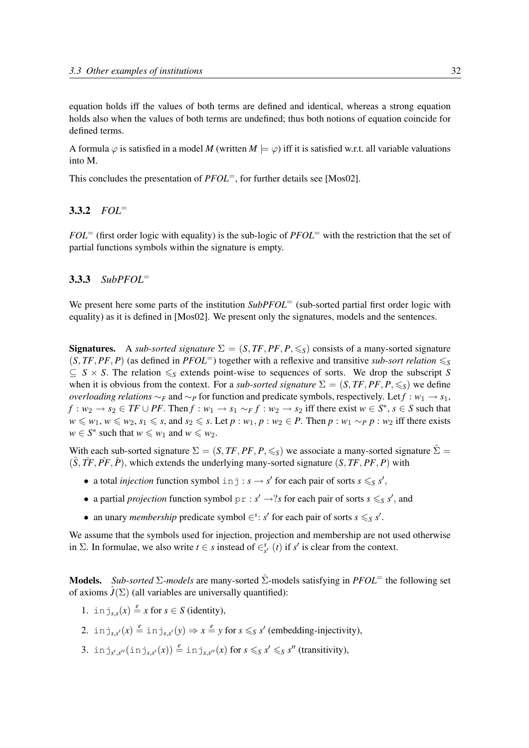equation holds iff the values of both terms are defined and identical, whereas a strong equation holds also when the values of both terms are undefined; thus both notions of equation coincide for defined terms.

A formula $\varphi$ is satisfied in a model $M$ (written $M \models \varphi$) iff it is satisfied w.r.t. all variable valuations into M.

This concludes the presentation of $PFOL^=$, for further details see [Mos02].

### 3.3.2 $FOL^=$

$FOL^=$ (first order logic with equality) is the sub-logic of $PFOL^=$ with the restriction that the set of partial functions symbols within the signature is empty.

### 3.3.3 $SubPFOL^=$

We present here some parts of the institution $SubPFOL^=$ (sub-sorted partial first order logic with equality) as it is defined in [Mos02]. We present only the signatures, models and the sentences.

**Signatures.** A *sub-sorted signature* $\Sigma = (S, TF, PF, P, \leqslant_S)$ consists of a many-sorted signature $(S, TF, PF, P)$ (as defined in $PFOL^=$) together with a reflexive and transitive *sub-sort relation* $\leqslant_S \subseteq S \times S$. The relation $\leqslant_S$ extends point-wise to sequences of sorts. We drop the subscript $S$ when it is obvious from the context. For a *sub-sorted signature* $\Sigma = (S, TF, PF, P, \leqslant_S)$ we define *overloading relations* $\sim_F$ and $\sim_P$ for function and predicate symbols, respectively. Let $f : w_1 \to s_1$, $f : w_2 \to s_2 \in TF \cup PF$. Then $f : w_1 \to s_1 \sim_F f : w_2 \to s_2$ iff there exist $w \in S^*$, $s \in S$ such that $w \leqslant w_1$, $w \leqslant w_2$, $s_1 \leqslant s$, and $s_2 \leqslant s$. Let $p : w_1, p : w_2 \in P$. Then $p : w_1 \sim_P p : w_2$ iff there exists $w \in S^*$ such that $w \leqslant w_1$ and $w \leqslant w_2$.

With each sub-sorted signature $\Sigma = (S, TF, PF, P, \leqslant_S)$ we associate a many-sorted signature $\hat{\Sigma} = (\hat{S}, \hat{TF}, \hat{PF}, \hat{P})$, which extends the underlying many-sorted signature $(S, TF, PF, P)$ with

- a total *injection* function symbol $\mathtt{inj} : s \to s'$ for each pair of sorts $s \leqslant_S s'$,
- a partial *projection* function symbol $\mathtt{pr} : s' \to ?s$ for each pair of sorts $s \leqslant_S s'$, and
- an unary *membership* predicate symbol $\in^s : s'$ for each pair of sorts $s \leqslant_S s'$.

We assume that the symbols used for injection, projection and membership are not used otherwise in $\Sigma$. In formulae, we also write $t \in s$ instead of $\in^s_{s'}(t)$ if $s'$ is clear from the context.

**Models.** *Sub-sorted* $\Sigma$*-models* are many-sorted $\hat{\Sigma}$-models satisfying in $PFOL^=$ the following set of axioms $\hat{J}(\Sigma)$ (all variables are universally quantified):

1. $\mathtt{inj}_{s,s}(x) \stackrel{e}{=} x$ for $s \in S$ (identity),
2. $\mathtt{inj}_{s,s'}(x) \stackrel{e}{=} \mathtt{inj}_{s,s'}(y) \Rightarrow x \stackrel{e}{=} y$ for $s \leqslant_S s'$ (embedding-injectivity),
3. $\mathtt{inj}_{s',s''}(\mathtt{inj}_{s,s'}(x)) \stackrel{e}{=} \mathtt{inj}_{s,s''}(x)$ for $s \leqslant_S s' \leqslant_S s''$ (transitivity),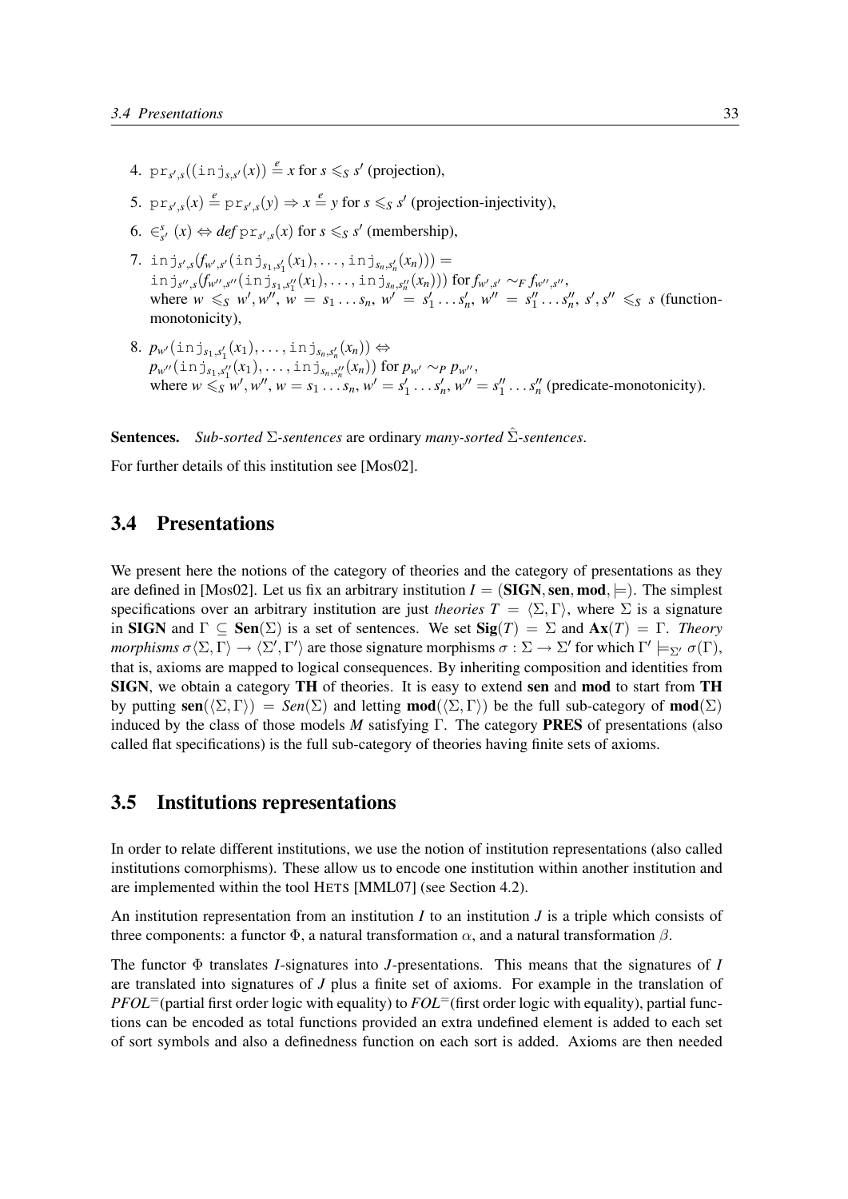4. $\mathtt{pr}_{s',s}((\mathtt{inj}_{s,s'}(x)) \stackrel{e}{=} x$ for $s \leqslant_S s'$ (projection),

5. $\mathtt{pr}_{s',s}(x) \stackrel{e}{=} \mathtt{pr}_{s',s}(y) \Rightarrow x \stackrel{e}{=} y$ for $s \leqslant_S s'$ (projection-injectivity),

6. $\in^{s}_{s'} (x) \Leftrightarrow \mathit{def}\ \mathtt{pr}_{s',s}(x)$ for $s \leqslant_S s'$ (membership),

7. $\mathtt{inj}_{s',s}(f_{w',s'}(\mathtt{inj}_{s_1,s'_1}(x_1), \ldots, \mathtt{inj}_{s_n,s'_n}(x_n))) =$
   $\mathtt{inj}_{s'',s}(f_{w'',s''}(\mathtt{inj}_{s_1,s''_1}(x_1), \ldots, \mathtt{inj}_{s_n,s''_n}(x_n)))$ for $f_{w',s'} \sim_F f_{w'',s''}$,
   where $w \leqslant_S w', w''$, $w = s_1 \ldots s_n$, $w' = s'_1 \ldots s'_n$, $w'' = s''_1 \ldots s''_n$, $s', s'' \leqslant_S s$ (function-monotonicity),

8. $p_{w'}(\mathtt{inj}_{s_1,s'_1}(x_1), \ldots, \mathtt{inj}_{s_n,s'_n}(x_n)) \Leftrightarrow$
   $p_{w''}(\mathtt{inj}_{s_1,s''_1}(x_1), \ldots, \mathtt{inj}_{s_n,s''_n}(x_n))$ for $p_{w'} \sim_P p_{w''}$,
   where $w \leqslant_S w', w''$, $w = s_1 \ldots s_n$, $w' = s'_1 \ldots s'_n$, $w'' = s''_1 \ldots s''_n$ (predicate-monotonicity).

**Sentences.** *Sub-sorted $\Sigma$-sentences* are ordinary *many-sorted $\hat{\Sigma}$-sentences*.

For further details of this institution see [Mos02].

## 3.4 Presentations

We present here the notions of the category of theories and the category of presentations as they are defined in [Mos02]. Let us fix an arbitrary institution $I = (\mathbf{SIGN}, \mathbf{sen}, \mathbf{mod}, \models)$. The simplest specifications over an arbitrary institution are just *theories* $T = \langle \Sigma, \Gamma \rangle$, where $\Sigma$ is a signature in **SIGN** and $\Gamma \subseteq \mathbf{Sen}(\Sigma)$ is a set of sentences. We set $\mathbf{Sig}(T) = \Sigma$ and $\mathbf{Ax}(T) = \Gamma$. *Theory morphisms* $\sigma \langle \Sigma, \Gamma \rangle \rightarrow \langle \Sigma', \Gamma' \rangle$ are those signature morphisms $\sigma : \Sigma \rightarrow \Sigma'$ for which $\Gamma' \models_{\Sigma'} \sigma(\Gamma)$, that is, axioms are mapped to logical consequences. By inheriting composition and identities from **SIGN**, we obtain a category **TH** of theories. It is easy to extend **sen** and **mod** to start from **TH** by putting $\mathbf{sen}(\langle \Sigma, \Gamma \rangle) = \mathit{Sen}(\Sigma)$ and letting $\mathbf{mod}(\langle \Sigma, \Gamma \rangle)$ be the full sub-category of $\mathbf{mod}(\Sigma)$ induced by the class of those models $M$ satisfying $\Gamma$. The category **PRES** of presentations (also called flat specifications) is the full sub-category of theories having finite sets of axioms.

## 3.5 Institutions representations

In order to relate different institutions, we use the notion of institution representations (also called institutions comorphisms). These allow us to encode one institution within another institution and are implemented within the tool HETS [MML07] (see Section 4.2).

An institution representation from an institution $I$ to an institution $J$ is a triple which consists of three components: a functor $\Phi$, a natural transformation $\alpha$, and a natural transformation $\beta$.

The functor $\Phi$ translates $I$-signatures into $J$-presentations. This means that the signatures of $I$ are translated into signatures of $J$ plus a finite set of axioms. For example in the translation of $\mathit{PFOL}^{=}$(partial first order logic with equality) to $\mathit{FOL}^{=}$(first order logic with equality), partial functions can be encoded as total functions provided an extra undefined element is added to each set of sort symbols and also a definedness function on each sort is added. Axioms are then needed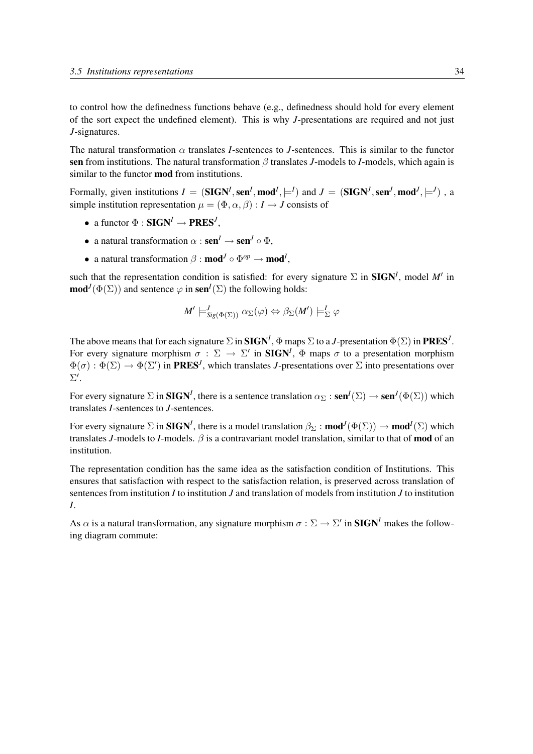to control how the definedness functions behave (e.g., definedness should hold for every element of the sort expect the undefined element). This is why *J*-presentations are required and not just *J*-signatures.

The natural transformation $\alpha$ translates *I*-sentences to *J*-sentences. This is similar to the functor **sen** from institutions. The natural transformation $\beta$ translates *J*-models to *I*-models, which again is similar to the functor **mod** from institutions.

Formally, given institutions $I = (\mathbf{SIGN}^I, \mathbf{sen}^I, \mathbf{mod}^I, \models^I)$ and $J = (\mathbf{SIGN}^J, \mathbf{sen}^J, \mathbf{mod}^J, \models^J)$ , a simple institution representation $\mu = (\Phi, \alpha, \beta) : I \to J$ consists of

- a functor $\Phi : \mathbf{SIGN}^I \to \mathbf{PRES}^J$,
- a natural transformation $\alpha : \mathbf{sen}^I \to \mathbf{sen}^J \circ \Phi$,
- a natural transformation $\beta : \mathbf{mod}^J \circ \Phi^{op} \to \mathbf{mod}^I$,

such that the representation condition is satisfied: for every signature $\Sigma$ in $\mathbf{SIGN}^I$, model $M'$ in $\mathbf{mod}^J(\Phi(\Sigma))$ and sentence $\varphi$ in $\mathbf{sen}^I(\Sigma)$ the following holds:

$$M' \models^J_{Sig(\Phi(\Sigma))} \alpha_\Sigma(\varphi) \Leftrightarrow \beta_\Sigma(M') \models^I_\Sigma \varphi$$

The above means that for each signature $\Sigma$ in $\mathbf{SIGN}^I$, $\Phi$ maps $\Sigma$ to a *J*-presentation $\Phi(\Sigma)$ in $\mathbf{PRES}^J$. For every signature morphism $\sigma : \Sigma \to \Sigma'$ in $\mathbf{SIGN}^I$, $\Phi$ maps $\sigma$ to a presentation morphism $\Phi(\sigma) : \Phi(\Sigma) \to \Phi(\Sigma')$ in $\mathbf{PRES}^J$, which translates *J*-presentations over $\Sigma$ into presentations over $\Sigma'$.

For every signature $\Sigma$ in $\mathbf{SIGN}^I$, there is a sentence translation $\alpha_\Sigma : \mathbf{sen}^I(\Sigma) \to \mathbf{sen}^J(\Phi(\Sigma))$ which translates *I*-sentences to *J*-sentences.

For every signature $\Sigma$ in $\mathbf{SIGN}^I$, there is a model translation $\beta_\Sigma : \mathbf{mod}^J(\Phi(\Sigma)) \to \mathbf{mod}^I(\Sigma)$ which translates *J*-models to *I*-models. $\beta$ is a contravariant model translation, similar to that of **mod** of an institution.

The representation condition has the same idea as the satisfaction condition of Institutions. This ensures that satisfaction with respect to the satisfaction relation, is preserved across translation of sentences from institution *I* to institution *J* and translation of models from institution *J* to institution *I*.

As $\alpha$ is a natural transformation, any signature morphism $\sigma : \Sigma \to \Sigma'$ in $\mathbf{SIGN}^I$ makes the following diagram commute: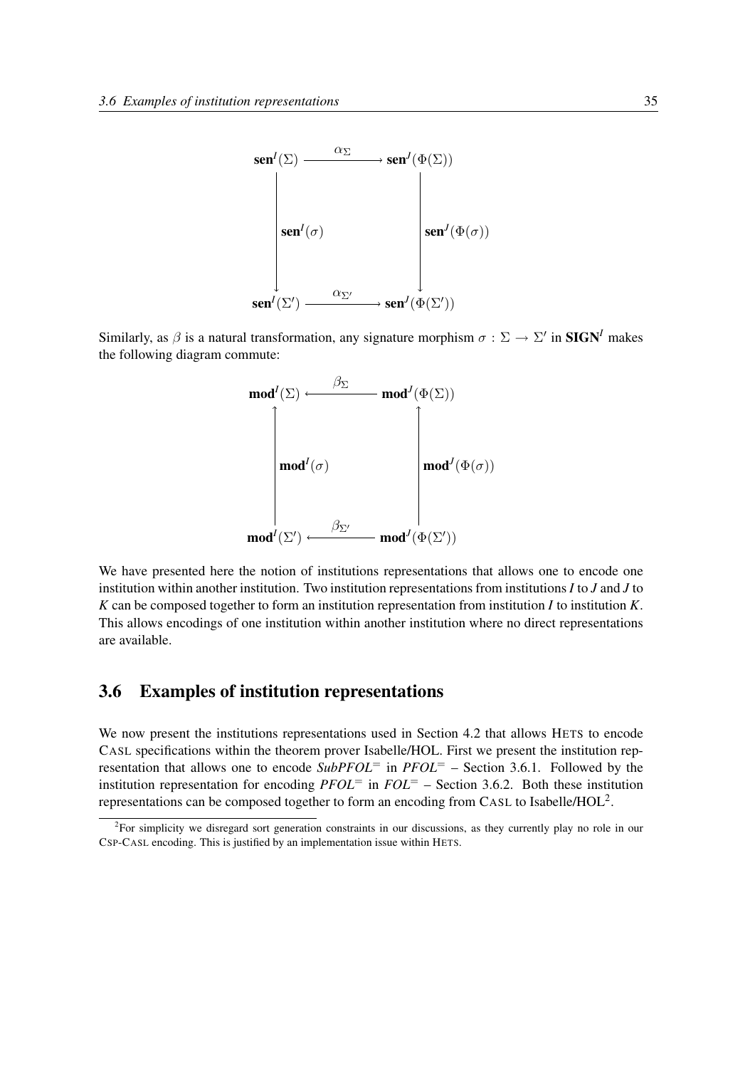$$
\begin{array}{ccc}
\mathbf{sen}^{I}(\Sigma) & \xrightarrow{\alpha_{\Sigma}} & \mathbf{sen}^{J}(\Phi(\Sigma)) \\
\Big\downarrow \mathbf{sen}^{I}(\sigma) & & \Big\downarrow \mathbf{sen}^{J}(\Phi(\sigma)) \\
\mathbf{sen}^{I}(\Sigma') & \xrightarrow{\alpha_{\Sigma'}} & \mathbf{sen}^{J}(\Phi(\Sigma'))
\end{array}
$$

Similarly, as $\beta$ is a natural transformation, any signature morphism $\sigma : \Sigma \to \Sigma'$ in $\mathbf{SIGN}^{I}$ makes the following diagram commute:

$$
\begin{array}{ccc}
\mathbf{mod}^{I}(\Sigma) & \xleftarrow{\beta_{\Sigma}} & \mathbf{mod}^{J}(\Phi(\Sigma)) \\
\Big\uparrow \mathbf{mod}^{I}(\sigma) & & \Big\uparrow \mathbf{mod}^{J}(\Phi(\sigma)) \\
\mathbf{mod}^{I}(\Sigma') & \xleftarrow{\beta_{\Sigma'}} & \mathbf{mod}^{J}(\Phi(\Sigma'))
\end{array}
$$

We have presented here the notion of institutions representations that allows one to encode one institution within another institution. Two institution representations from institutions *I* to *J* and *J* to *K* can be composed together to form an institution representation from institution *I* to institution *K*. This allows encodings of one institution within another institution where no direct representations are available.

## 3.6 Examples of institution representations

We now present the institutions representations used in Section 4.2 that allows HETS to encode CASL specifications within the theorem prover Isabelle/HOL. First we present the institution representation that allows one to encode $SubPFOL^{=}$ in $PFOL^{=}$ – Section 3.6.1. Followed by the institution representation for encoding $PFOL^{=}$ in $FOL^{=}$ – Section 3.6.2. Both these institution representations can be composed together to form an encoding from CASL to Isabelle/HOL[2].

[2] For simplicity we disregard sort generation constraints in our discussions, as they currently play no role in our CSP-CASL encoding. This is justified by an implementation issue within HETS.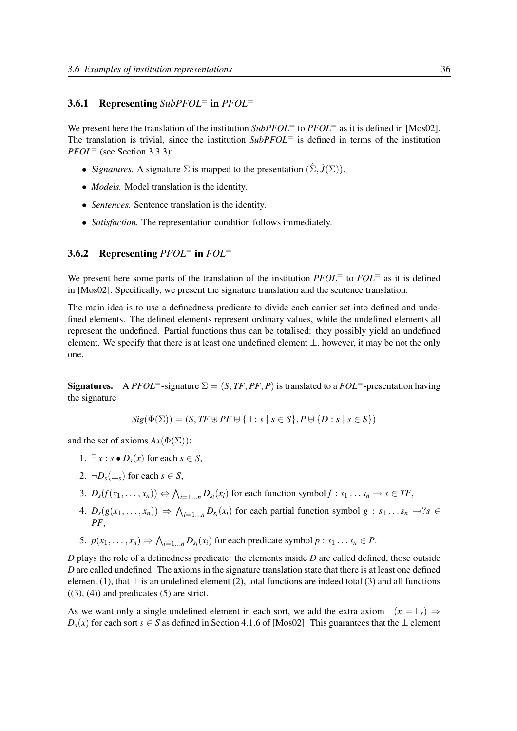### 3.6.1 Representing *SubPFOL*$^=$ in *PFOL*$^=$

We present here the translation of the institution *SubPFOL*$^=$ to *PFOL*$^=$ as it is defined in [Mos02]. The translation is trivial, since the institution *SubPFOL*$^=$ is defined in terms of the institution *PFOL*$^=$ (see Section 3.3.3):

- *Signatures.* A signature $\Sigma$ is mapped to the presentation $(\hat{\Sigma}, \hat{J}(\Sigma))$.
- *Models.* Model translation is the identity.
- *Sentences.* Sentence translation is the identity.
- *Satisfaction.* The representation condition follows immediately.

### 3.6.2 Representing *PFOL*$^=$ in *FOL*$^=$

We present here some parts of the translation of the institution *PFOL*$^=$ to *FOL*$^=$ as it is defined in [Mos02]. Specifically, we present the signature translation and the sentence translation.

The main idea is to use a definedness predicate to divide each carrier set into defined and undefined elements. The defined elements represent ordinary values, while the undefined elements all represent the undefined. Partial functions thus can be totalised: they possibly yield an undefined element. We specify that there is at least one undefined element $\perp$, however, it may be not the only one.

**Signatures.** A *PFOL*$^=$-signature $\Sigma = (S, TF, PF, P)$ is translated to a *FOL*$^=$-presentation having the signature

$$Sig(\Phi(\Sigma)) = (S, TF \uplus PF \uplus \{\perp : s \mid s \in S\}, P \uplus \{D : s \mid s \in S\})$$

and the set of axioms $Ax(\Phi(\Sigma))$:

1. $\exists x : s \bullet D_s(x)$ for each $s \in S$,
2. $\neg D_s(\perp_s)$ for each $s \in S$,
3. $D_s(f(x_1, \ldots, x_n)) \Leftrightarrow \bigwedge_{i=1\ldots n} D_{s_i}(x_i)$ for each function symbol $f : s_1 \ldots s_n \to s \in TF$,
4. $D_s(g(x_1, \ldots, x_n)) \Rightarrow \bigwedge_{i=1\ldots n} D_{s_i}(x_i)$ for each partial function symbol $g : s_1 \ldots s_n \to ?s \in PF$,
5. $p(x_1, \ldots, x_n) \Rightarrow \bigwedge_{i=1\ldots n} D_{s_i}(x_i)$ for each predicate symbol $p : s_1 \ldots s_n \in P$.

$D$ plays the role of a definedness predicate: the elements inside $D$ are called defined, those outside $D$ are called undefined. The axioms in the signature translation state that there is at least one defined element (1), that $\perp$ is an undefined element (2), total functions are indeed total (3) and all functions ((3), (4)) and predicates (5) are strict.

As we want only a single undefined element in each sort, we add the extra axiom $\neg(x = \perp_s) \Rightarrow D_s(x)$ for each sort $s \in S$ as defined in Section 4.1.6 of [Mos02]. This guarantees that the $\perp$ element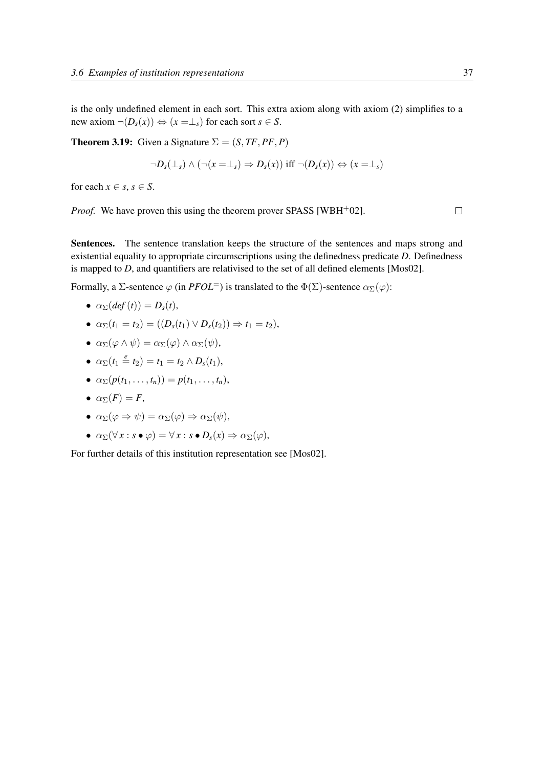is the only undefined element in each sort. This extra axiom along with axiom (2) simplifies to a new axiom $\neg(D_s(x)) \Leftrightarrow (x =\perp_s)$ for each sort $s \in S$.

**Theorem 3.19:** Given a Signature $\Sigma = (S, TF, PF, P)$

$$\neg D_s(\perp_s) \wedge (\neg(x =\perp_s) \Rightarrow D_s(x)) \text{ iff } \neg(D_s(x)) \Leftrightarrow (x =\perp_s)$$

for each $x \in s$, $s \in S$.

*Proof.* We have proven this using the theorem prover SPASS [WBH+02]. □

**Sentences.** The sentence translation keeps the structure of the sentences and maps strong and existential equality to appropriate circumscriptions using the definedness predicate $D$. Definedness is mapped to $D$, and quantifiers are relativised to the set of all defined elements [Mos02].

Formally, a $\Sigma$-sentence $\varphi$ (in $PFOL^{=}$) is translated to the $\Phi(\Sigma)$-sentence $\alpha_\Sigma(\varphi)$:

- $\alpha_\Sigma(def(t)) = D_s(t)$,
- $\alpha_\Sigma(t_1 = t_2) = ((D_s(t_1) \vee D_s(t_2)) \Rightarrow t_1 = t_2)$,
- $\alpha_\Sigma(\varphi \wedge \psi) = \alpha_\Sigma(\varphi) \wedge \alpha_\Sigma(\psi)$,
- $\alpha_\Sigma(t_1 \stackrel{e}{=} t_2) = t_1 = t_2 \wedge D_s(t_1)$,
- $\alpha_\Sigma(p(t_1, \ldots, t_n)) = p(t_1, \ldots, t_n)$,
- $\alpha_\Sigma(F) = F$,
- $\alpha_\Sigma(\varphi \Rightarrow \psi) = \alpha_\Sigma(\varphi) \Rightarrow \alpha_\Sigma(\psi)$,
- $\alpha_\Sigma(\forall x : s \bullet \varphi) = \forall x : s \bullet D_s(x) \Rightarrow \alpha_\Sigma(\varphi)$,

For further details of this institution representation see [Mos02].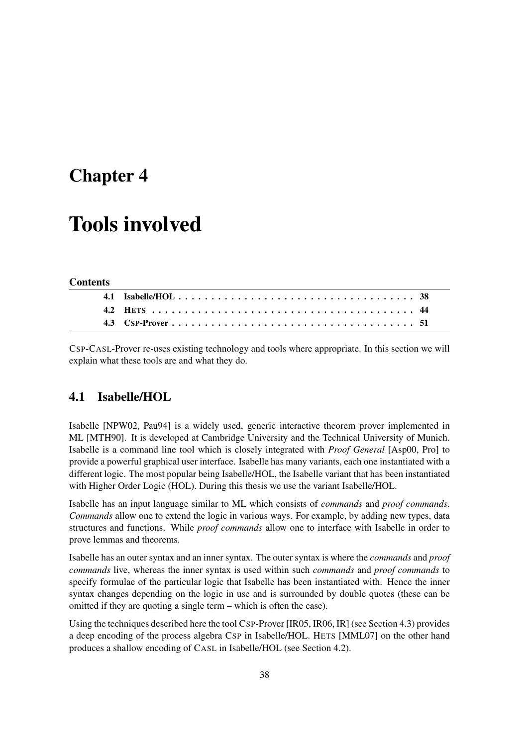# Chapter 4

# Tools involved

**Contents**

| | | |
|---|---|---|
| **4.1** | **Isabelle/HOL** | **38** |
| **4.2** | **HETS** | **44** |
| **4.3** | **CSP-Prover** | **51** |

CSP-CASL-Prover re-uses existing technology and tools where appropriate. In this section we will explain what these tools are and what they do.

## 4.1 Isabelle/HOL

Isabelle [NPW02, Pau94] is a widely used, generic interactive theorem prover implemented in ML [MTH90]. It is developed at Cambridge University and the Technical University of Munich. Isabelle is a command line tool which is closely integrated with *Proof General* [Asp00, Pro] to provide a powerful graphical user interface. Isabelle has many variants, each one instantiated with a different logic. The most popular being Isabelle/HOL, the Isabelle variant that has been instantiated with Higher Order Logic (HOL). During this thesis we use the variant Isabelle/HOL.

Isabelle has an input language similar to ML which consists of *commands* and *proof commands*. *Commands* allow one to extend the logic in various ways. For example, by adding new types, data structures and functions. While *proof commands* allow one to interface with Isabelle in order to prove lemmas and theorems.

Isabelle has an outer syntax and an inner syntax. The outer syntax is where the *commands* and *proof commands* live, whereas the inner syntax is used within such *commands* and *proof commands* to specify formulae of the particular logic that Isabelle has been instantiated with. Hence the inner syntax changes depending on the logic in use and is surrounded by double quotes (these can be omitted if they are quoting a single term – which is often the case).

Using the techniques described here the tool CSP-Prover [IR05, IR06, IR] (see Section 4.3) provides a deep encoding of the process algebra CSP in Isabelle/HOL. HETS [MML07] on the other hand produces a shallow encoding of CASL in Isabelle/HOL (see Section 4.2).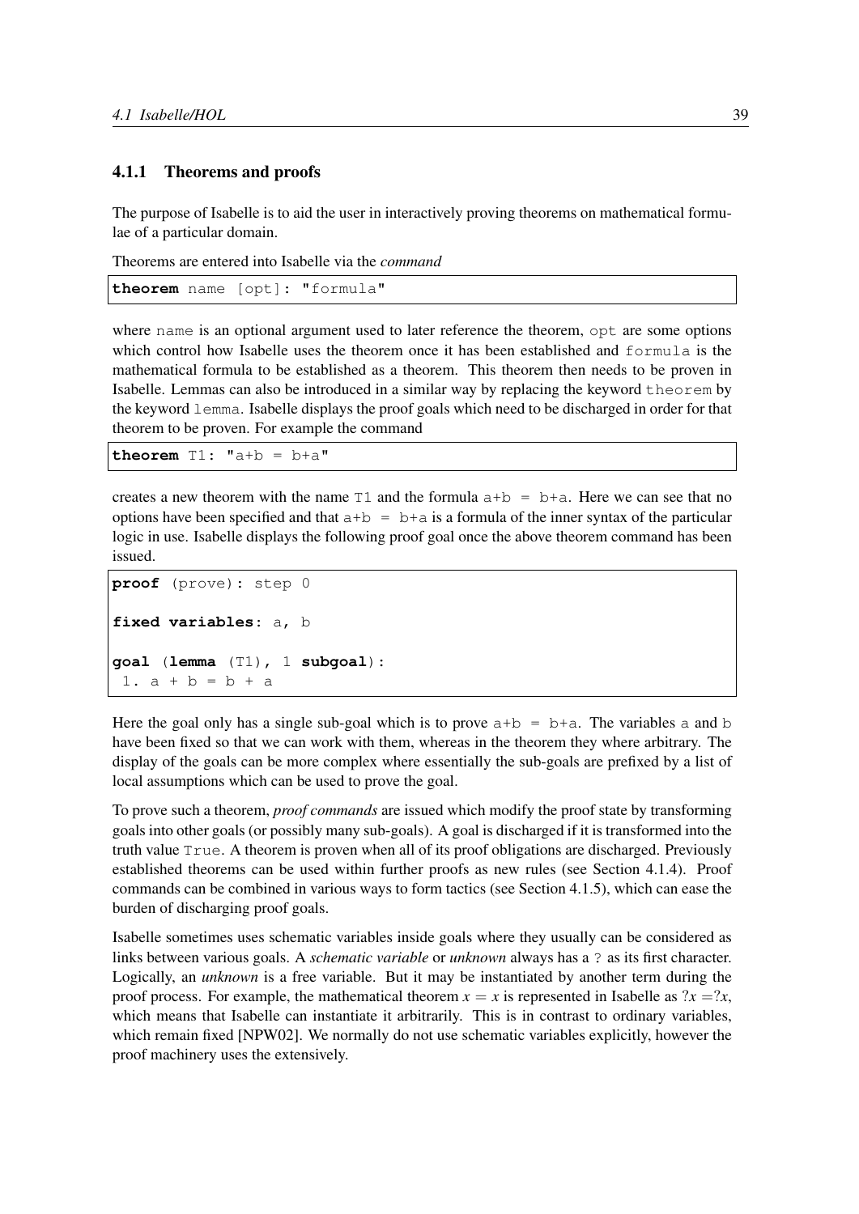### 4.1.1 Theorems and proofs

The purpose of Isabelle is to aid the user in interactively proving theorems on mathematical formulae of a particular domain.

Theorems are entered into Isabelle via the *command*

```
theorem name [opt]: "formula"
```

where `name` is an optional argument used to later reference the theorem, `opt` are some options which control how Isabelle uses the theorem once it has been established and `formula` is the mathematical formula to be established as a theorem. This theorem then needs to be proven in Isabelle. Lemmas can also be introduced in a similar way by replacing the keyword `theorem` by the keyword `lemma`. Isabelle displays the proof goals which need to be discharged in order for that theorem to be proven. For example the command

```
theorem T1: "a+b = b+a"
```

creates a new theorem with the name `T1` and the formula `a+b = b+a`. Here we can see that no options have been specified and that `a+b = b+a` is a formula of the inner syntax of the particular logic in use. Isabelle displays the following proof goal once the above theorem command has been issued.

```
proof (prove): step 0

fixed variables: a, b

goal (lemma (T1), 1 subgoal):
 1. a + b = b + a
```

Here the goal only has a single sub-goal which is to prove `a+b = b+a`. The variables `a` and `b` have been fixed so that we can work with them, whereas in the theorem they where arbitrary. The display of the goals can be more complex where essentially the sub-goals are prefixed by a list of local assumptions which can be used to prove the goal.

To prove such a theorem, *proof commands* are issued which modify the proof state by transforming goals into other goals (or possibly many sub-goals). A goal is discharged if it is transformed into the truth value `True`. A theorem is proven when all of its proof obligations are discharged. Previously established theorems can be used within further proofs as new rules (see Section 4.1.4). Proof commands can be combined in various ways to form tactics (see Section 4.1.5), which can ease the burden of discharging proof goals.

Isabelle sometimes uses schematic variables inside goals where they usually can be considered as links between various goals. A *schematic variable* or *unknown* always has a `?` as its first character. Logically, an *unknown* is a free variable. But it may be instantiated by another term during the proof process. For example, the mathematical theorem $x = x$ is represented in Isabelle as $?x = ?x$, which means that Isabelle can instantiate it arbitrarily. This is in contrast to ordinary variables, which remain fixed [NPW02]. We normally do not use schematic variables explicitly, however the proof machinery uses the extensively.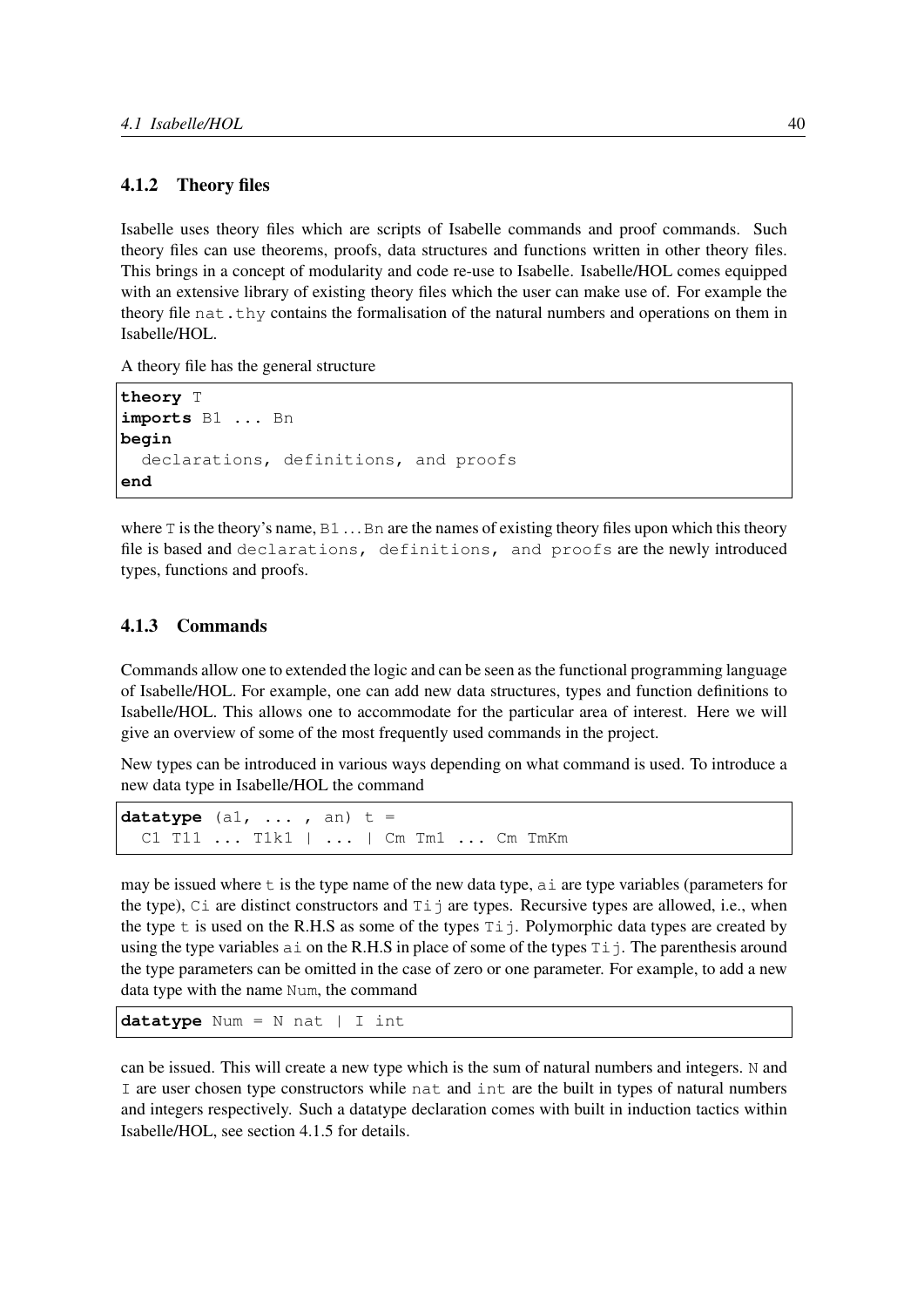### 4.1.2 Theory files

Isabelle uses theory files which are scripts of Isabelle commands and proof commands. Such theory files can use theorems, proofs, data structures and functions written in other theory files. This brings in a concept of modularity and code re-use to Isabelle. Isabelle/HOL comes equipped with an extensive library of existing theory files which the user can make use of. For example the theory file `nat.thy` contains the formalisation of the natural numbers and operations on them in Isabelle/HOL.

A theory file has the general structure

```
theory T
imports B1 ... Bn
begin
  declarations, definitions, and proofs
end
```

where `T` is the theory's name, `B1 ... Bn` are the names of existing theory files upon which this theory file is based and `declarations, definitions, and proofs` are the newly introduced types, functions and proofs.

### 4.1.3 Commands

Commands allow one to extended the logic and can be seen as the functional programming language of Isabelle/HOL. For example, one can add new data structures, types and function definitions to Isabelle/HOL. This allows one to accommodate for the particular area of interest. Here we will give an overview of some of the most frequently used commands in the project.

New types can be introduced in various ways depending on what command is used. To introduce a new data type in Isabelle/HOL the command

```
datatype (a1, ... , an) t =
  C1 T11 ... T1k1 | ... | Cm Tm1 ... Cm TmKm
```

may be issued where `t` is the type name of the new data type, `ai` are type variables (parameters for the type), `Ci` are distinct constructors and `Tij` are types. Recursive types are allowed, i.e., when the type `t` is used on the R.H.S as some of the types `Tij`. Polymorphic data types are created by using the type variables `ai` on the R.H.S in place of some of the types `Tij`. The parenthesis around the type parameters can be omitted in the case of zero or one parameter. For example, to add a new data type with the name `Num`, the command

```
datatype Num = N nat | I int
```

can be issued. This will create a new type which is the sum of natural numbers and integers. `N` and `I` are user chosen type constructors while `nat` and `int` are the built in types of natural numbers and integers respectively. Such a datatype declaration comes with built in induction tactics within Isabelle/HOL, see section 4.1.5 for details.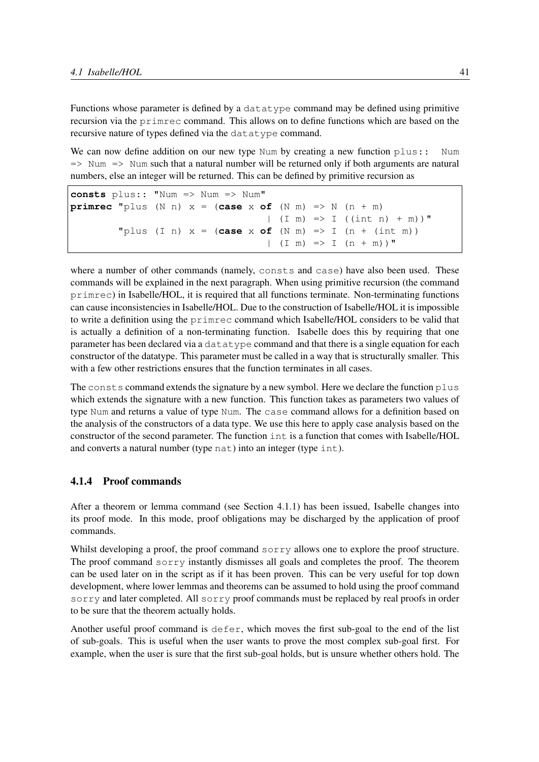Functions whose parameter is defined by a `datatype` command may be defined using primitive recursion via the `primrec` command. This allows on to define functions which are based on the recursive nature of types defined via the `datatype` command.

We can now define addition on our new type `Num` by creating a new function `plus:: Num => Num => Num` such that a natural number will be returned only if both arguments are natural numbers, else an integer will be returned. This can be defined by primitive recursion as

```
consts plus:: "Num => Num => Num"
primrec "plus (N n) x = (case x of (N m) => N (n + m)
                                  | (I m) => I ((int n) + m))"
        "plus (I n) x = (case x of (N m) => I (n + (int m))
                                  | (I m) => I (n + m))"
```

where a number of other commands (namely, `consts` and `case`) have also been used. These commands will be explained in the next paragraph. When using primitive recursion (the command `primrec`) in Isabelle/HOL, it is required that all functions terminate. Non-terminating functions can cause inconsistencies in Isabelle/HOL. Due to the construction of Isabelle/HOL it is impossible to write a definition using the `primrec` command which Isabelle/HOL considers to be valid that is actually a definition of a non-terminating function. Isabelle does this by requiring that one parameter has been declared via a `datatype` command and that there is a single equation for each constructor of the datatype. This parameter must be called in a way that is structurally smaller. This with a few other restrictions ensures that the function terminates in all cases.

The `consts` command extends the signature by a new symbol. Here we declare the function `plus` which extends the signature with a new function. This function takes as parameters two values of type `Num` and returns a value of type `Num`. The `case` command allows for a definition based on the analysis of the constructors of a data type. We use this here to apply case analysis based on the constructor of the second parameter. The function `int` is a function that comes with Isabelle/HOL and converts a natural number (type `nat`) into an integer (type `int`).

### 4.1.4 Proof commands

After a theorem or lemma command (see Section 4.1.1) has been issued, Isabelle changes into its proof mode. In this mode, proof obligations may be discharged by the application of proof commands.

Whilst developing a proof, the proof command `sorry` allows one to explore the proof structure. The proof command `sorry` instantly dismisses all goals and completes the proof. The theorem can be used later on in the script as if it has been proven. This can be very useful for top down development, where lower lemmas and theorems can be assumed to hold using the proof command `sorry` and later completed. All `sorry` proof commands must be replaced by real proofs in order to be sure that the theorem actually holds.

Another useful proof command is `defer`, which moves the first sub-goal to the end of the list of sub-goals. This is useful when the user wants to prove the most complex sub-goal first. For example, when the user is sure that the first sub-goal holds, but is unsure whether others hold. The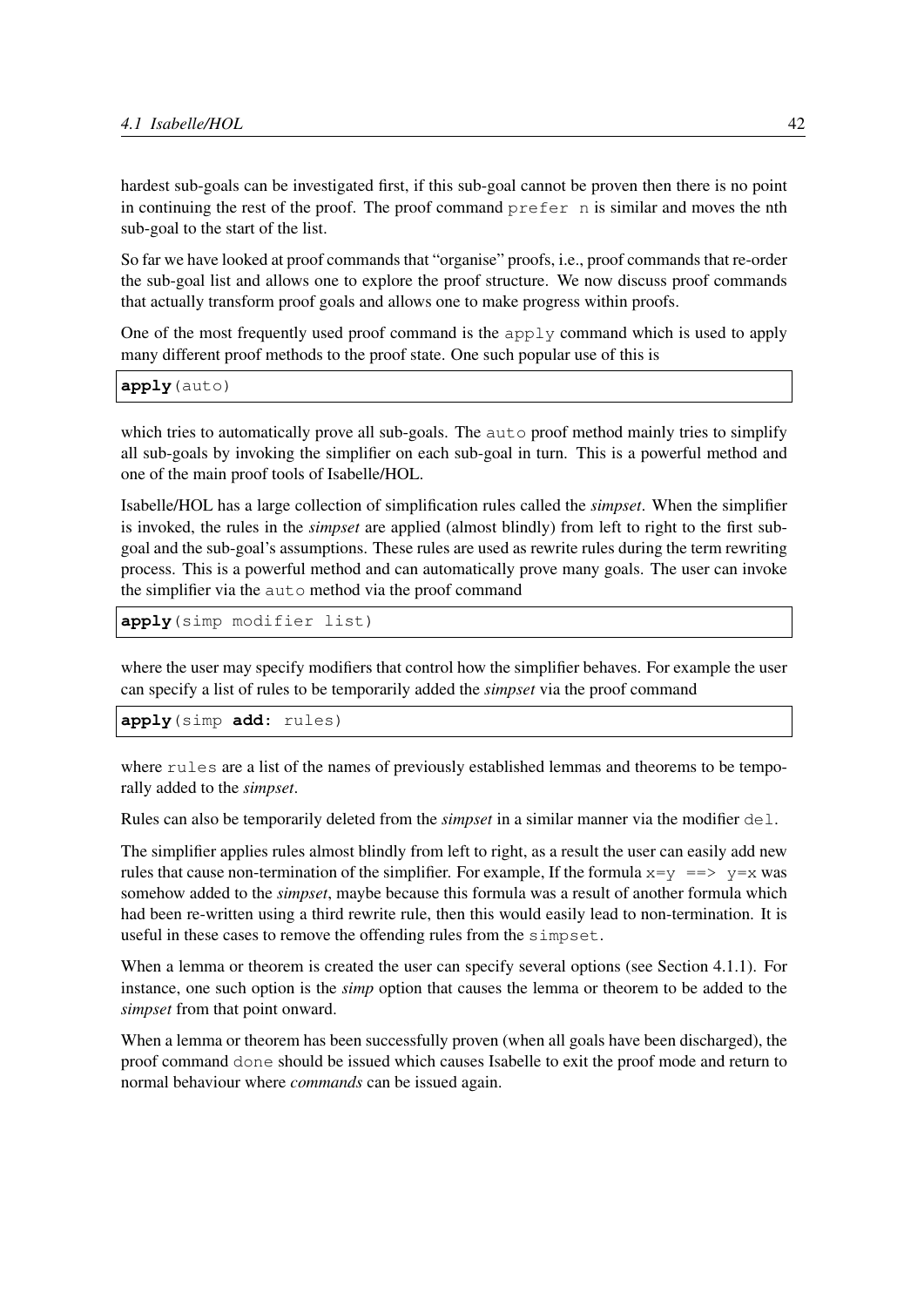hardest sub-goals can be investigated first, if this sub-goal cannot be proven then there is no point in continuing the rest of the proof. The proof command `prefer n` is similar and moves the nth sub-goal to the start of the list.

So far we have looked at proof commands that "organise" proofs, i.e., proof commands that re-order the sub-goal list and allows one to explore the proof structure. We now discuss proof commands that actually transform proof goals and allows one to make progress within proofs.

One of the most frequently used proof command is the `apply` command which is used to apply many different proof methods to the proof state. One such popular use of this is

```
apply(auto)
```

which tries to automatically prove all sub-goals. The `auto` proof method mainly tries to simplify all sub-goals by invoking the simplifier on each sub-goal in turn. This is a powerful method and one of the main proof tools of Isabelle/HOL.

Isabelle/HOL has a large collection of simplification rules called the *simpset*. When the simplifier is invoked, the rules in the *simpset* are applied (almost blindly) from left to right to the first sub-goal and the sub-goal's assumptions. These rules are used as rewrite rules during the term rewriting process. This is a powerful method and can automatically prove many goals. The user can invoke the simplifier via the `auto` method via the proof command

```
apply(simp modifier list)
```

where the user may specify modifiers that control how the simplifier behaves. For example the user can specify a list of rules to be temporarily added the *simpset* via the proof command

```
apply(simp add: rules)
```

where `rules` are a list of the names of previously established lemmas and theorems to be temporally added to the *simpset*.

Rules can also be temporarily deleted from the *simpset* in a similar manner via the modifier `del`.

The simplifier applies rules almost blindly from left to right, as a result the user can easily add new rules that cause non-termination of the simplifier. For example, If the formula `x=y ==> y=x` was somehow added to the *simpset*, maybe because this formula was a result of another formula which had been re-written using a third rewrite rule, then this would easily lead to non-termination. It is useful in these cases to remove the offending rules from the `simpset`.

When a lemma or theorem is created the user can specify several options (see Section 4.1.1). For instance, one such option is the *simp* option that causes the lemma or theorem to be added to the *simpset* from that point onward.

When a lemma or theorem has been successfully proven (when all goals have been discharged), the proof command `done` should be issued which causes Isabelle to exit the proof mode and return to normal behaviour where *commands* can be issued again.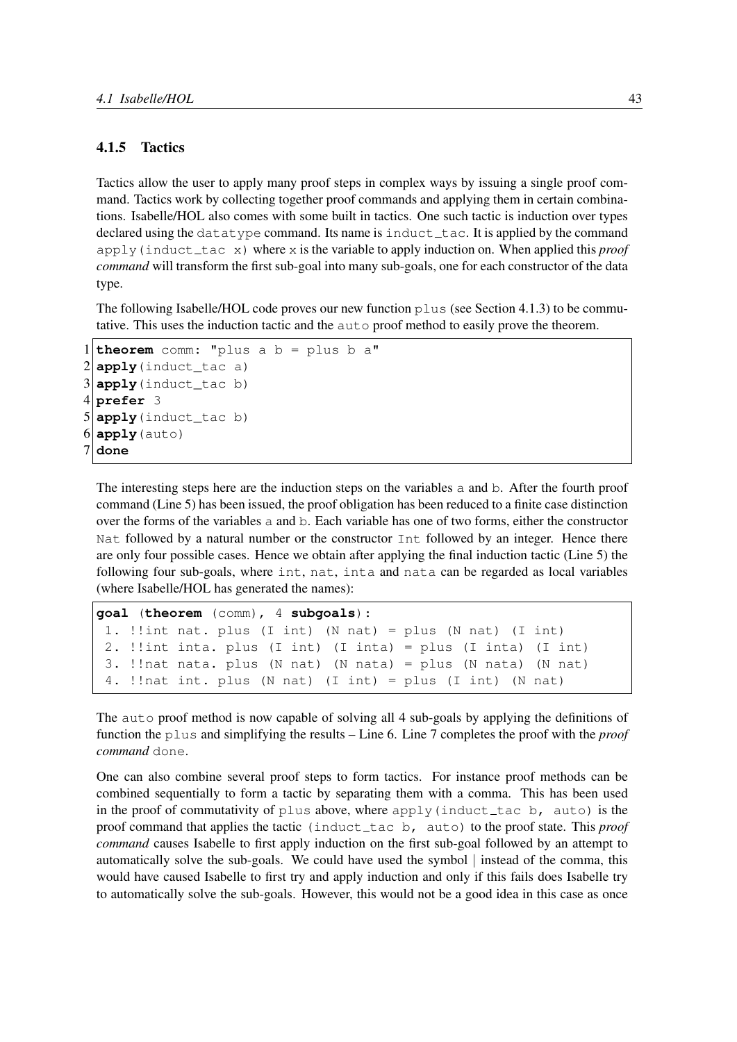### 4.1.5 Tactics

Tactics allow the user to apply many proof steps in complex ways by issuing a single proof command. Tactics work by collecting together proof commands and applying them in certain combinations. Isabelle/HOL also comes with some built in tactics. One such tactic is induction over types declared using the `datatype` command. Its name is `induct_tac`. It is applied by the command `apply(induct_tac x)` where `x` is the variable to apply induction on. When applied this *proof command* will transform the first sub-goal into many sub-goals, one for each constructor of the data type.

The following Isabelle/HOL code proves our new function `plus` (see Section 4.1.3) to be commutative. This uses the induction tactic and the `auto` proof method to easily prove the theorem.

```
1 theorem comm: "plus a b = plus b a"
2 apply(induct_tac a)
3 apply(induct_tac b)
4 prefer 3
5 apply(induct_tac b)
6 apply(auto)
7 done
```

The interesting steps here are the induction steps on the variables `a` and `b`. After the fourth proof command (Line 5) has been issued, the proof obligation has been reduced to a finite case distinction over the forms of the variables `a` and `b`. Each variable has one of two forms, either the constructor `Nat` followed by a natural number or the constructor `Int` followed by an integer. Hence there are only four possible cases. Hence we obtain after applying the final induction tactic (Line 5) the following four sub-goals, where `int`, `nat`, `inta` and `nata` can be regarded as local variables (where Isabelle/HOL has generated the names):

```
goal (theorem (comm), 4 subgoals):
 1. !!int nat. plus (I int) (N nat) = plus (N nat) (I int)
 2. !!int inta. plus (I int) (I inta) = plus (I inta) (I int)
 3. !!nat nata. plus (N nat) (N nata) = plus (N nata) (N nat)
 4. !!nat int. plus (N nat) (I int) = plus (I int) (N nat)
```

The `auto` proof method is now capable of solving all 4 sub-goals by applying the definitions of function the `plus` and simplifying the results – Line 6. Line 7 completes the proof with the *proof command* `done`.

One can also combine several proof steps to form tactics. For instance proof methods can be combined sequentially to form a tactic by separating them with a comma. This has been used in the proof of commutativity of `plus` above, where `apply(induct_tac b, auto)` is the proof command that applies the tactic `(induct_tac b, auto)` to the proof state. This *proof command* causes Isabelle to first apply induction on the first sub-goal followed by an attempt to automatically solve the sub-goals. We could have used the symbol | instead of the comma, this would have caused Isabelle to first try and apply induction and only if this fails does Isabelle try to automatically solve the sub-goals. However, this would not be a good idea in this case as once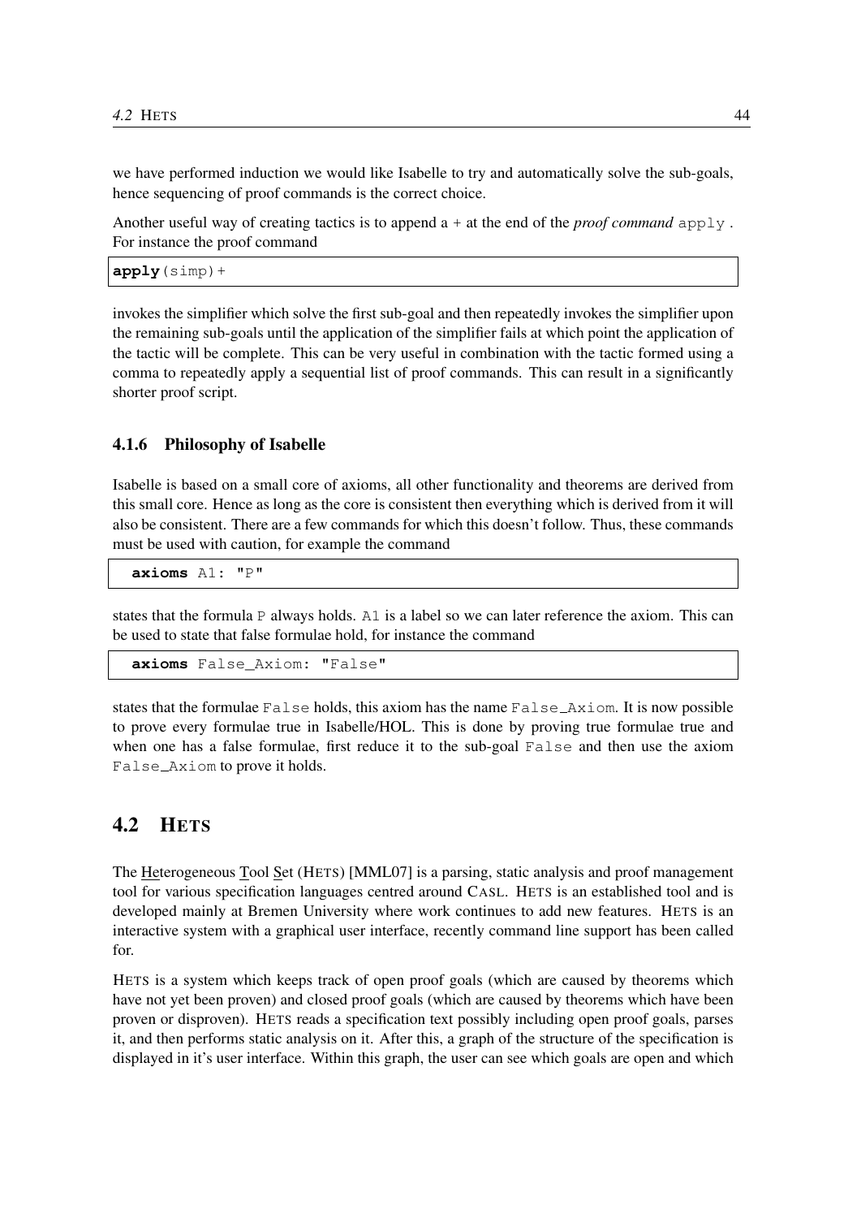we have performed induction we would like Isabelle to try and automatically solve the sub-goals, hence sequencing of proof commands is the correct choice.

Another useful way of creating tactics is to append a `+` at the end of the *proof command* `apply` . For instance the proof command

```
apply(simp)+
```

invokes the simplifier which solve the first sub-goal and then repeatedly invokes the simplifier upon the remaining sub-goals until the application of the simplifier fails at which point the application of the tactic will be complete. This can be very useful in combination with the tactic formed using a comma to repeatedly apply a sequential list of proof commands. This can result in a significantly shorter proof script.

### 4.1.6 Philosophy of Isabelle

Isabelle is based on a small core of axioms, all other functionality and theorems are derived from this small core. Hence as long as the core is consistent then everything which is derived from it will also be consistent. There are a few commands for which this doesn't follow. Thus, these commands must be used with caution, for example the command

```
axioms A1: "P"
```

states that the formula `P` always holds. `A1` is a label so we can later reference the axiom. This can be used to state that false formulae hold, for instance the command

```
axioms False_Axiom: "False"
```

states that the formulae `False` holds, this axiom has the name `False_Axiom`. It is now possible to prove every formulae true in Isabelle/HOL. This is done by proving true formulae true and when one has a false formulae, first reduce it to the sub-goal `False` and then use the axiom `False_Axiom` to prove it holds.

## 4.2 HETS

The Heterogeneous Tool Set (HETS) [MML07] is a parsing, static analysis and proof management tool for various specification languages centred around CASL. HETS is an established tool and is developed mainly at Bremen University where work continues to add new features. HETS is an interactive system with a graphical user interface, recently command line support has been called for.

HETS is a system which keeps track of open proof goals (which are caused by theorems which have not yet been proven) and closed proof goals (which are caused by theorems which have been proven or disproven). HETS reads a specification text possibly including open proof goals, parses it, and then performs static analysis on it. After this, a graph of the structure of the specification is displayed in it's user interface. Within this graph, the user can see which goals are open and which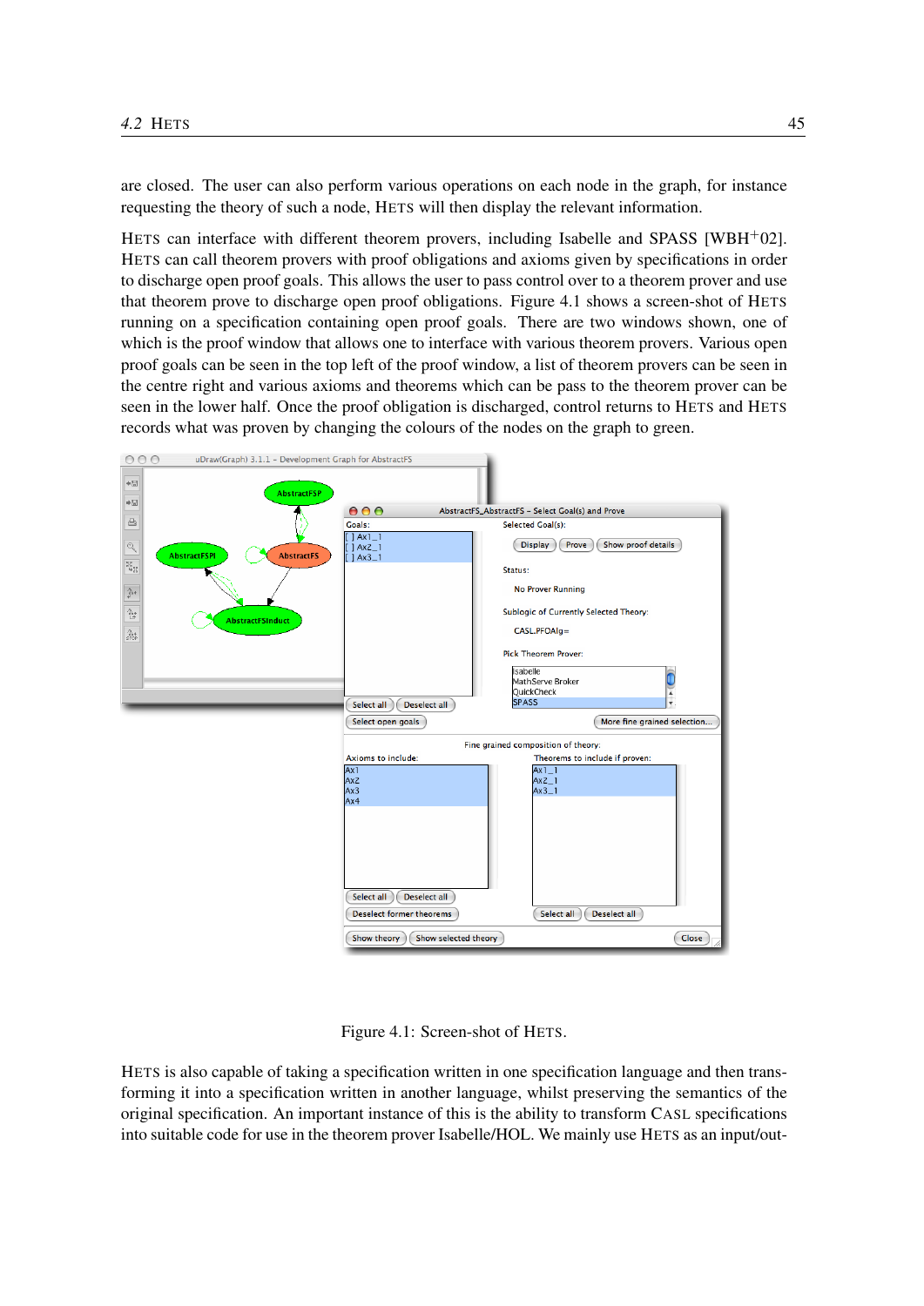are closed. The user can also perform various operations on each node in the graph, for instance requesting the theory of such a node, HETS will then display the relevant information.

HETS can interface with different theorem provers, including Isabelle and SPASS [WBH+02]. HETS can call theorem provers with proof obligations and axioms given by specifications in order to discharge open proof goals. This allows the user to pass control over to a theorem prover and use that theorem prove to discharge open proof obligations. Figure 4.1 shows a screen-shot of HETS running on a specification containing open proof goals. There are two windows shown, one of which is the proof window that allows one to interface with various theorem provers. Various open proof goals can be seen in the top left of the proof window, a list of theorem provers can be seen in the centre right and various axioms and theorems which can be pass to the theorem prover can be seen in the lower half. Once the proof obligation is discharged, control returns to HETS and HETS records what was proven by changing the colours of the nodes on the graph to green.

Figure 4.1: Screen-shot of HETS.

HETS is also capable of taking a specification written in one specification language and then transforming it into a specification written in another language, whilst preserving the semantics of the original specification. An important instance of this is the ability to transform CASL specifications into suitable code for use in the theorem prover Isabelle/HOL. We mainly use HETS as an input/out-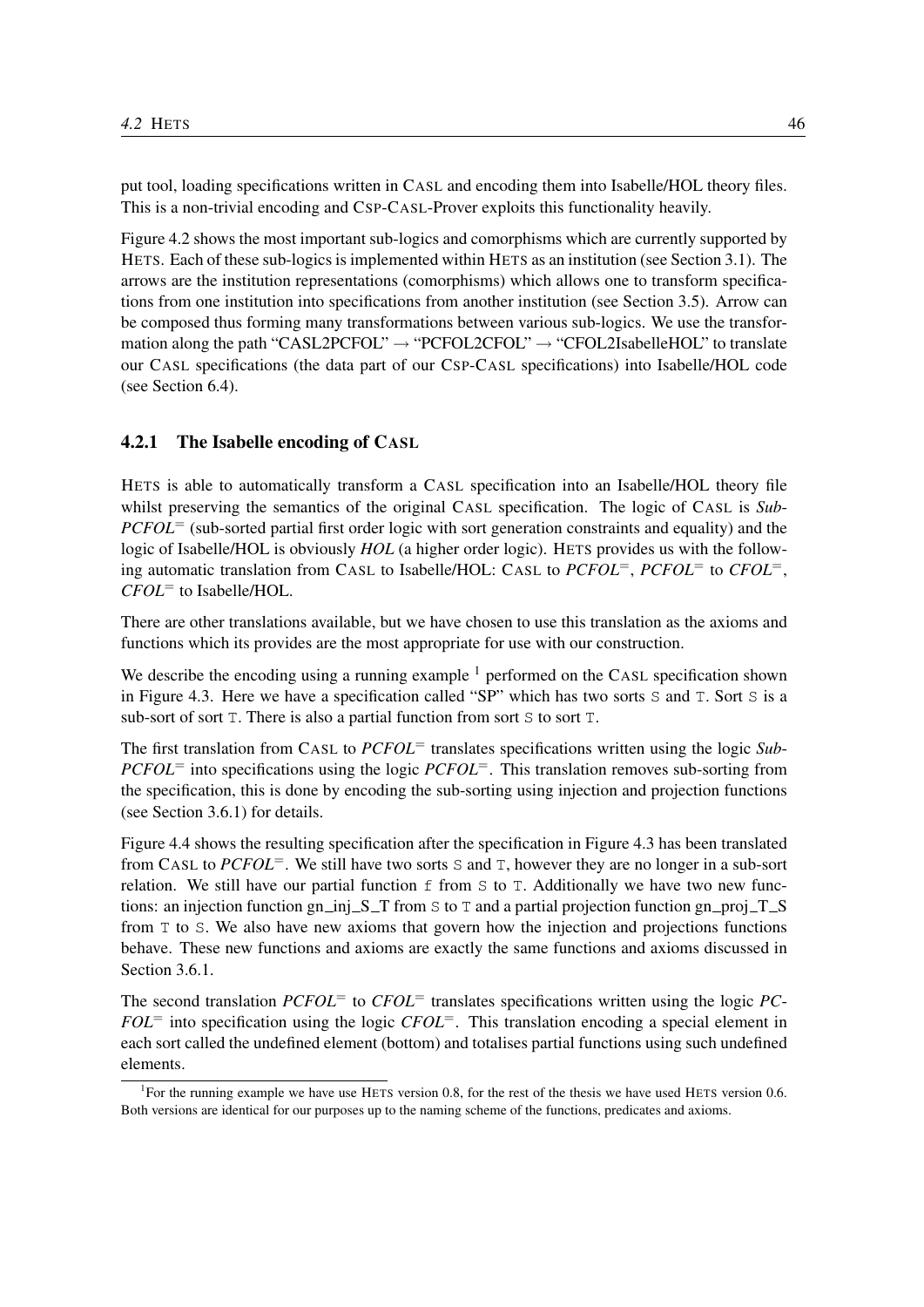put tool, loading specifications written in CASL and encoding them into Isabelle/HOL theory files. This is a non-trivial encoding and CSP-CASL-Prover exploits this functionality heavily.

Figure 4.2 shows the most important sub-logics and comorphisms which are currently supported by HETS. Each of these sub-logics is implemented within HETS as an institution (see Section 3.1). The arrows are the institution representations (comorphisms) which allows one to transform specifications from one institution into specifications from another institution (see Section 3.5). Arrow can be composed thus forming many transformations between various sub-logics. We use the transformation along the path "CASL2PCFOL" → "PCFOL2CFOL" → "CFOL2IsabelleHOL" to translate our CASL specifications (the data part of our CSP-CASL specifications) into Isabelle/HOL code (see Section 6.4).

### 4.2.1 The Isabelle encoding of CASL

HETS is able to automatically transform a CASL specification into an Isabelle/HOL theory file whilst preserving the semantics of the original CASL specification. The logic of CASL is *Sub-PCFOL*$^=$ (sub-sorted partial first order logic with sort generation constraints and equality) and the logic of Isabelle/HOL is obviously *HOL* (a higher order logic). HETS provides us with the following automatic translation from CASL to Isabelle/HOL: CASL to *PCFOL*$^=$, *PCFOL*$^=$ to *CFOL*$^=$, *CFOL*$^=$ to Isabelle/HOL.

There are other translations available, but we have chosen to use this translation as the axioms and functions which its provides are the most appropriate for use with our construction.

We describe the encoding using a running example [1] performed on the CASL specification shown in Figure 4.3. Here we have a specification called "SP" which has two sorts `S` and `T`. Sort `S` is a sub-sort of sort `T`. There is also a partial function from sort `S` to sort `T`.

The first translation from CASL to *PCFOL*$^=$ translates specifications written using the logic *Sub-PCFOL*$^=$ into specifications using the logic *PCFOL*$^=$. This translation removes sub-sorting from the specification, this is done by encoding the sub-sorting using injection and projection functions (see Section 3.6.1) for details.

Figure 4.4 shows the resulting specification after the specification in Figure 4.3 has been translated from CASL to *PCFOL*$^=$. We still have two sorts `S` and `T`, however they are no longer in a sub-sort relation. We still have our partial function `f` from `S` to `T`. Additionally we have two new functions: an injection function gn_inj_S_T from `S` to `T` and a partial projection function gn_proj_T_S from `T` to `S`. We also have new axioms that govern how the injection and projections functions behave. These new functions and axioms are exactly the same functions and axioms discussed in Section 3.6.1.

The second translation *PCFOL*$^=$ to *CFOL*$^=$ translates specifications written using the logic *PCFOL*$^=$ into specification using the logic *CFOL*$^=$. This translation encoding a special element in each sort called the undefined element (bottom) and totalises partial functions using such undefined elements.

[1] For the running example we have use HETS version 0.8, for the rest of the thesis we have used HETS version 0.6. Both versions are identical for our purposes up to the naming scheme of the functions, predicates and axioms.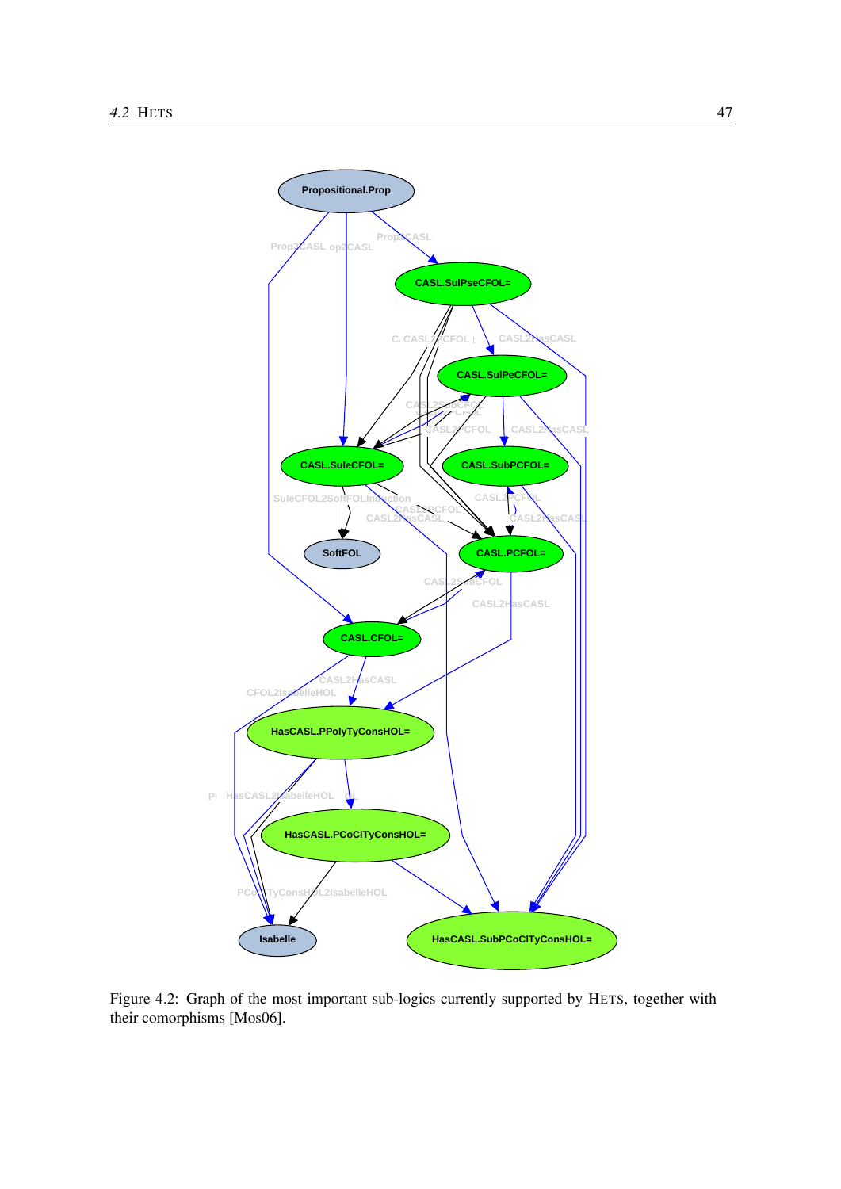Figure 4.2: Graph of the most important sub-logics currently supported by HETS, together with their comorphisms [Mos06].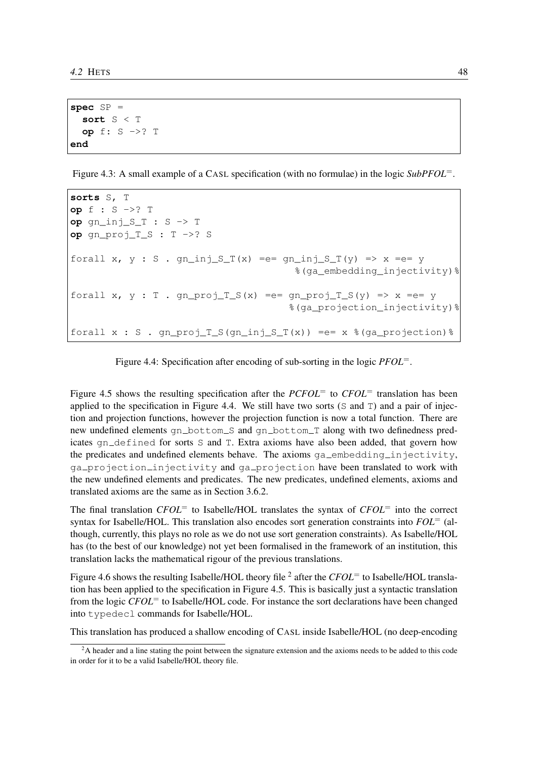```
spec SP =
  sort S < T
  op f: S ->? T
end
```

Figure 4.3: A small example of a CASL specification (with no formulae) in the logic *SubPFOL*$^=$.

```
sorts S, T
op f : S ->? T
op gn_inj_S_T : S -> T
op gn_proj_T_S : T ->? S

forall x, y : S . gn_inj_S_T(x) =e= gn_inj_S_T(y) => x =e= y
                                      %(ga_embedding_injectivity)%

forall x, y : T . gn_proj_T_S(x) =e= gn_proj_T_S(y) => x =e= y
                                     %(ga_projection_injectivity)%

forall x : S . gn_proj_T_S(gn_inj_S_T(x)) =e= x %(ga_projection)%
```

Figure 4.4: Specification after encoding of sub-sorting in the logic *PFOL*$^=$.

Figure 4.5 shows the resulting specification after the *PCFOL*$^=$ to *CFOL*$^=$ translation has been applied to the specification in Figure 4.4. We still have two sorts (S and T) and a pair of injection and projection functions, however the projection function is now a total function. There are new undefined elements gn_bottom_S and gn_bottom_T along with two definedness predicates gn_defined for sorts S and T. Extra axioms have also been added, that govern how the predicates and undefined elements behave. The axioms ga_embedding_injectivity, ga_projection_injectivity and ga_projection have been translated to work with the new undefined elements and predicates. The new predicates, undefined elements, axioms and translated axioms are the same as in Section 3.6.2.

The final translation *CFOL*$^=$ to Isabelle/HOL translates the syntax of *CFOL*$^=$ into the correct syntax for Isabelle/HOL. This translation also encodes sort generation constraints into *FOL*$^=$ (although, currently, this plays no role as we do not use sort generation constraints). As Isabelle/HOL has (to the best of our knowledge) not yet been formalised in the framework of an institution, this translation lacks the mathematical rigour of the previous translations.

Figure 4.6 shows the resulting Isabelle/HOL theory file [2] after the *CFOL*$^=$ to Isabelle/HOL translation has been applied to the specification in Figure 4.5. This is basically just a syntactic translation from the logic *CFOL*$^=$ to Isabelle/HOL code. For instance the sort declarations have been changed into typedecl commands for Isabelle/HOL.

This translation has produced a shallow encoding of CASL inside Isabelle/HOL (no deep-encoding

[2] A header and a line stating the point between the signature extension and the axioms needs to be added to this code in order for it to be a valid Isabelle/HOL theory file.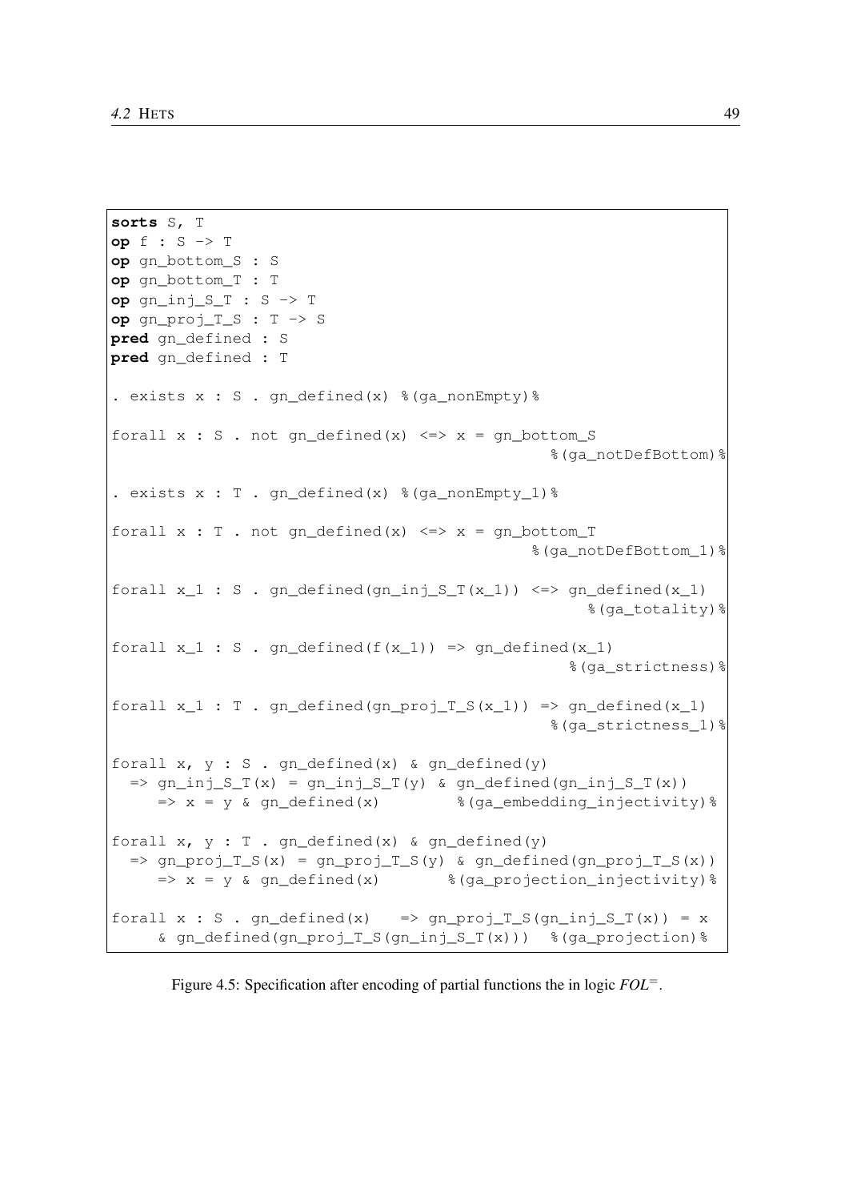```
sorts S, T
op f : S -> T
op gn_bottom_S : S
op gn_bottom_T : T
op gn_inj_S_T : S -> T
op gn_proj_T_S : T -> S
pred gn_defined : S
pred gn_defined : T

. exists x : S . gn_defined(x) %(ga_nonEmpty)%

forall x : S . not gn_defined(x) <=> x = gn_bottom_S
                                              %(ga_notDefBottom)%

. exists x : T . gn_defined(x) %(ga_nonEmpty_1)%

forall x : T . not gn_defined(x) <=> x = gn_bottom_T
                                            %(ga_notDefBottom_1)%

forall x_1 : S . gn_defined(gn_inj_S_T(x_1)) <=> gn_defined(x_1)
                                                    %(ga_totality)%

forall x_1 : S . gn_defined(f(x_1)) => gn_defined(x_1)
                                                %(ga_strictness)%

forall x_1 : T . gn_defined(gn_proj_T_S(x_1)) => gn_defined(x_1)
                                              %(ga_strictness_1)%

forall x, y : S . gn_defined(x) & gn_defined(y)
  => gn_inj_S_T(x) = gn_inj_S_T(y) & gn_defined(gn_inj_S_T(x))
     => x = y & gn_defined(x)        %(ga_embedding_injectivity)%

forall x, y : T . gn_defined(x) & gn_defined(y)
  => gn_proj_T_S(x) = gn_proj_T_S(y) & gn_defined(gn_proj_T_S(x))
     => x = y & gn_defined(x)       %(ga_projection_injectivity)%

forall x : S . gn_defined(x)   => gn_proj_T_S(gn_inj_S_T(x)) = x
     & gn_defined(gn_proj_T_S(gn_inj_S_T(x)))  %(ga_projection)%
```

Figure 4.5: Specification after encoding of partial functions the in logic $FOL^{=}$.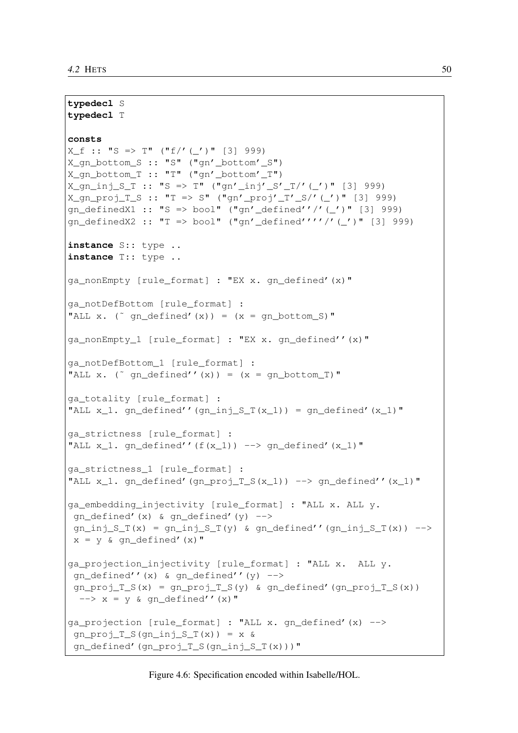```
typedecl S
typedecl T

consts
X_f :: "S => T" ("f/'(_')" [3] 999)
X_gn_bottom_S :: "S" ("gn'_bottom'_S")
X_gn_bottom_T :: "T" ("gn'_bottom'_T")
X_gn_inj_S_T :: "S => T" ("gn'_inj'_S'_T/'(_')" [3] 999)
X_gn_proj_T_S :: "T => S" ("gn'_proj'_T'_S/'(_')" [3] 999)
gn_definedX1 :: "S => bool" ("gn'_defined''/'(_')" [3] 999)
gn_definedX2 :: "T => bool" ("gn'_defined''''/'(_')" [3] 999)

instance S:: type ..
instance T:: type ..

ga_nonEmpty [rule_format] : "EX x. gn_defined'(x)"

ga_notDefBottom [rule_format] :
"ALL x. (~ gn_defined'(x)) = (x = gn_bottom_S)"

ga_nonEmpty_1 [rule_format] : "EX x. gn_defined''(x)"

ga_notDefBottom_1 [rule_format] :
"ALL x. (~ gn_defined''(x)) = (x = gn_bottom_T)"

ga_totality [rule_format] :
"ALL x_1. gn_defined''(gn_inj_S_T(x_1)) = gn_defined'(x_1)"

ga_strictness [rule_format] :
"ALL x_1. gn_defined''(f(x_1)) --> gn_defined'(x_1)"

ga_strictness_1 [rule_format] :
"ALL x_1. gn_defined'(gn_proj_T_S(x_1)) --> gn_defined''(x_1)"

ga_embedding_injectivity [rule_format] : "ALL x. ALL y.
 gn_defined'(x) & gn_defined'(y) -->
 gn_inj_S_T(x) = gn_inj_S_T(y) & gn_defined''(gn_inj_S_T(x)) -->
 x = y & gn_defined'(x)"

ga_projection_injectivity [rule_format] : "ALL x.  ALL y.
 gn_defined''(x) & gn_defined''(y) -->
 gn_proj_T_S(x) = gn_proj_T_S(y) & gn_defined'(gn_proj_T_S(x))
  --> x = y & gn_defined''(x)"

ga_projection [rule_format] : "ALL x. gn_defined'(x) -->
 gn_proj_T_S(gn_inj_S_T(x)) = x &
 gn_defined'(gn_proj_T_S(gn_inj_S_T(x)))"
```

Figure 4.6: Specification encoded within Isabelle/HOL.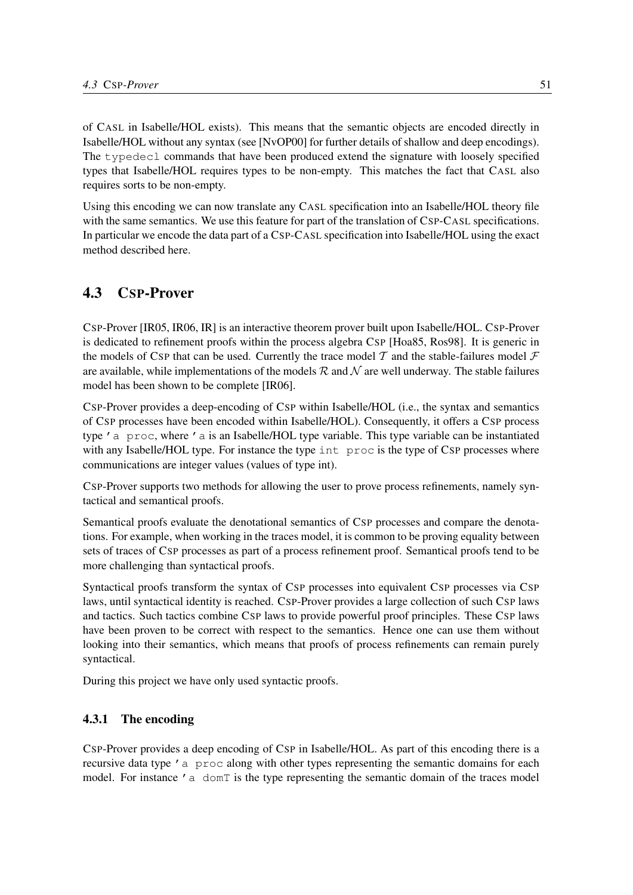of CASL in Isabelle/HOL exists). This means that the semantic objects are encoded directly in Isabelle/HOL without any syntax (see [NvOP00] for further details of shallow and deep encodings). The `typedecl` commands that have been produced extend the signature with loosely specified types that Isabelle/HOL requires types to be non-empty. This matches the fact that CASL also requires sorts to be non-empty.

Using this encoding we can now translate any CASL specification into an Isabelle/HOL theory file with the same semantics. We use this feature for part of the translation of CSP-CASL specifications. In particular we encode the data part of a CSP-CASL specification into Isabelle/HOL using the exact method described here.

## 4.3 CSP-Prover

CSP-Prover [IR05, IR06, IR] is an interactive theorem prover built upon Isabelle/HOL. CSP-Prover is dedicated to refinement proofs within the process algebra CSP [Hoa85, Ros98]. It is generic in the models of CSP that can be used. Currently the trace model $\mathcal{T}$ and the stable-failures model $\mathcal{F}$ are available, while implementations of the models $\mathcal{R}$ and $\mathcal{N}$ are well underway. The stable failures model has been shown to be complete [IR06].

CSP-Prover provides a deep-encoding of CSP within Isabelle/HOL (i.e., the syntax and semantics of CSP processes have been encoded within Isabelle/HOL). Consequently, it offers a CSP process type `'a proc`, where `'a` is an Isabelle/HOL type variable. This type variable can be instantiated with any Isabelle/HOL type. For instance the type `int proc` is the type of CSP processes where communications are integer values (values of type int).

CSP-Prover supports two methods for allowing the user to prove process refinements, namely syntactical and semantical proofs.

Semantical proofs evaluate the denotational semantics of CSP processes and compare the denotations. For example, when working in the traces model, it is common to be proving equality between sets of traces of CSP processes as part of a process refinement proof. Semantical proofs tend to be more challenging than syntactical proofs.

Syntactical proofs transform the syntax of CSP processes into equivalent CSP processes via CSP laws, until syntactical identity is reached. CSP-Prover provides a large collection of such CSP laws and tactics. Such tactics combine CSP laws to provide powerful proof principles. These CSP laws have been proven to be correct with respect to the semantics. Hence one can use them without looking into their semantics, which means that proofs of process refinements can remain purely syntactical.

During this project we have only used syntactic proofs.

### 4.3.1 The encoding

CSP-Prover provides a deep encoding of CSP in Isabelle/HOL. As part of this encoding there is a recursive data type `'a proc` along with other types representing the semantic domains for each model. For instance `'a domT` is the type representing the semantic domain of the traces model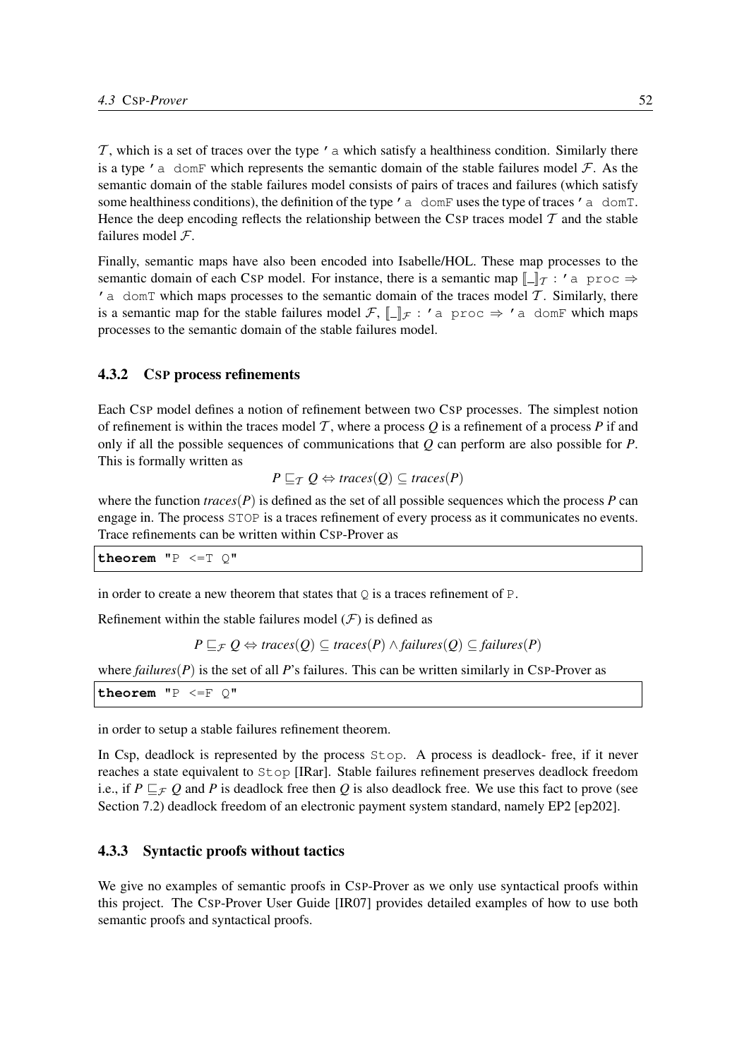$\mathcal{T}$, which is a set of traces over the type `'a` which satisfy a healthiness condition. Similarly there is a type `'a domF` which represents the semantic domain of the stable failures model $\mathcal{F}$. As the semantic domain of the stable failures model consists of pairs of traces and failures (which satisfy some healthiness conditions), the definition of the type `'a domF` uses the type of traces `'a domT`. Hence the deep encoding reflects the relationship between the CSP traces model $\mathcal{T}$ and the stable failures model $\mathcal{F}$.

Finally, semantic maps have also been encoded into Isabelle/HOL. These map processes to the semantic domain of each CSP model. For instance, there is a semantic map $[\![\_]\!]_{\mathcal{T}}$ : `'a proc` $\Rightarrow$ `'a domT` which maps processes to the semantic domain of the traces model $\mathcal{T}$. Similarly, there is a semantic map for the stable failures model $\mathcal{F}$, $[\![\_]\!]_{\mathcal{F}}$ : `'a proc` $\Rightarrow$ `'a domF` which maps processes to the semantic domain of the stable failures model.

### 4.3.2 CSP process refinements

Each CSP model defines a notion of refinement between two CSP processes. The simplest notion of refinement is within the traces model $\mathcal{T}$, where a process $Q$ is a refinement of a process $P$ if and only if all the possible sequences of communications that $Q$ can perform are also possible for $P$. This is formally written as

$$P \sqsubseteq_{\mathcal{T}} Q \Leftrightarrow traces(Q) \subseteq traces(P)$$

where the function $traces(P)$ is defined as the set of all possible sequences which the process $P$ can engage in. The process `STOP` is a traces refinement of every process as it communicates no events. Trace refinements can be written within CSP-Prover as

```
theorem "P <=T Q"
```

in order to create a new theorem that states that `Q` is a traces refinement of `P`.

Refinement within the stable failures model ($\mathcal{F}$) is defined as

$$P \sqsubseteq_{\mathcal{F}} Q \Leftrightarrow traces(Q) \subseteq traces(P) \wedge failures(Q) \subseteq failures(P)$$

where $failures(P)$ is the set of all $P$'s failures. This can be written similarly in CSP-Prover as

```
theorem "P <=F Q"
```

in order to setup a stable failures refinement theorem.

In Csp, deadlock is represented by the process `Stop`. A process is deadlock- free, if it never reaches a state equivalent to `Stop` [IRar]. Stable failures refinement preserves deadlock freedom i.e., if $P \sqsubseteq_{\mathcal{F}} Q$ and $P$ is deadlock free then $Q$ is also deadlock free. We use this fact to prove (see Section 7.2) deadlock freedom of an electronic payment system standard, namely EP2 [ep202].

### 4.3.3 Syntactic proofs without tactics

We give no examples of semantic proofs in CSP-Prover as we only use syntactical proofs within this project. The CSP-Prover User Guide [IR07] provides detailed examples of how to use both semantic proofs and syntactical proofs.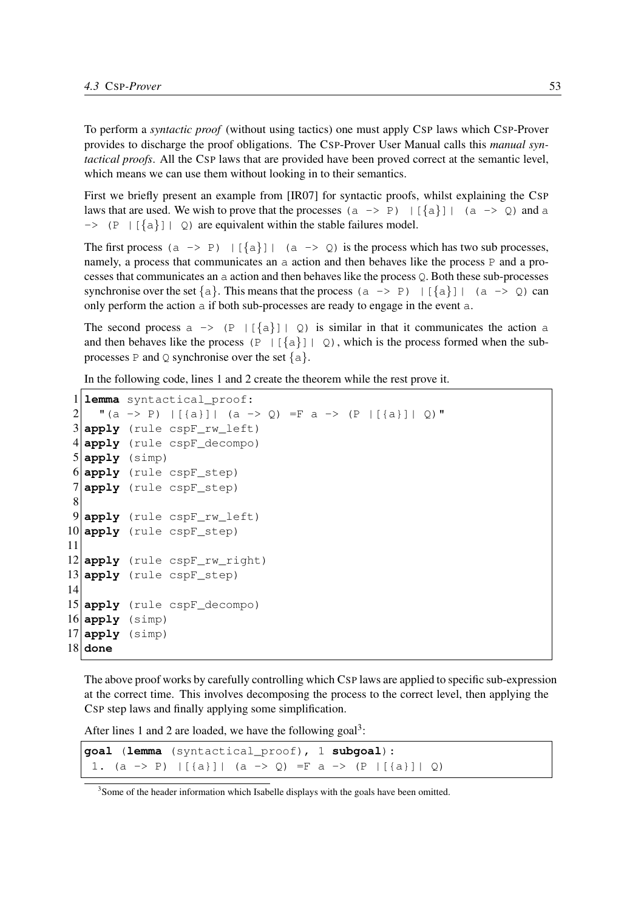To perform a *syntactic proof* (without using tactics) one must apply CSP laws which CSP-Prover provides to discharge the proof obligations. The CSP-Prover User Manual calls this *manual syntactical proofs*. All the CSP laws that are provided have been proved correct at the semantic level, which means we can use them without looking in to their semantics.

First we briefly present an example from [IR07] for syntactic proofs, whilst explaining the CSP laws that are used. We wish to prove that the processes `(a -> P) |[{a}]| (a -> Q)` and `a -> (P |[{a}]| Q)` are equivalent within the stable failures model.

The first process `(a -> P) |[{a}]| (a -> Q)` is the process which has two sub processes, namely, a process that communicates an `a` action and then behaves like the process `P` and a processes that communicates an `a` action and then behaves like the process `Q`. Both these sub-processes synchronise over the set `{a}`. This means that the process `(a -> P) |[{a}]| (a -> Q)` can only perform the action `a` if both sub-processes are ready to engage in the event `a`.

The second process `a -> (P |[{a}]| Q)` is similar in that it communicates the action `a` and then behaves like the process `(P |[{a}]| Q)`, which is the process formed when the sub-processes `P` and `Q` synchronise over the set `{a}`.

In the following code, lines 1 and 2 create the theorem while the rest prove it.

```
1  lemma syntactical_proof:
2    "(a -> P) |[{a}]| (a -> Q) =F a -> (P |[{a}]| Q)"
3  apply (rule cspF_rw_left)
4  apply (rule cspF_decompo)
5  apply (simp)
6  apply (rule cspF_step)
7  apply (rule cspF_step)
8
9  apply (rule cspF_rw_left)
10 apply (rule cspF_step)
11
12 apply (rule cspF_rw_right)
13 apply (rule cspF_step)
14
15 apply (rule cspF_decompo)
16 apply (simp)
17 apply (simp)
18 done
```

The above proof works by carefully controlling which CSP laws are applied to specific sub-expression at the correct time. This involves decomposing the process to the correct level, then applying the CSP step laws and finally applying some simplification.

After lines 1 and 2 are loaded, we have the following goal[3]:

```
goal (lemma (syntactical_proof), 1 subgoal):
 1. (a -> P) |[{a}]| (a -> Q) =F a -> (P |[{a}]| Q)
```

[3]Some of the header information which Isabelle displays with the goals have been omitted.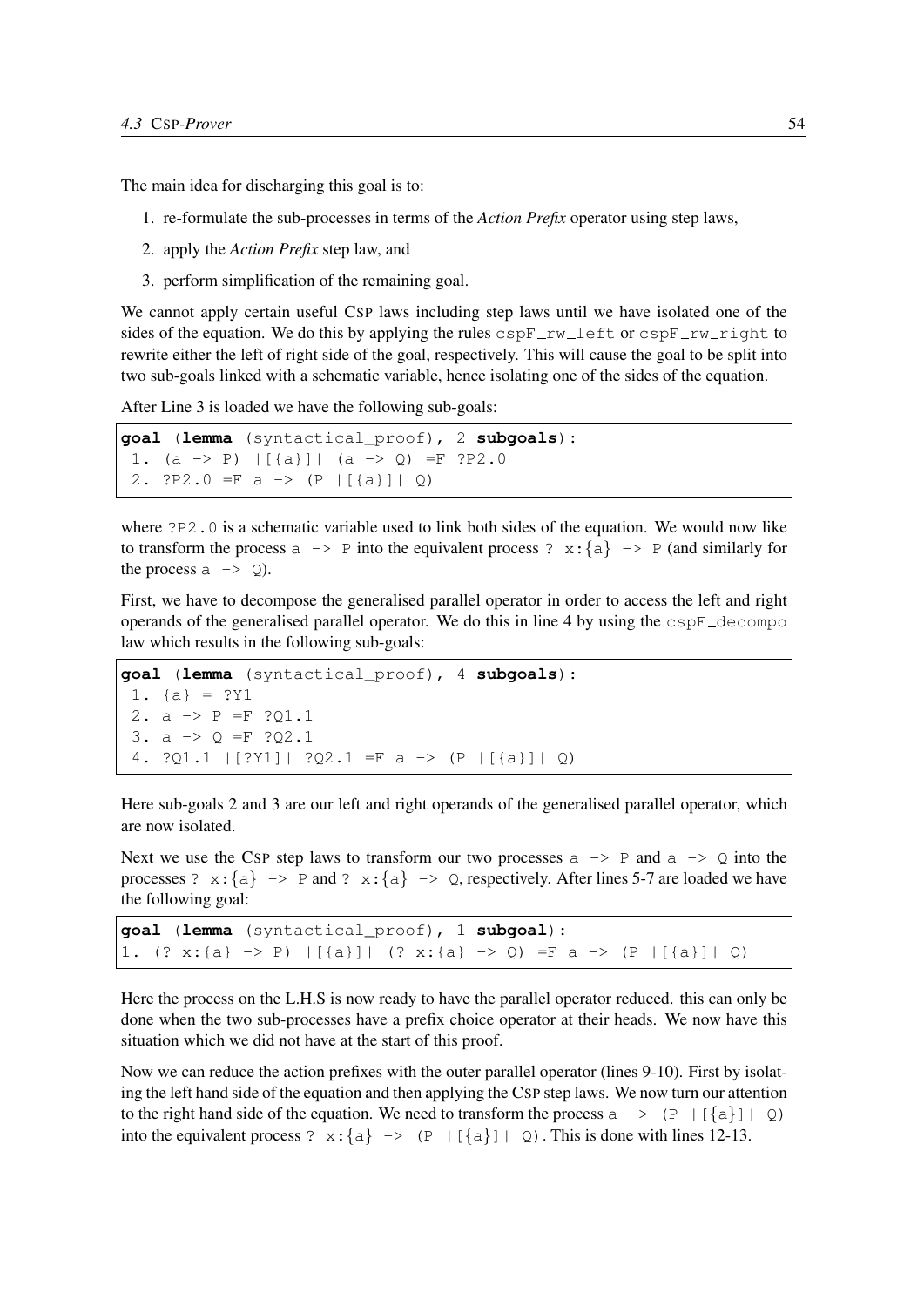The main idea for discharging this goal is to:

1. re-formulate the sub-processes in terms of the *Action Prefix* operator using step laws,
2. apply the *Action Prefix* step law, and
3. perform simplification of the remaining goal.

We cannot apply certain useful CSP laws including step laws until we have isolated one of the sides of the equation. We do this by applying the rules `cspF_rw_left` or `cspF_rw_right` to rewrite either the left of right side of the goal, respectively. This will cause the goal to be split into two sub-goals linked with a schematic variable, hence isolating one of the sides of the equation.

After Line 3 is loaded we have the following sub-goals:

```
goal (lemma (syntactical_proof), 2 subgoals):
 1. (a -> P) |[{a}]| (a -> Q) =F ?P2.0
 2. ?P2.0 =F a -> (P |[{a}]| Q)
```

where `?P2.0` is a schematic variable used to link both sides of the equation. We would now like to transform the process `a -> P` into the equivalent process `? x:{a} -> P` (and similarly for the process `a -> Q`).

First, we have to decompose the generalised parallel operator in order to access the left and right operands of the generalised parallel operator. We do this in line 4 by using the `cspF_decompo` law which results in the following sub-goals:

```
goal (lemma (syntactical_proof), 4 subgoals):
 1. {a} = ?Y1
 2. a -> P =F ?Q1.1
 3. a -> Q =F ?Q2.1
 4. ?Q1.1 |[?Y1]| ?Q2.1 =F a -> (P |[{a}]| Q)
```

Here sub-goals 2 and 3 are our left and right operands of the generalised parallel operator, which are now isolated.

Next we use the CSP step laws to transform our two processes `a -> P` and `a -> Q` into the processes `? x:{a} -> P` and `? x:{a} -> Q`, respectively. After lines 5-7 are loaded we have the following goal:

```
goal (lemma (syntactical_proof), 1 subgoal):
1. (? x:{a} -> P) |[{a}]| (? x:{a} -> Q) =F a -> (P |[{a}]| Q)
```

Here the process on the L.H.S is now ready to have the parallel operator reduced. this can only be done when the two sub-processes have a prefix choice operator at their heads. We now have this situation which we did not have at the start of this proof.

Now we can reduce the action prefixes with the outer parallel operator (lines 9-10). First by isolating the left hand side of the equation and then applying the CSP step laws. We now turn our attention to the right hand side of the equation. We need to transform the process `a -> (P |[{a}]| Q)` into the equivalent process `? x:{a} -> (P |[{a}]| Q)`. This is done with lines 12-13.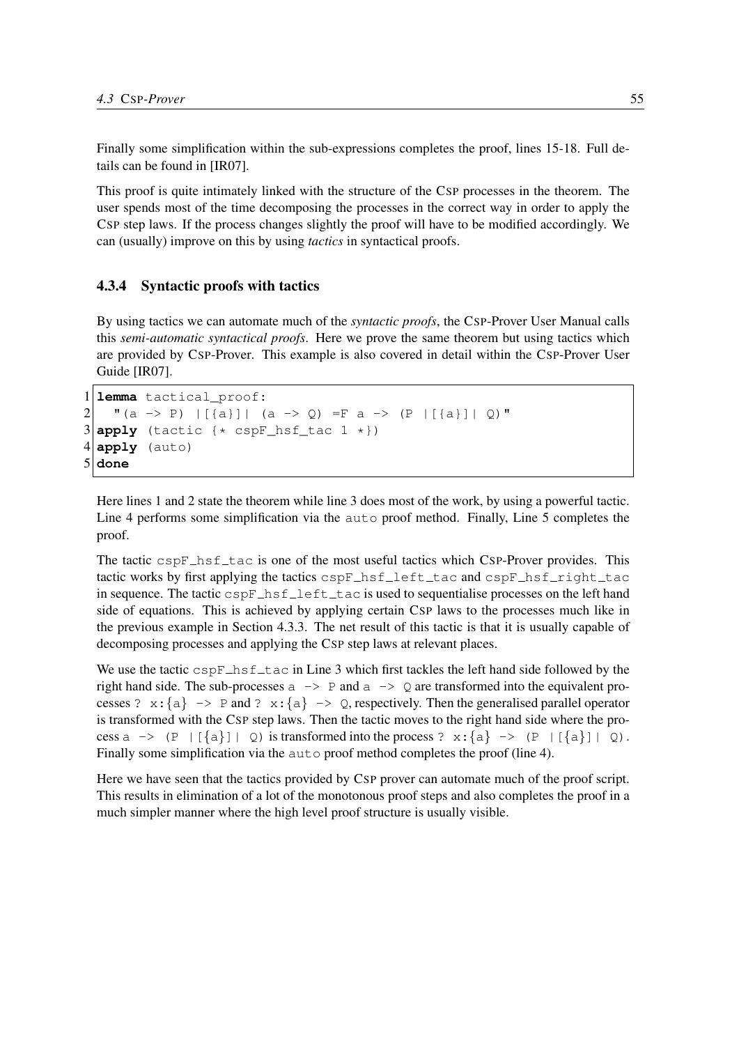Finally some simplification within the sub-expressions completes the proof, lines 15-18. Full details can be found in [IR07].

This proof is quite intimately linked with the structure of the CSP processes in the theorem. The user spends most of the time decomposing the processes in the correct way in order to apply the CSP step laws. If the process changes slightly the proof will have to be modified accordingly. We can (usually) improve on this by using *tactics* in syntactical proofs.

### 4.3.4 Syntactic proofs with tactics

By using tactics we can automate much of the *syntactic proofs*, the CSP-Prover User Manual calls this *semi-automatic syntactical proofs*. Here we prove the same theorem but using tactics which are provided by CSP-Prover. This example is also covered in detail within the CSP-Prover User Guide [IR07].

```
1 lemma tactical_proof:
2   "(a -> P) |[{a}]| (a -> Q) =F a -> (P |[{a}]| Q)"
3 apply (tactic {* cspF_hsf_tac 1 *})
4 apply (auto)
5 done
```

Here lines 1 and 2 state the theorem while line 3 does most of the work, by using a powerful tactic. Line 4 performs some simplification via the `auto` proof method. Finally, Line 5 completes the proof.

The tactic `cspF_hsf_tac` is one of the most useful tactics which CSP-Prover provides. This tactic works by first applying the tactics `cspF_hsf_left_tac` and `cspF_hsf_right_tac` in sequence. The tactic `cspF_hsf_left_tac` is used to sequentialise processes on the left hand side of equations. This is achieved by applying certain CSP laws to the processes much like in the previous example in Section 4.3.3. The net result of this tactic is that it is usually capable of decomposing processes and applying the CSP step laws at relevant places.

We use the tactic `cspF_hsf_tac` in Line 3 which first tackles the left hand side followed by the right hand side. The sub-processes `a -> P` and `a -> Q` are transformed into the equivalent processes `? x:{a} -> P` and `? x:{a} -> Q`, respectively. Then the generalised parallel operator is transformed with the CSP step laws. Then the tactic moves to the right hand side where the process `a -> (P |[{a}]| Q)` is transformed into the process `? x:{a} -> (P |[{a}]| Q)`. Finally some simplification via the `auto` proof method completes the proof (line 4).

Here we have seen that the tactics provided by CSP prover can automate much of the proof script. This results in elimination of a lot of the monotonous proof steps and also completes the proof in a much simpler manner where the high level proof structure is usually visible.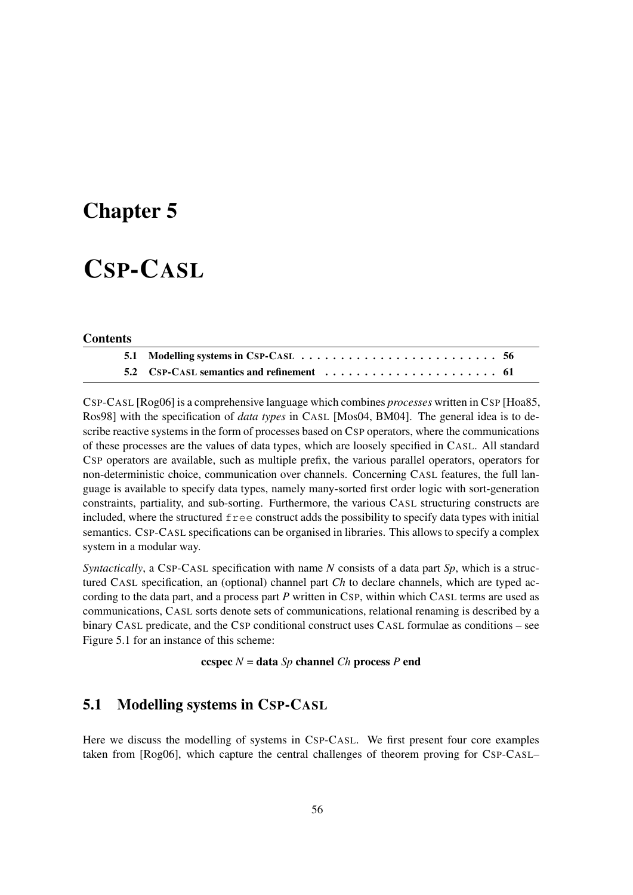# Chapter 5

# CSP-CASL

**Contents**

| | | |
|---|---|---|
| **5.1** | **Modelling systems in CSP-CASL** | **56** |
| **5.2** | **CSP-CASL semantics and refinement** | **61** |

CSP-CASL [Rog06] is a comprehensive language which combines *processes* written in CSP [Hoa85, Ros98] with the specification of *data types* in CASL [Mos04, BM04]. The general idea is to describe reactive systems in the form of processes based on CSP operators, where the communications of these processes are the values of data types, which are loosely specified in CASL. All standard CSP operators are available, such as multiple prefix, the various parallel operators, operators for non-deterministic choice, communication over channels. Concerning CASL features, the full language is available to specify data types, namely many-sorted first order logic with sort-generation constraints, partiality, and sub-sorting. Furthermore, the various CASL structuring constructs are included, where the structured `free` construct adds the possibility to specify data types with initial semantics. CSP-CASL specifications can be organised in libraries. This allows to specify a complex system in a modular way.

*Syntactically*, a CSP-CASL specification with name *N* consists of a data part *Sp*, which is a structured CASL specification, an (optional) channel part *Ch* to declare channels, which are typed according to the data part, and a process part *P* written in CSP, within which CASL terms are used as communications, CASL sorts denote sets of communications, relational renaming is described by a binary CASL predicate, and the CSP conditional construct uses CASL formulae as conditions – see Figure 5.1 for an instance of this scheme:

**ccspec** *N* = **data** *Sp* **channel** *Ch* **process** *P* **end**

## 5.1 Modelling systems in CSP-CASL

Here we discuss the modelling of systems in CSP-CASL. We first present four core examples taken from [Rog06], which capture the central challenges of theorem proving for CSP-CASL–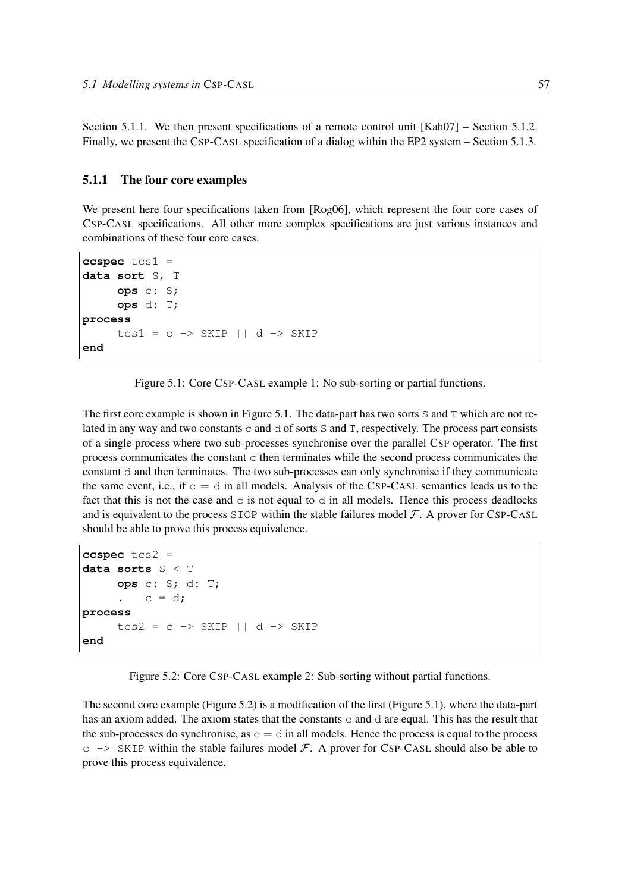Section 5.1.1. We then present specifications of a remote control unit [Kah07] – Section 5.1.2. Finally, we present the CSP-CASL specification of a dialog within the EP2 system – Section 5.1.3.

### 5.1.1 The four core examples

We present here four specifications taken from [Rog06], which represent the four core cases of CSP-CASL specifications. All other more complex specifications are just various instances and combinations of these four core cases.

```
ccspec tcs1 =
data sort S, T
     ops c: S;
     ops d: T;
process
     tcs1 = c -> SKIP || d -> SKIP
end
```

Figure 5.1: Core CSP-CASL example 1: No sub-sorting or partial functions.

The first core example is shown in Figure 5.1. The data-part has two sorts `S` and `T` which are not related in any way and two constants `c` and `d` of sorts `S` and `T`, respectively. The process part consists of a single process where two sub-processes synchronise over the parallel CSP operator. The first process communicates the constant `c` then terminates while the second process communicates the constant `d` and then terminates. The two sub-processes can only synchronise if they communicate the same event, i.e., if `c = d` in all models. Analysis of the CSP-CASL semantics leads us to the fact that this is not the case and `c` is not equal to `d` in all models. Hence this process deadlocks and is equivalent to the process `STOP` within the stable failures model $\mathcal{F}$. A prover for CSP-CASL should be able to prove this process equivalence.

```
ccspec tcs2 =
data sorts S < T
     ops c: S; d: T;
     .   c = d;
process
     tcs2 = c -> SKIP || d -> SKIP
end
```

Figure 5.2: Core CSP-CASL example 2: Sub-sorting without partial functions.

The second core example (Figure 5.2) is a modification of the first (Figure 5.1), where the data-part has an axiom added. The axiom states that the constants `c` and `d` are equal. This has the result that the sub-processes do synchronise, as `c = d` in all models. Hence the process is equal to the process `c -> SKIP` within the stable failures model $\mathcal{F}$. A prover for CSP-CASL should also be able to prove this process equivalence.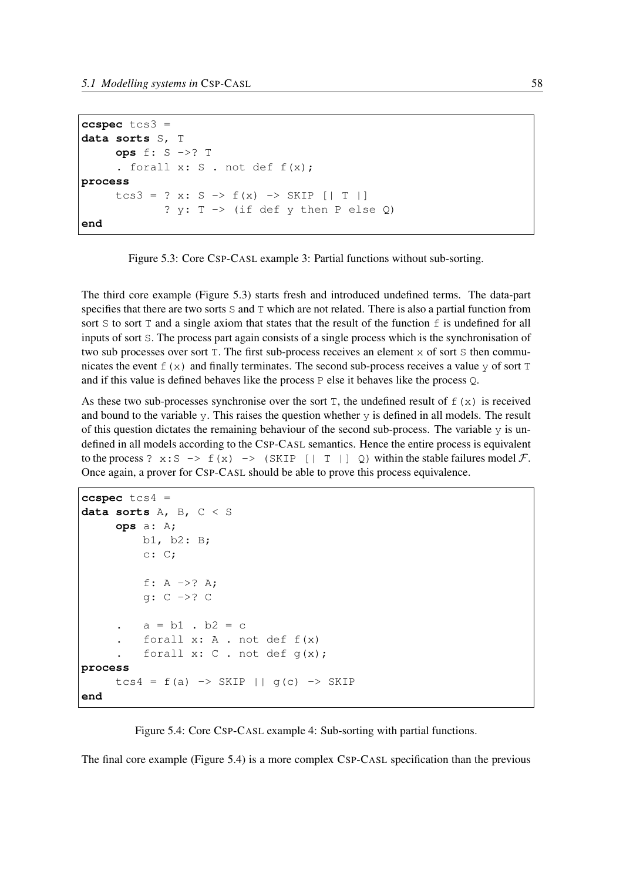```
ccspec tcs3 =
data sorts S, T
     ops f: S ->? T
     . forall x: S . not def f(x);
process
     tcs3 = ? x: S -> f(x) -> SKIP [| T |]
            ? y: T -> (if def y then P else Q)
end
```

Figure 5.3: Core CSP-CASL example 3: Partial functions without sub-sorting.

The third core example (Figure 5.3) starts fresh and introduced undefined terms. The data-part specifies that there are two sorts `S` and `T` which are not related. There is also a partial function from sort `S` to sort `T` and a single axiom that states that the result of the function `f` is undefined for all inputs of sort `S`. The process part again consists of a single process which is the synchronisation of two sub processes over sort `T`. The first sub-process receives an element `x` of sort `S` then communicates the event `f(x)` and finally terminates. The second sub-process receives a value `y` of sort `T` and if this value is defined behaves like the process `P` else it behaves like the process `Q`.

As these two sub-processes synchronise over the sort `T`, the undefined result of `f(x)` is received and bound to the variable `y`. This raises the question whether `y` is defined in all models. The result of this question dictates the remaining behaviour of the second sub-process. The variable `y` is undefined in all models according to the CSP-CASL semantics. Hence the entire process is equivalent to the process `? x:S -> f(x) -> (SKIP [| T |] Q)` within the stable failures model $\mathcal{F}$. Once again, a prover for CSP-CASL should be able to prove this process equivalence.

```
ccspec tcs4 =
data sorts A, B, C < S
     ops a: A;
         b1, b2: B;
         c: C;

         f: A ->? A;
         g: C ->? C

     .   a = b1 . b2 = c
     .   forall x: A . not def f(x)
     .   forall x: C . not def g(x);
process
     tcs4 = f(a) -> SKIP || g(c) -> SKIP
end
```

Figure 5.4: Core CSP-CASL example 4: Sub-sorting with partial functions.

The final core example (Figure 5.4) is a more complex CSP-CASL specification than the previous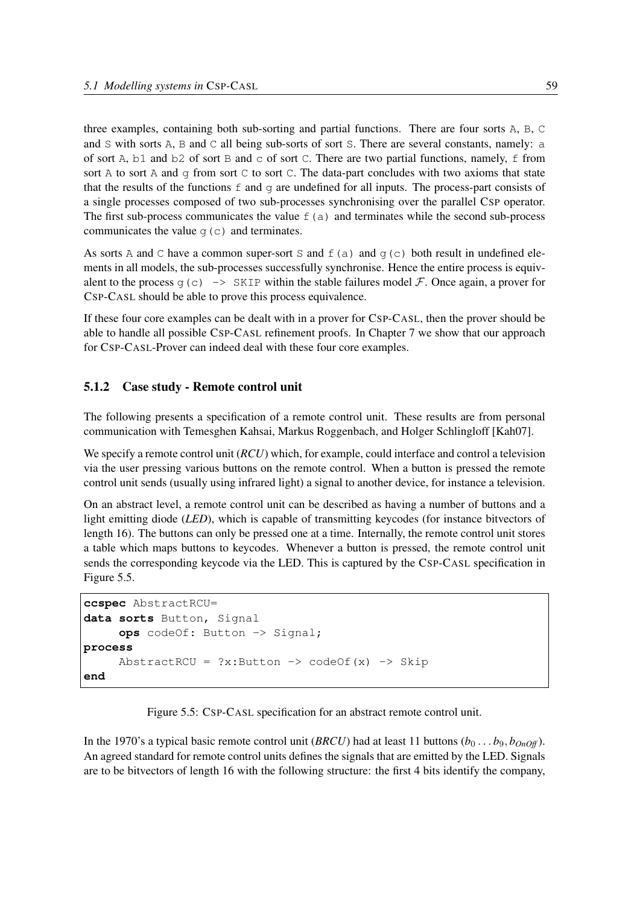three examples, containing both sub-sorting and partial functions. There are four sorts `A`, `B`, `C` and `S` with sorts `A`, `B` and `C` all being sub-sorts of sort `S`. There are several constants, namely: `a` of sort `A`, `b1` and `b2` of sort `B` and `c` of sort `C`. There are two partial functions, namely, `f` from sort `A` to sort `A` and `g` from sort `C` to sort `C`. The data-part concludes with two axioms that state that the results of the functions `f` and `g` are undefined for all inputs. The process-part consists of a single processes composed of two sub-processes synchronising over the parallel CSP operator. The first sub-process communicates the value `f(a)` and terminates while the second sub-process communicates the value `g(c)` and terminates.

As sorts `A` and `C` have a common super-sort `S` and `f(a)` and `g(c)` both result in undefined elements in all models, the sub-processes successfully synchronise. Hence the entire process is equivalent to the process `g(c) -> SKIP` within the stable failures model $\mathcal{F}$. Once again, a prover for CSP-CASL should be able to prove this process equivalence.

If these four core examples can be dealt with in a prover for CSP-CASL, then the prover should be able to handle all possible CSP-CASL refinement proofs. In Chapter 7 we show that our approach for CSP-CASL-Prover can indeed deal with these four core examples.

### 5.1.2 Case study - Remote control unit

The following presents a specification of a remote control unit. These results are from personal communication with Temesghen Kahsai, Markus Roggenbach, and Holger Schlingloff [Kah07].

We specify a remote control unit (*RCU*) which, for example, could interface and control a television via the user pressing various buttons on the remote control. When a button is pressed the remote control unit sends (usually using infrared light) a signal to another device, for instance a television.

On an abstract level, a remote control unit can be described as having a number of buttons and a light emitting diode (*LED*), which is capable of transmitting keycodes (for instance bitvectors of length 16). The buttons can only be pressed one at a time. Internally, the remote control unit stores a table which maps buttons to keycodes. Whenever a button is pressed, the remote control unit sends the corresponding keycode via the LED. This is captured by the CSP-CASL specification in Figure 5.5.

```
ccspec AbstractRCU=
data sorts Button, Signal
     ops codeOf: Button -> Signal;
process
     AbstractRCU = ?x:Button -> codeOf(x) -> Skip
end
```

Figure 5.5: CSP-CASL specification for an abstract remote control unit.

In the 1970's a typical basic remote control unit (*BRCU*) had at least 11 buttons ($b_0 \ldots b_9, b_{OnOff}$). An agreed standard for remote control units defines the signals that are emitted by the LED. Signals are to be bitvectors of length 16 with the following structure: the first 4 bits identify the company,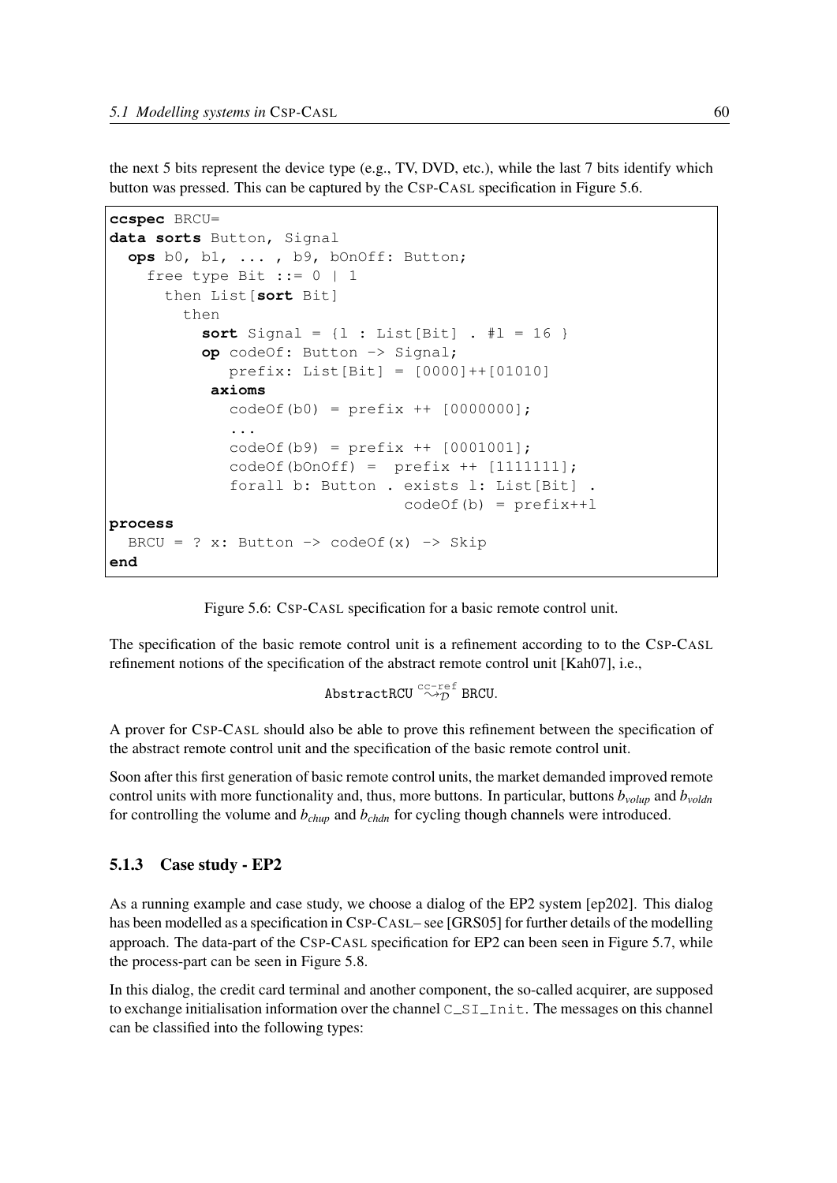the next 5 bits represent the device type (e.g., TV, DVD, etc.), while the last 7 bits identify which button was pressed. This can be captured by the CSP-CASL specification in Figure 5.6.

```
ccspec BRCU=
data sorts Button, Signal
  ops b0, b1, ... , b9, bOnOff: Button;
    free type Bit ::= 0 | 1
      then List[sort Bit]
        then
          sort Signal = {l : List[Bit] . #l = 16 }
          op codeOf: Button -> Signal;
             prefix: List[Bit] = [0000]++[01010]
           axioms
             codeOf(b0) = prefix ++ [0000000];
             ...
             codeOf(b9) = prefix ++ [0001001];
             codeOf(bOnOff) =  prefix ++ [1111111];
             forall b: Button . exists l: List[Bit] .
                                codeOf(b) = prefix++l
process
  BRCU = ? x: Button -> codeOf(x) -> Skip
end
```

Figure 5.6: CSP-CASL specification for a basic remote control unit.

The specification of the basic remote control unit is a refinement according to to the CSP-CASL refinement notions of the specification of the abstract remote control unit [Kah07], i.e.,

$$\texttt{AbstractRCU} \overset{\text{cc-ref}}{\rightsquigarrow_{\mathcal{D}}} \texttt{BRCU}.$$

A prover for CSP-CASL should also be able to prove this refinement between the specification of the abstract remote control unit and the specification of the basic remote control unit.

Soon after this first generation of basic remote control units, the market demanded improved remote control units with more functionality and, thus, more buttons. In particular, buttons $b_{volup}$ and $b_{voldn}$ for controlling the volume and $b_{chup}$ and $b_{chdn}$ for cycling though channels were introduced.

### 5.1.3 Case study - EP2

As a running example and case study, we choose a dialog of the EP2 system [ep202]. This dialog has been modelled as a specification in CSP-CASL– see [GRS05] for further details of the modelling approach. The data-part of the CSP-CASL specification for EP2 can been seen in Figure 5.7, while the process-part can be seen in Figure 5.8.

In this dialog, the credit card terminal and another component, the so-called acquirer, are supposed to exchange initialisation information over the channel `C_SI_Init`. The messages on this channel can be classified into the following types: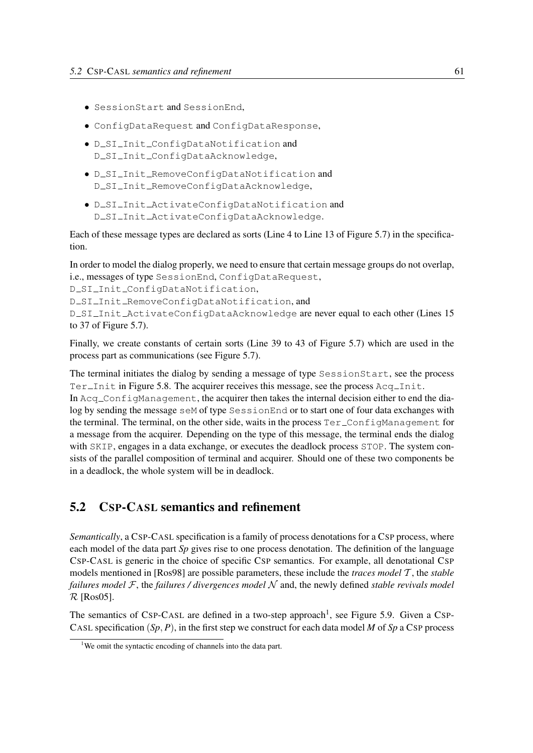- `SessionStart` and `SessionEnd`,
- `ConfigDataRequest` and `ConfigDataResponse`,
- `D_SI_Init_ConfigDataNotification` and `D_SI_Init_ConfigDataAcknowledge`,
- `D_SI_Init_RemoveConfigDataNotification` and `D_SI_Init_RemoveConfigDataAcknowledge`,
- `D_SI_Init_ActivateConfigDataNotification` and `D_SI_Init_ActivateConfigDataAcknowledge`.

Each of these message types are declared as sorts (Line 4 to Line 13 of Figure 5.7) in the specification.

In order to model the dialog properly, we need to ensure that certain message groups do not overlap, i.e., messages of type `SessionEnd`, `ConfigDataRequest`, `D_SI_Init_ConfigDataNotification`, `D_SI_Init_RemoveConfigDataNotification`, and `D_SI_Init_ActivateConfigDataAcknowledge` are never equal to each other (Lines 15 to 37 of Figure 5.7).

Finally, we create constants of certain sorts (Line 39 to 43 of Figure 5.7) which are used in the process part as communications (see Figure 5.7).

The terminal initiates the dialog by sending a message of type `SessionStart`, see the process `Ter_Init` in Figure 5.8. The acquirer receives this message, see the process `Acq_Init`. In `Acq_ConfigManagement`, the acquirer then takes the internal decision either to end the dialog by sending the message `seM` of type `SessionEnd` or to start one of four data exchanges with the terminal. The terminal, on the other side, waits in the process `Ter_ConfigManagement` for a message from the acquirer. Depending on the type of this message, the terminal ends the dialog with `SKIP`, engages in a data exchange, or executes the deadlock process `STOP`. The system consists of the parallel composition of terminal and acquirer. Should one of these two components be in a deadlock, the whole system will be in deadlock.

## 5.2 CSP-CASL semantics and refinement

*Semantically*, a CSP-CASL specification is a family of process denotations for a CSP process, where each model of the data part *Sp* gives rise to one process denotation. The definition of the language CSP-CASL is generic in the choice of specific CSP semantics. For example, all denotational CSP models mentioned in [Ros98] are possible parameters, these include the *traces model* $\mathcal{T}$, the *stable failures model* $\mathcal{F}$, the *failures / divergences model* $\mathcal{N}$ and, the newly defined *stable revivals model* $\mathcal{R}$ [Ros05].

The semantics of CSP-CASL are defined in a two-step approach[1], see Figure 5.9. Given a CSP-CASL specification $(Sp, P)$, in the first step we construct for each data model $M$ of *Sp* a CSP process

[1] We omit the syntactic encoding of channels into the data part.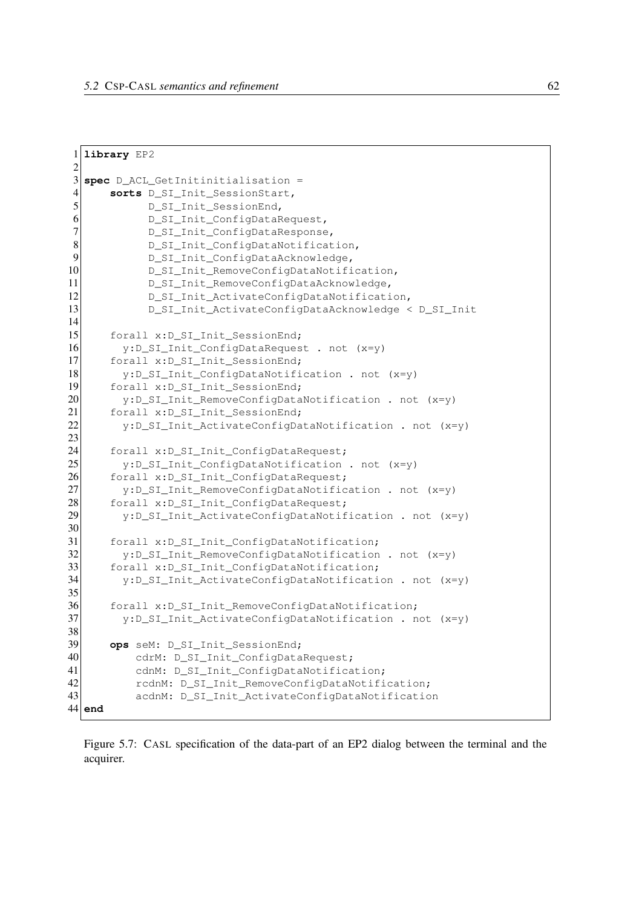```
library EP2

spec D_ACL_GetInitinitialisation =
    sorts D_SI_Init_SessionStart,
          D_SI_Init_SessionEnd,
          D_SI_Init_ConfigDataRequest,
          D_SI_Init_ConfigDataResponse,
          D_SI_Init_ConfigDataNotification,
          D_SI_Init_ConfigDataAcknowledge,
          D_SI_Init_RemoveConfigDataNotification,
          D_SI_Init_RemoveConfigDataAcknowledge,
          D_SI_Init_ActivateConfigDataNotification,
          D_SI_Init_ActivateConfigDataAcknowledge < D_SI_Init

    forall x:D_SI_Init_SessionEnd;
      y:D_SI_Init_ConfigDataRequest . not (x=y)
    forall x:D_SI_Init_SessionEnd;
      y:D_SI_Init_ConfigDataNotification . not (x=y)
    forall x:D_SI_Init_SessionEnd;
      y:D_SI_Init_RemoveConfigDataNotification . not (x=y)
    forall x:D_SI_Init_SessionEnd;
      y:D_SI_Init_ActivateConfigDataNotification . not (x=y)

    forall x:D_SI_Init_ConfigDataRequest;
      y:D_SI_Init_ConfigDataNotification . not (x=y)
    forall x:D_SI_Init_ConfigDataRequest;
      y:D_SI_Init_RemoveConfigDataNotification . not (x=y)
    forall x:D_SI_Init_ConfigDataRequest;
      y:D_SI_Init_ActivateConfigDataNotification . not (x=y)

    forall x:D_SI_Init_ConfigDataNotification;
      y:D_SI_Init_RemoveConfigDataNotification . not (x=y)
    forall x:D_SI_Init_ConfigDataNotification;
      y:D_SI_Init_ActivateConfigDataNotification . not (x=y)

    forall x:D_SI_Init_RemoveConfigDataNotification;
      y:D_SI_Init_ActivateConfigDataNotification . not (x=y)

    ops seM: D_SI_Init_SessionEnd;
        cdrM: D_SI_Init_ConfigDataRequest;
        cdnM: D_SI_Init_ConfigDataNotification;
        rcdnM: D_SI_Init_RemoveConfigDataNotification;
        acdnM: D_SI_Init_ActivateConfigDataNotification
end
```

Figure 5.7: CASL specification of the data-part of an EP2 dialog between the terminal and the acquirer.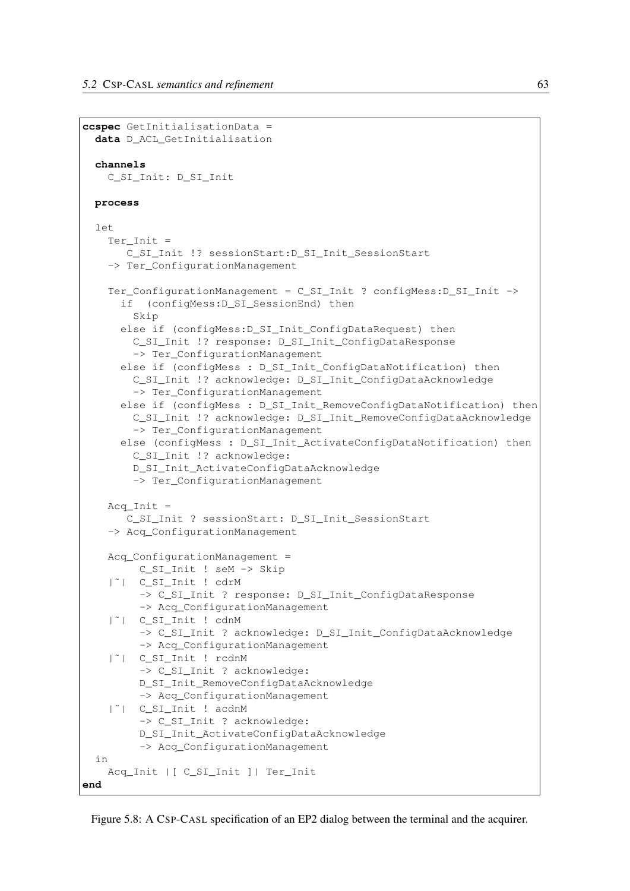```
ccspec GetInitialisationData =
  data D_ACL_GetInitialisation

  channels
    C_SI_Init: D_SI_Init

  process

  let
    Ter_Init =
       C_SI_Init !? sessionStart:D_SI_Init_SessionStart
    -> Ter_ConfigurationManagement

    Ter_ConfigurationManagement = C_SI_Init ? configMess:D_SI_Init ->
      if  (configMess:D_SI_SessionEnd) then
        Skip
      else if (configMess:D_SI_Init_ConfigDataRequest) then
        C_SI_Init !? response: D_SI_Init_ConfigDataResponse
        -> Ter_ConfigurationManagement
      else if (configMess : D_SI_Init_ConfigDataNotification) then
        C_SI_Init !? acknowledge: D_SI_Init_ConfigDataAcknowledge
        -> Ter_ConfigurationManagement
      else if (configMess : D_SI_Init_RemoveConfigDataNotification) then
        C_SI_Init !? acknowledge: D_SI_Init_RemoveConfigDataAcknowledge
        -> Ter_ConfigurationManagement
      else (configMess : D_SI_Init_ActivateConfigDataNotification) then
        C_SI_Init !? acknowledge:
        D_SI_Init_ActivateConfigDataAcknowledge
        -> Ter_ConfigurationManagement

    Acq_Init =
       C_SI_Init ? sessionStart: D_SI_Init_SessionStart
    -> Acq_ConfigurationManagement

    Acq_ConfigurationManagement =
         C_SI_Init ! seM -> Skip
    |~|  C_SI_Init ! cdrM
         -> C_SI_Init ? response: D_SI_Init_ConfigDataResponse
         -> Acq_ConfigurationManagement
    |~|  C_SI_Init ! cdnM
         -> C_SI_Init ? acknowledge: D_SI_Init_ConfigDataAcknowledge
         -> Acq_ConfigurationManagement
    |~|  C_SI_Init ! rcdnM
         -> C_SI_Init ? acknowledge:
         D_SI_Init_RemoveConfigDataAcknowledge
         -> Acq_ConfigurationManagement
    |~|  C_SI_Init ! acdnM
         -> C_SI_Init ? acknowledge:
         D_SI_Init_ActivateConfigDataAcknowledge
         -> Acq_ConfigurationManagement
  in
    Acq_Init |[ C_SI_Init ]| Ter_Init
end
```

Figure 5.8: A CSP-CASL specification of an EP2 dialog between the terminal and the acquirer.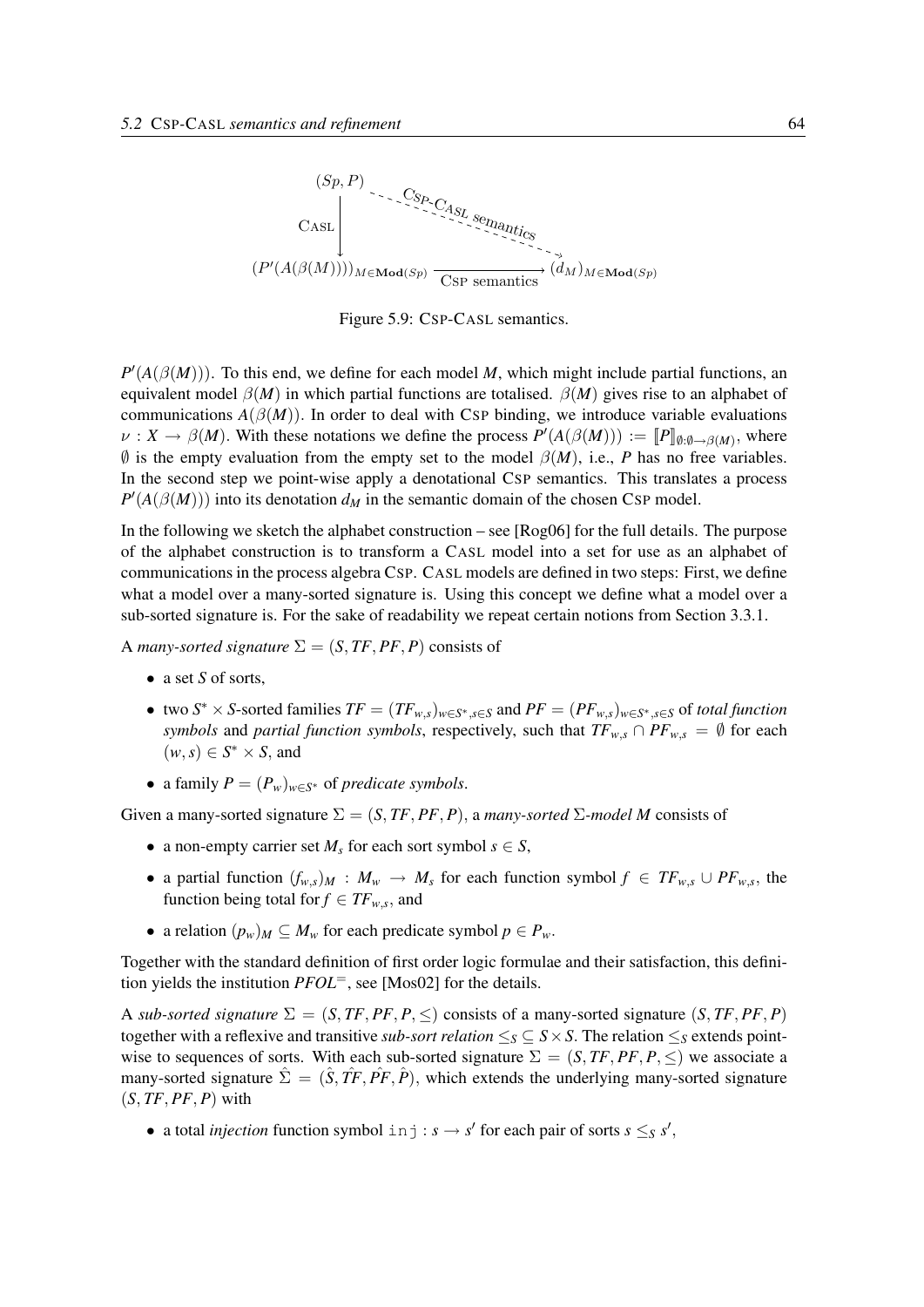$$
\begin{array}{ccc}
(Sp, P) & \overset{\text{CSP-CASL semantics}}{\dashrightarrow} & \\
\Big\downarrow \text{CASL} & & \\
(P'(A(\beta(M))))_{M \in \mathbf{Mod}(Sp)} & \xrightarrow[\text{CSP semantics}]{} & (d_M)_{M \in \mathbf{Mod}(Sp)}
\end{array}
$$

Figure 5.9: CSP-CASL semantics.

$P'(A(\beta(M)))$. To this end, we define for each model $M$, which might include partial functions, an equivalent model $\beta(M)$ in which partial functions are totalised. $\beta(M)$ gives rise to an alphabet of communications $A(\beta(M))$. In order to deal with CSP binding, we introduce variable evaluations $\nu : X \to \beta(M)$. With these notations we define the process $P'(A(\beta(M))) := [\![P]\!]_{\emptyset:\emptyset\to\beta(M)}$, where $\emptyset$ is the empty evaluation from the empty set to the model $\beta(M)$, i.e., $P$ has no free variables. In the second step we point-wise apply a denotational CSP semantics. This translates a process $P'(A(\beta(M)))$ into its denotation $d_M$ in the semantic domain of the chosen CSP model.

In the following we sketch the alphabet construction – see [Rog06] for the full details. The purpose of the alphabet construction is to transform a CASL model into a set for use as an alphabet of communications in the process algebra CSP. CASL models are defined in two steps: First, we define what a model over a many-sorted signature is. Using this concept we define what a model over a sub-sorted signature is. For the sake of readability we repeat certain notions from Section 3.3.1.

A *many-sorted signature* $\Sigma = (S, TF, PF, P)$ consists of

- a set $S$ of sorts,
- two $S^* \times S$-sorted families $TF = (TF_{w,s})_{w \in S^*, s \in S}$ and $PF = (PF_{w,s})_{w \in S^*, s \in S}$ of *total function symbols* and *partial function symbols*, respectively, such that $TF_{w,s} \cap PF_{w,s} = \emptyset$ for each $(w, s) \in S^* \times S$, and
- a family $P = (P_w)_{w \in S^*}$ of *predicate symbols*.

Given a many-sorted signature $\Sigma = (S, TF, PF, P)$, a *many-sorted $\Sigma$-model $M$* consists of

- a non-empty carrier set $M_s$ for each sort symbol $s \in S$,
- a partial function $(f_{w,s})_M : M_w \to M_s$ for each function symbol $f \in TF_{w,s} \cup PF_{w,s}$, the function being total for $f \in TF_{w,s}$, and
- a relation $(p_w)_M \subseteq M_w$ for each predicate symbol $p \in P_w$.

Together with the standard definition of first order logic formulae and their satisfaction, this definition yields the institution $PFOL^=$, see [Mos02] for the details.

A *sub-sorted signature* $\Sigma = (S, TF, PF, P, \leq)$ consists of a many-sorted signature $(S, TF, PF, P)$ together with a reflexive and transitive *sub-sort relation* $\leq_S \subseteq S \times S$. The relation $\leq_S$ extends point-wise to sequences of sorts. With each sub-sorted signature $\Sigma = (S, TF, PF, P, \leq)$ we associate a many-sorted signature $\hat{\Sigma} = (\hat{S}, \hat{TF}, \hat{PF}, \hat{P})$, which extends the underlying many-sorted signature $(S, TF, PF, P)$ with

- a total *injection* function symbol `inj` $: s \to s'$ for each pair of sorts $s \leq_S s'$,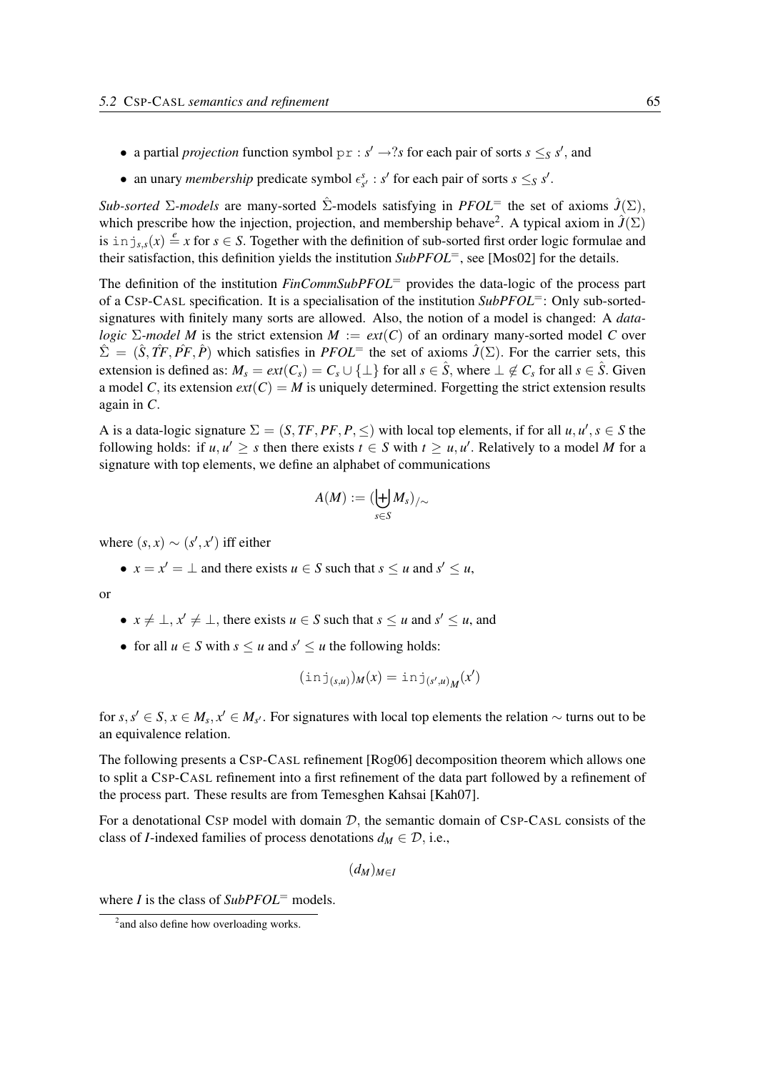- a partial *projection* function symbol $\mathtt{pr} : s' \rightarrow ?s$ for each pair of sorts $s \leq_S s'$, and
- an unary *membership* predicate symbol $\epsilon^s_{s'} : s'$ for each pair of sorts $s \leq_S s'$.

*Sub-sorted* $\Sigma$*-models* are many-sorted $\hat{\Sigma}$-models satisfying in $PFOL^=$ the set of axioms $\hat{J}(\Sigma)$, which prescribe how the injection, projection, and membership behave[2]. A typical axiom in $\hat{J}(\Sigma)$ is $\mathtt{inj}_{s,s}(x) \stackrel{e}{=} x$ for $s \in S$. Together with the definition of sub-sorted first order logic formulae and their satisfaction, this definition yields the institution $SubPFOL^=$, see [Mos02] for the details.

The definition of the institution $FinCommSubPFOL^=$ provides the data-logic of the process part of a CSP-CASL specification. It is a specialisation of the institution $SubPFOL^=$: Only sub-sorted-signatures with finitely many sorts are allowed. Also, the notion of a model is changed: A *data-logic* $\Sigma$*-model* $M$ is the strict extension $M := ext(C)$ of an ordinary many-sorted model $C$ over $\hat{\Sigma} = (\hat{S}, \hat{TF}, \hat{PF}, \hat{P})$ which satisfies in $PFOL^=$ the set of axioms $\hat{J}(\Sigma)$. For the carrier sets, this extension is defined as: $M_s = ext(C_s) = C_s \cup \{\perp\}$ for all $s \in \hat{S}$, where $\perp \notin C_s$ for all $s \in \hat{S}$. Given a model $C$, its extension $ext(C) = M$ is uniquely determined. Forgetting the strict extension results again in $C$.

A is a data-logic signature $\Sigma = (S, TF, PF, P, \leq)$ with local top elements, if for all $u, u', s \in S$ the following holds: if $u, u' \geq s$ then there exists $t \in S$ with $t \geq u, u'$. Relatively to a model $M$ for a signature with top elements, we define an alphabet of communications

$$A(M) := (\biguplus_{s \in S} M_s)_{/\sim}$$

where $(s, x) \sim (s', x')$ iff either

- $x = x' = \perp$ and there exists $u \in S$ such that $s \leq u$ and $s' \leq u$,

or

- $x \neq \perp, x' \neq \perp$, there exists $u \in S$ such that $s \leq u$ and $s' \leq u$, and
- for all $u \in S$ with $s \leq u$ and $s' \leq u$ the following holds:

$$(\mathtt{inj}_{(s,u)})_M(x) = \mathtt{inj}_{(s',u)_M}(x')$$

for $s, s' \in S$, $x \in M_s, x' \in M_{s'}$. For signatures with local top elements the relation $\sim$ turns out to be an equivalence relation.

The following presents a CSP-CASL refinement [Rog06] decomposition theorem which allows one to split a CSP-CASL refinement into a first refinement of the data part followed by a refinement of the process part. These results are from Temesghen Kahsai [Kah07].

For a denotational CSP model with domain $\mathcal{D}$, the semantic domain of CSP-CASL consists of the class of $I$-indexed families of process denotations $d_M \in \mathcal{D}$, i.e.,

$$(d_M)_{M \in I}$$

where $I$ is the class of $SubPFOL^=$ models.

[2] and also define how overloading works.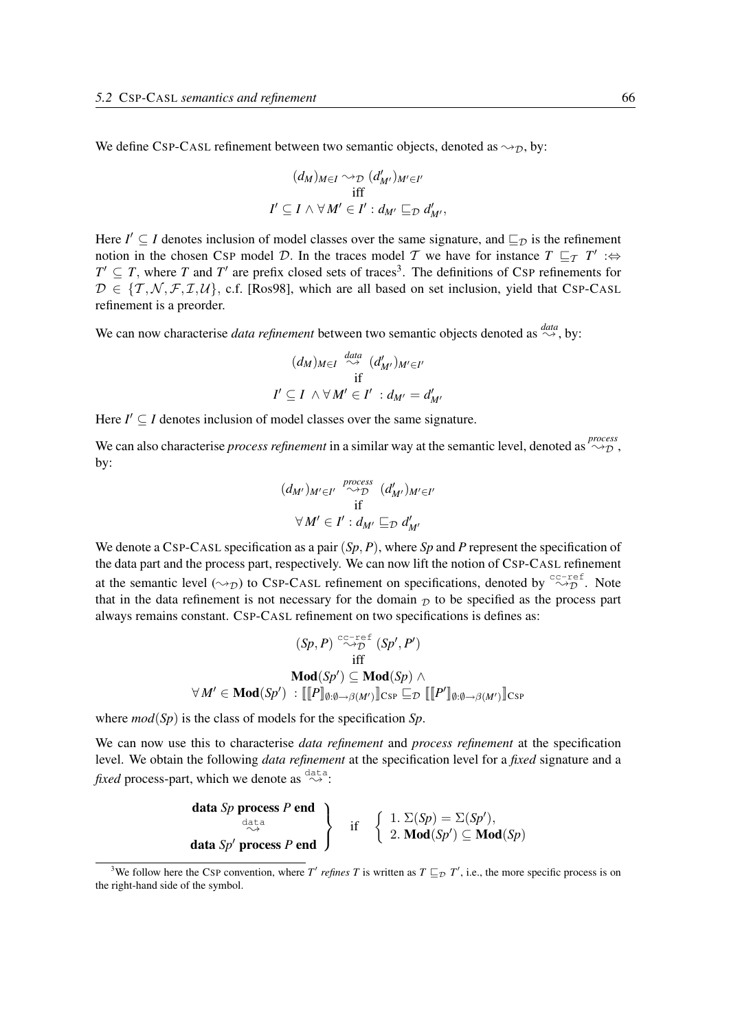We define CSP-CASL refinement between two semantic objects, denoted as $\rightsquigarrow_{\mathcal{D}}$, by:

$$(d_M)_{M \in I} \rightsquigarrow_{\mathcal{D}} (d'_{M'})_{M' \in I'}$$
$$\text{iff}$$
$$I' \subseteq I \wedge \forall M' \in I' : d_{M'} \sqsubseteq_{\mathcal{D}} d'_{M'},$$

Here $I' \subseteq I$ denotes inclusion of model classes over the same signature, and $\sqsubseteq_{\mathcal{D}}$ is the refinement notion in the chosen CSP model $\mathcal{D}$. In the traces model $\mathcal{T}$ we have for instance $T \sqsubseteq_{\mathcal{T}} T' :\Leftrightarrow T' \subseteq T$, where $T$ and $T'$ are prefix closed sets of traces[3]. The definitions of CSP refinements for $\mathcal{D} \in \{\mathcal{T}, \mathcal{N}, \mathcal{F}, \mathcal{I}, \mathcal{U}\}$, c.f. [Ros98], which are all based on set inclusion, yield that CSP-CASL refinement is a preorder.

We can now characterise *data refinement* between two semantic objects denoted as $\overset{data}{\rightsquigarrow}$, by:

$$(d_M)_{M \in I} \overset{data}{\rightsquigarrow} (d'_{M'})_{M' \in I'}$$
$$\text{if}$$
$$I' \subseteq I \;\wedge \forall M' \in I' \; : d_{M'} = d'_{M'}$$

Here $I' \subseteq I$ denotes inclusion of model classes over the same signature.

We can also characterise *process refinement* in a similar way at the semantic level, denoted as $\overset{process}{\rightsquigarrow_{\mathcal{D}}}$, by:

$$(d_{M'})_{M' \in I'} \overset{process}{\rightsquigarrow_{\mathcal{D}}} (d'_{M'})_{M' \in I'}$$
$$\text{if}$$
$$\forall M' \in I' : d_{M'} \sqsubseteq_{\mathcal{D}} d'_{M'}$$

We denote a CSP-CASL specification as a pair $(Sp, P)$, where $Sp$ and $P$ represent the specification of the data part and the process part, respectively. We can now lift the notion of CSP-CASL refinement at the semantic level ($\rightsquigarrow_{\mathcal{D}}$) to CSP-CASL refinement on specifications, denoted by $\overset{\texttt{cc-ref}}{\rightsquigarrow_{\mathcal{D}}}$. Note that in the data refinement is not necessary for the domain $_{\mathcal{D}}$ to be specified as the process part always remains constant. CSP-CASL refinement on two specifications is defines as:

$$(Sp, P) \overset{\texttt{cc-ref}}{\rightsquigarrow_{\mathcal{D}}} (Sp', P')$$
$$\text{iff}$$
$$\mathbf{Mod}(Sp') \subseteq \mathbf{Mod}(Sp) \wedge$$
$$\forall M' \in \mathbf{Mod}(Sp') \; : [\![ [\![ P ]\!]_{\emptyset:\emptyset \to \beta(M')} ]\!]_{\text{CSP}} \sqsubseteq_{\mathcal{D}} [\![ [\![ P' ]\!]_{\emptyset:\emptyset \to \beta(M')} ]\!]_{\text{CSP}}$$

where $mod(Sp)$ is the class of models for the specification $Sp$.

We can now use this to characterise *data refinement* and *process refinement* at the specification level. We obtain the following *data refinement* at the specification level for a *fixed* signature and a *fixed* process-part, which we denote as $\overset{\texttt{data}}{\rightsquigarrow}$:

$$\left.\begin{array}{c} \textbf{data } Sp \textbf{ process } P \textbf{ end} \\ \overset{\texttt{data}}{\rightsquigarrow} \\ \textbf{data } Sp' \textbf{ process } P \textbf{ end} \end{array}\right\} \quad \text{if} \quad \left\{\begin{array}{l} 1.\ \Sigma(Sp) = \Sigma(Sp'), \\ 2.\ \mathbf{Mod}(Sp') \subseteq \mathbf{Mod}(Sp) \end{array}\right.$$

[3] We follow here the CSP convention, where $T'$ *refines* $T$ is written as $T \sqsubseteq_{\mathcal{D}} T'$, i.e., the more specific process is on the right-hand side of the symbol.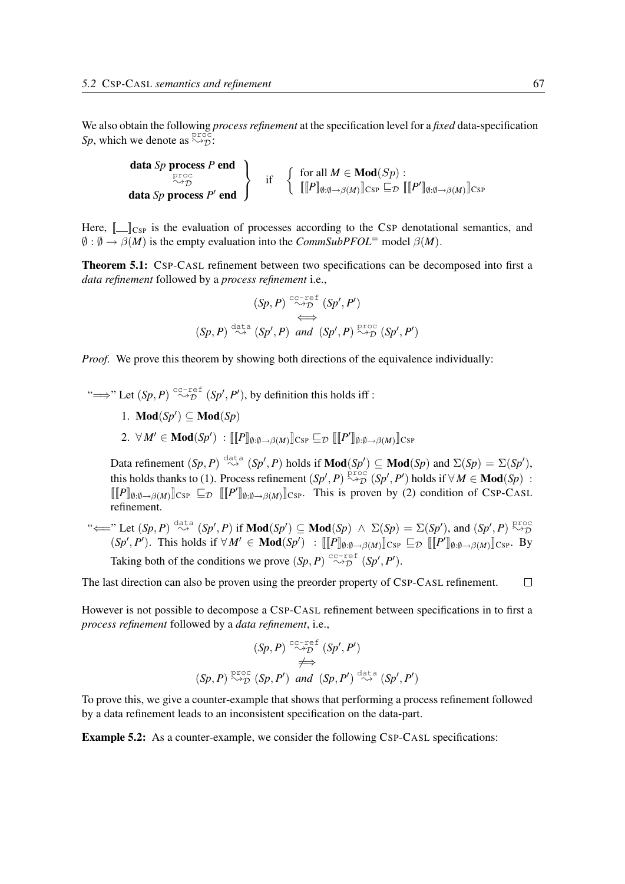We also obtain the following *process refinement* at the specification level for a *fixed* data-specification *Sp*, which we denote as $\overset{\texttt{proc}}{\rightsquigarrow}_{\mathcal{D}}$:

$$\left.\begin{array}{c}\textbf{data } Sp \textbf{ process } P \textbf{ end} \\ \overset{\texttt{proc}}{\rightsquigarrow}_{\mathcal{D}} \\ \textbf{data } Sp \textbf{ process } P' \textbf{ end}\end{array}\right\} \quad \text{if} \quad \left\{\begin{array}{l}\text{for all } M \in \textbf{Mod}(Sp) : \\ [\![ [\![P]\!]_{\emptyset:\emptyset\to\beta(M)} ]\!]_{\text{CSP}} \sqsubseteq_{\mathcal{D}} [\![ [\![P']\!]_{\emptyset:\emptyset\to\beta(M)} ]\!]_{\text{CSP}}\end{array}\right.$$

Here, $[\![\_\_]\!]_{\text{CSP}}$ is the evaluation of processes according to the CSP denotational semantics, and $\emptyset : \emptyset \to \beta(M)$ is the empty evaluation into the *CommSubPFOL*$^=$ model $\beta(M)$.

**Theorem 5.1:** CSP-CASL refinement between two specifications can be decomposed into first a *data refinement* followed by a *process refinement* i.e.,

$$\begin{array}{c}(Sp, P) \overset{\texttt{cc-ref}}{\rightsquigarrow}_{\mathcal{D}} (Sp', P') \\ \Longleftrightarrow \\ (Sp, P) \overset{\texttt{data}}{\rightsquigarrow} (Sp', P) \text{ and } (Sp', P) \overset{\texttt{proc}}{\rightsquigarrow}_{\mathcal{D}} (Sp', P')\end{array}$$

*Proof.* We prove this theorem by showing both directions of the equivalence individually:

"$\Longrightarrow$" Let $(Sp, P) \overset{\texttt{cc-ref}}{\rightsquigarrow}_{\mathcal{D}} (Sp', P')$, by definition this holds iff :

1. $\textbf{Mod}(Sp') \subseteq \textbf{Mod}(Sp)$
2. $\forall M' \in \textbf{Mod}(Sp') \; : [\![ [\![P]\!]_{\emptyset:\emptyset\to\beta(M)} ]\!]_{\text{CSP}} \sqsubseteq_{\mathcal{D}} [\![ [\![P']\!]_{\emptyset:\emptyset\to\beta(M)} ]\!]_{\text{CSP}}$

Data refinement $(Sp, P) \overset{\texttt{data}}{\rightsquigarrow} (Sp', P)$ holds if $\textbf{Mod}(Sp') \subseteq \textbf{Mod}(Sp)$ and $\Sigma(Sp) = \Sigma(Sp')$, this holds thanks to (1). Process refinement $(Sp', P) \overset{\texttt{proc}}{\rightsquigarrow}_{\mathcal{D}} (Sp', P')$ holds if $\forall M \in \textbf{Mod}(Sp) \; :$ $[\![ [\![P]\!]_{\emptyset:\emptyset\to\beta(M)} ]\!]_{\text{CSP}} \sqsubseteq_{\mathcal{D}} [\![ [\![P']\!]_{\emptyset:\emptyset\to\beta(M)} ]\!]_{\text{CSP}}$. This is proven by (2) condition of CSP-CASL refinement.

"$\Longleftarrow$" Let $(Sp, P) \overset{\texttt{data}}{\rightsquigarrow} (Sp', P)$ if $\textbf{Mod}(Sp') \subseteq \textbf{Mod}(Sp) \wedge \Sigma(Sp) = \Sigma(Sp')$, and $(Sp', P) \overset{\texttt{proc}}{\rightsquigarrow}_{\mathcal{D}}$ $(Sp', P')$. This holds if $\forall M' \in \textbf{Mod}(Sp') \; : [\![ [\![P]\!]_{\emptyset:\emptyset\to\beta(M)} ]\!]_{\text{CSP}} \sqsubseteq_{\mathcal{D}} [\![ [\![P']\!]_{\emptyset:\emptyset\to\beta(M)} ]\!]_{\text{CSP}}$. By Taking both of the conditions we prove $(Sp, P) \overset{\texttt{cc-ref}}{\rightsquigarrow}_{\mathcal{D}} (Sp', P')$.

The last direction can also be proven using the preorder property of CSP-CASL refinement. $\square$

However is not possible to decompose a CSP-CASL refinement between specifications in to first a *process refinement* followed by a *data refinement*, i.e.,

$$\begin{array}{c}(Sp, P) \overset{\texttt{cc-ref}}{\rightsquigarrow}_{\mathcal{D}} (Sp', P') \\ \not\Longrightarrow \\ (Sp, P) \overset{\texttt{proc}}{\rightsquigarrow}_{\mathcal{D}} (Sp, P') \text{ and } (Sp, P') \overset{\texttt{data}}{\rightsquigarrow} (Sp', P')\end{array}$$

To prove this, we give a counter-example that shows that performing a process refinement followed by a data refinement leads to an inconsistent specification on the data-part.

**Example 5.2:** As a counter-example, we consider the following CSP-CASL specifications: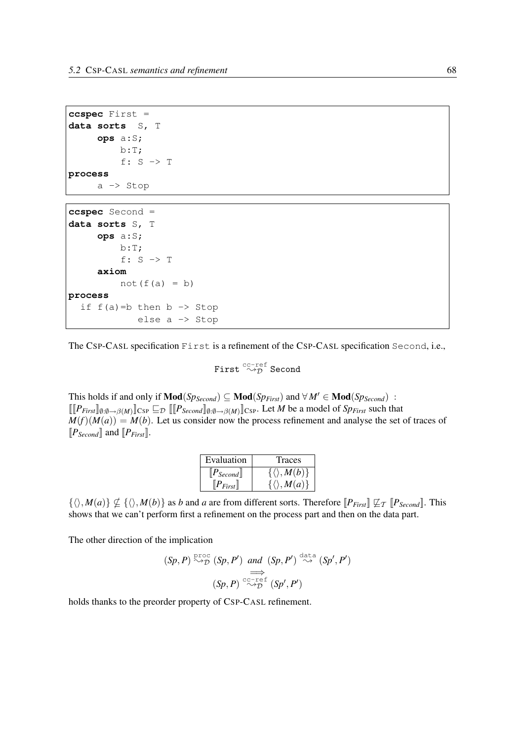```
ccspec First =
data sorts  S, T
     ops a:S;
         b:T;
         f: S -> T
process
     a -> Stop
```

```
ccspec Second =
data sorts S, T
     ops a:S;
         b:T;
         f: S -> T
     axiom
         not(f(a) = b)
process
  if f(a)=b then b -> Stop
            else a -> Stop
```

The CSP-CASL specification `First` is a refinement of the CSP-CASL specification `Second`, i.e.,

$$\texttt{First} \overset{\texttt{cc-ref}}{\rightsquigarrow_{\mathcal{D}}} \texttt{Second}$$

This holds if and only if $\mathbf{Mod}(Sp_{Second}) \subseteq \mathbf{Mod}(Sp_{First})$ and $\forall M' \in \mathbf{Mod}(Sp_{Second})$ : $[\![[\![P_{First}]\!]_{\emptyset:\emptyset\to\beta(M)}]\!]_{\text{CSP}} \sqsubseteq_{\mathcal{D}} [\![[\![P_{Second}]\!]_{\emptyset:\emptyset\to\beta(M)}]\!]_{\text{CSP}}$. Let $M$ be a model of $Sp_{First}$ such that $M(f)(M(a)) = M(b)$. Let us consider now the process refinement and analyse the set of traces of $[\![P_{Second}]\!]$ and $[\![P_{First}]\!]$.

| Evaluation | Traces |
|---|---|
| $[\![P_{Second}]\!]$ | $\{\langle\rangle, M(b)\}$ |
| $[\![P_{First}]\!]$ | $\{\langle\rangle, M(a)\}$ |

$\{\langle\rangle, M(a)\} \nsubseteq \{\langle\rangle, M(b)\}$ as $b$ and $a$ are from different sorts. Therefore $[\![P_{First}]\!] \not\sqsubseteq_{\mathcal{T}} [\![P_{Second}]\!]$. This shows that we can't perform first a refinement on the process part and then on the data part.

The other direction of the implication

$$(Sp, P) \overset{\texttt{proc}}{\rightsquigarrow_{\mathcal{D}}} (Sp, P') \ \ and \ \ (Sp, P') \overset{\texttt{data}}{\rightsquigarrow} (Sp', P')$$
$$\Longrightarrow$$
$$(Sp, P) \overset{\texttt{cc-ref}}{\rightsquigarrow_{\mathcal{D}}} (Sp', P')$$

holds thanks to the preorder property of CSP-CASL refinement.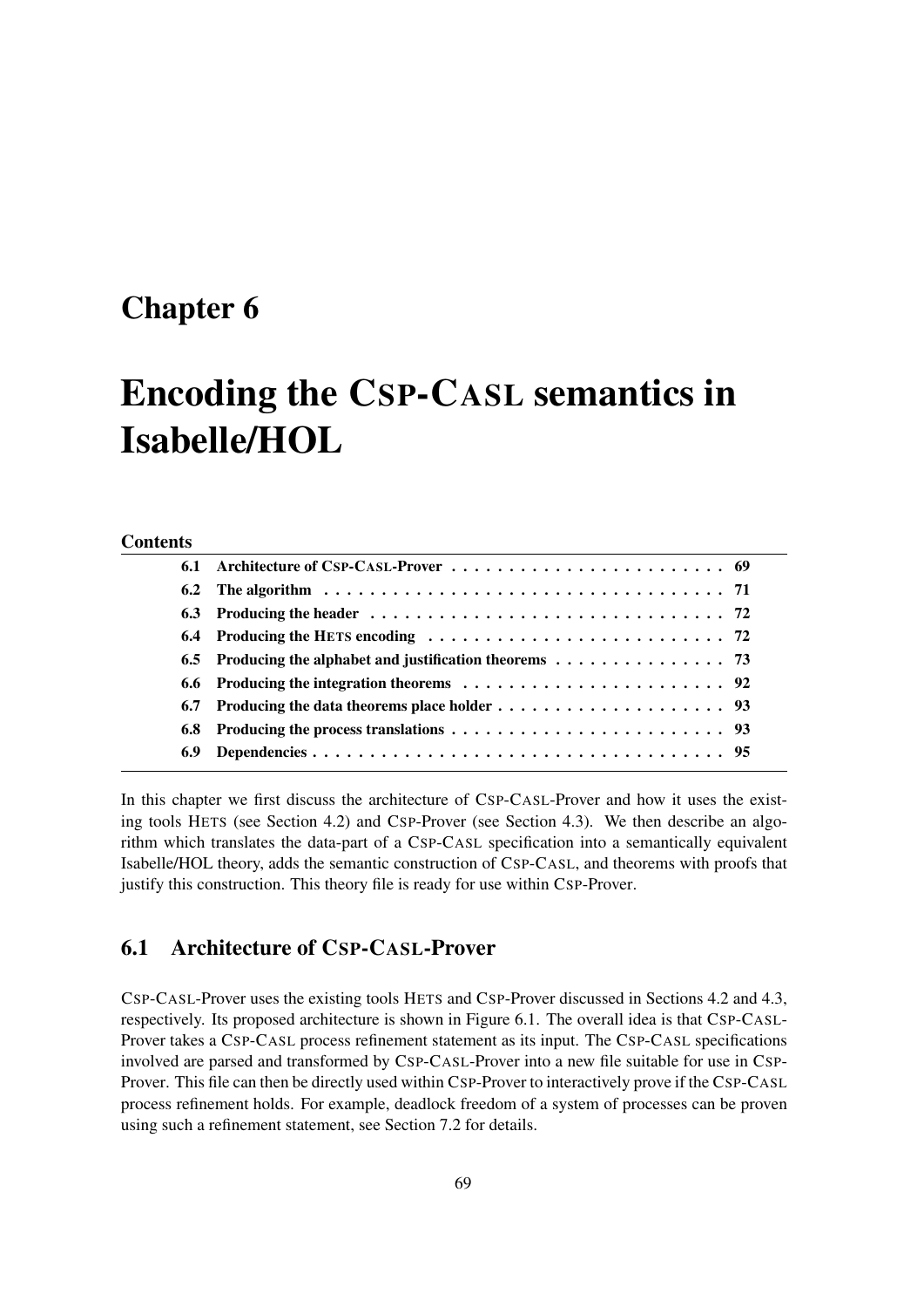# Chapter 6

# Encoding the CSP-CASL semantics in Isabelle/HOL

**Contents**

| | | |
|---|---|---|
| **6.1** | **Architecture of CSP-CASL-Prover** | **69** |
| **6.2** | **The algorithm** | **71** |
| **6.3** | **Producing the header** | **72** |
| **6.4** | **Producing the HETS encoding** | **72** |
| **6.5** | **Producing the alphabet and justification theorems** | **73** |
| **6.6** | **Producing the integration theorems** | **92** |
| **6.7** | **Producing the data theorems place holder** | **93** |
| **6.8** | **Producing the process translations** | **93** |
| **6.9** | **Dependencies** | **95** |

In this chapter we first discuss the architecture of CSP-CASL-Prover and how it uses the existing tools HETS (see Section 4.2) and CSP-Prover (see Section 4.3). We then describe an algorithm which translates the data-part of a CSP-CASL specification into a semantically equivalent Isabelle/HOL theory, adds the semantic construction of CSP-CASL, and theorems with proofs that justify this construction. This theory file is ready for use within CSP-Prover.

## 6.1 Architecture of CSP-CASL-Prover

CSP-CASL-Prover uses the existing tools HETS and CSP-Prover discussed in Sections 4.2 and 4.3, respectively. Its proposed architecture is shown in Figure 6.1. The overall idea is that CSP-CASL-Prover takes a CSP-CASL process refinement statement as its input. The CSP-CASL specifications involved are parsed and transformed by CSP-CASL-Prover into a new file suitable for use in CSP-Prover. This file can then be directly used within CSP-Prover to interactively prove if the CSP-CASL process refinement holds. For example, deadlock freedom of a system of processes can be proven using such a refinement statement, see Section 7.2 for details.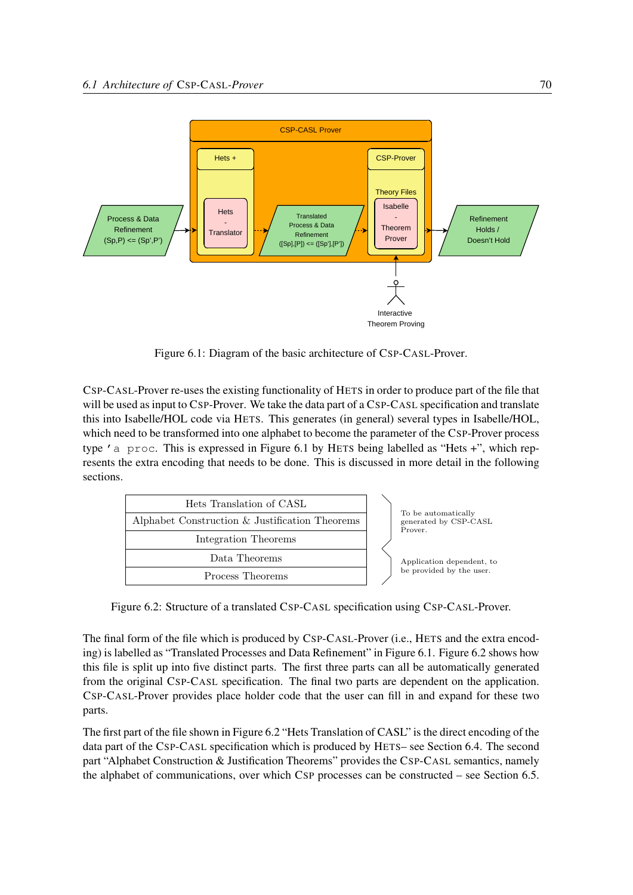Figure 6.1: Diagram of the basic architecture of CSP-CASL-Prover.

CSP-CASL-Prover re-uses the existing functionality of HETS in order to produce part of the file that will be used as input to CSP-Prover. We take the data part of a CSP-CASL specification and translate this into Isabelle/HOL code via HETS. This generates (in general) several types in Isabelle/HOL, which need to be transformed into one alphabet to become the parameter of the CSP-Prover process type `'a proc`. This is expressed in Figure 6.1 by HETS being labelled as "Hets +", which represents the extra encoding that needs to be done. This is discussed in more detail in the following sections.

| Hets Translation of CASL | |
|---|---|
| Alphabet Construction & Justification Theorems | To be automatically generated by CSP-CASL Prover. |
| Integration Theorems | |
| Data Theorems | Application dependent, to be provided by the user. |
| Process Theorems | |

Figure 6.2: Structure of a translated CSP-CASL specification using CSP-CASL-Prover.

The final form of the file which is produced by CSP-CASL-Prover (i.e., HETS and the extra encoding) is labelled as "Translated Processes and Data Refinement" in Figure 6.1. Figure 6.2 shows how this file is split up into five distinct parts. The first three parts can all be automatically generated from the original CSP-CASL specification. The final two parts are dependent on the application. CSP-CASL-Prover provides place holder code that the user can fill in and expand for these two parts.

The first part of the file shown in Figure 6.2 "Hets Translation of CASL" is the direct encoding of the data part of the CSP-CASL specification which is produced by HETS– see Section 6.4. The second part "Alphabet Construction & Justification Theorems" provides the CSP-CASL semantics, namely the alphabet of communications, over which CSP processes can be constructed – see Section 6.5.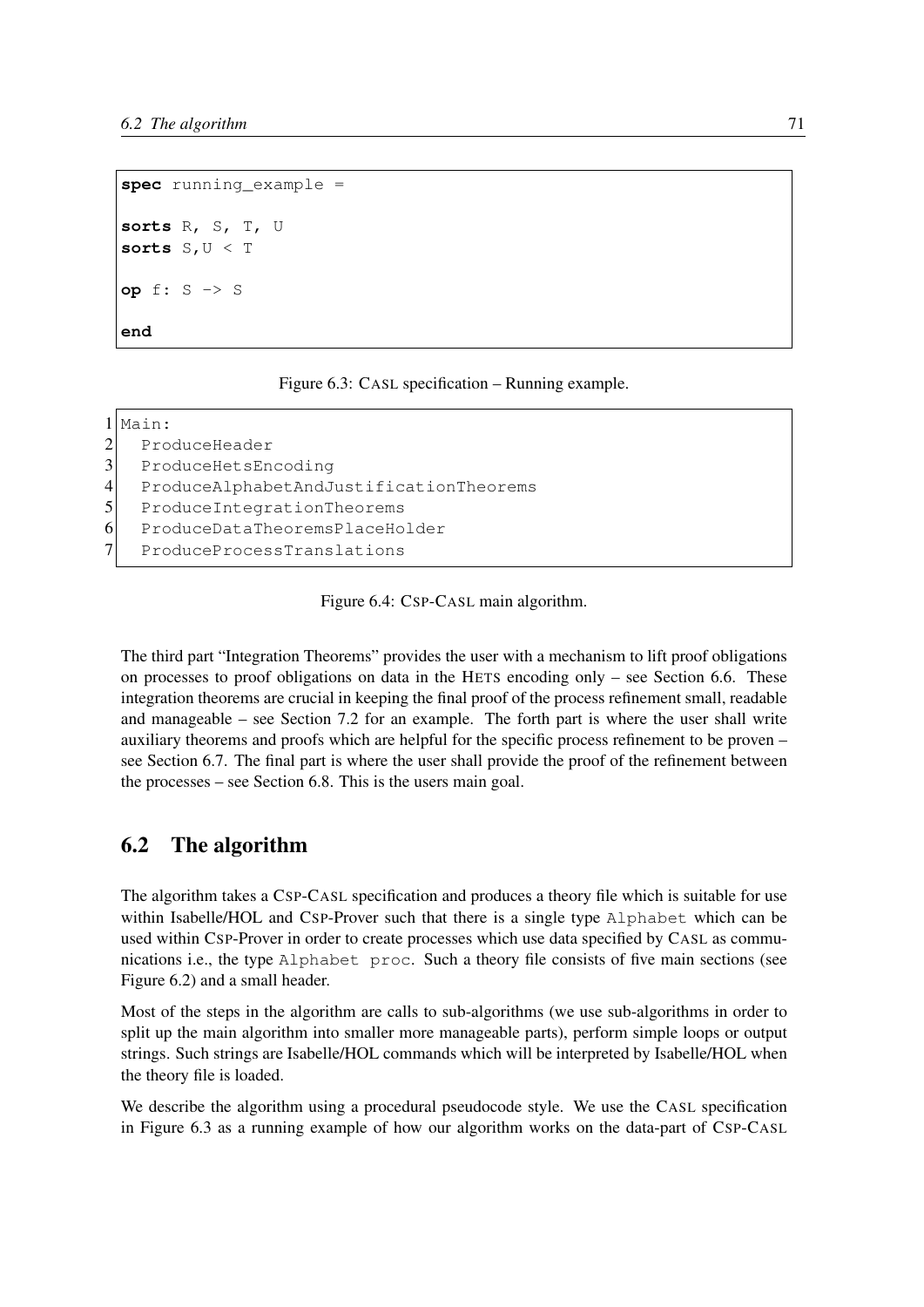```
spec running_example =

sorts R, S, T, U
sorts S,U < T

op f: S -> S

end
```

Figure 6.3: CASL specification – Running example.

```
1 Main:
2   ProduceHeader
3   ProduceHetsEncoding
4   ProduceAlphabetAndJustificationTheorems
5   ProduceIntegrationTheorems
6   ProduceDataTheoremsPlaceHolder
7   ProduceProcessTranslations
```

Figure 6.4: CSP-CASL main algorithm.

The third part "Integration Theorems" provides the user with a mechanism to lift proof obligations on processes to proof obligations on data in the HETS encoding only – see Section 6.6. These integration theorems are crucial in keeping the final proof of the process refinement small, readable and manageable – see Section 7.2 for an example. The forth part is where the user shall write auxiliary theorems and proofs which are helpful for the specific process refinement to be proven – see Section 6.7. The final part is where the user shall provide the proof of the refinement between the processes – see Section 6.8. This is the users main goal.

## 6.2 The algorithm

The algorithm takes a CSP-CASL specification and produces a theory file which is suitable for use within Isabelle/HOL and CSP-Prover such that there is a single type `Alphabet` which can be used within CSP-Prover in order to create processes which use data specified by CASL as communications i.e., the type `Alphabet proc`. Such a theory file consists of five main sections (see Figure 6.2) and a small header.

Most of the steps in the algorithm are calls to sub-algorithms (we use sub-algorithms in order to split up the main algorithm into smaller more manageable parts), perform simple loops or output strings. Such strings are Isabelle/HOL commands which will be interpreted by Isabelle/HOL when the theory file is loaded.

We describe the algorithm using a procedural pseudocode style. We use the CASL specification in Figure 6.3 as a running example of how our algorithm works on the data-part of CSP-CASL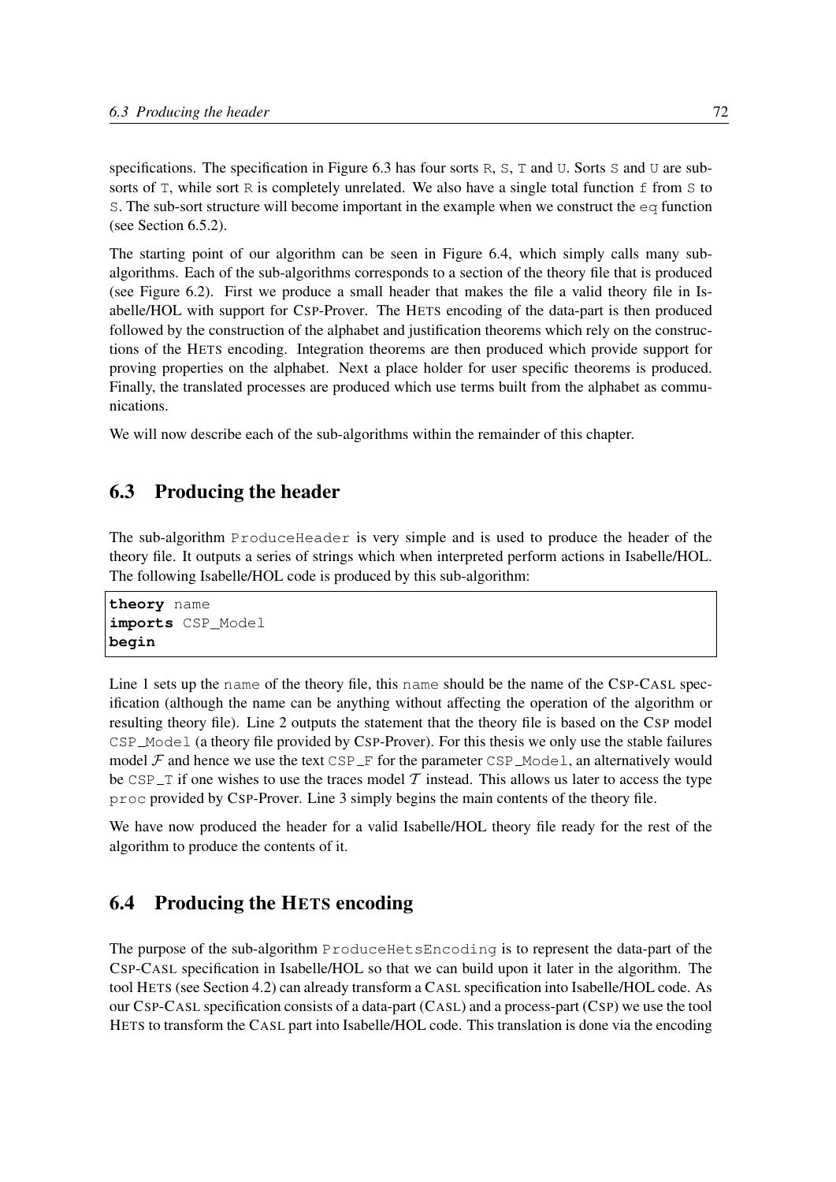specifications. The specification in Figure 6.3 has four sorts R, S, T and U. Sorts S and U are sub-sorts of T, while sort R is completely unrelated. We also have a single total function f from S to S. The sub-sort structure will become important in the example when we construct the eq function (see Section 6.5.2).

The starting point of our algorithm can be seen in Figure 6.4, which simply calls many sub-algorithms. Each of the sub-algorithms corresponds to a section of the theory file that is produced (see Figure 6.2). First we produce a small header that makes the file a valid theory file in Isabelle/HOL with support for CSP-Prover. The HETS encoding of the data-part is then produced followed by the construction of the alphabet and justification theorems which rely on the constructions of the HETS encoding. Integration theorems are then produced which provide support for proving properties on the alphabet. Next a place holder for user specific theorems is produced. Finally, the translated processes are produced which use terms built from the alphabet as communications.

We will now describe each of the sub-algorithms within the remainder of this chapter.

## 6.3 Producing the header

The sub-algorithm ProduceHeader is very simple and is used to produce the header of the theory file. It outputs a series of strings which when interpreted perform actions in Isabelle/HOL. The following Isabelle/HOL code is produced by this sub-algorithm:

```
theory name
imports CSP_Model
begin
```

Line 1 sets up the name of the theory file, this name should be the name of the CSP-CASL specification (although the name can be anything without affecting the operation of the algorithm or resulting theory file). Line 2 outputs the statement that the theory file is based on the CSP model CSP_Model (a theory file provided by CSP-Prover). For this thesis we only use the stable failures model $\mathcal{F}$ and hence we use the text CSP_F for the parameter CSP_Model, an alternatively would be CSP_T if one wishes to use the traces model $\mathcal{T}$ instead. This allows us later to access the type proc provided by CSP-Prover. Line 3 simply begins the main contents of the theory file.

We have now produced the header for a valid Isabelle/HOL theory file ready for the rest of the algorithm to produce the contents of it.

## 6.4 Producing the HETS encoding

The purpose of the sub-algorithm ProduceHetsEncoding is to represent the data-part of the CSP-CASL specification in Isabelle/HOL so that we can build upon it later in the algorithm. The tool HETS (see Section 4.2) can already transform a CASL specification into Isabelle/HOL code. As our CSP-CASL specification consists of a data-part (CASL) and a process-part (CSP) we use the tool HETS to transform the CASL part into Isabelle/HOL code. This translation is done via the encoding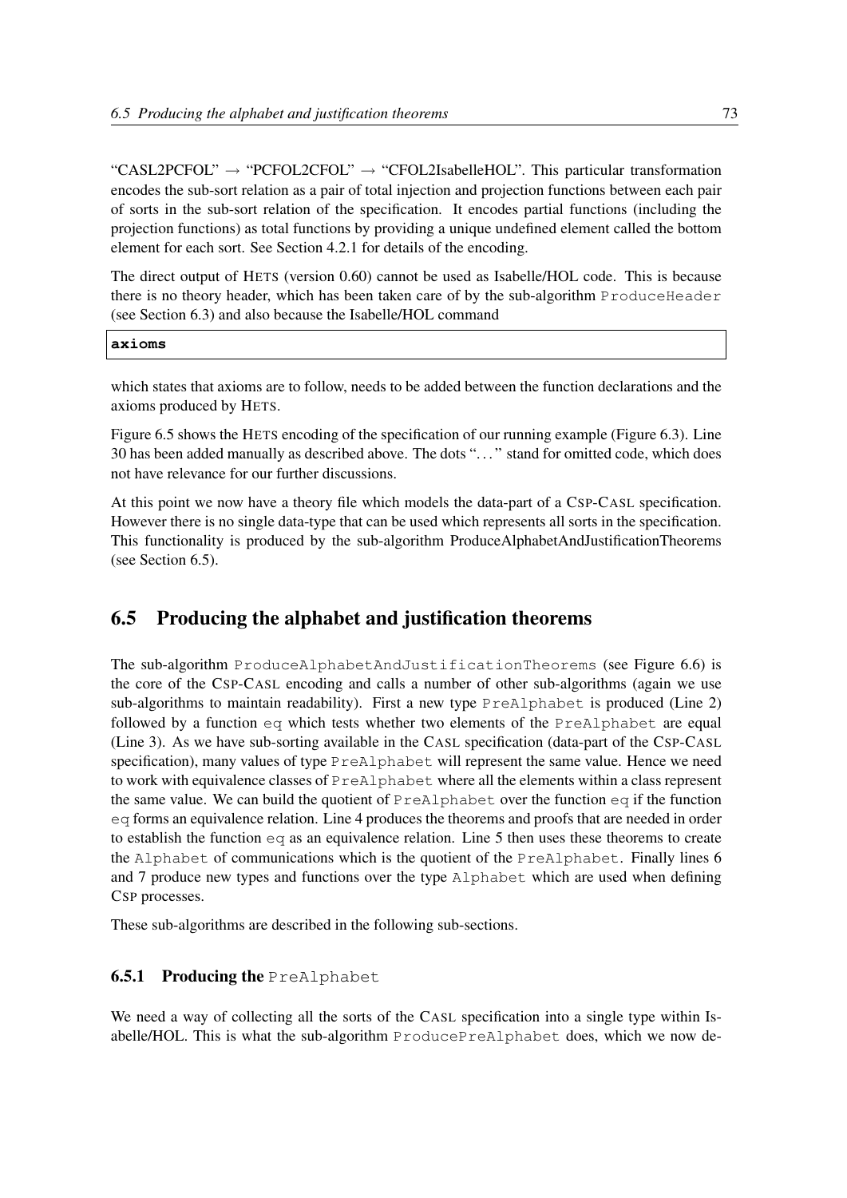"CASL2PCFOL" → "PCFOL2CFOL" → "CFOL2IsabelleHOL". This particular transformation encodes the sub-sort relation as a pair of total injection and projection functions between each pair of sorts in the sub-sort relation of the specification. It encodes partial functions (including the projection functions) as total functions by providing a unique undefined element called the bottom element for each sort. See Section 4.2.1 for details of the encoding.

The direct output of HETS (version 0.60) cannot be used as Isabelle/HOL code. This is because there is no theory header, which has been taken care of by the sub-algorithm `ProduceHeader` (see Section 6.3) and also because the Isabelle/HOL command

```
axioms
```

which states that axioms are to follow, needs to be added between the function declarations and the axioms produced by HETS.

Figure 6.5 shows the HETS encoding of the specification of our running example (Figure 6.3). Line 30 has been added manually as described above. The dots "..." stand for omitted code, which does not have relevance for our further discussions.

At this point we now have a theory file which models the data-part of a CSP-CASL specification. However there is no single data-type that can be used which represents all sorts in the specification. This functionality is produced by the sub-algorithm ProduceAlphabetAndJustificationTheorems (see Section 6.5).

## 6.5 Producing the alphabet and justification theorems

The sub-algorithm `ProduceAlphabetAndJustificationTheorems` (see Figure 6.6) is the core of the CSP-CASL encoding and calls a number of other sub-algorithms (again we use sub-algorithms to maintain readability). First a new type `PreAlphabet` is produced (Line 2) followed by a function `eq` which tests whether two elements of the `PreAlphabet` are equal (Line 3). As we have sub-sorting available in the CASL specification (data-part of the CSP-CASL specification), many values of type `PreAlphabet` will represent the same value. Hence we need to work with equivalence classes of `PreAlphabet` where all the elements within a class represent the same value. We can build the quotient of `PreAlphabet` over the function `eq` if the function `eq` forms an equivalence relation. Line 4 produces the theorems and proofs that are needed in order to establish the function `eq` as an equivalence relation. Line 5 then uses these theorems to create the `Alphabet` of communications which is the quotient of the `PreAlphabet`. Finally lines 6 and 7 produce new types and functions over the type `Alphabet` which are used when defining CSP processes.

These sub-algorithms are described in the following sub-sections.

### 6.5.1 Producing the `PreAlphabet`

We need a way of collecting all the sorts of the CASL specification into a single type within Isabelle/HOL. This is what the sub-algorithm `ProducePreAlphabet` does, which we now de-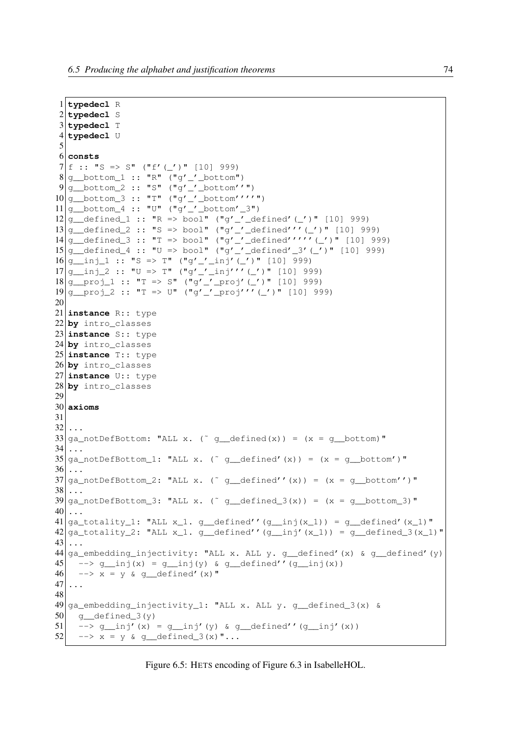```
typedecl R
typedecl S
typedecl T
typedecl U

consts
f :: "S => S" ("f'(_')" [10] 999)
g__bottom_1 :: "R" ("g'_'_bottom")
g__bottom_2 :: "S" ("g'_'_bottom''")
g__bottom_3 :: "T" ("g'_'_bottom''''")
g__bottom_4 :: "U" ("g'_'_bottom'_3")
g__defined_1 :: "R => bool" ("g'_'_defined'(_')" [10] 999)
g__defined_2 :: "S => bool" ("g'_'_defined'''(_')" [10] 999)
g__defined_3 :: "T => bool" ("g'_'_defined'''''(_')" [10] 999)
g__defined_4 :: "U => bool" ("g'_'_defined'_3'(_')" [10] 999)
g__inj_1 :: "S => T" ("g'_'_inj'(_')" [10] 999)
g__inj_2 :: "U => T" ("g'_'_inj'''(_')" [10] 999)
g__proj_1 :: "T => S" ("g'_'_proj'(_')" [10] 999)
g__proj_2 :: "T => U" ("g'_'_proj'''(_')" [10] 999)

instance R:: type
by intro_classes
instance S:: type
by intro_classes
instance T:: type
by intro_classes
instance U:: type
by intro_classes

axioms

...
ga_notDefBottom: "ALL x. (~ g__defined(x)) = (x = g__bottom)"
...
ga_notDefBottom_1: "ALL x. (~ g__defined'(x)) = (x = g__bottom')"
...
ga_notDefBottom_2: "ALL x. (~ g__defined''(x)) = (x = g__bottom'')"
...
ga_notDefBottom_3: "ALL x. (~ g__defined_3(x)) = (x = g__bottom_3)"
...
ga_totality_1: "ALL x_1. g__defined''(g__inj(x_1)) = g__defined'(x_1)"
ga_totality_2: "ALL x_1. g__defined''(g__inj'(x_1)) = g__defined_3(x_1)"
...
ga_embedding_injectivity: "ALL x. ALL y. g__defined'(x) & g__defined'(y)
  --> g__inj(x) = g__inj(y) & g__defined''(g__inj(x))
  --> x = y & g__defined'(x)"
...

ga_embedding_injectivity_1: "ALL x. ALL y. g__defined_3(x) &
  g__defined_3(y)
  --> g__inj'(x) = g__inj'(y) & g__defined''(g__inj'(x))
  --> x = y & g__defined_3(x)"...
```

Figure 6.5: HETS encoding of Figure 6.3 in IsabelleHOL.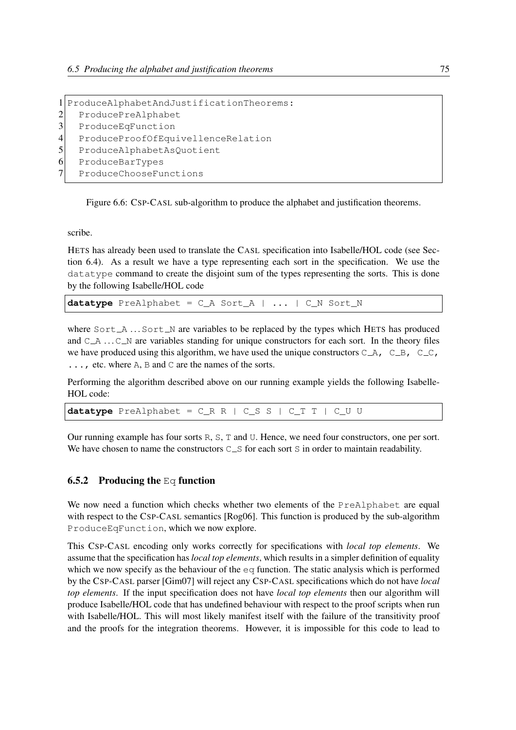```
1 ProduceAlphabetAndJustificationTheorems:
2   ProducePreAlphabet
3   ProduceEqFunction
4   ProduceProofOfEquivellenceRelation
5   ProduceAlphabetAsQuotient
6   ProduceBarTypes
7   ProduceChooseFunctions
```

Figure 6.6: CSP-CASL sub-algorithm to produce the alphabet and justification theorems.

scribe.

HETS has already been used to translate the CASL specification into Isabelle/HOL code (see Section 6.4). As a result we have a type representing each sort in the specification. We use the `datatype` command to create the disjoint sum of the types representing the sorts. This is done by the following Isabelle/HOL code

```
datatype PreAlphabet = C_A Sort_A | ... | C_N Sort_N
```

where `Sort_A` ... `Sort_N` are variables to be replaced by the types which HETS has produced and `C_A` ... `C_N` are variables standing for unique constructors for each sort. In the theory files we have produced using this algorithm, we have used the unique constructors `C_A, C_B, C_C, ...,` etc. where `A`, `B` and `C` are the names of the sorts.

Performing the algorithm described above on our running example yields the following Isabelle-HOL code:

```
datatype PreAlphabet = C_R R | C_S S | C_T T | C_U U
```

Our running example has four sorts `R`, `S`, `T` and `U`. Hence, we need four constructors, one per sort. We have chosen to name the constructors `C_S` for each sort `S` in order to maintain readability.

### 6.5.2 Producing the `Eq` function

We now need a function which checks whether two elements of the `PreAlphabet` are equal with respect to the CSP-CASL semantics [Rog06]. This function is produced by the sub-algorithm `ProduceEqFunction`, which we now explore.

This CSP-CASL encoding only works correctly for specifications with *local top elements*. We assume that the specification has *local top elements*, which results in a simpler definition of equality which we now specify as the behaviour of the `eq` function. The static analysis which is performed by the CSP-CASL parser [Gim07] will reject any CSP-CASL specifications which do not have *local top elements*. If the input specification does not have *local top elements* then our algorithm will produce Isabelle/HOL code that has undefined behaviour with respect to the proof scripts when run with Isabelle/HOL. This will most likely manifest itself with the failure of the transitivity proof and the proofs for the integration theorems. However, it is impossible for this code to lead to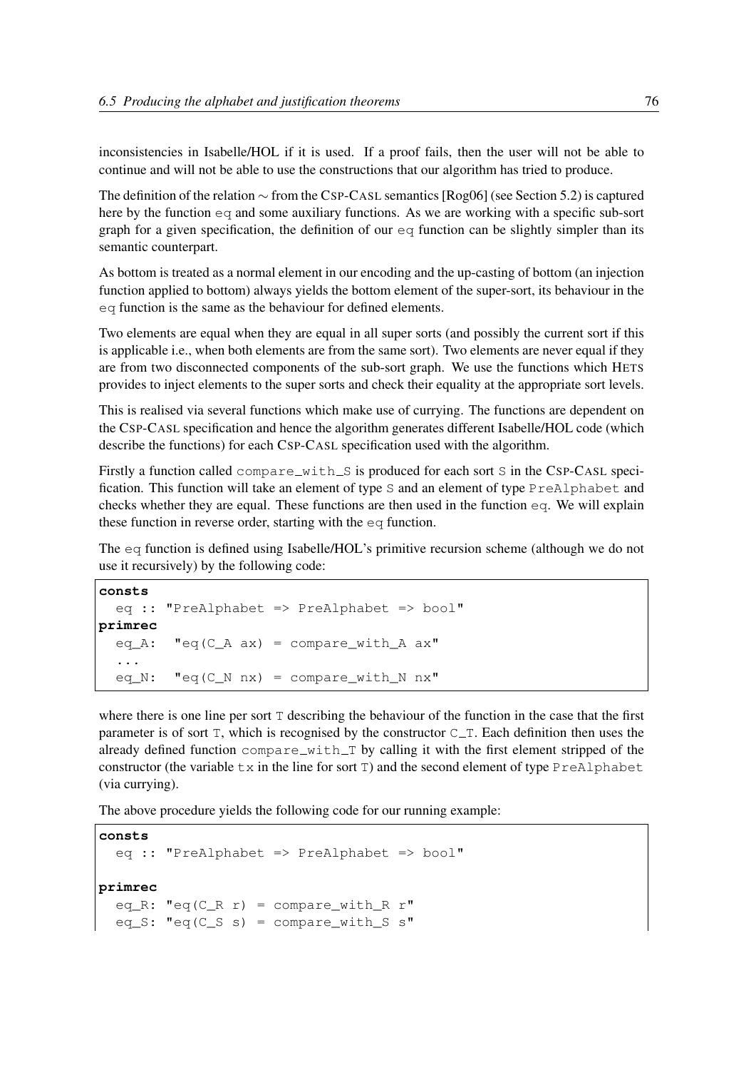inconsistencies in Isabelle/HOL if it is used. If a proof fails, then the user will not be able to continue and will not be able to use the constructions that our algorithm has tried to produce.

The definition of the relation $\sim$ from the CSP-CASL semantics [Rog06] (see Section 5.2) is captured here by the function `eq` and some auxiliary functions. As we are working with a specific sub-sort graph for a given specification, the definition of our `eq` function can be slightly simpler than its semantic counterpart.

As bottom is treated as a normal element in our encoding and the up-casting of bottom (an injection function applied to bottom) always yields the bottom element of the super-sort, its behaviour in the `eq` function is the same as the behaviour for defined elements.

Two elements are equal when they are equal in all super sorts (and possibly the current sort if this is applicable i.e., when both elements are from the same sort). Two elements are never equal if they are from two disconnected components of the sub-sort graph. We use the functions which HETS provides to inject elements to the super sorts and check their equality at the appropriate sort levels.

This is realised via several functions which make use of currying. The functions are dependent on the CSP-CASL specification and hence the algorithm generates different Isabelle/HOL code (which describe the functions) for each CSP-CASL specification used with the algorithm.

Firstly a function called `compare_with_S` is produced for each sort `S` in the CSP-CASL specification. This function will take an element of type `S` and an element of type `PreAlphabet` and checks whether they are equal. These functions are then used in the function `eq`. We will explain these function in reverse order, starting with the `eq` function.

The `eq` function is defined using Isabelle/HOL's primitive recursion scheme (although we do not use it recursively) by the following code:

```
consts
  eq :: "PreAlphabet => PreAlphabet => bool"
primrec
  eq_A:  "eq(C_A ax) = compare_with_A ax"
  ...
  eq_N:  "eq(C_N nx) = compare_with_N nx"
```

where there is one line per sort `T` describing the behaviour of the function in the case that the first parameter is of sort `T`, which is recognised by the constructor `C_T`. Each definition then uses the already defined function `compare_with_T` by calling it with the first element stripped of the constructor (the variable `tx` in the line for sort `T`) and the second element of type `PreAlphabet` (via currying).

The above procedure yields the following code for our running example:

```
consts
  eq :: "PreAlphabet => PreAlphabet => bool"

primrec
  eq_R: "eq(C_R r) = compare_with_R r"
  eq_S: "eq(C_S s) = compare_with_S s"
```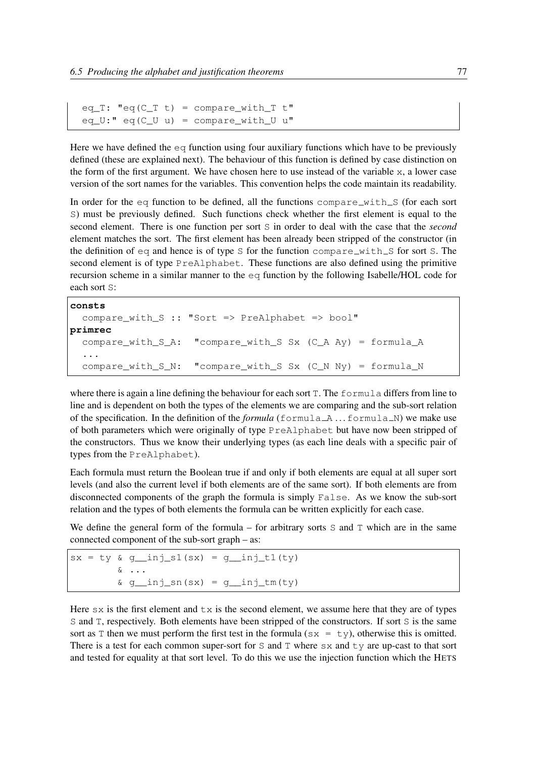```
  eq_T: "eq(C_T t) = compare_with_T t"
  eq_U:" eq(C_U u) = compare_with_U u"
```

Here we have defined the eq function using four auxiliary functions which have to be previously defined (these are explained next). The behaviour of this function is defined by case distinction on the form of the first argument. We have chosen here to use instead of the variable x, a lower case version of the sort names for the variables. This convention helps the code maintain its readability.

In order for the eq function to be defined, all the functions compare_with_S (for each sort S) must be previously defined. Such functions check whether the first element is equal to the second element. There is one function per sort S in order to deal with the case that the *second* element matches the sort. The first element has been already been stripped of the constructor (in the definition of eq and hence is of type S for the function compare_with_S for sort S. The second element is of type PreAlphabet. These functions are also defined using the primitive recursion scheme in a similar manner to the eq function by the following Isabelle/HOL code for each sort S:

```
consts
  compare_with_S :: "Sort => PreAlphabet => bool"
primrec
  compare_with_S_A:  "compare_with_S Sx (C_A Ay) = formula_A
  ...
  compare_with_S_N:  "compare_with_S Sx (C_N Ny) = formula_N
```

where there is again a line defining the behaviour for each sort T. The formula differs from line to line and is dependent on both the types of the elements we are comparing and the sub-sort relation of the specification. In the definition of the *formula* (formula_A ... formula_N) we make use of both parameters which were originally of type PreAlphabet but have now been stripped of the constructors. Thus we know their underlying types (as each line deals with a specific pair of types from the PreAlphabet).

Each formula must return the Boolean true if and only if both elements are equal at all super sort levels (and also the current level if both elements are of the same sort). If both elements are from disconnected components of the graph the formula is simply False. As we know the sub-sort relation and the types of both elements the formula can be written explicitly for each case.

We define the general form of the formula – for arbitrary sorts S and T which are in the same connected component of the sub-sort graph – as:

```
sx = ty & g__inj_s1(sx) = g__inj_t1(ty)
        & ...
        & g__inj_sn(sx) = g__inj_tm(ty)
```

Here sx is the first element and tx is the second element, we assume here that they are of types S and T, respectively. Both elements have been stripped of the constructors. If sort S is the same sort as T then we must perform the first test in the formula (sx = ty), otherwise this is omitted. There is a test for each common super-sort for S and T where sx and ty are up-cast to that sort and tested for equality at that sort level. To do this we use the injection function which the HETS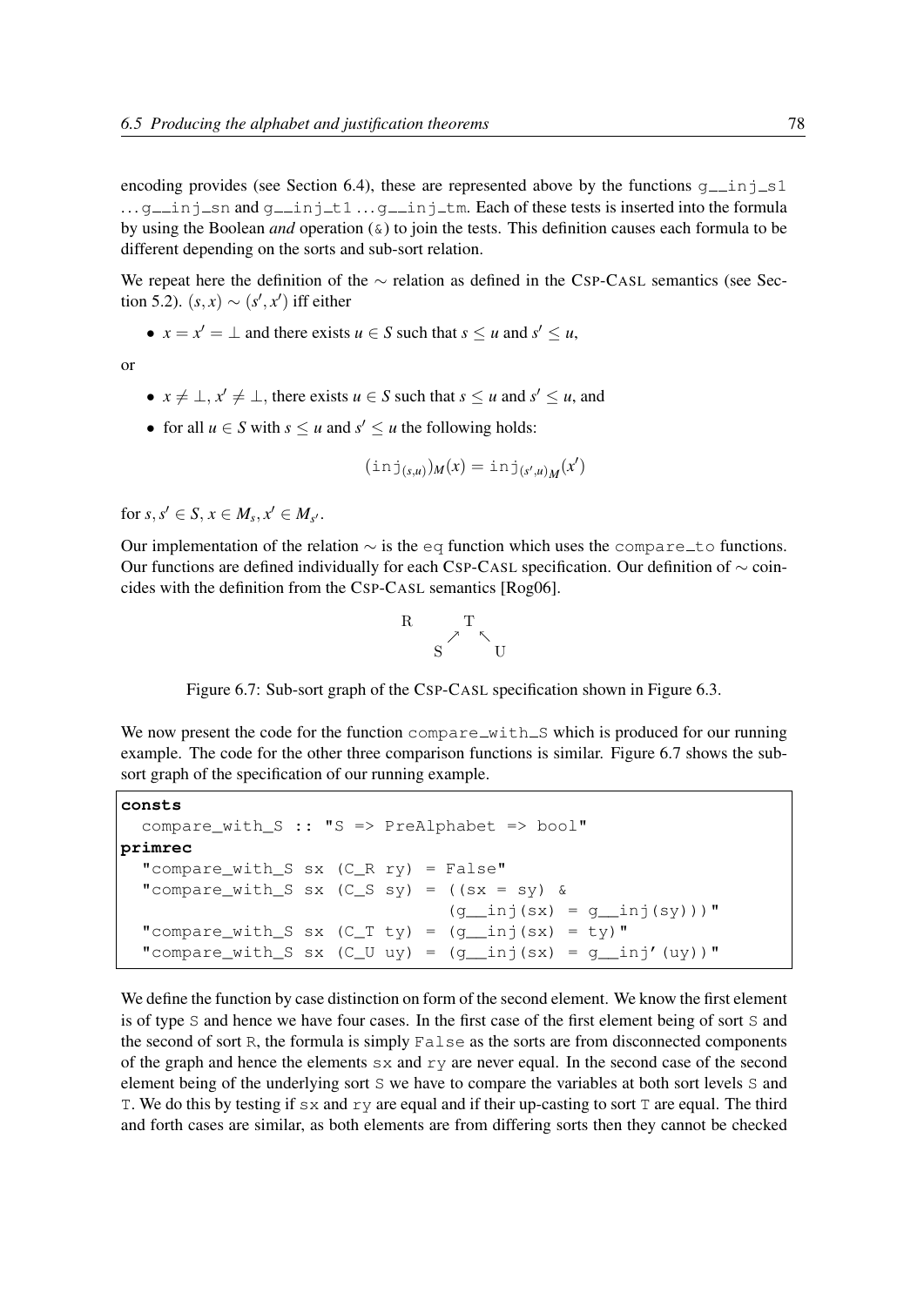encoding provides (see Section 6.4), these are represented above by the functions `g__inj_s1` ... `g__inj_sn` and `g__inj_t1` ... `g__inj_tm`. Each of these tests is inserted into the formula by using the Boolean *and* operation (`&`) to join the tests. This definition causes each formula to be different depending on the sorts and sub-sort relation.

We repeat here the definition of the $\sim$ relation as defined in the CSP-CASL semantics (see Section 5.2). $(s,x) \sim (s',x')$ iff either

- $x = x' = \perp$ and there exists $u \in S$ such that $s \leq u$ and $s' \leq u$,

or

- $x \neq \perp$, $x' \neq \perp$, there exists $u \in S$ such that $s \leq u$ and $s' \leq u$, and
- for all $u \in S$ with $s \leq u$ and $s' \leq u$ the following holds:

$$(\mathtt{inj}_{(s,u)})_M(x) = \mathtt{inj}_{(s',u)_M}(x')$$

for $s, s' \in S$, $x \in M_s$, $x' \in M_{s'}$.

Our implementation of the relation $\sim$ is the `eq` function which uses the `compare_to` functions. Our functions are defined individually for each CSP-CASL specification. Our definition of $\sim$ coincides with the definition from the CSP-CASL semantics [Rog06].

```
R       T
      ↗   ↖
    S       U
```

Figure 6.7: Sub-sort graph of the CSP-CASL specification shown in Figure 6.3.

We now present the code for the function `compare_with_S` which is produced for our running example. The code for the other three comparison functions is similar. Figure 6.7 shows the sub-sort graph of the specification of our running example.

```
consts
  compare_with_S :: "S => PreAlphabet => bool"
primrec
  "compare_with_S sx (C_R ry) = False"
  "compare_with_S sx (C_S sy) = ((sx = sy) &
                                 (g__inj(sx) = g__inj(sy)))"
  "compare_with_S sx (C_T ty) = (g__inj(sx) = ty)"
  "compare_with_S sx (C_U uy) = (g__inj(sx) = g__inj'(uy))"
```

We define the function by case distinction on form of the second element. We know the first element is of type `S` and hence we have four cases. In the first case of the first element being of sort `S` and the second of sort `R`, the formula is simply `False` as the sorts are from disconnected components of the graph and hence the elements `sx` and `ry` are never equal. In the second case of the second element being of the underlying sort `S` we have to compare the variables at both sort levels `S` and `T`. We do this by testing if `sx` and `ry` are equal and if their up-casting to sort `T` are equal. The third and forth cases are similar, as both elements are from differing sorts then they cannot be checked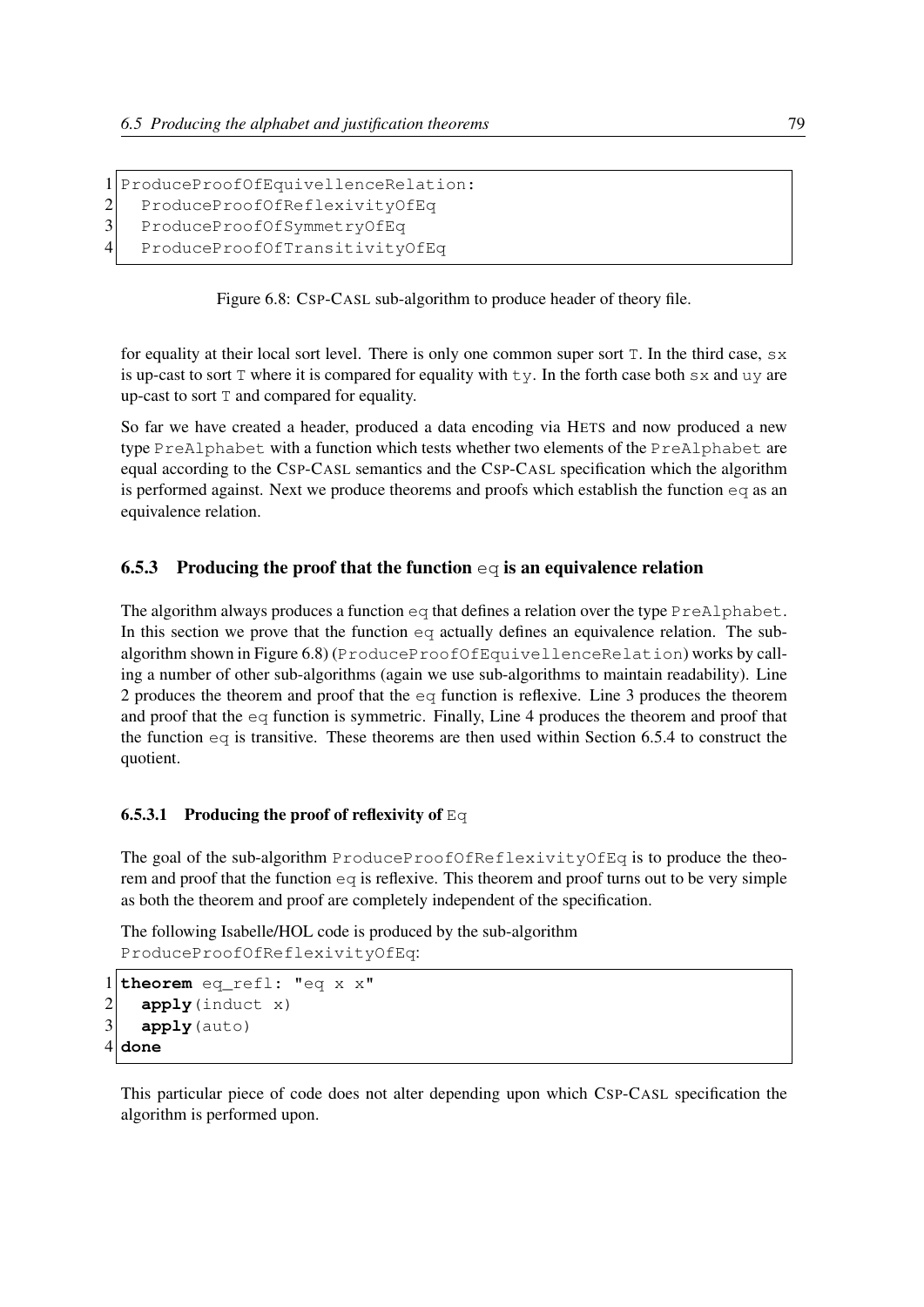```
ProduceProofOfEquivellenceRelation:
  ProduceProofOfReflexivityOfEq
  ProduceProofOfSymmetryOfEq
  ProduceProofOfTransitivityOfEq
```

Figure 6.8: CSP-CASL sub-algorithm to produce header of theory file.

for equality at their local sort level. There is only one common super sort `T`. In the third case, `sx` is up-cast to sort `T` where it is compared for equality with `ty`. In the forth case both `sx` and `uy` are up-cast to sort `T` and compared for equality.

So far we have created a header, produced a data encoding via HETS and now produced a new type `PreAlphabet` with a function which tests whether two elements of the `PreAlphabet` are equal according to the CSP-CASL semantics and the CSP-CASL specification which the algorithm is performed against. Next we produce theorems and proofs which establish the function `eq` as an equivalence relation.

### 6.5.3 Producing the proof that the function `eq` is an equivalence relation

The algorithm always produces a function `eq` that defines a relation over the type `PreAlphabet`. In this section we prove that the function `eq` actually defines an equivalence relation. The sub-algorithm shown in Figure 6.8) (`ProduceProofOfEquivellenceRelation`) works by calling a number of other sub-algorithms (again we use sub-algorithms to maintain readability). Line 2 produces the theorem and proof that the `eq` function is reflexive. Line 3 produces the theorem and proof that the `eq` function is symmetric. Finally, Line 4 produces the theorem and proof that the function `eq` is transitive. These theorems are then used within Section 6.5.4 to construct the quotient.

#### 6.5.3.1 Producing the proof of reflexivity of `Eq`

The goal of the sub-algorithm `ProduceProofOfReflexivityOfEq` is to produce the theorem and proof that the function `eq` is reflexive. This theorem and proof turns out to be very simple as both the theorem and proof are completely independent of the specification.

The following Isabelle/HOL code is produced by the sub-algorithm `ProduceProofOfReflexivityOfEq`:

```
theorem eq_refl: "eq x x"
  apply(induct x)
  apply(auto)
done
```

This particular piece of code does not alter depending upon which CSP-CASL specification the algorithm is performed upon.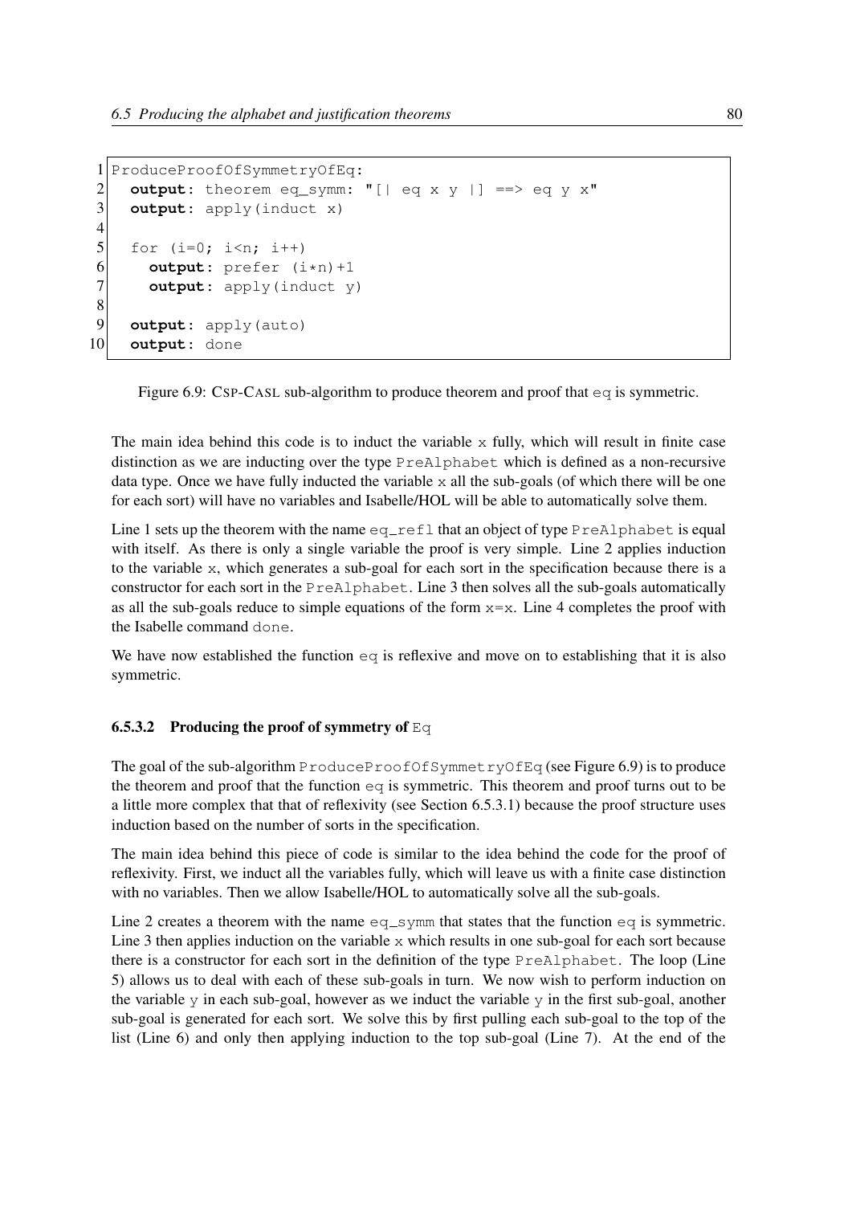```
1  ProduceProofOfSymmetryOfEq:
2    output: theorem eq_symm: "[| eq x y |] ==> eq y x"
3    output: apply(induct x)
4
5    for (i=0; i<n; i++)
6      output: prefer (i*n)+1
7      output: apply(induct y)
8
9    output: apply(auto)
10   output: done
```

Figure 6.9: CSP-CASL sub-algorithm to produce theorem and proof that `eq` is symmetric.

The main idea behind this code is to induct the variable `x` fully, which will result in finite case distinction as we are inducting over the type `PreAlphabet` which is defined as a non-recursive data type. Once we have fully inducted the variable `x` all the sub-goals (of which there will be one for each sort) will have no variables and Isabelle/HOL will be able to automatically solve them.

Line 1 sets up the theorem with the name `eq_refl` that an object of type `PreAlphabet` is equal with itself. As there is only a single variable the proof is very simple. Line 2 applies induction to the variable `x`, which generates a sub-goal for each sort in the specification because there is a constructor for each sort in the `PreAlphabet`. Line 3 then solves all the sub-goals automatically as all the sub-goals reduce to simple equations of the form `x=x`. Line 4 completes the proof with the Isabelle command `done`.

We have now established the function `eq` is reflexive and move on to establishing that it is also symmetric.

#### 6.5.3.2 Producing the proof of symmetry of `Eq`

The goal of the sub-algorithm `ProduceProofOfSymmetryOfEq` (see Figure 6.9) is to produce the theorem and proof that the function `eq` is symmetric. This theorem and proof turns out to be a little more complex that that of reflexivity (see Section 6.5.3.1) because the proof structure uses induction based on the number of sorts in the specification.

The main idea behind this piece of code is similar to the idea behind the code for the proof of reflexivity. First, we induct all the variables fully, which will leave us with a finite case distinction with no variables. Then we allow Isabelle/HOL to automatically solve all the sub-goals.

Line 2 creates a theorem with the name `eq_symm` that states that the function `eq` is symmetric. Line 3 then applies induction on the variable `x` which results in one sub-goal for each sort because there is a constructor for each sort in the definition of the type `PreAlphabet`. The loop (Line 5) allows us to deal with each of these sub-goals in turn. We now wish to perform induction on the variable `y` in each sub-goal, however as we induct the variable `y` in the first sub-goal, another sub-goal is generated for each sort. We solve this by first pulling each sub-goal to the top of the list (Line 6) and only then applying induction to the top sub-goal (Line 7). At the end of the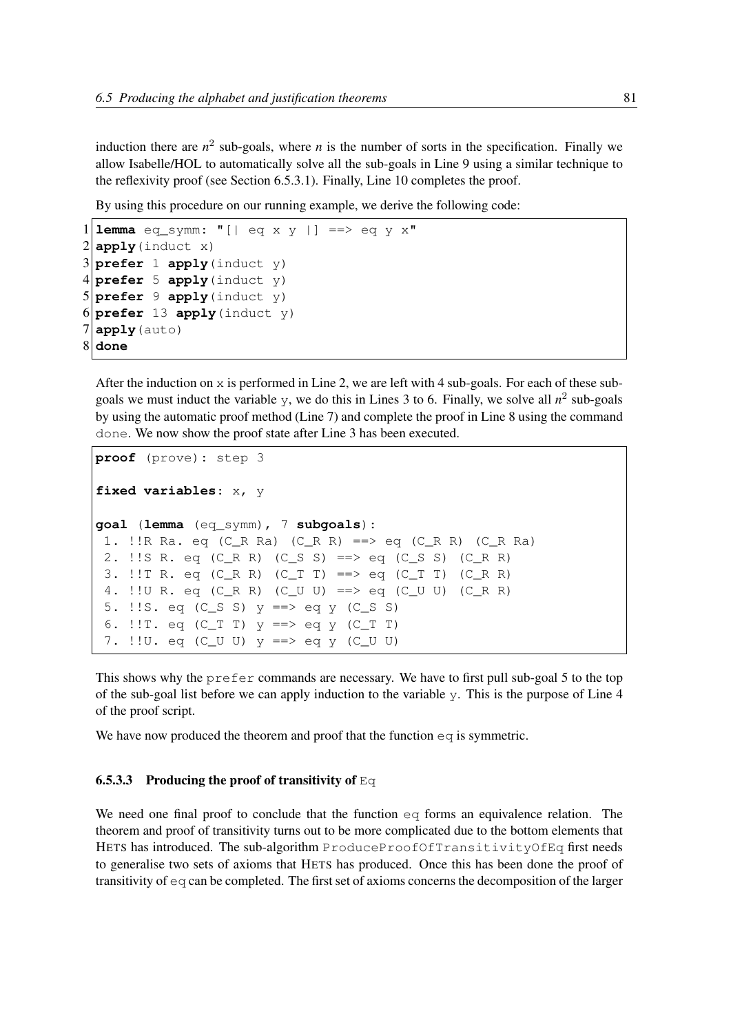induction there are $n^2$ sub-goals, where $n$ is the number of sorts in the specification. Finally we allow Isabelle/HOL to automatically solve all the sub-goals in Line 9 using a similar technique to the reflexivity proof (see Section 6.5.3.1). Finally, Line 10 completes the proof.

By using this procedure on our running example, we derive the following code:

```
1 lemma eq_symm: "[| eq x y |] ==> eq y x"
2 apply(induct x)
3 prefer 1 apply(induct y)
4 prefer 5 apply(induct y)
5 prefer 9 apply(induct y)
6 prefer 13 apply(induct y)
7 apply(auto)
8 done
```

After the induction on x is performed in Line 2, we are left with 4 sub-goals. For each of these sub-goals we must induct the variable y, we do this in Lines 3 to 6. Finally, we solve all $n^2$ sub-goals by using the automatic proof method (Line 7) and complete the proof in Line 8 using the command `done`. We now show the proof state after Line 3 has been executed.

```
proof (prove): step 3

fixed variables: x, y

goal (lemma (eq_symm), 7 subgoals):
 1. !!R Ra. eq (C_R Ra) (C_R R) ==> eq (C_R R) (C_R Ra)
 2. !!S R. eq (C_R R) (C_S S) ==> eq (C_S S) (C_R R)
 3. !!T R. eq (C_R R) (C_T T) ==> eq (C_T T) (C_R R)
 4. !!U R. eq (C_R R) (C_U U) ==> eq (C_U U) (C_R R)
 5. !!S. eq (C_S S) y ==> eq y (C_S S)
 6. !!T. eq (C_T T) y ==> eq y (C_T T)
 7. !!U. eq (C_U U) y ==> eq y (C_U U)
```

This shows why the `prefer` commands are necessary. We have to first pull sub-goal 5 to the top of the sub-goal list before we can apply induction to the variable y. This is the purpose of Line 4 of the proof script.

We have now produced the theorem and proof that the function `eq` is symmetric.

#### 6.5.3.3 Producing the proof of transitivity of `Eq`

We need one final proof to conclude that the function `eq` forms an equivalence relation. The theorem and proof of transitivity turns out to be more complicated due to the bottom elements that HETS has introduced. The sub-algorithm `ProduceProofOfTransitivityOfEq` first needs to generalise two sets of axioms that HETS has produced. Once this has been done the proof of transitivity of `eq` can be completed. The first set of axioms concerns the decomposition of the larger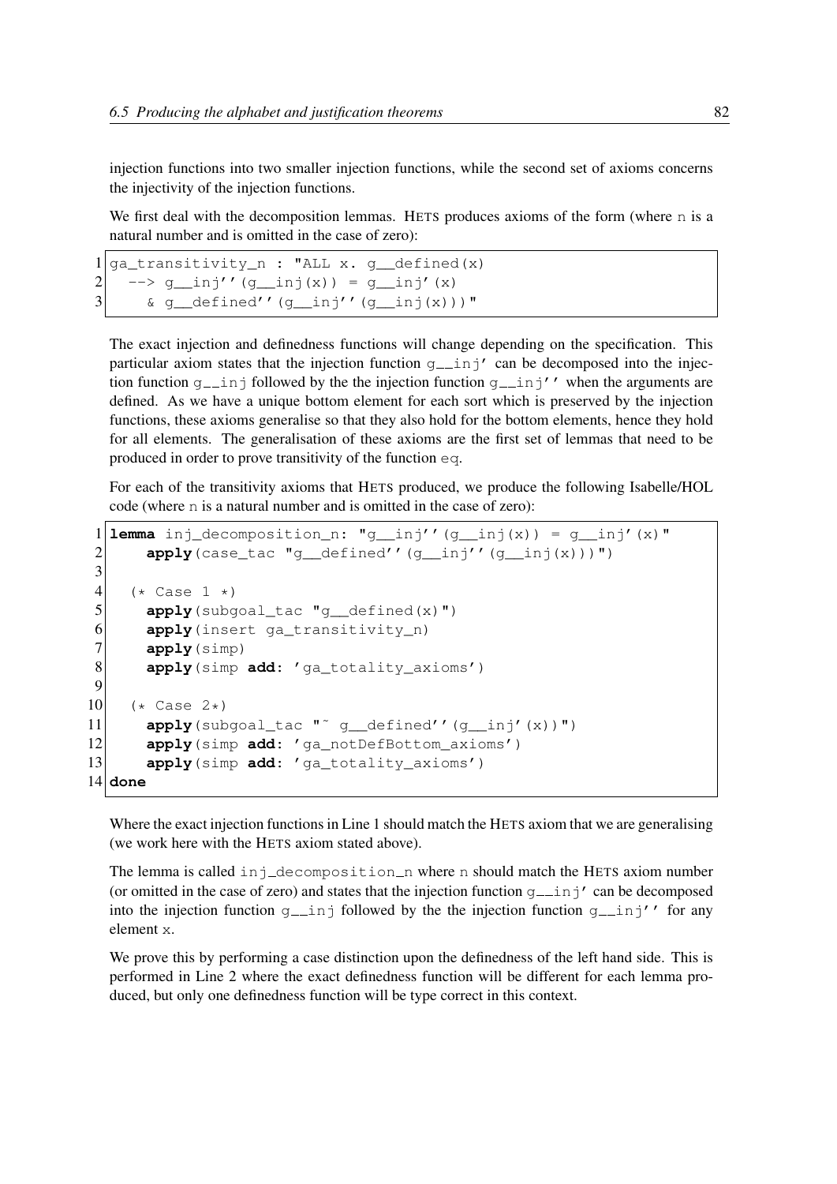injection functions into two smaller injection functions, while the second set of axioms concerns the injectivity of the injection functions.

We first deal with the decomposition lemmas. HETS produces axioms of the form (where n is a natural number and is omitted in the case of zero):

```
ga_transitivity_n : "ALL x. g__defined(x)
  --> g__inj''(g__inj(x)) = g__inj'(x)
    & g__defined''(g__inj''(g__inj(x)))"
```

The exact injection and definedness functions will change depending on the specification. This particular axiom states that the injection function g__inj' can be decomposed into the injection function g__inj followed by the the injection function g__inj'' when the arguments are defined. As we have a unique bottom element for each sort which is preserved by the injection functions, these axioms generalise so that they also hold for the bottom elements, hence they hold for all elements. The generalisation of these axioms are the first set of lemmas that need to be produced in order to prove transitivity of the function eq.

For each of the transitivity axioms that HETS produced, we produce the following Isabelle/HOL code (where n is a natural number and is omitted in the case of zero):

```
lemma inj_decomposition_n: "g__inj''(g__inj(x)) = g__inj'(x)"
    apply(case_tac "g__defined''(g__inj''(g__inj(x)))")

  (* Case 1 *)
    apply(subgoal_tac "g__defined(x)")
    apply(insert ga_transitivity_n)
    apply(simp)
    apply(simp add: 'ga_totality_axioms')

  (* Case 2*)
    apply(subgoal_tac "~ g__defined''(g__inj'(x))")
    apply(simp add: 'ga_notDefBottom_axioms')
    apply(simp add: 'ga_totality_axioms')
done
```

Where the exact injection functions in Line 1 should match the HETS axiom that we are generalising (we work here with the HETS axiom stated above).

The lemma is called inj_decomposition_n where n should match the HETS axiom number (or omitted in the case of zero) and states that the injection function g__inj' can be decomposed into the injection function g__inj followed by the the injection function g__inj'' for any element x.

We prove this by performing a case distinction upon the definedness of the left hand side. This is performed in Line 2 where the exact definedness function will be different for each lemma produced, but only one definedness function will be type correct in this context.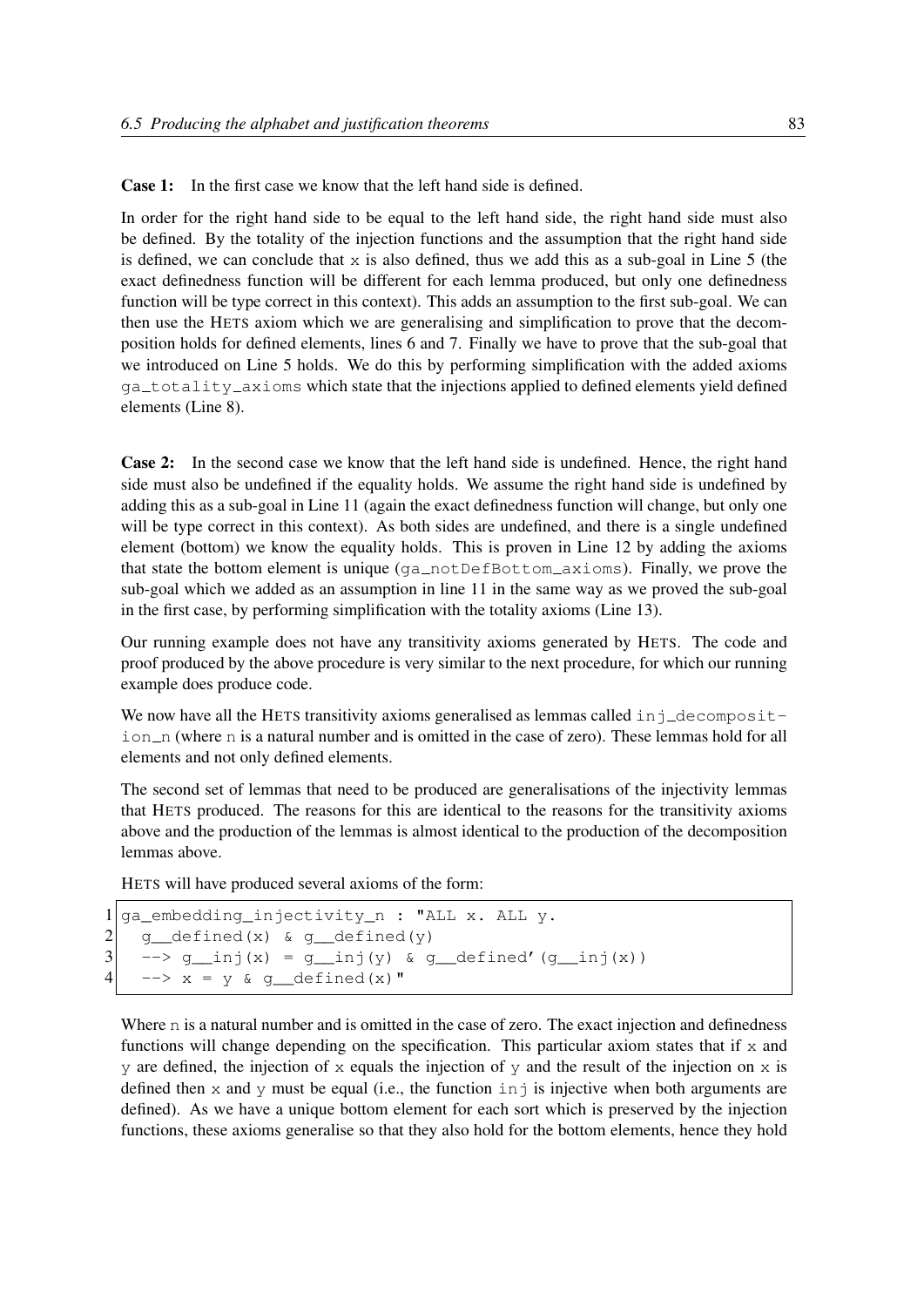**Case 1:** In the first case we know that the left hand side is defined.

In order for the right hand side to be equal to the left hand side, the right hand side must also be defined. By the totality of the injection functions and the assumption that the right hand side is defined, we can conclude that x is also defined, thus we add this as a sub-goal in Line 5 (the exact definedness function will be different for each lemma produced, but only one definedness function will be type correct in this context). This adds an assumption to the first sub-goal. We can then use the HETS axiom which we are generalising and simplification to prove that the decomposition holds for defined elements, lines 6 and 7. Finally we have to prove that the sub-goal that we introduced on Line 5 holds. We do this by performing simplification with the added axioms `ga_totality_axioms` which state that the injections applied to defined elements yield defined elements (Line 8).

**Case 2:** In the second case we know that the left hand side is undefined. Hence, the right hand side must also be undefined if the equality holds. We assume the right hand side is undefined by adding this as a sub-goal in Line 11 (again the exact definedness function will change, but only one will be type correct in this context). As both sides are undefined, and there is a single undefined element (bottom) we know the equality holds. This is proven in Line 12 by adding the axioms that state the bottom element is unique (`ga_notDefBottom_axioms`). Finally, we prove the sub-goal which we added as an assumption in line 11 in the same way as we proved the sub-goal in the first case, by performing simplification with the totality axioms (Line 13).

Our running example does not have any transitivity axioms generated by HETS. The code and proof produced by the above procedure is very similar to the next procedure, for which our running example does produce code.

We now have all the HETS transitivity axioms generalised as lemmas called `inj_decomposition_n` (where n is a natural number and is omitted in the case of zero). These lemmas hold for all elements and not only defined elements.

The second set of lemmas that need to be produced are generalisations of the injectivity lemmas that HETS produced. The reasons for this are identical to the reasons for the transitivity axioms above and the production of the lemmas is almost identical to the production of the decomposition lemmas above.

HETS will have produced several axioms of the form:

```
1 ga_embedding_injectivity_n : "ALL x. ALL y.
2   g__defined(x) & g__defined(y)
3   --> g__inj(x) = g__inj(y) & g__defined'(g__inj(x))
4   --> x = y & g__defined(x)"
```

Where n is a natural number and is omitted in the case of zero. The exact injection and definedness functions will change depending on the specification. This particular axiom states that if x and y are defined, the injection of x equals the injection of y and the result of the injection on x is defined then x and y must be equal (i.e., the function inj is injective when both arguments are defined). As we have a unique bottom element for each sort which is preserved by the injection functions, these axioms generalise so that they also hold for the bottom elements, hence they hold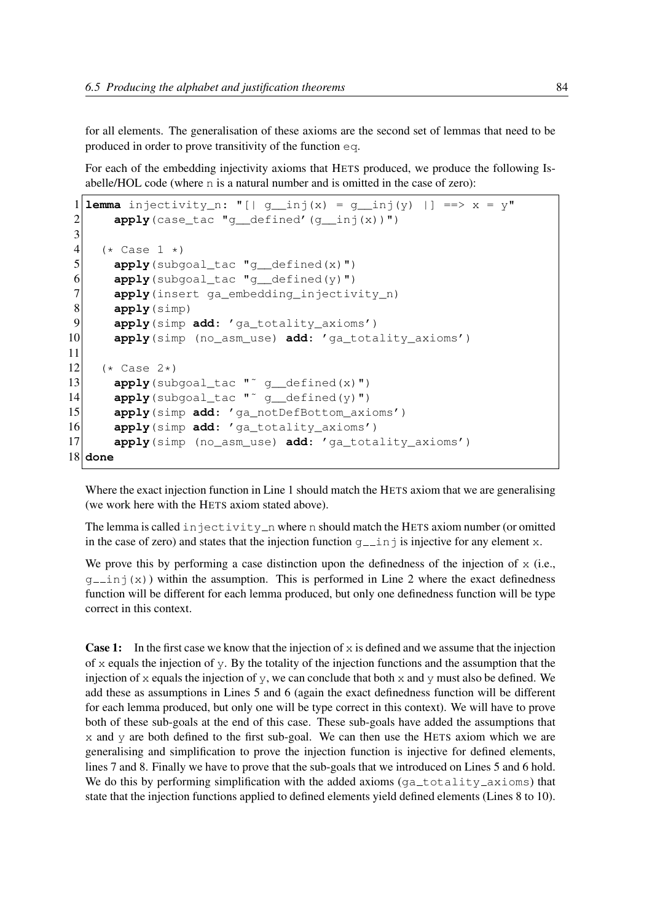for all elements. The generalisation of these axioms are the second set of lemmas that need to be produced in order to prove transitivity of the function `eq`.

For each of the embedding injectivity axioms that HETS produced, we produce the following Isabelle/HOL code (where `n` is a natural number and is omitted in the case of zero):

```
 1 lemma injectivity_n: "[| g__inj(x) = g__inj(y) |] ==> x = y"
 2     apply(case_tac "g__defined'(g__inj(x))")
 3
 4   (* Case 1 *)
 5     apply(subgoal_tac "g__defined(x)")
 6     apply(subgoal_tac "g__defined(y)")
 7     apply(insert ga_embedding_injectivity_n)
 8     apply(simp)
 9     apply(simp add: 'ga_totality_axioms')
10     apply(simp (no_asm_use) add: 'ga_totality_axioms')
11
12   (* Case 2*)
13     apply(subgoal_tac "~ g__defined(x)")
14     apply(subgoal_tac "~ g__defined(y)")
15     apply(simp add: 'ga_notDefBottom_axioms')
16     apply(simp add: 'ga_totality_axioms')
17     apply(simp (no_asm_use) add: 'ga_totality_axioms')
18 done
```

Where the exact injection function in Line 1 should match the HETS axiom that we are generalising (we work here with the HETS axiom stated above).

The lemma is called `injectivity_n` where `n` should match the HETS axiom number (or omitted in the case of zero) and states that the injection function `g__inj` is injective for any element `x`.

We prove this by performing a case distinction upon the definedness of the injection of `x` (i.e., `g__inj(x)`) within the assumption. This is performed in Line 2 where the exact definedness function will be different for each lemma produced, but only one definedness function will be type correct in this context.

**Case 1:** In the first case we know that the injection of `x` is defined and we assume that the injection of `x` equals the injection of `y`. By the totality of the injection functions and the assumption that the injection of `x` equals the injection of `y`, we can conclude that both `x` and `y` must also be defined. We add these as assumptions in Lines 5 and 6 (again the exact definedness function will be different for each lemma produced, but only one will be type correct in this context). We will have to prove both of these sub-goals at the end of this case. These sub-goals have added the assumptions that `x` and `y` are both defined to the first sub-goal. We can then use the HETS axiom which we are generalising and simplification to prove the injection function is injective for defined elements, lines 7 and 8. Finally we have to prove that the sub-goals that we introduced on Lines 5 and 6 hold. We do this by performing simplification with the added axioms (`ga_totality_axioms`) that state that the injection functions applied to defined elements yield defined elements (Lines 8 to 10).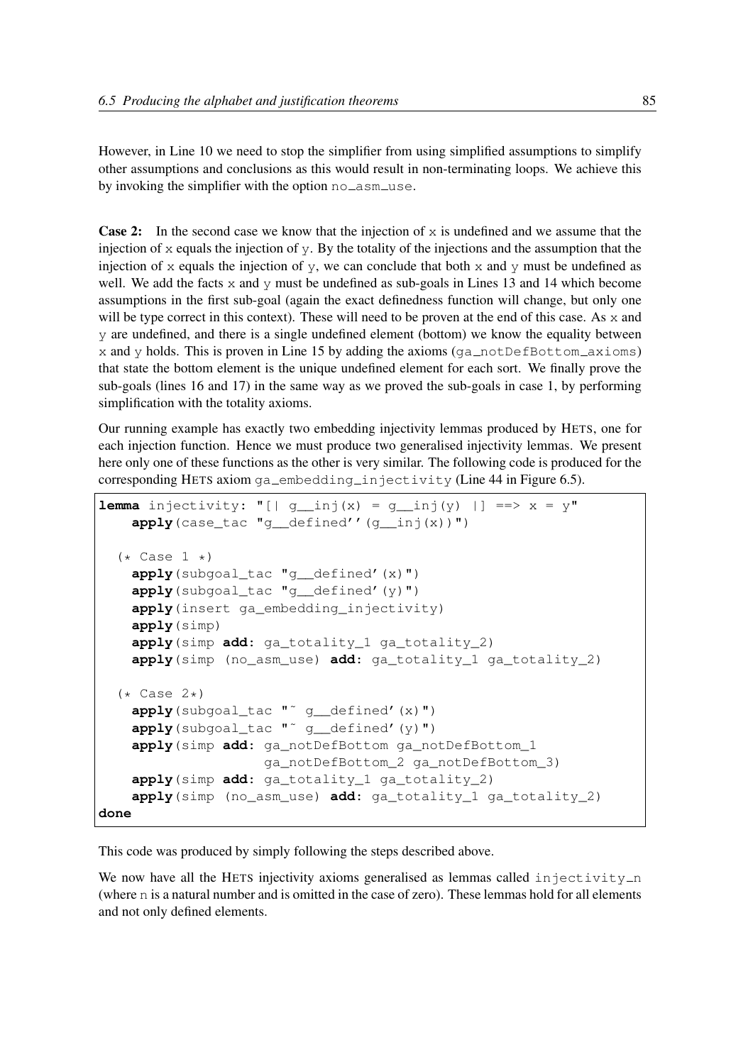However, in Line 10 we need to stop the simplifier from using simplified assumptions to simplify other assumptions and conclusions as this would result in non-terminating loops. We achieve this by invoking the simplifier with the option `no_asm_use`.

**Case 2:** In the second case we know that the injection of `x` is undefined and we assume that the injection of `x` equals the injection of `y`. By the totality of the injections and the assumption that the injection of `x` equals the injection of `y`, we can conclude that both `x` and `y` must be undefined as well. We add the facts `x` and `y` must be undefined as sub-goals in Lines 13 and 14 which become assumptions in the first sub-goal (again the exact definedness function will change, but only one will be type correct in this context). These will need to be proven at the end of this case. As `x` and `y` are undefined, and there is a single undefined element (bottom) we know the equality between `x` and `y` holds. This is proven in Line 15 by adding the axioms (`ga_notDefBottom_axioms`) that state the bottom element is the unique undefined element for each sort. We finally prove the sub-goals (lines 16 and 17) in the same way as we proved the sub-goals in case 1, by performing simplification with the totality axioms.

Our running example has exactly two embedding injectivity lemmas produced by HETS, one for each injection function. Hence we must produce two generalised injectivity lemmas. We present here only one of these functions as the other is very similar. The following code is produced for the corresponding HETS axiom `ga_embedding_injectivity` (Line 44 in Figure 6.5).

```
lemma injectivity: "[| g__inj(x) = g__inj(y) |] ==> x = y"
    apply(case_tac "g__defined''(g__inj(x))")

  (* Case 1 *)
    apply(subgoal_tac "g__defined'(x)")
    apply(subgoal_tac "g__defined'(y)")
    apply(insert ga_embedding_injectivity)
    apply(simp)
    apply(simp add: ga_totality_1 ga_totality_2)
    apply(simp (no_asm_use) add: ga_totality_1 ga_totality_2)

  (* Case 2*)
    apply(subgoal_tac "~ g__defined'(x)")
    apply(subgoal_tac "~ g__defined'(y)")
    apply(simp add: ga_notDefBottom ga_notDefBottom_1
                    ga_notDefBottom_2 ga_notDefBottom_3)
    apply(simp add: ga_totality_1 ga_totality_2)
    apply(simp (no_asm_use) add: ga_totality_1 ga_totality_2)
done
```

This code was produced by simply following the steps described above.

We now have all the HETS injectivity axioms generalised as lemmas called `injectivity_n` (where `n` is a natural number and is omitted in the case of zero). These lemmas hold for all elements and not only defined elements.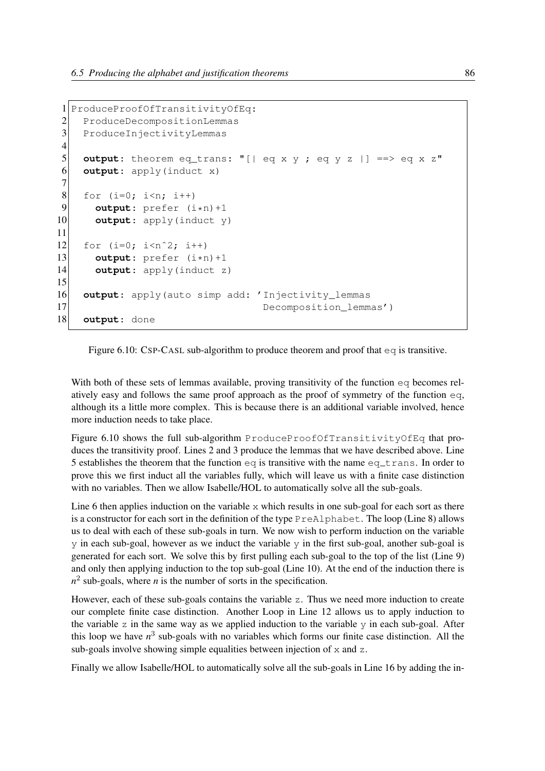```
1 ProduceProofOfTransitivityOfEq:
2   ProduceDecompositionLemmas
3   ProduceInjectivityLemmas
4
5   output: theorem eq_trans: "[| eq x y ; eq y z |] ==> eq x z"
6   output: apply(induct x)
7
8   for (i=0; i<n; i++)
9     output: prefer (i*n)+1
10    output: apply(induct y)
11
12  for (i=0; i<n^2; i++)
13    output: prefer (i*n)+1
14    output: apply(induct z)
15
16  output: apply(auto simp add: 'Injectivity_lemmas
17                                Decomposition_lemmas')
18  output: done
```

Figure 6.10: CSP-CASL sub-algorithm to produce theorem and proof that `eq` is transitive.

With both of these sets of lemmas available, proving transitivity of the function `eq` becomes relatively easy and follows the same proof approach as the proof of symmetry of the function `eq`, although its a little more complex. This is because there is an additional variable involved, hence more induction needs to take place.

Figure 6.10 shows the full sub-algorithm `ProduceProofOfTransitivityOfEq` that produces the transitivity proof. Lines 2 and 3 produce the lemmas that we have described above. Line 5 establishes the theorem that the function `eq` is transitive with the name `eq_trans`. In order to prove this we first induct all the variables fully, which will leave us with a finite case distinction with no variables. Then we allow Isabelle/HOL to automatically solve all the sub-goals.

Line 6 then applies induction on the variable `x` which results in one sub-goal for each sort as there is a constructor for each sort in the definition of the type `PreAlphabet`. The loop (Line 8) allows us to deal with each of these sub-goals in turn. We now wish to perform induction on the variable `y` in each sub-goal, however as we induct the variable `y` in the first sub-goal, another sub-goal is generated for each sort. We solve this by first pulling each sub-goal to the top of the list (Line 9) and only then applying induction to the top sub-goal (Line 10). At the end of the induction there is $n^2$ sub-goals, where $n$ is the number of sorts in the specification.

However, each of these sub-goals contains the variable `z`. Thus we need more induction to create our complete finite case distinction. Another Loop in Line 12 allows us to apply induction to the variable `z` in the same way as we applied induction to the variable `y` in each sub-goal. After this loop we have $n^3$ sub-goals with no variables which forms our finite case distinction. All the sub-goals involve showing simple equalities between injection of `x` and `z`.

Finally we allow Isabelle/HOL to automatically solve all the sub-goals in Line 16 by adding the in-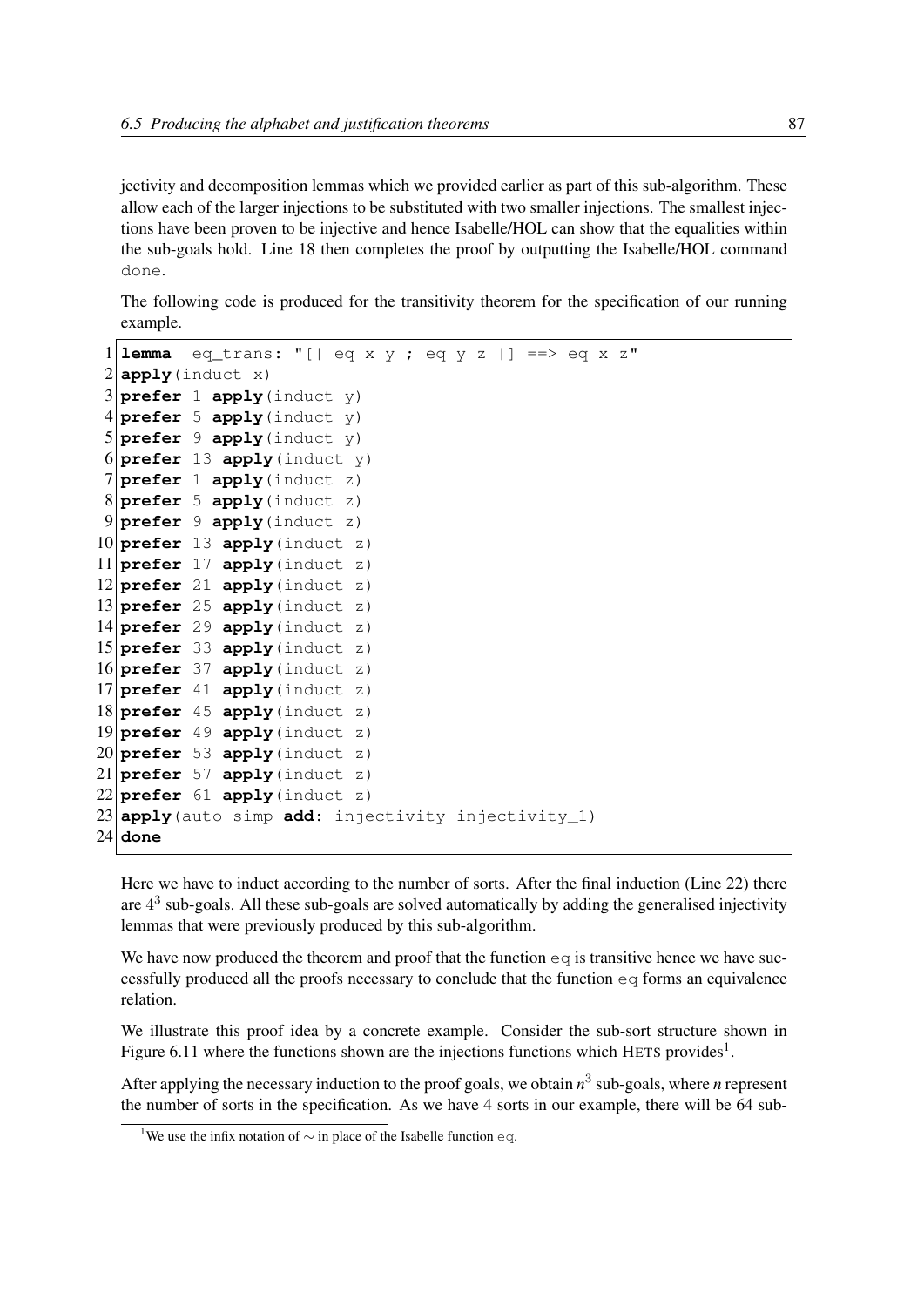jectivity and decomposition lemmas which we provided earlier as part of this sub-algorithm. These allow each of the larger injections to be substituted with two smaller injections. The smallest injections have been proven to be injective and hence Isabelle/HOL can show that the equalities within the sub-goals hold. Line 18 then completes the proof by outputting the Isabelle/HOL command `done`.

The following code is produced for the transitivity theorem for the specification of our running example.

```
1  lemma  eq_trans: "[| eq x y ; eq y z |] ==> eq x z"
2  apply(induct x)
3  prefer 1 apply(induct y)
4  prefer 5 apply(induct y)
5  prefer 9 apply(induct y)
6  prefer 13 apply(induct y)
7  prefer 1 apply(induct z)
8  prefer 5 apply(induct z)
9  prefer 9 apply(induct z)
10 prefer 13 apply(induct z)
11 prefer 17 apply(induct z)
12 prefer 21 apply(induct z)
13 prefer 25 apply(induct z)
14 prefer 29 apply(induct z)
15 prefer 33 apply(induct z)
16 prefer 37 apply(induct z)
17 prefer 41 apply(induct z)
18 prefer 45 apply(induct z)
19 prefer 49 apply(induct z)
20 prefer 53 apply(induct z)
21 prefer 57 apply(induct z)
22 prefer 61 apply(induct z)
23 apply(auto simp add: injectivity injectivity_1)
24 done
```

Here we have to induct according to the number of sorts. After the final induction (Line 22) there are $4^3$ sub-goals. All these sub-goals are solved automatically by adding the generalised injectivity lemmas that were previously produced by this sub-algorithm.

We have now produced the theorem and proof that the function `eq` is transitive hence we have successfully produced all the proofs necessary to conclude that the function `eq` forms an equivalence relation.

We illustrate this proof idea by a concrete example. Consider the sub-sort structure shown in Figure 6.11 where the functions shown are the injections functions which HETS provides[1].

After applying the necessary induction to the proof goals, we obtain $n^3$ sub-goals, where $n$ represent the number of sorts in the specification. As we have 4 sorts in our example, there will be 64 sub-

[1] We use the infix notation of $\sim$ in place of the Isabelle function `eq`.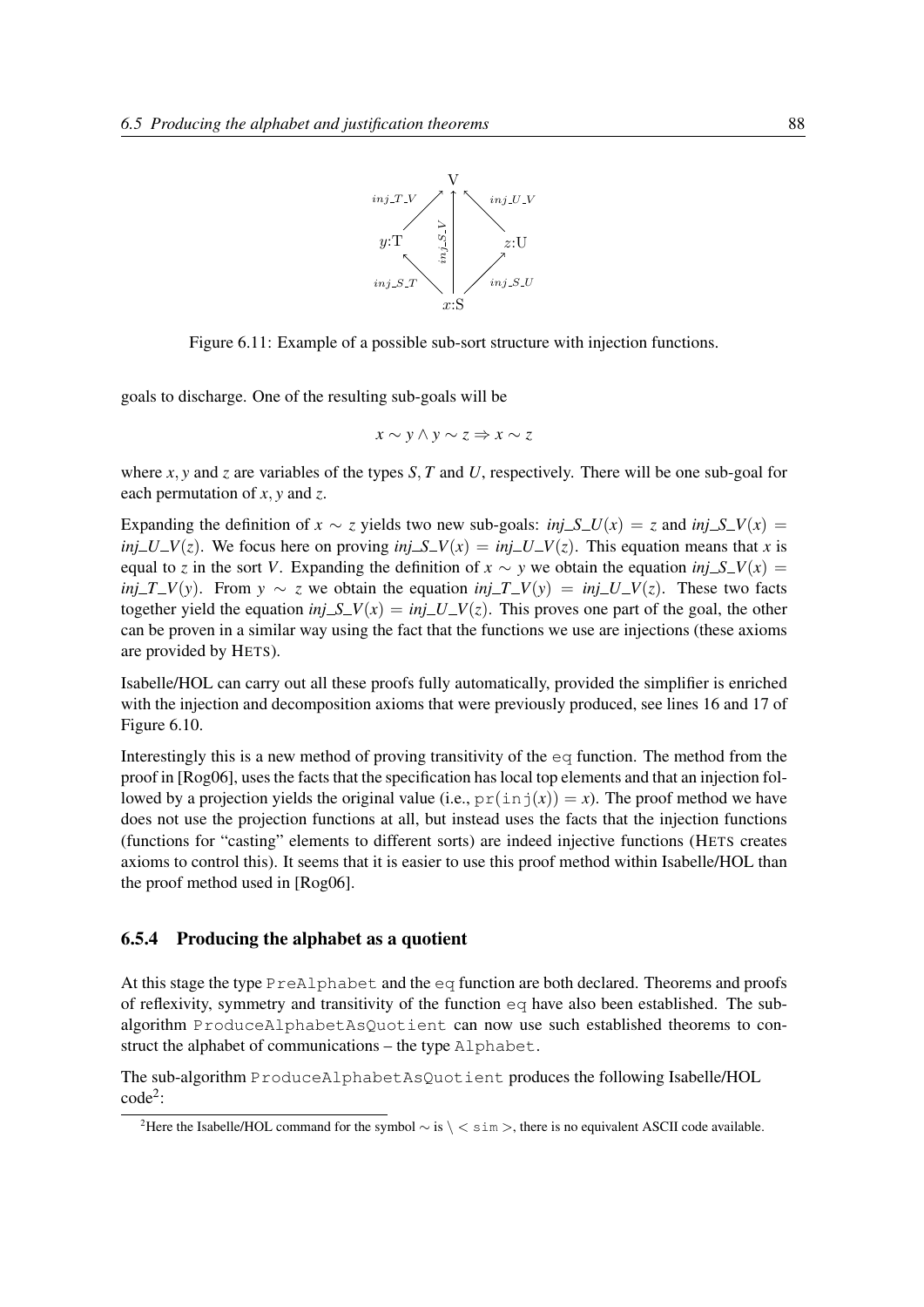Figure 6.11: Example of a possible sub-sort structure with injection functions.

goals to discharge. One of the resulting sub-goals will be

$$x \sim y \wedge y \sim z \Rightarrow x \sim z$$

where $x, y$ and $z$ are variables of the types $S, T$ and $U$, respectively. There will be one sub-goal for each permutation of $x, y$ and $z$.

Expanding the definition of $x \sim z$ yields two new sub-goals: $inj\_S\_U(x) = z$ and $inj\_S\_V(x) = inj\_U\_V(z)$. We focus here on proving $inj\_S\_V(x) = inj\_U\_V(z)$. This equation means that $x$ is equal to $z$ in the sort $V$. Expanding the definition of $x \sim y$ we obtain the equation $inj\_S\_V(x) = inj\_T\_V(y)$. From $y \sim z$ we obtain the equation $inj\_T\_V(y) = inj\_U\_V(z)$. These two facts together yield the equation $inj\_S\_V(x) = inj\_U\_V(z)$. This proves one part of the goal, the other can be proven in a similar way using the fact that the functions we use are injections (these axioms are provided by HETS).

Isabelle/HOL can carry out all these proofs fully automatically, provided the simplifier is enriched with the injection and decomposition axioms that were previously produced, see lines 16 and 17 of Figure 6.10.

Interestingly this is a new method of proving transitivity of the `eq` function. The method from the proof in [Rog06], uses the facts that the specification has local top elements and that an injection followed by a projection yields the original value (i.e., $\texttt{pr}(\texttt{inj}(x)) = x$). The proof method we have does not use the projection functions at all, but instead uses the facts that the injection functions (functions for "casting" elements to different sorts) are indeed injective functions (HETS creates axioms to control this). It seems that it is easier to use this proof method within Isabelle/HOL than the proof method used in [Rog06].

### 6.5.4 Producing the alphabet as a quotient

At this stage the type `PreAlphabet` and the `eq` function are both declared. Theorems and proofs of reflexivity, symmetry and transitivity of the function `eq` have also been established. The sub-algorithm `ProduceAlphabetAsQuotient` can now use such established theorems to construct the alphabet of communications – the type `Alphabet`.

The sub-algorithm `ProduceAlphabetAsQuotient` produces the following Isabelle/HOL code[2]:

---

[2] Here the Isabelle/HOL command for the symbol $\sim$ is `\<sim>`, there is no equivalent ASCII code available.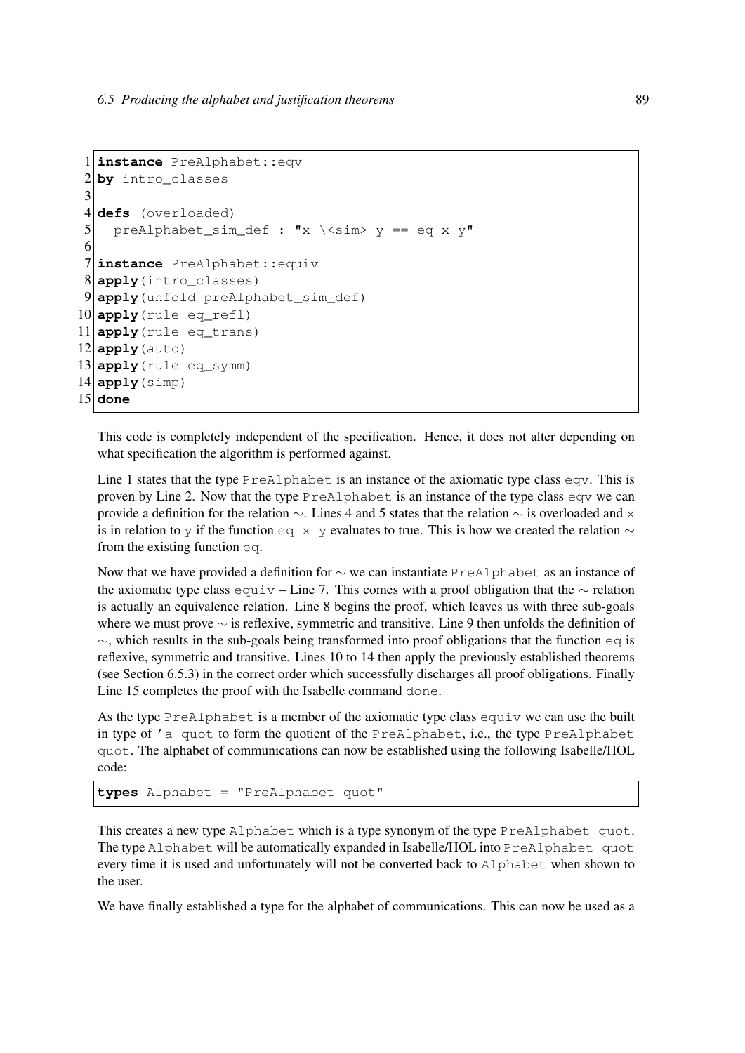```
 1 instance PreAlphabet::eqv
 2 by intro_classes
 3
 4 defs (overloaded)
 5   preAlphabet_sim_def : "x \<sim> y == eq x y"
 6
 7 instance PreAlphabet::equiv
 8 apply(intro_classes)
 9 apply(unfold preAlphabet_sim_def)
10 apply(rule eq_refl)
11 apply(rule eq_trans)
12 apply(auto)
13 apply(rule eq_symm)
14 apply(simp)
15 done
```

This code is completely independent of the specification. Hence, it does not alter depending on what specification the algorithm is performed against.

Line 1 states that the type `PreAlphabet` is an instance of the axiomatic type class `eqv`. This is proven by Line 2. Now that the type `PreAlphabet` is an instance of the type class `eqv` we can provide a definition for the relation $\sim$. Lines 4 and 5 states that the relation $\sim$ is overloaded and `x` is in relation to `y` if the function `eq x y` evaluates to true. This is how we created the relation $\sim$ from the existing function `eq`.

Now that we have provided a definition for $\sim$ we can instantiate `PreAlphabet` as an instance of the axiomatic type class `equiv` – Line 7. This comes with a proof obligation that the $\sim$ relation is actually an equivalence relation. Line 8 begins the proof, which leaves us with three sub-goals where we must prove $\sim$ is reflexive, symmetric and transitive. Line 9 then unfolds the definition of $\sim$, which results in the sub-goals being transformed into proof obligations that the function `eq` is reflexive, symmetric and transitive. Lines 10 to 14 then apply the previously established theorems (see Section 6.5.3) in the correct order which successfully discharges all proof obligations. Finally Line 15 completes the proof with the Isabelle command `done`.

As the type `PreAlphabet` is a member of the axiomatic type class `equiv` we can use the built in type of `'a quot` to form the quotient of the `PreAlphabet`, i.e., the type `PreAlphabet quot`. The alphabet of communications can now be established using the following Isabelle/HOL code:

```
types Alphabet = "PreAlphabet quot"
```

This creates a new type `Alphabet` which is a type synonym of the type `PreAlphabet quot`. The type `Alphabet` will be automatically expanded in Isabelle/HOL into `PreAlphabet quot` every time it is used and unfortunately will not be converted back to `Alphabet` when shown to the user.

We have finally established a type for the alphabet of communications. This can now be used as a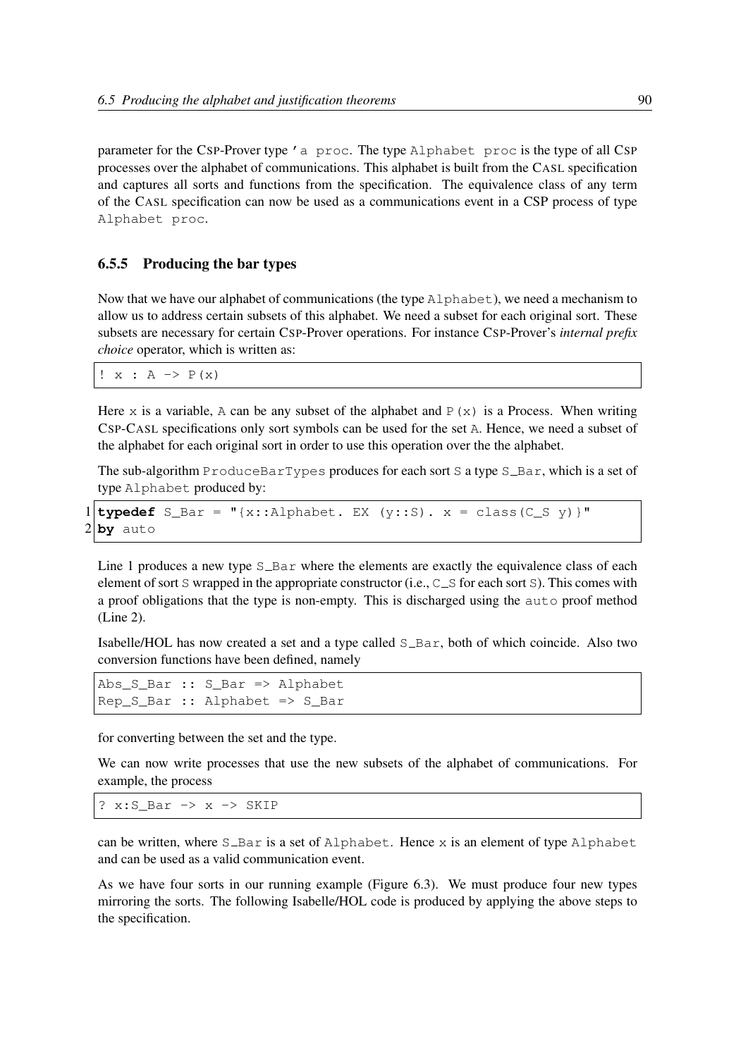parameter for the CSP-Prover type 'a proc. The type Alphabet proc is the type of all CSP processes over the alphabet of communications. This alphabet is built from the CASL specification and captures all sorts and functions from the specification. The equivalence class of any term of the CASL specification can now be used as a communications event in a CSP process of type Alphabet proc.

### 6.5.5 Producing the bar types

Now that we have our alphabet of communications (the type Alphabet), we need a mechanism to allow us to address certain subsets of this alphabet. We need a subset for each original sort. These subsets are necessary for certain CSP-Prover operations. For instance CSP-Prover's *internal prefix choice* operator, which is written as:

```
! x : A -> P(x)
```

Here x is a variable, A can be any subset of the alphabet and P(x) is a Process. When writing CSP-CASL specifications only sort symbols can be used for the set A. Hence, we need a subset of the alphabet for each original sort in order to use this operation over the the alphabet.

The sub-algorithm ProduceBarTypes produces for each sort S a type S_Bar, which is a set of type Alphabet produced by:

```
1 typedef S_Bar = "{x::Alphabet. EX (y::S). x = class(C_S y)}"
2 by auto
```

Line 1 produces a new type S_Bar where the elements are exactly the equivalence class of each element of sort S wrapped in the appropriate constructor (i.e., C_S for each sort S). This comes with a proof obligations that the type is non-empty. This is discharged using the auto proof method (Line 2).

Isabelle/HOL has now created a set and a type called S_Bar, both of which coincide. Also two conversion functions have been defined, namely

```
Abs_S_Bar :: S_Bar => Alphabet
Rep_S_Bar :: Alphabet => S_Bar
```

for converting between the set and the type.

We can now write processes that use the new subsets of the alphabet of communications. For example, the process

```
? x:S_Bar -> x -> SKIP
```

can be written, where S_Bar is a set of Alphabet. Hence x is an element of type Alphabet and can be used as a valid communication event.

As we have four sorts in our running example (Figure 6.3). We must produce four new types mirroring the sorts. The following Isabelle/HOL code is produced by applying the above steps to the specification.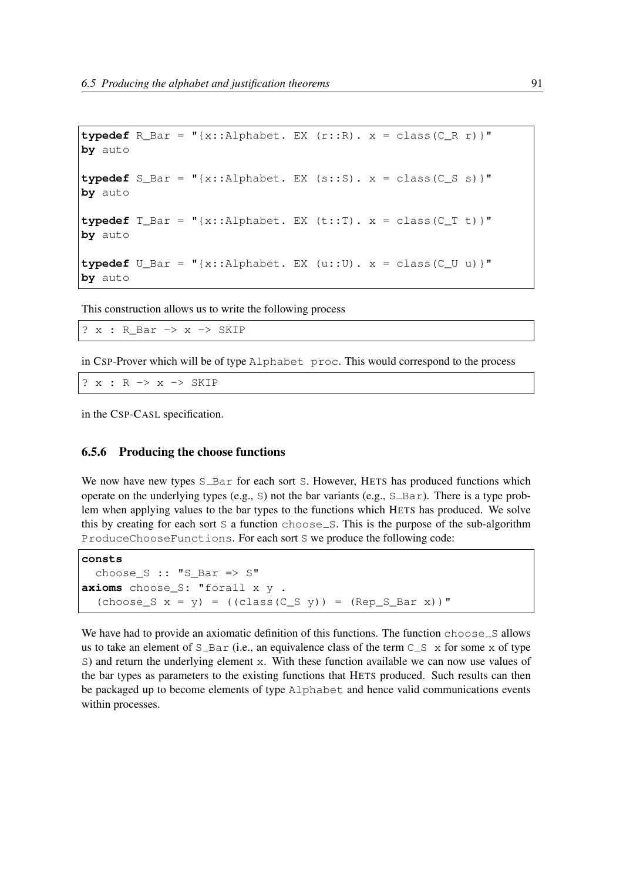```
typedef R_Bar = "{x::Alphabet. EX (r::R). x = class(C_R r)}"
by auto

typedef S_Bar = "{x::Alphabet. EX (s::S). x = class(C_S s)}"
by auto

typedef T_Bar = "{x::Alphabet. EX (t::T). x = class(C_T t)}"
by auto

typedef U_Bar = "{x::Alphabet. EX (u::U). x = class(C_U u)}"
by auto
```

This construction allows us to write the following process

```
? x : R_Bar -> x -> SKIP
```

in CSP-Prover which will be of type `Alphabet proc`. This would correspond to the process

```
? x : R -> x -> SKIP
```

in the CSP-CASL specification.

### 6.5.6 Producing the choose functions

We now have new types `S_Bar` for each sort `S`. However, HETS has produced functions which operate on the underlying types (e.g., `S`) not the bar variants (e.g., `S_Bar`). There is a type problem when applying values to the bar types to the functions which HETS has produced. We solve this by creating for each sort `S` a function `choose_S`. This is the purpose of the sub-algorithm `ProduceChooseFunctions`. For each sort `S` we produce the following code:

```
consts
  choose_S :: "S_Bar => S"
axioms choose_S: "forall x y .
  (choose_S x = y) = ((class(C_S y)) = (Rep_S_Bar x))"
```

We have had to provide an axiomatic definition of this functions. The function `choose_S` allows us to take an element of `S_Bar` (i.e., an equivalence class of the term `C_S x` for some `x` of type `S`) and return the underlying element `x`. With these function available we can now use values of the bar types as parameters to the existing functions that HETS produced. Such results can then be packaged up to become elements of type `Alphabet` and hence valid communications events within processes.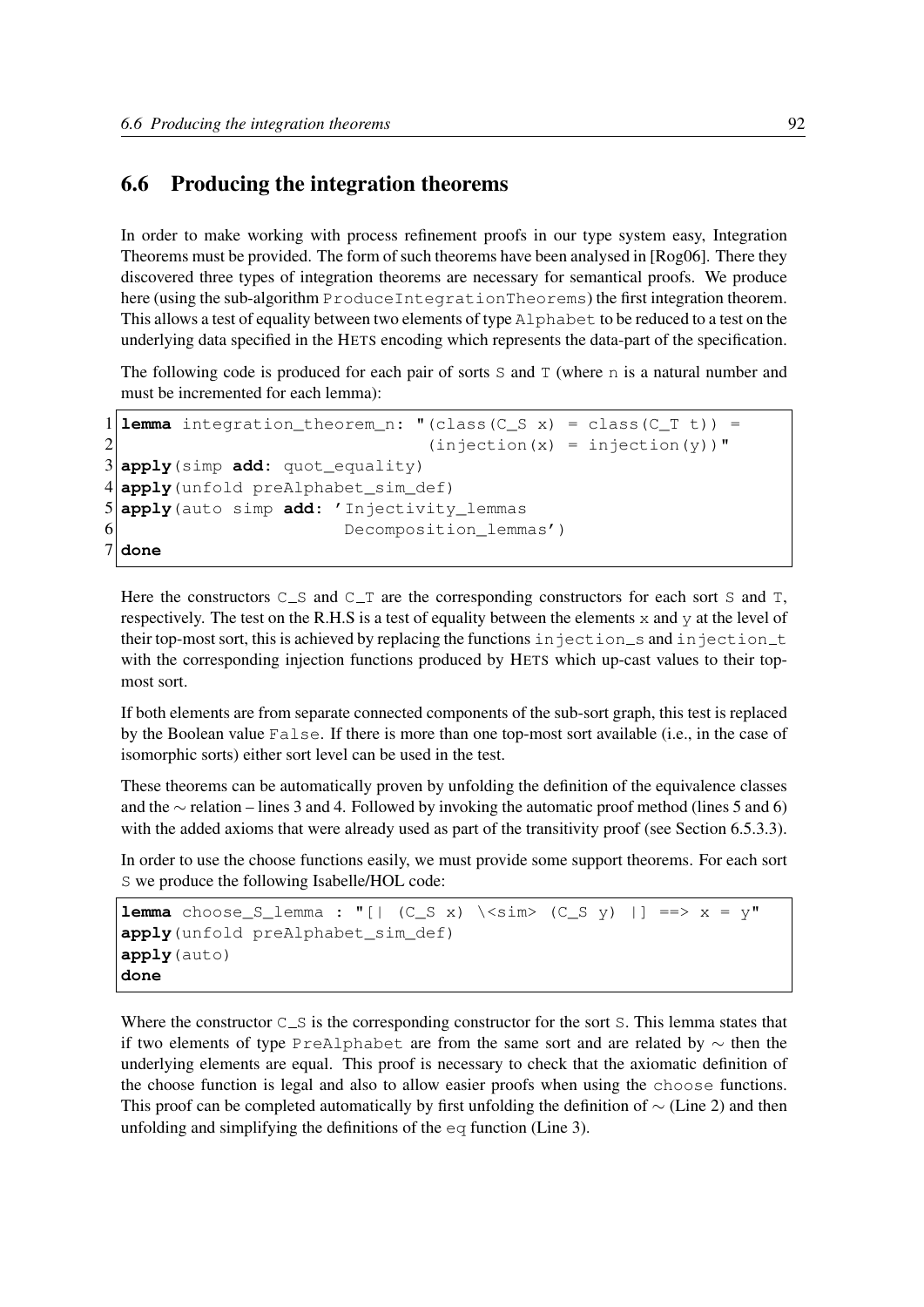## 6.6 Producing the integration theorems

In order to make working with process refinement proofs in our type system easy, Integration Theorems must be provided. The form of such theorems have been analysed in [Rog06]. There they discovered three types of integration theorems are necessary for semantical proofs. We produce here (using the sub-algorithm `ProduceIntegrationTheorems`) the first integration theorem. This allows a test of equality between two elements of type `Alphabet` to be reduced to a test on the underlying data specified in the HETS encoding which represents the data-part of the specification.

The following code is produced for each pair of sorts `S` and `T` (where `n` is a natural number and must be incremented for each lemma):

```
1 lemma integration_theorem_n: "(class(C_S x) = class(C_T t)) =
2                              (injection(x) = injection(y))"
3 apply(simp add: quot_equality)
4 apply(unfold preAlphabet_sim_def)
5 apply(auto simp add: 'Injectivity_lemmas
6                      Decomposition_lemmas')
7 done
```

Here the constructors `C_S` and `C_T` are the corresponding constructors for each sort `S` and `T`, respectively. The test on the R.H.S is a test of equality between the elements `x` and `y` at the level of their top-most sort, this is achieved by replacing the functions `injection_s` and `injection_t` with the corresponding injection functions produced by HETS which up-cast values to their top-most sort.

If both elements are from separate connected components of the sub-sort graph, this test is replaced by the Boolean value `False`. If there is more than one top-most sort available (i.e., in the case of isomorphic sorts) either sort level can be used in the test.

These theorems can be automatically proven by unfolding the definition of the equivalence classes and the $\sim$ relation – lines 3 and 4. Followed by invoking the automatic proof method (lines 5 and 6) with the added axioms that were already used as part of the transitivity proof (see Section 6.5.3.3).

In order to use the choose functions easily, we must provide some support theorems. For each sort `S` we produce the following Isabelle/HOL code:

```
lemma choose_S_lemma : "[| (C_S x) \<sim> (C_S y) |] ==> x = y"
apply(unfold preAlphabet_sim_def)
apply(auto)
done
```

Where the constructor `C_S` is the corresponding constructor for the sort `S`. This lemma states that if two elements of type `PreAlphabet` are from the same sort and are related by $\sim$ then the underlying elements are equal. This proof is necessary to check that the axiomatic definition of the choose function is legal and also to allow easier proofs when using the `choose` functions. This proof can be completed automatically by first unfolding the definition of $\sim$ (Line 2) and then unfolding and simplifying the definitions of the `eq` function (Line 3).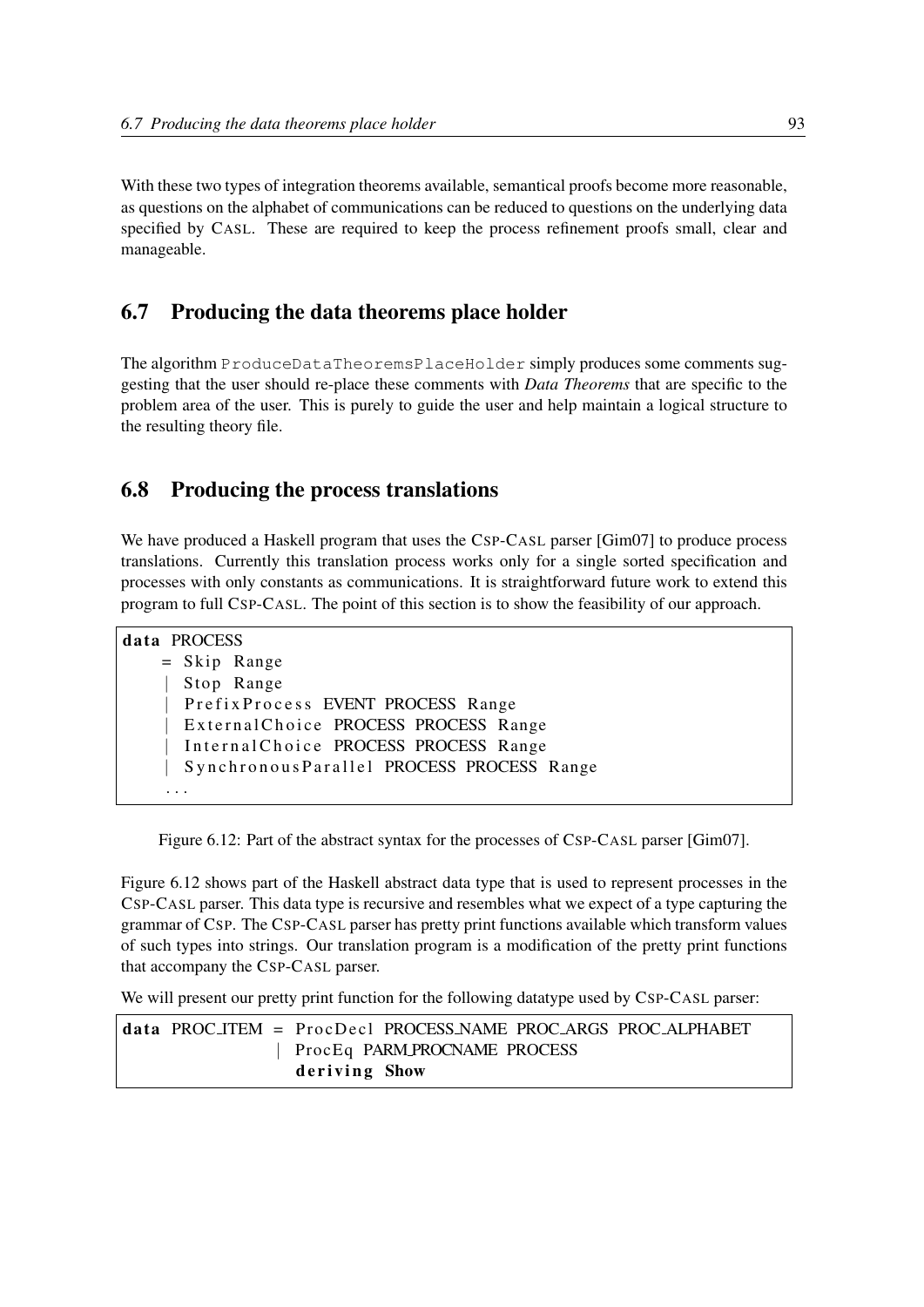With these two types of integration theorems available, semantical proofs become more reasonable, as questions on the alphabet of communications can be reduced to questions on the underlying data specified by CASL. These are required to keep the process refinement proofs small, clear and manageable.

## 6.7 Producing the data theorems place holder

The algorithm `ProduceDataTheoremsPlaceHolder` simply produces some comments suggesting that the user should re-place these comments with *Data Theorems* that are specific to the problem area of the user. This is purely to guide the user and help maintain a logical structure to the resulting theory file.

## 6.8 Producing the process translations

We have produced a Haskell program that uses the CSP-CASL parser [Gim07] to produce process translations. Currently this translation process works only for a single sorted specification and processes with only constants as communications. It is straightforward future work to extend this program to full CSP-CASL. The point of this section is to show the feasibility of our approach.

```
data PROCESS
    = Skip Range
    | Stop Range
    | PrefixProcess EVENT PROCESS Range
    | ExternalChoice PROCESS PROCESS Range
    | InternalChoice PROCESS PROCESS Range
    | SynchronousParallel PROCESS PROCESS Range
    ...
```

Figure 6.12: Part of the abstract syntax for the processes of CSP-CASL parser [Gim07].

Figure 6.12 shows part of the Haskell abstract data type that is used to represent processes in the CSP-CASL parser. This data type is recursive and resembles what we expect of a type capturing the grammar of CSP. The CSP-CASL parser has pretty print functions available which transform values of such types into strings. Our translation program is a modification of the pretty print functions that accompany the CSP-CASL parser.

We will present our pretty print function for the following datatype used by CSP-CASL parser:

```
data PROC_ITEM = ProcDecl PROCESS_NAME PROC_ARGS PROC_ALPHABET
               | ProcEq PARM_PROCNAME PROCESS
                 deriving Show
```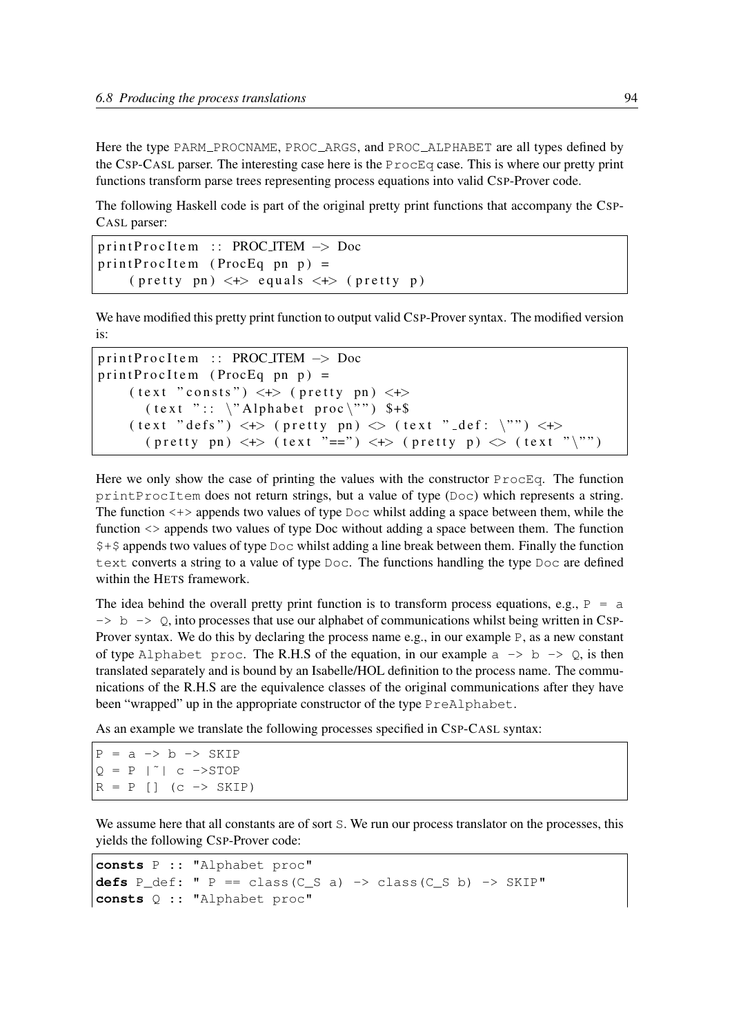Here the type PARM_PROCNAME, PROC_ARGS, and PROC_ALPHABET are all types defined by the CSP-CASL parser. The interesting case here is the ProcEq case. This is where our pretty print functions transform parse trees representing process equations into valid CSP-Prover code.

The following Haskell code is part of the original pretty print functions that accompany the CSP-CASL parser:

```
printProcItem :: PROC_ITEM -> Doc
printProcItem (ProcEq pn p) =
    (pretty pn) <+> equals <+> (pretty p)
```

We have modified this pretty print function to output valid CSP-Prover syntax. The modified version is:

```
printProcItem :: PROC_ITEM -> Doc
printProcItem (ProcEq pn p) =
    (text "consts") <+> (pretty pn) <+>
      (text ":: \"Alphabet proc\"") $+$
    (text "defs") <+> (pretty pn) <> (text "_def: \"") <+>
      (pretty pn) <+> (text "==") <+> (pretty p) <> (text "\"")
```

Here we only show the case of printing the values with the constructor ProcEq. The function printProcItem does not return strings, but a value of type (Doc) which represents a string. The function <+> appends two values of type Doc whilst adding a space between them, while the function <> appends two values of type Doc without adding a space between them. The function $+$ appends two values of type Doc whilst adding a line break between them. Finally the function text converts a string to a value of type Doc. The functions handling the type Doc are defined within the HETS framework.

The idea behind the overall pretty print function is to transform process equations, e.g., P = a -> b -> Q, into processes that use our alphabet of communications whilst being written in CSP-Prover syntax. We do this by declaring the process name e.g., in our example P, as a new constant of type Alphabet proc. The R.H.S of the equation, in our example a -> b -> Q, is then translated separately and is bound by an Isabelle/HOL definition to the process name. The communications of the R.H.S are the equivalence classes of the original communications after they have been "wrapped" up in the appropriate constructor of the type PreAlphabet.

As an example we translate the following processes specified in CSP-CASL syntax:

```
P = a -> b -> SKIP
Q = P |~| c ->STOP
R = P [] (c -> SKIP)
```

We assume here that all constants are of sort S. We run our process translator on the processes, this yields the following CSP-Prover code:

```
consts P :: "Alphabet proc"
defs P_def: " P == class(C_S a) -> class(C_S b) -> SKIP"
consts Q :: "Alphabet proc"
```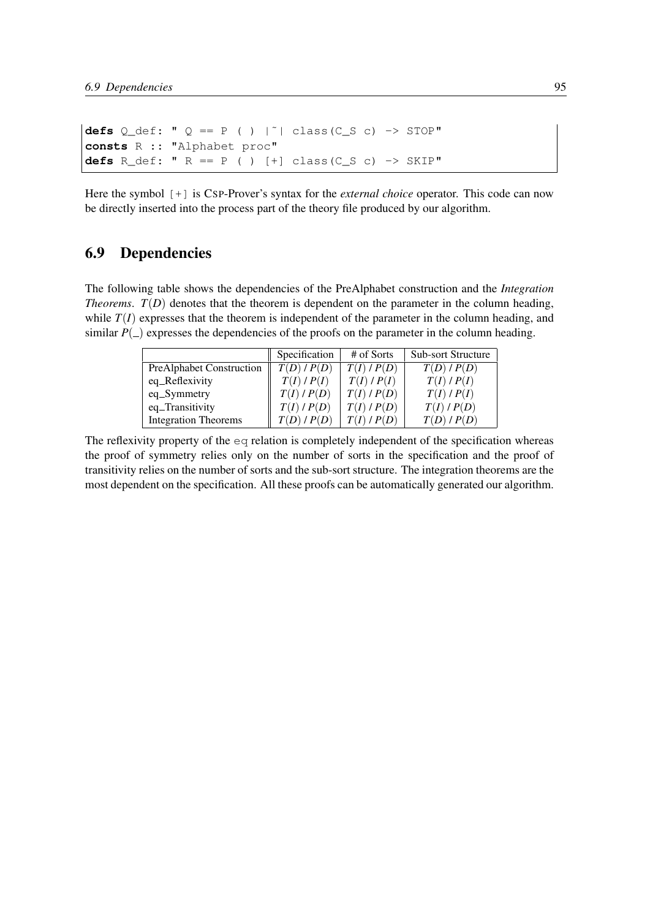```
defs Q_def: " Q == P ( ) |~| class(C_S c) -> STOP"
consts R :: "Alphabet proc"
defs R_def: " R == P ( ) [+] class(C_S c) -> SKIP"
```

Here the symbol [+] is CSP-Prover's syntax for the *external choice* operator. This code can now be directly inserted into the process part of the theory file produced by our algorithm.

## 6.9 Dependencies

The following table shows the dependencies of the PreAlphabet construction and the *Integration Theorems*. $T(D)$ denotes that the theorem is dependent on the parameter in the column heading, while $T(I)$ expresses that the theorem is independent of the parameter in the column heading, and similar $P(\_)$ expresses the dependencies of the proofs on the parameter in the column heading.

| | Specification | # of Sorts | Sub-sort Structure |
|---|---|---|---|
| PreAlphabet Construction | $T(D)$ / $P(D)$ | $T(I)$ / $P(D)$ | $T(D)$ / $P(D)$ |
| eq_Reflexivity | $T(I)$ / $P(I)$ | $T(I)$ / $P(I)$ | $T(I)$ / $P(I)$ |
| eq_Symmetry | $T(I)$ / $P(D)$ | $T(I)$ / $P(D)$ | $T(I)$ / $P(I)$ |
| eq_Transitivity | $T(I)$ / $P(D)$ | $T(I)$ / $P(D)$ | $T(I)$ / $P(D)$ |
| Integration Theorems | $T(D)$ / $P(D)$ | $T(I)$ / $P(D)$ | $T(D)$ / $P(D)$ |

The reflexivity property of the eq relation is completely independent of the specification whereas the proof of symmetry relies only on the number of sorts in the specification and the proof of transitivity relies on the number of sorts and the sub-sort structure. The integration theorems are the most dependent on the specification. All these proofs can be automatically generated our algorithm.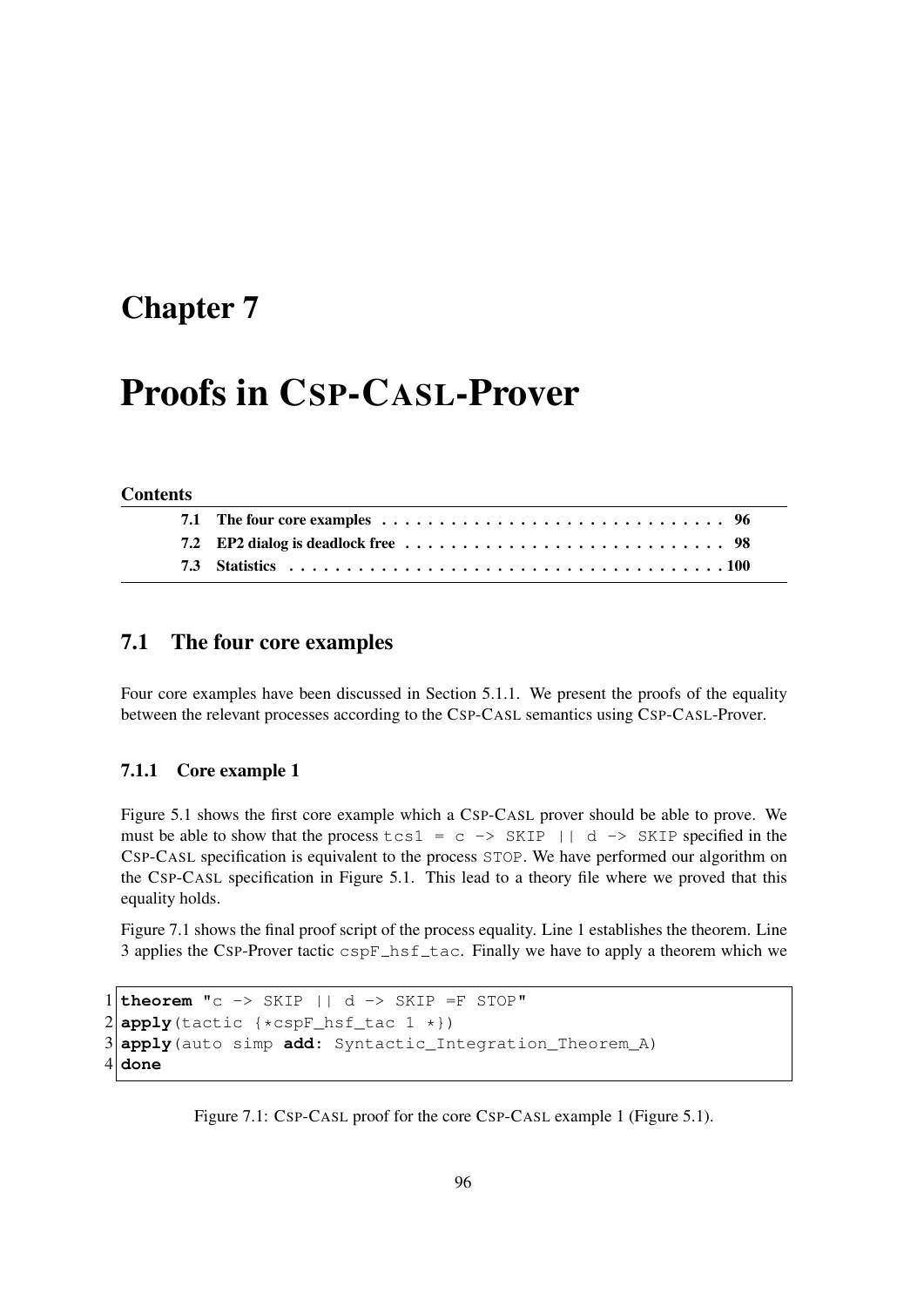# Chapter 7

# Proofs in CSP-CASL-Prover

**Contents**

| | | |
|---|---|---|
| 7.1 | The four core examples | 96 |
| 7.2 | EP2 dialog is deadlock free | 98 |
| 7.3 | Statistics | 100 |

## 7.1 The four core examples

Four core examples have been discussed in Section 5.1.1. We present the proofs of the equality between the relevant processes according to the CSP-CASL semantics using CSP-CASL-Prover.

### 7.1.1 Core example 1

Figure 5.1 shows the first core example which a CSP-CASL prover should be able to prove. We must be able to show that the process `tcs1 = c -> SKIP || d -> SKIP` specified in the CSP-CASL specification is equivalent to the process `STOP`. We have performed our algorithm on the CSP-CASL specification in Figure 5.1. This lead to a theory file where we proved that this equality holds.

Figure 7.1 shows the final proof script of the process equality. Line 1 establishes the theorem. Line 3 applies the CSP-Prover tactic `cspF_hsf_tac`. Finally we have to apply a theorem which we

```
1 theorem "c -> SKIP || d -> SKIP =F STOP"
2 apply(tactic {*cspF_hsf_tac 1 *})
3 apply(auto simp add: Syntactic_Integration_Theorem_A)
4 done
```

Figure 7.1: CSP-CASL proof for the core CSP-CASL example 1 (Figure 5.1).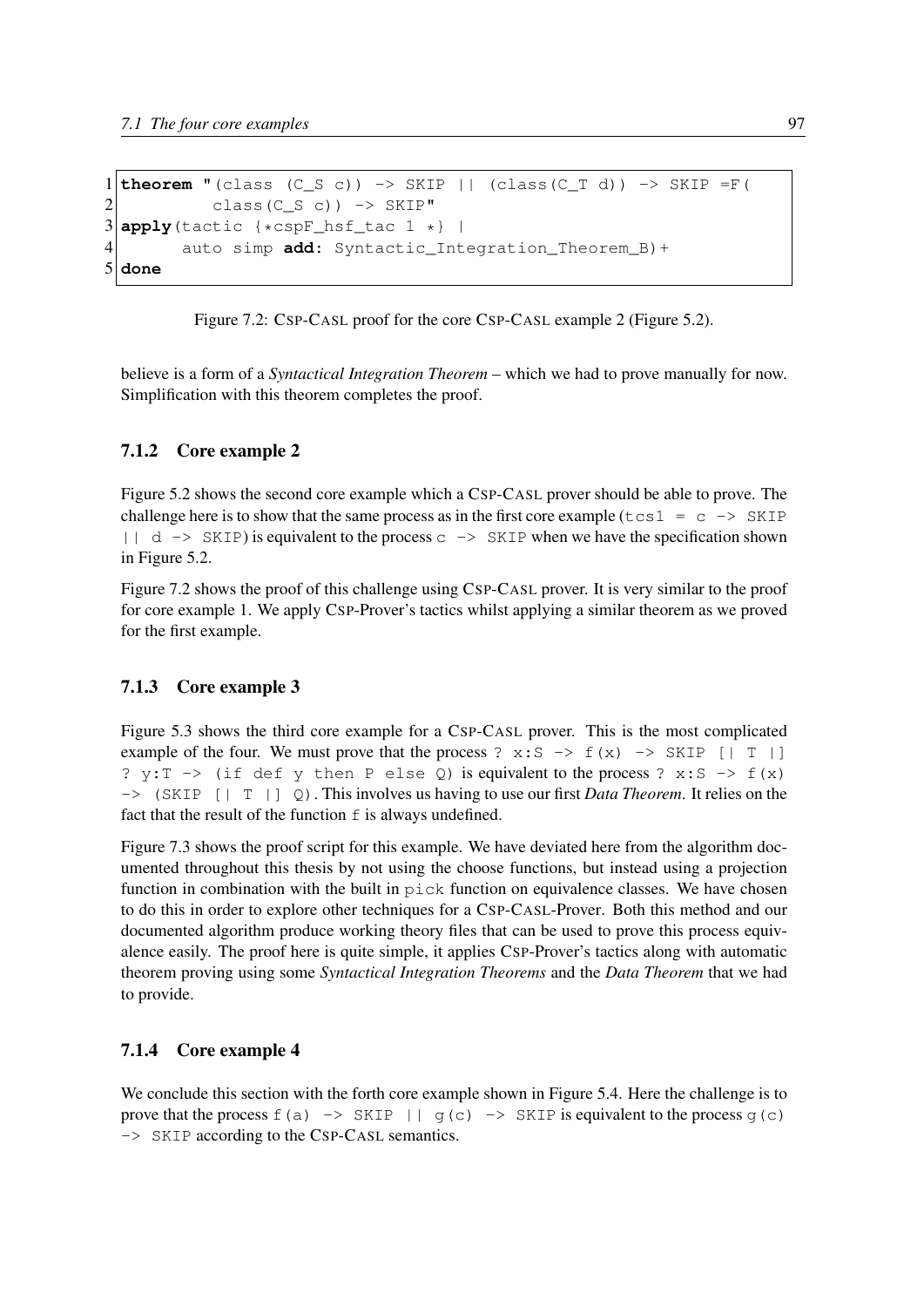```
1 theorem "(class (C_S c)) -> SKIP || (class(C_T d)) -> SKIP =F(
2          class(C_S c)) -> SKIP"
3 apply(tactic {*cspF_hsf_tac 1 *} |
4       auto simp add: Syntactic_Integration_Theorem_B)+
5 done
```

Figure 7.2: CSP-CASL proof for the core CSP-CASL example 2 (Figure 5.2).

believe is a form of a *Syntactical Integration Theorem* – which we had to prove manually for now. Simplification with this theorem completes the proof.

### 7.1.2 Core example 2

Figure 5.2 shows the second core example which a CSP-CASL prover should be able to prove. The challenge here is to show that the same process as in the first core example (`tcs1 = c -> SKIP || d -> SKIP`) is equivalent to the process `c -> SKIP` when we have the specification shown in Figure 5.2.

Figure 7.2 shows the proof of this challenge using CSP-CASL prover. It is very similar to the proof for core example 1. We apply CSP-Prover's tactics whilst applying a similar theorem as we proved for the first example.

### 7.1.3 Core example 3

Figure 5.3 shows the third core example for a CSP-CASL prover. This is the most complicated example of the four. We must prove that the process `? x:S -> f(x) -> SKIP [| T |] ? y:T -> (if def y then P else Q)` is equivalent to the process `? x:S -> f(x) -> (SKIP [| T |] Q)`. This involves us having to use our first *Data Theorem*. It relies on the fact that the result of the function `f` is always undefined.

Figure 7.3 shows the proof script for this example. We have deviated here from the algorithm documented throughout this thesis by not using the choose functions, but instead using a projection function in combination with the built in `pick` function on equivalence classes. We have chosen to do this in order to explore other techniques for a CSP-CASL-Prover. Both this method and our documented algorithm produce working theory files that can be used to prove this process equivalence easily. The proof here is quite simple, it applies CSP-Prover's tactics along with automatic theorem proving using some *Syntactical Integration Theorems* and the *Data Theorem* that we had to provide.

### 7.1.4 Core example 4

We conclude this section with the forth core example shown in Figure 5.4. Here the challenge is to prove that the process `f(a) -> SKIP || g(c) -> SKIP` is equivalent to the process `g(c) -> SKIP` according to the CSP-CASL semantics.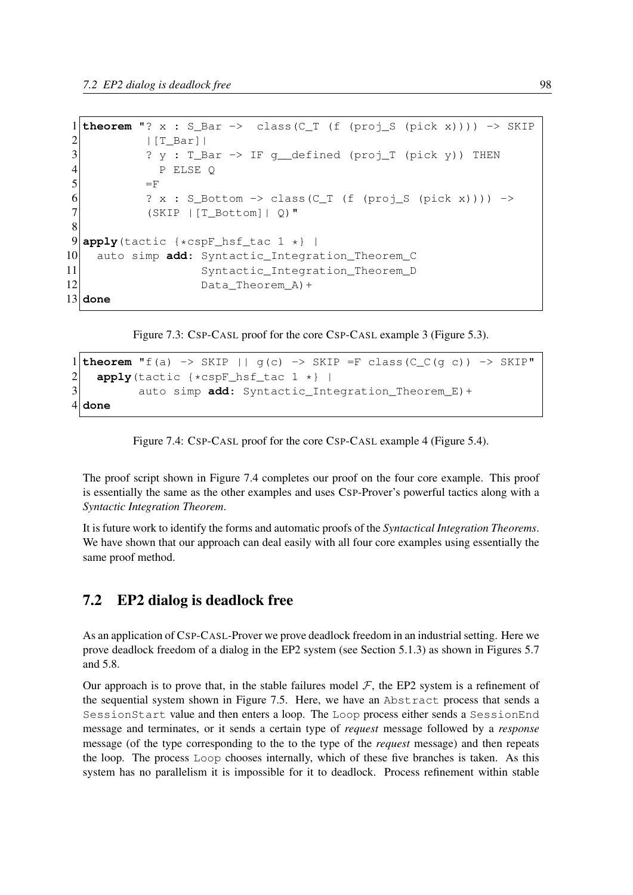```
theorem "? x : S_Bar ->  class(C_T (f (proj_S (pick x)))) -> SKIP
         |[T_Bar]|
         ? y : T_Bar -> IF g__defined (proj_T (pick y)) THEN
           P ELSE Q
         =F
         ? x : S_Bottom -> class(C_T (f (proj_S (pick x)))) ->
         (SKIP |[T_Bottom]| Q)"

apply(tactic {*cspF_hsf_tac 1 *} |
  auto simp add: Syntactic_Integration_Theorem_C
                 Syntactic_Integration_Theorem_D
                 Data_Theorem_A)+
done
```

Figure 7.3: CSP-CASL proof for the core CSP-CASL example 3 (Figure 5.3).

```
theorem "f(a) -> SKIP || g(c) -> SKIP =F class(C_C(g c)) -> SKIP"
  apply(tactic {*cspF_hsf_tac 1 *} |
        auto simp add: Syntactic_Integration_Theorem_E)+
done
```

Figure 7.4: CSP-CASL proof for the core CSP-CASL example 4 (Figure 5.4).

The proof script shown in Figure 7.4 completes our proof on the four core example. This proof is essentially the same as the other examples and uses CSP-Prover's powerful tactics along with a *Syntactic Integration Theorem*.

It is future work to identify the forms and automatic proofs of the *Syntactical Integration Theorems*. We have shown that our approach can deal easily with all four core examples using essentially the same proof method.

## 7.2 EP2 dialog is deadlock free

As an application of CSP-CASL-Prover we prove deadlock freedom in an industrial setting. Here we prove deadlock freedom of a dialog in the EP2 system (see Section 5.1.3) as shown in Figures 5.7 and 5.8.

Our approach is to prove that, in the stable failures model $\mathcal{F}$, the EP2 system is a refinement of the sequential system shown in Figure 7.5. Here, we have an Abstract process that sends a SessionStart value and then enters a loop. The Loop process either sends a SessionEnd message and terminates, or it sends a certain type of *request* message followed by a *response* message (of the type corresponding to the to the type of the *request* message) and then repeats the loop. The process Loop chooses internally, which of these five branches is taken. As this system has no parallelism it is impossible for it to deadlock. Process refinement within stable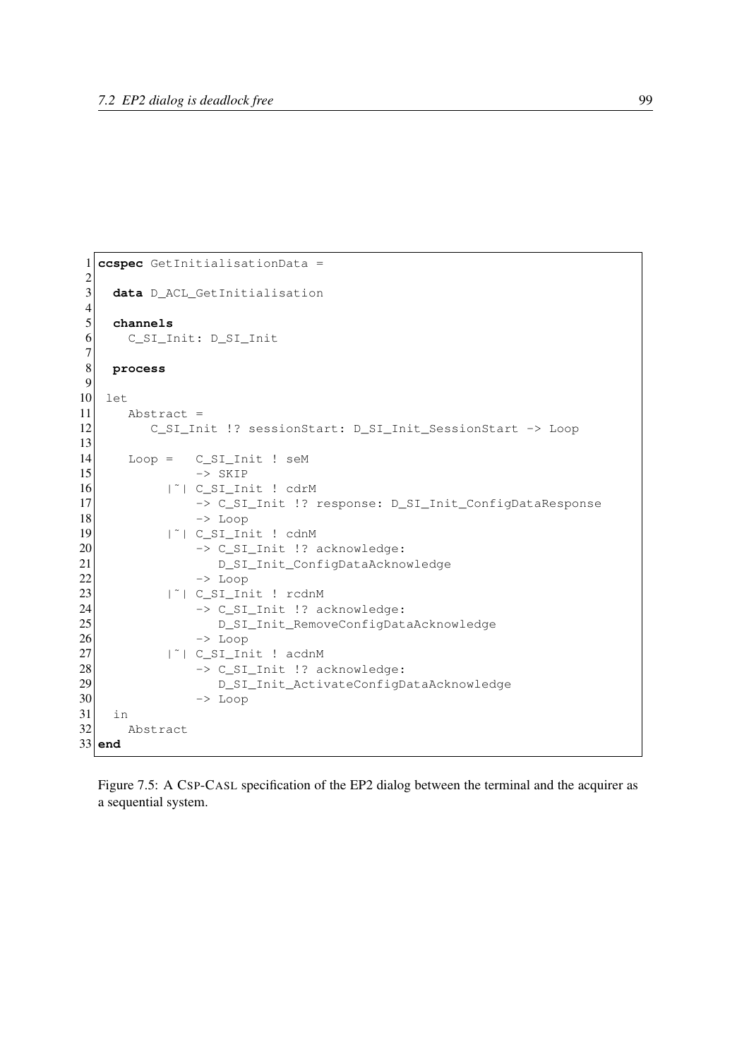```
ccspec GetInitialisationData =

  data D_ACL_GetInitialisation

  channels
    C_SI_Init: D_SI_Init

  process

 let
    Abstract =
       C_SI_Init !? sessionStart: D_SI_Init_SessionStart -> Loop

    Loop =   C_SI_Init ! seM
             -> SKIP
         |~| C_SI_Init ! cdrM
             -> C_SI_Init !? response: D_SI_Init_ConfigDataResponse
             -> Loop
         |~| C_SI_Init ! cdnM
             -> C_SI_Init !? acknowledge:
                D_SI_Init_ConfigDataAcknowledge
             -> Loop
         |~| C_SI_Init ! rcdnM
             -> C_SI_Init !? acknowledge:
                D_SI_Init_RemoveConfigDataAcknowledge
             -> Loop
         |~| C_SI_Init ! acdnM
             -> C_SI_Init !? acknowledge:
                D_SI_Init_ActivateConfigDataAcknowledge
             -> Loop
  in
    Abstract
end
```

Figure 7.5: A CSP-CASL specification of the EP2 dialog between the terminal and the acquirer as a sequential system.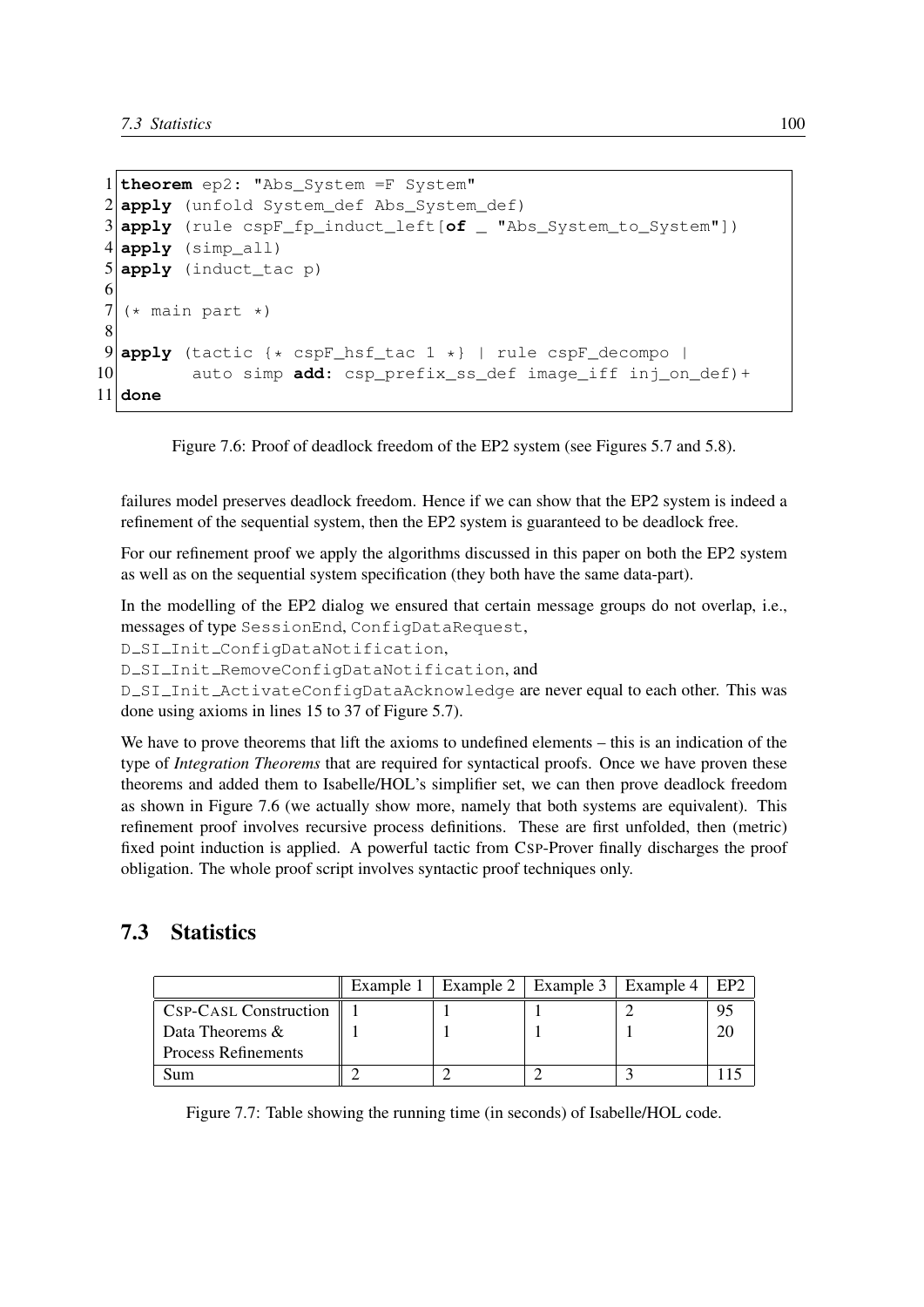```
1  theorem ep2: "Abs_System =F System"
2  apply (unfold System_def Abs_System_def)
3  apply (rule cspF_fp_induct_left[of _ "Abs_System_to_System"])
4  apply (simp_all)
5  apply (induct_tac p)
6
7  (* main part *)
8
9  apply (tactic {* cspF_hsf_tac 1 *} | rule cspF_decompo |
10        auto simp add: csp_prefix_ss_def image_iff inj_on_def)+
11 done
```

Figure 7.6: Proof of deadlock freedom of the EP2 system (see Figures 5.7 and 5.8).

failures model preserves deadlock freedom. Hence if we can show that the EP2 system is indeed a refinement of the sequential system, then the EP2 system is guaranteed to be deadlock free.

For our refinement proof we apply the algorithms discussed in this paper on both the EP2 system as well as on the sequential system specification (they both have the same data-part).

In the modelling of the EP2 dialog we ensured that certain message groups do not overlap, i.e., messages of type `SessionEnd`, `ConfigDataRequest`, `D_SI_Init_ConfigDataNotification`, `D_SI_Init_RemoveConfigDataNotification`, and `D_SI_Init_ActivateConfigDataAcknowledge` are never equal to each other. This was done using axioms in lines 15 to 37 of Figure 5.7).

We have to prove theorems that lift the axioms to undefined elements – this is an indication of the type of *Integration Theorems* that are required for syntactical proofs. Once we have proven these theorems and added them to Isabelle/HOL's simplifier set, we can then prove deadlock freedom as shown in Figure 7.6 (we actually show more, namely that both systems are equivalent). This refinement proof involves recursive process definitions. These are first unfolded, then (metric) fixed point induction is applied. A powerful tactic from CSP-Prover finally discharges the proof obligation. The whole proof script involves syntactic proof techniques only.

## 7.3 Statistics

| | Example 1 | Example 2 | Example 3 | Example 4 | EP2 |
|---|---|---|---|---|---|
| CSP-CASL Construction | 1 | 1 | 1 | 2 | 95 |
| Data Theorems & Process Refinements | 1 | 1 | 1 | 1 | 20 |
| Sum | 2 | 2 | 2 | 3 | 115 |

Figure 7.7: Table showing the running time (in seconds) of Isabelle/HOL code.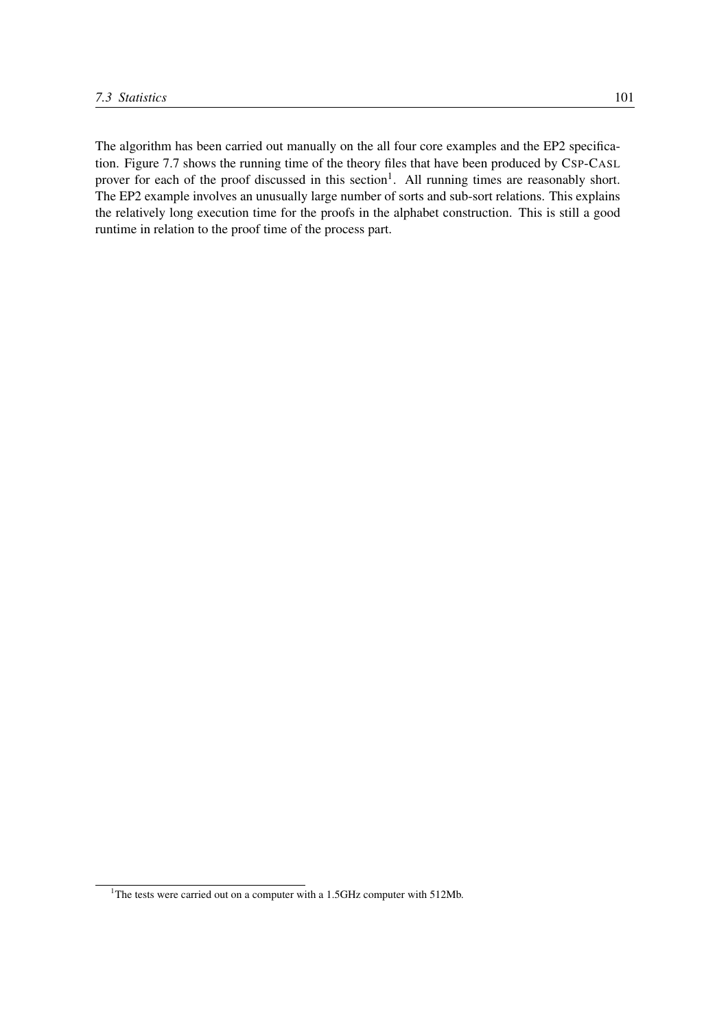The algorithm has been carried out manually on the all four core examples and the EP2 specification. Figure 7.7 shows the running time of the theory files that have been produced by CSP-CASL prover for each of the proof discussed in this section[1]. All running times are reasonably short. The EP2 example involves an unusually large number of sorts and sub-sort relations. This explains the relatively long execution time for the proofs in the alphabet construction. This is still a good runtime in relation to the proof time of the process part.

[1] The tests were carried out on a computer with a 1.5GHz computer with 512Mb.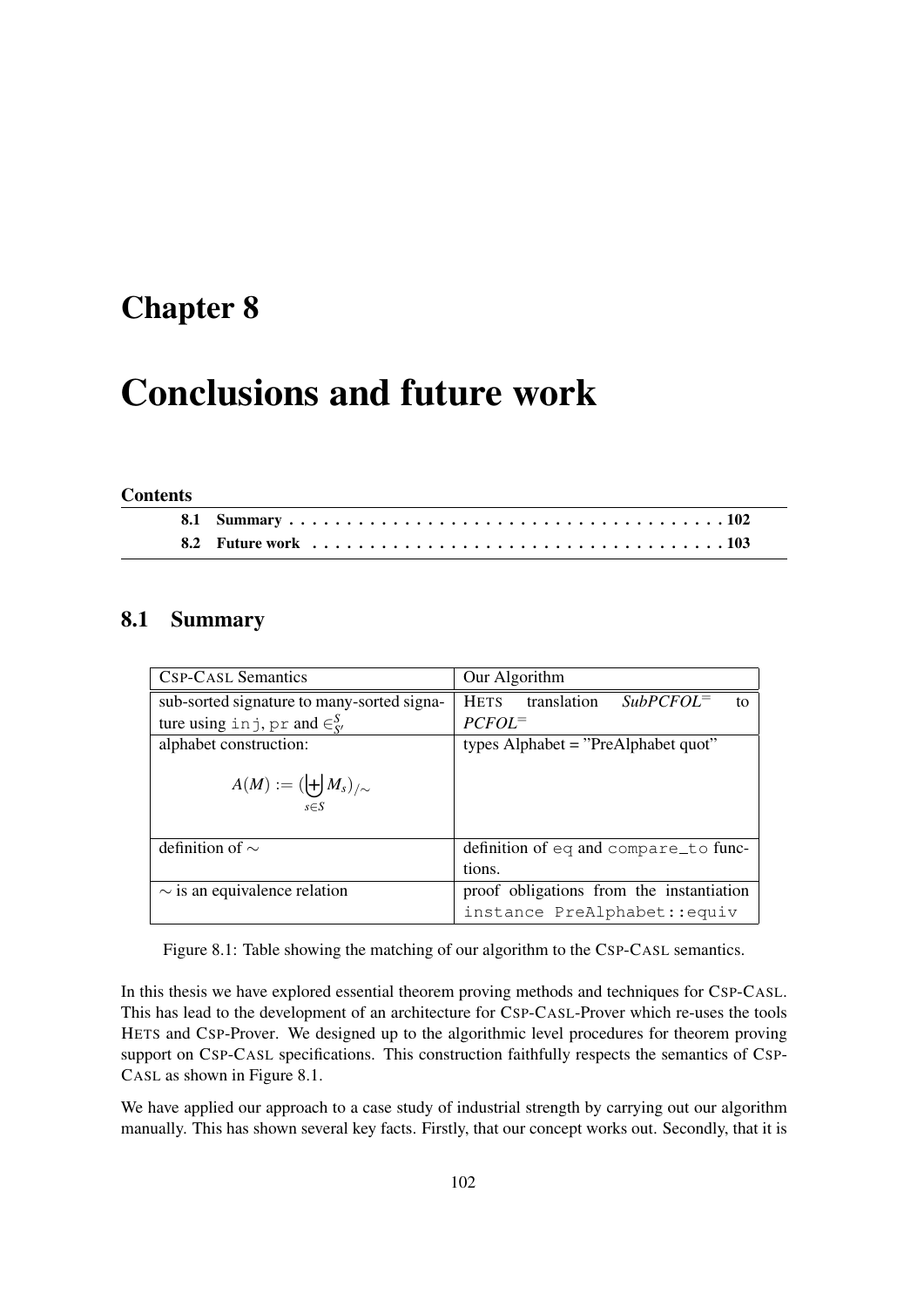# Chapter 8

# Conclusions and future work

**Contents**

| | |
|---|---|
| **8.1 Summary** | **102** |
| **8.2 Future work** | **103** |

## 8.1 Summary

| CSP-CASL Semantics | Our Algorithm |
|---|---|
| sub-sorted signature to many-sorted signature using `inj`, `pr` and $\in^S_{S'}$ | HETS translation *SubPCFOL*$^=$ to *PCFOL*$^=$ |
| alphabet construction: $$A(M) := (\biguplus_{s \in S} M_s)_{/\sim}$$ | types Alphabet = "PreAlphabet quot" |
| definition of $\sim$ | definition of `eq` and `compare_to` functions. |
| $\sim$ is an equivalence relation | proof obligations from the instantiation `instance PreAlphabet::equiv` |

Figure 8.1: Table showing the matching of our algorithm to the CSP-CASL semantics.

In this thesis we have explored essential theorem proving methods and techniques for CSP-CASL. This has lead to the development of an architecture for CSP-CASL-Prover which re-uses the tools HETS and CSP-Prover. We designed up to the algorithmic level procedures for theorem proving support on CSP-CASL specifications. This construction faithfully respects the semantics of CSP-CASL as shown in Figure 8.1.

We have applied our approach to a case study of industrial strength by carrying out our algorithm manually. This has shown several key facts. Firstly, that our concept works out. Secondly, that it is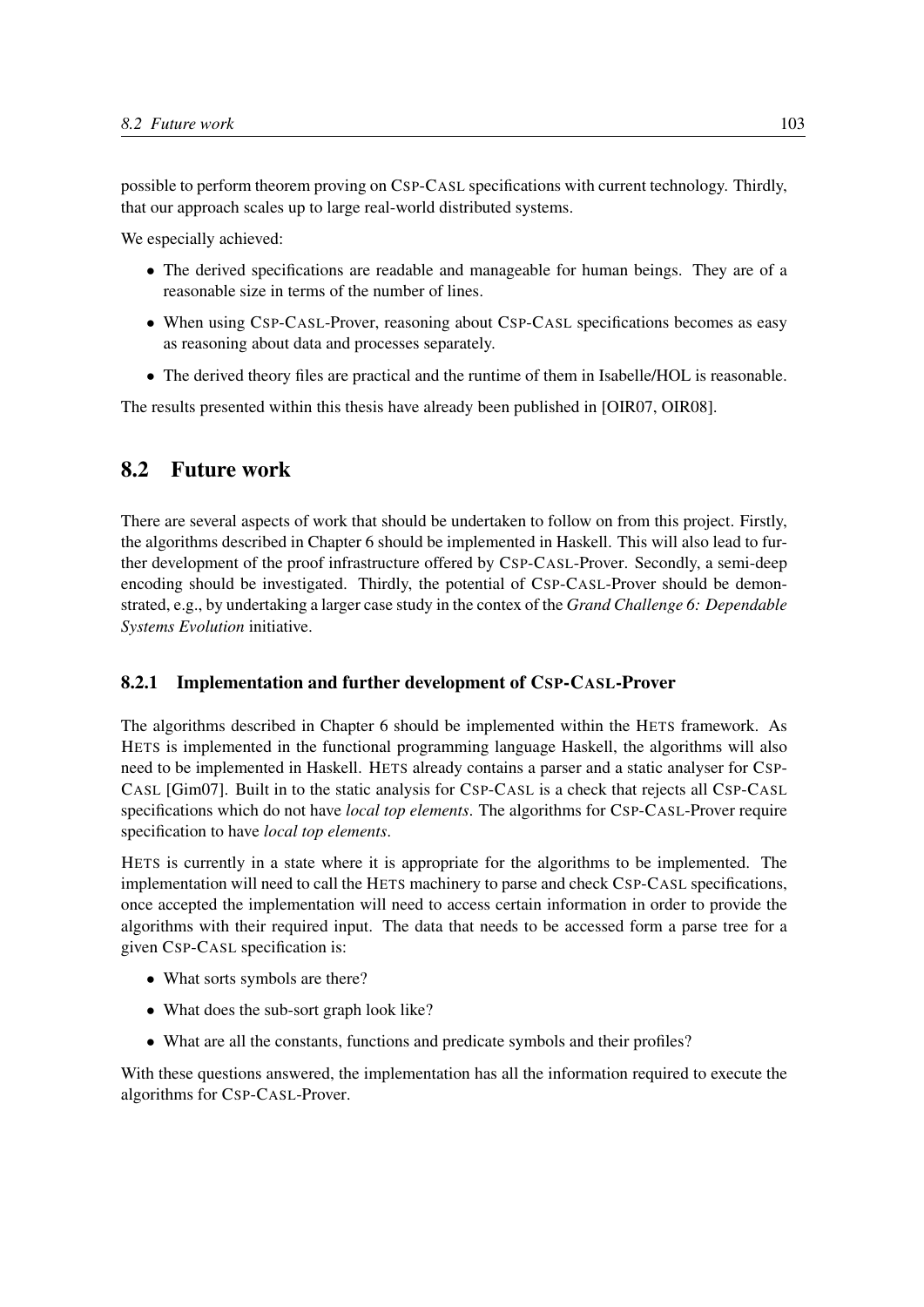possible to perform theorem proving on CSP-CASL specifications with current technology. Thirdly, that our approach scales up to large real-world distributed systems.

We especially achieved:

- The derived specifications are readable and manageable for human beings. They are of a reasonable size in terms of the number of lines.
- When using CSP-CASL-Prover, reasoning about CSP-CASL specifications becomes as easy as reasoning about data and processes separately.
- The derived theory files are practical and the runtime of them in Isabelle/HOL is reasonable.

The results presented within this thesis have already been published in [OIR07, OIR08].

## 8.2 Future work

There are several aspects of work that should be undertaken to follow on from this project. Firstly, the algorithms described in Chapter 6 should be implemented in Haskell. This will also lead to further development of the proof infrastructure offered by CSP-CASL-Prover. Secondly, a semi-deep encoding should be investigated. Thirdly, the potential of CSP-CASL-Prover should be demonstrated, e.g., by undertaking a larger case study in the contex of the *Grand Challenge 6: Dependable Systems Evolution* initiative.

### 8.2.1 Implementation and further development of CSP-CASL-Prover

The algorithms described in Chapter 6 should be implemented within the HETS framework. As HETS is implemented in the functional programming language Haskell, the algorithms will also need to be implemented in Haskell. HETS already contains a parser and a static analyser for CSP-CASL [Gim07]. Built in to the static analysis for CSP-CASL is a check that rejects all CSP-CASL specifications which do not have *local top elements*. The algorithms for CSP-CASL-Prover require specification to have *local top elements*.

HETS is currently in a state where it is appropriate for the algorithms to be implemented. The implementation will need to call the HETS machinery to parse and check CSP-CASL specifications, once accepted the implementation will need to access certain information in order to provide the algorithms with their required input. The data that needs to be accessed form a parse tree for a given CSP-CASL specification is:

- What sorts symbols are there?
- What does the sub-sort graph look like?
- What are all the constants, functions and predicate symbols and their profiles?

With these questions answered, the implementation has all the information required to execute the algorithms for CSP-CASL-Prover.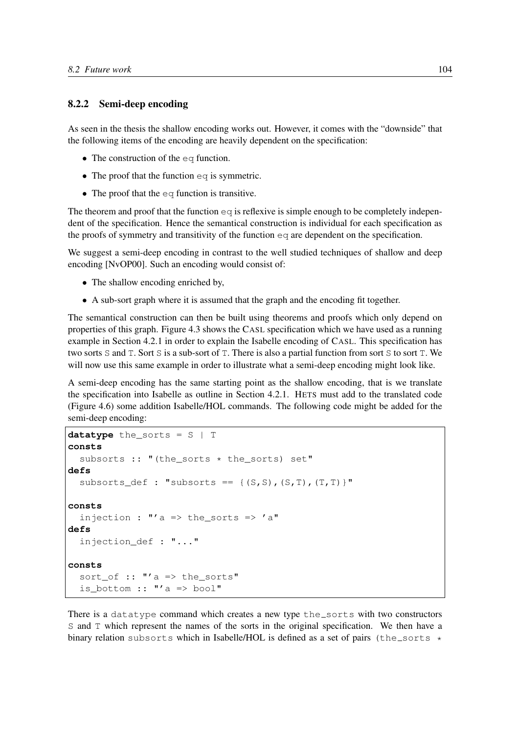### 8.2.2 Semi-deep encoding

As seen in the thesis the shallow encoding works out. However, it comes with the "downside" that the following items of the encoding are heavily dependent on the specification:

- The construction of the `eq` function.
- The proof that the function `eq` is symmetric.
- The proof that the `eq` function is transitive.

The theorem and proof that the function `eq` is reflexive is simple enough to be completely independent of the specification. Hence the semantical construction is individual for each specification as the proofs of symmetry and transitivity of the function `eq` are dependent on the specification.

We suggest a semi-deep encoding in contrast to the well studied techniques of shallow and deep encoding [NvOP00]. Such an encoding would consist of:

- The shallow encoding enriched by,
- A sub-sort graph where it is assumed that the graph and the encoding fit together.

The semantical construction can then be built using theorems and proofs which only depend on properties of this graph. Figure 4.3 shows the CASL specification which we have used as a running example in Section 4.2.1 in order to explain the Isabelle encoding of CASL. This specification has two sorts `S` and `T`. Sort `S` is a sub-sort of `T`. There is also a partial function from sort `S` to sort `T`. We will now use this same example in order to illustrate what a semi-deep encoding might look like.

A semi-deep encoding has the same starting point as the shallow encoding, that is we translate the specification into Isabelle as outline in Section 4.2.1. HETS must add to the translated code (Figure 4.6) some addition Isabelle/HOL commands. The following code might be added for the semi-deep encoding:

```
datatype the_sorts = S | T
consts
  subsorts :: "(the_sorts * the_sorts) set"
defs
  subsorts_def : "subsorts == {(S,S),(S,T),(T,T)}"

consts
  injection : "'a => the_sorts => 'a"
defs
  injection_def : "..."

consts
  sort_of :: "'a => the_sorts"
  is_bottom :: "'a => bool"
```

There is a `datatype` command which creates a new type `the_sorts` with two constructors `S` and `T` which represent the names of the sorts in the original specification. We then have a binary relation `subsorts` which in Isabelle/HOL is defined as a set of pairs `(the_sorts *`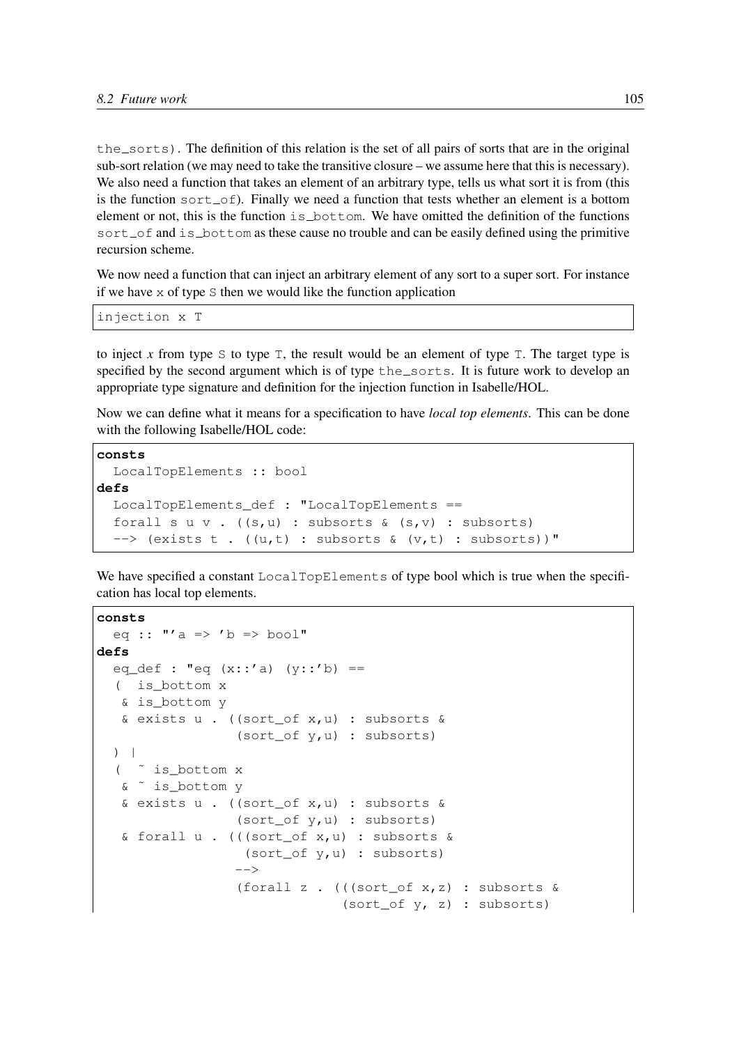the_sorts). The definition of this relation is the set of all pairs of sorts that are in the original sub-sort relation (we may need to take the transitive closure – we assume here that this is necessary). We also need a function that takes an element of an arbitrary type, tells us what sort it is from (this is the function sort_of). Finally we need a function that tests whether an element is a bottom element or not, this is the function is_bottom. We have omitted the definition of the functions sort_of and is_bottom as these cause no trouble and can be easily defined using the primitive recursion scheme.

We now need a function that can inject an arbitrary element of any sort to a super sort. For instance if we have x of type S then we would like the function application

```
injection x T
```

to inject $x$ from type S to type T, the result would be an element of type T. The target type is specified by the second argument which is of type the_sorts. It is future work to develop an appropriate type signature and definition for the injection function in Isabelle/HOL.

Now we can define what it means for a specification to have *local top elements*. This can be done with the following Isabelle/HOL code:

```
consts
  LocalTopElements :: bool
defs
  LocalTopElements_def : "LocalTopElements ==
  forall s u v . ((s,u) : subsorts & (s,v) : subsorts)
  --> (exists t . ((u,t) : subsorts & (v,t) : subsorts))"
```

We have specified a constant LocalTopElements of type bool which is true when the specification has local top elements.

```
consts
  eq :: "'a => 'b => bool"
defs
  eq_def : "eq (x::'a) (y::'b) ==
  (  is_bottom x
   & is_bottom y
   & exists u . ((sort_of x,u) : subsorts &
                 (sort_of y,u) : subsorts)
  ) |
  (  ~ is_bottom x
   & ~ is_bottom y
   & exists u . ((sort_of x,u) : subsorts &
                 (sort_of y,u) : subsorts)
   & forall u . (((sort_of x,u) : subsorts &
                  (sort_of y,u) : subsorts)
                 -->
                 (forall z . (((sort_of x,z) : subsorts &
                              (sort_of y, z) : subsorts)
```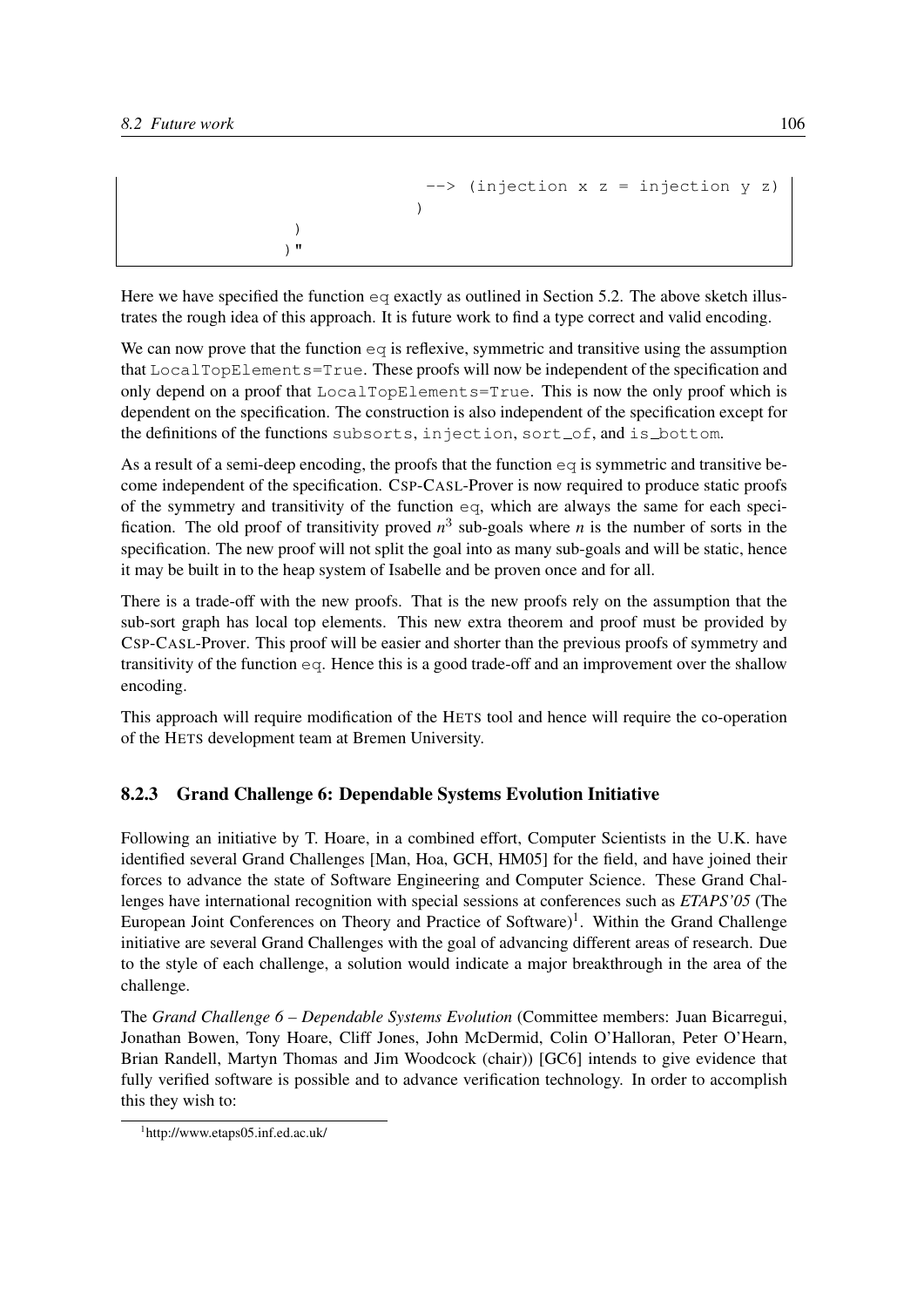```
                                    --> (injection x z = injection y z)
                                  )
                  )
                 ) "
```

Here we have specified the function `eq` exactly as outlined in Section 5.2. The above sketch illustrates the rough idea of this approach. It is future work to find a type correct and valid encoding.

We can now prove that the function `eq` is reflexive, symmetric and transitive using the assumption that `LocalTopElements=True`. These proofs will now be independent of the specification and only depend on a proof that `LocalTopElements=True`. This is now the only proof which is dependent on the specification. The construction is also independent of the specification except for the definitions of the functions `subsorts`, `injection`, `sort_of`, and `is_bottom`.

As a result of a semi-deep encoding, the proofs that the function `eq` is symmetric and transitive become independent of the specification. CSP-CASL-Prover is now required to produce static proofs of the symmetry and transitivity of the function `eq`, which are always the same for each specification. The old proof of transitivity proved $n^3$ sub-goals where $n$ is the number of sorts in the specification. The new proof will not split the goal into as many sub-goals and will be static, hence it may be built in to the heap system of Isabelle and be proven once and for all.

There is a trade-off with the new proofs. That is the new proofs rely on the assumption that the sub-sort graph has local top elements. This new extra theorem and proof must be provided by CSP-CASL-Prover. This proof will be easier and shorter than the previous proofs of symmetry and transitivity of the function `eq`. Hence this is a good trade-off and an improvement over the shallow encoding.

This approach will require modification of the HETS tool and hence will require the co-operation of the HETS development team at Bremen University.

### 8.2.3 Grand Challenge 6: Dependable Systems Evolution Initiative

Following an initiative by T. Hoare, in a combined effort, Computer Scientists in the U.K. have identified several Grand Challenges [Man, Hoa, GCH, HM05] for the field, and have joined their forces to advance the state of Software Engineering and Computer Science. These Grand Challenges have international recognition with special sessions at conferences such as *ETAPS'05* (The European Joint Conferences on Theory and Practice of Software)[1]. Within the Grand Challenge initiative are several Grand Challenges with the goal of advancing different areas of research. Due to the style of each challenge, a solution would indicate a major breakthrough in the area of the challenge.

The *Grand Challenge 6 – Dependable Systems Evolution* (Committee members: Juan Bicarregui, Jonathan Bowen, Tony Hoare, Cliff Jones, John McDermid, Colin O'Halloran, Peter O'Hearn, Brian Randell, Martyn Thomas and Jim Woodcock (chair)) [GC6] intends to give evidence that fully verified software is possible and to advance verification technology. In order to accomplish this they wish to:

[1] http://www.etaps05.inf.ed.ac.uk/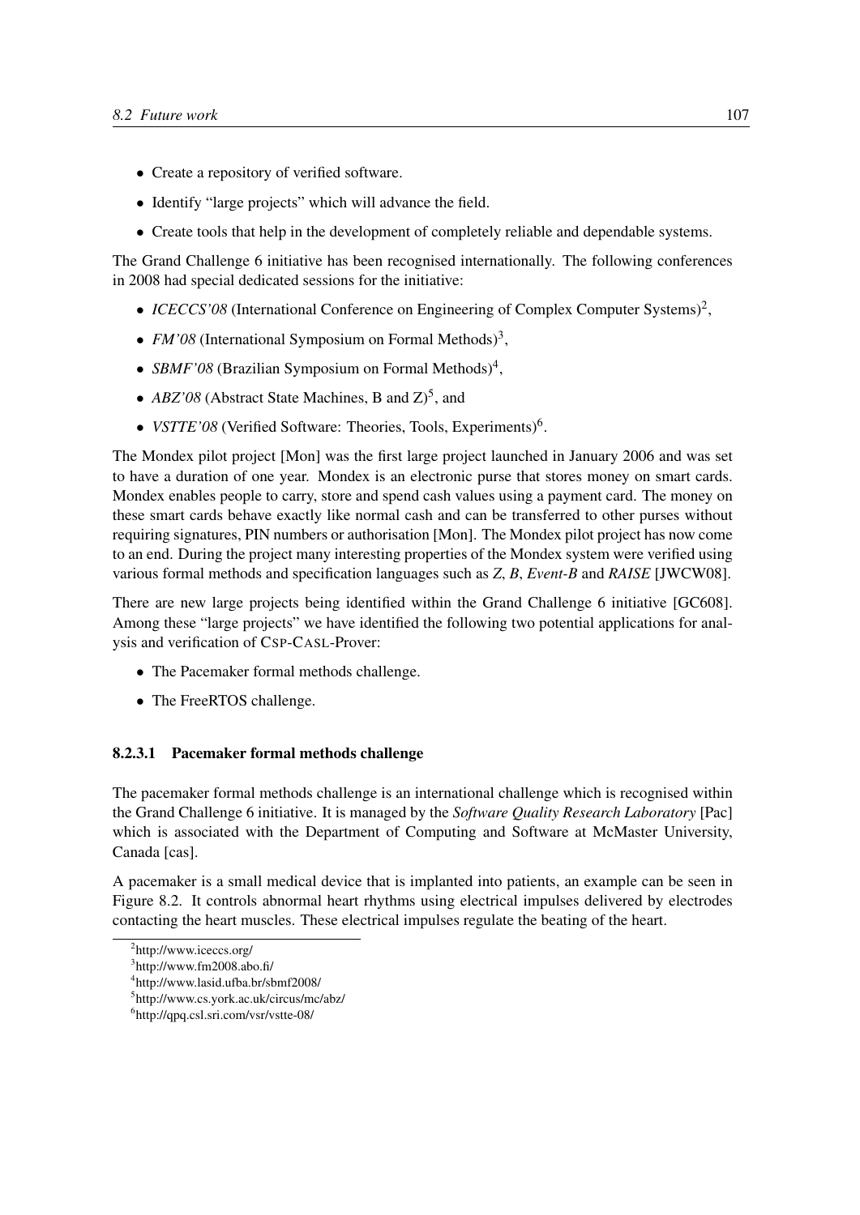- Create a repository of verified software.
- Identify "large projects" which will advance the field.
- Create tools that help in the development of completely reliable and dependable systems.

The Grand Challenge 6 initiative has been recognised internationally. The following conferences in 2008 had special dedicated sessions for the initiative:

- *ICECCS'08* (International Conference on Engineering of Complex Computer Systems)[2],
- *FM'08* (International Symposium on Formal Methods)[3],
- *SBMF'08* (Brazilian Symposium on Formal Methods)[4],
- *ABZ'08* (Abstract State Machines, B and Z)[5], and
- *VSTTE'08* (Verified Software: Theories, Tools, Experiments)[6].

The Mondex pilot project [Mon] was the first large project launched in January 2006 and was set to have a duration of one year. Mondex is an electronic purse that stores money on smart cards. Mondex enables people to carry, store and spend cash values using a payment card. The money on these smart cards behave exactly like normal cash and can be transferred to other purses without requiring signatures, PIN numbers or authorisation [Mon]. The Mondex pilot project has now come to an end. During the project many interesting properties of the Mondex system were verified using various formal methods and specification languages such as *Z*, *B*, *Event-B* and *RAISE* [JWCW08].

There are new large projects being identified within the Grand Challenge 6 initiative [GC608]. Among these "large projects" we have identified the following two potential applications for analysis and verification of CSP-CASL-Prover:

- The Pacemaker formal methods challenge.
- The FreeRTOS challenge.

#### 8.2.3.1 Pacemaker formal methods challenge

The pacemaker formal methods challenge is an international challenge which is recognised within the Grand Challenge 6 initiative. It is managed by the *Software Quality Research Laboratory* [Pac] which is associated with the Department of Computing and Software at McMaster University, Canada [cas].

A pacemaker is a small medical device that is implanted into patients, an example can be seen in Figure 8.2. It controls abnormal heart rhythms using electrical impulses delivered by electrodes contacting the heart muscles. These electrical impulses regulate the beating of the heart.

---

[2] http://www.iceccs.org/

[3] http://www.fm2008.abo.fi/

[4] http://www.lasid.ufba.br/sbmf2008/

[5] http://www.cs.york.ac.uk/circus/mc/abz/

[6] http://qpq.csl.sri.com/vsr/vstte-08/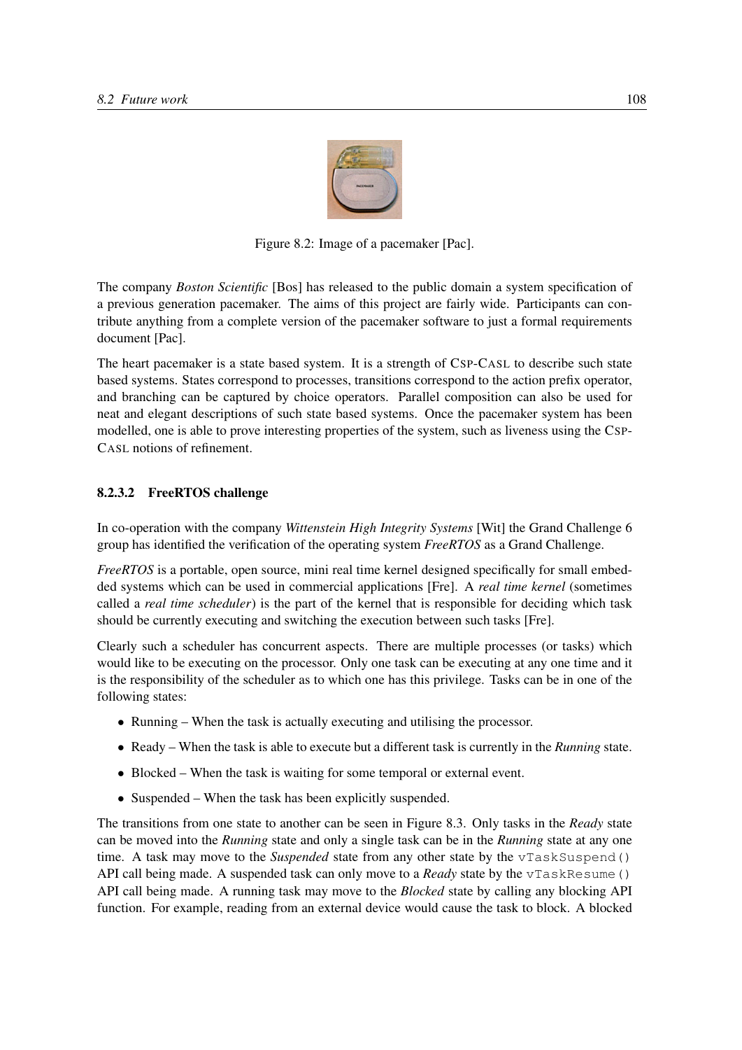Figure 8.2: Image of a pacemaker [Pac].

The company *Boston Scientific* [Bos] has released to the public domain a system specification of a previous generation pacemaker. The aims of this project are fairly wide. Participants can contribute anything from a complete version of the pacemaker software to just a formal requirements document [Pac].

The heart pacemaker is a state based system. It is a strength of CSP-CASL to describe such state based systems. States correspond to processes, transitions correspond to the action prefix operator, and branching can be captured by choice operators. Parallel composition can also be used for neat and elegant descriptions of such state based systems. Once the pacemaker system has been modelled, one is able to prove interesting properties of the system, such as liveness using the CSP-CASL notions of refinement.

#### 8.2.3.2 FreeRTOS challenge

In co-operation with the company *Wittenstein High Integrity Systems* [Wit] the Grand Challenge 6 group has identified the verification of the operating system *FreeRTOS* as a Grand Challenge.

*FreeRTOS* is a portable, open source, mini real time kernel designed specifically for small embedded systems which can be used in commercial applications [Fre]. A *real time kernel* (sometimes called a *real time scheduler*) is the part of the kernel that is responsible for deciding which task should be currently executing and switching the execution between such tasks [Fre].

Clearly such a scheduler has concurrent aspects. There are multiple processes (or tasks) which would like to be executing on the processor. Only one task can be executing at any one time and it is the responsibility of the scheduler as to which one has this privilege. Tasks can be in one of the following states:

- Running – When the task is actually executing and utilising the processor.
- Ready – When the task is able to execute but a different task is currently in the *Running* state.
- Blocked – When the task is waiting for some temporal or external event.
- Suspended – When the task has been explicitly suspended.

The transitions from one state to another can be seen in Figure 8.3. Only tasks in the *Ready* state can be moved into the *Running* state and only a single task can be in the *Running* state at any one time. A task may move to the *Suspended* state from any other state by the `vTaskSuspend()` API call being made. A suspended task can only move to a *Ready* state by the `vTaskResume()` API call being made. A running task may move to the *Blocked* state by calling any blocking API function. For example, reading from an external device would cause the task to block. A blocked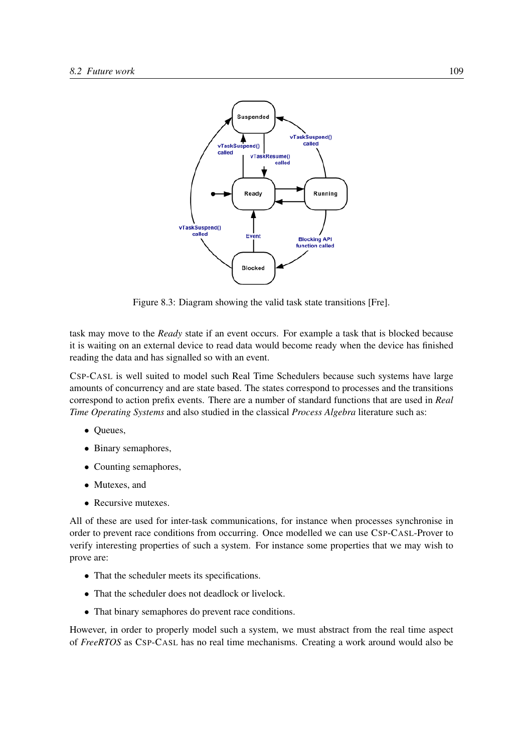Figure 8.3: Diagram showing the valid task state transitions [Fre].

task may move to the *Ready* state if an event occurs. For example a task that is blocked because it is waiting on an external device to read data would become ready when the device has finished reading the data and has signalled so with an event.

CSP-CASL is well suited to model such Real Time Schedulers because such systems have large amounts of concurrency and are state based. The states correspond to processes and the transitions correspond to action prefix events. There are a number of standard functions that are used in *Real Time Operating Systems* and also studied in the classical *Process Algebra* literature such as:

- Queues,
- Binary semaphores,
- Counting semaphores,
- Mutexes, and
- Recursive mutexes.

All of these are used for inter-task communications, for instance when processes synchronise in order to prevent race conditions from occurring. Once modelled we can use CSP-CASL-Prover to verify interesting properties of such a system. For instance some properties that we may wish to prove are:

- That the scheduler meets its specifications.
- That the scheduler does not deadlock or livelock.
- That binary semaphores do prevent race conditions.

However, in order to properly model such a system, we must abstract from the real time aspect of *FreeRTOS* as CSP-CASL has no real time mechanisms. Creating a work around would also be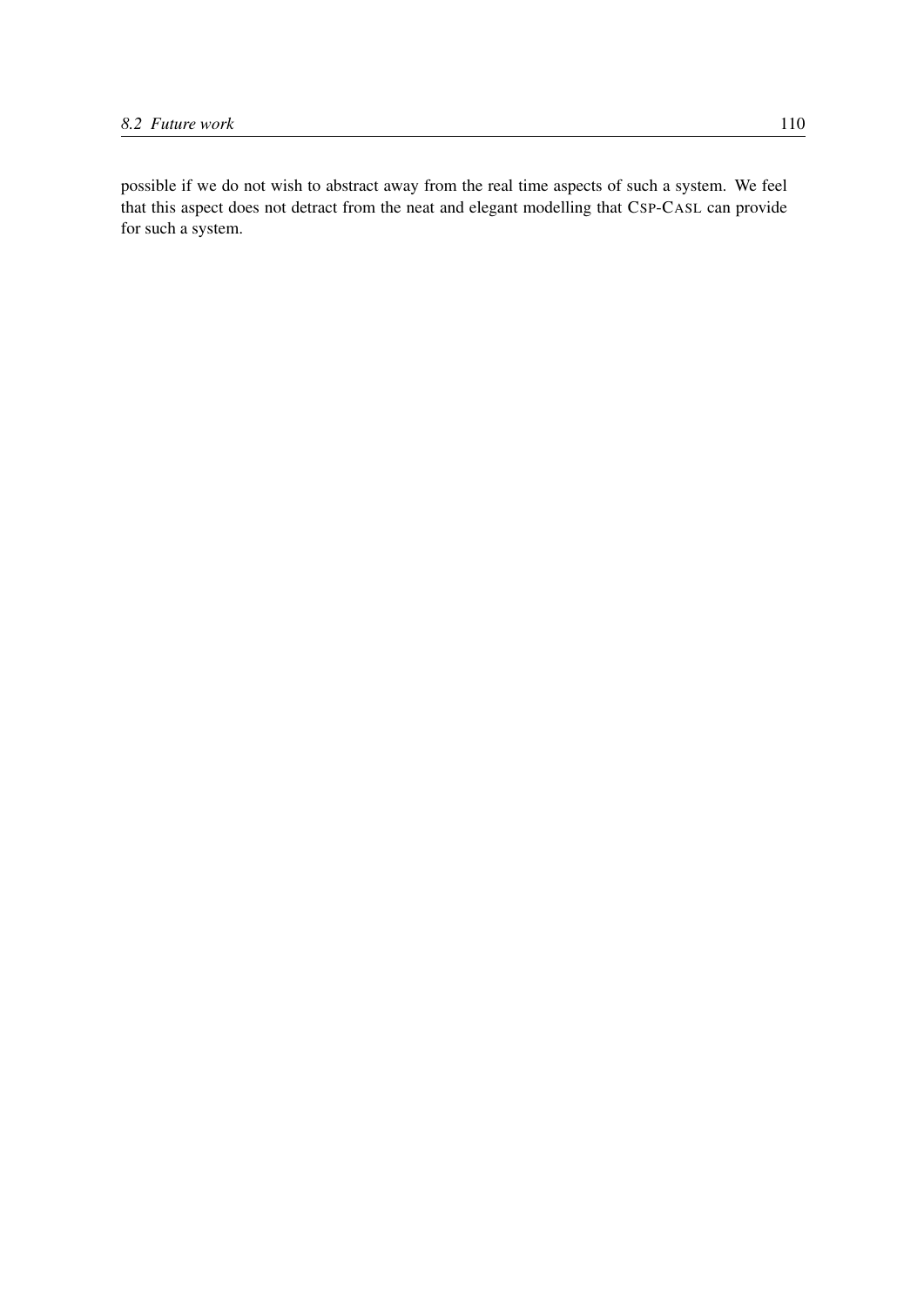possible if we do not wish to abstract away from the real time aspects of such a system. We feel that this aspect does not detract from the neat and elegant modelling that CSP-CASL can provide for such a system.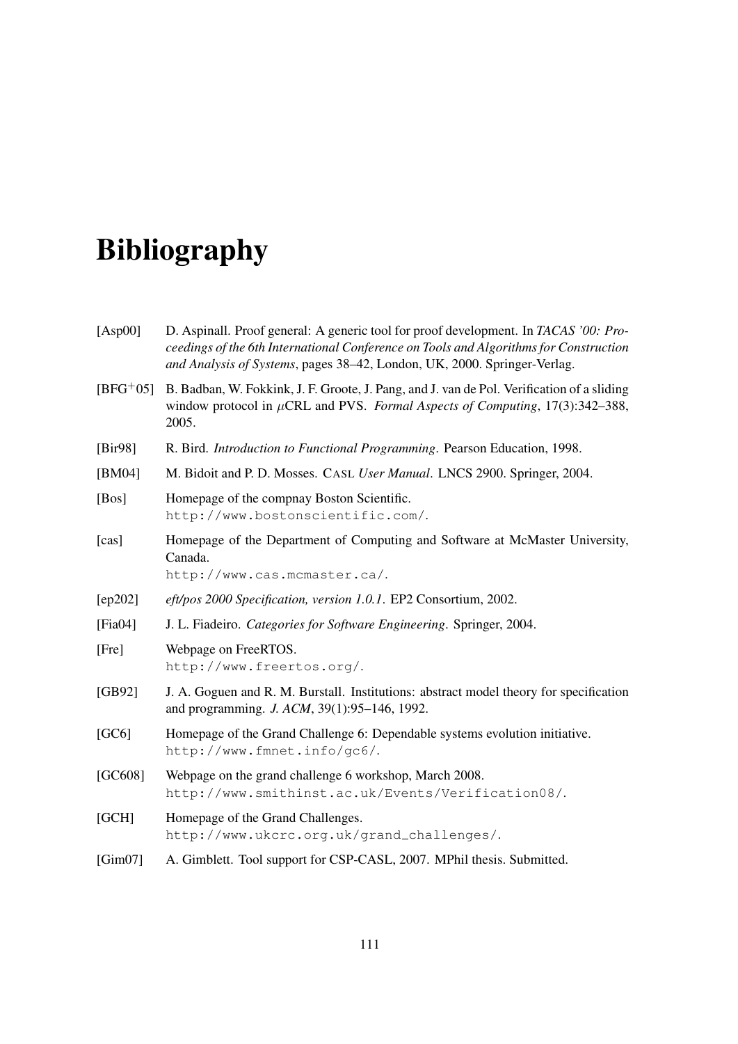# Bibliography

[Asp00] D. Aspinall. Proof general: A generic tool for proof development. In *TACAS '00: Proceedings of the 6th International Conference on Tools and Algorithms for Construction and Analysis of Systems*, pages 38–42, London, UK, 2000. Springer-Verlag.

[BFG+05] B. Badban, W. Fokkink, J. F. Groote, J. Pang, and J. van de Pol. Verification of a sliding window protocol in $\mu$CRL and PVS. *Formal Aspects of Computing*, 17(3):342–388, 2005.

[Bir98] R. Bird. *Introduction to Functional Programming*. Pearson Education, 1998.

[BM04] M. Bidoit and P. D. Mosses. CASL *User Manual*. LNCS 2900. Springer, 2004.

[Bos] Homepage of the compnay Boston Scientific.
http://www.bostonscientific.com/.

[cas] Homepage of the Department of Computing and Software at McMaster University, Canada.
http://www.cas.mcmaster.ca/.

[ep202] *eft/pos 2000 Specification, version 1.0.1*. EP2 Consortium, 2002.

[Fia04] J. L. Fiadeiro. *Categories for Software Engineering*. Springer, 2004.

[Fre] Webpage on FreeRTOS.
http://www.freertos.org/.

[GB92] J. A. Goguen and R. M. Burstall. Institutions: abstract model theory for specification and programming. *J. ACM*, 39(1):95–146, 1992.

[GC6] Homepage of the Grand Challenge 6: Dependable systems evolution initiative.
http://www.fmnet.info/gc6/.

[GC608] Webpage on the grand challenge 6 workshop, March 2008.
http://www.smithinst.ac.uk/Events/Verification08/.

[GCH] Homepage of the Grand Challenges.
http://www.ukcrc.org.uk/grand_challenges/.

[Gim07] A. Gimblett. Tool support for CSP-CASL, 2007. MPhil thesis. Submitted.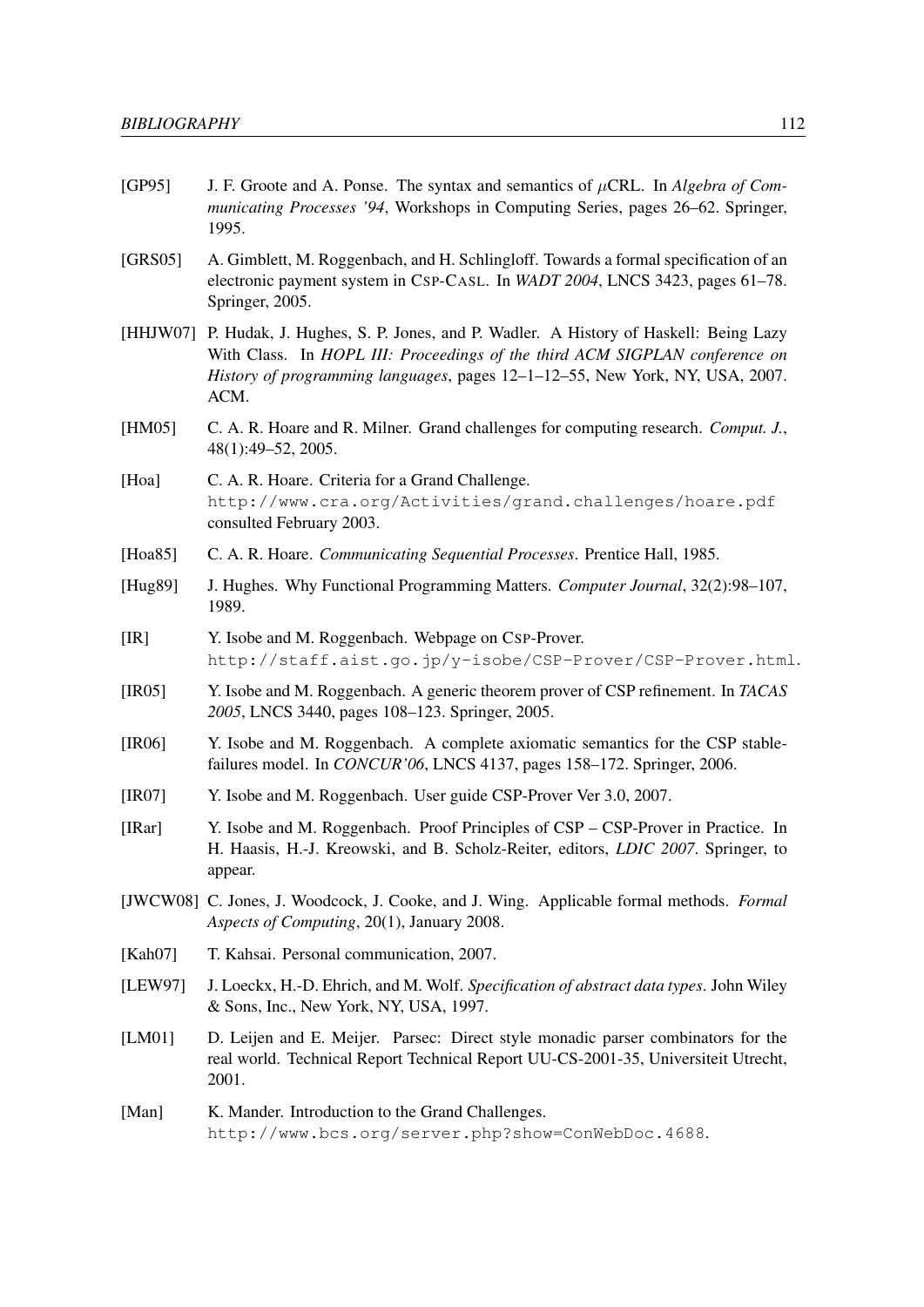[GP95] J. F. Groote and A. Ponse. The syntax and semantics of $\mu$CRL. In *Algebra of Communicating Processes '94*, Workshops in Computing Series, pages 26–62. Springer, 1995.

[GRS05] A. Gimblett, M. Roggenbach, and H. Schlingloff. Towards a formal specification of an electronic payment system in CSP-CASL. In *WADT 2004*, LNCS 3423, pages 61–78. Springer, 2005.

[HHJW07] P. Hudak, J. Hughes, S. P. Jones, and P. Wadler. A History of Haskell: Being Lazy With Class. In *HOPL III: Proceedings of the third ACM SIGPLAN conference on History of programming languages*, pages 12–1–12–55, New York, NY, USA, 2007. ACM.

[HM05] C. A. R. Hoare and R. Milner. Grand challenges for computing research. *Comput. J.*, 48(1):49–52, 2005.

[Hoa] C. A. R. Hoare. Criteria for a Grand Challenge. `http://www.cra.org/Activities/grand.challenges/hoare.pdf` consulted February 2003.

[Hoa85] C. A. R. Hoare. *Communicating Sequential Processes*. Prentice Hall, 1985.

[Hug89] J. Hughes. Why Functional Programming Matters. *Computer Journal*, 32(2):98–107, 1989.

[IR] Y. Isobe and M. Roggenbach. Webpage on CSP-Prover. `http://staff.aist.go.jp/y-isobe/CSP-Prover/CSP-Prover.html`.

[IR05] Y. Isobe and M. Roggenbach. A generic theorem prover of CSP refinement. In *TACAS 2005*, LNCS 3440, pages 108–123. Springer, 2005.

[IR06] Y. Isobe and M. Roggenbach. A complete axiomatic semantics for the CSP stable-failures model. In *CONCUR'06*, LNCS 4137, pages 158–172. Springer, 2006.

[IR07] Y. Isobe and M. Roggenbach. User guide CSP-Prover Ver 3.0, 2007.

[IRar] Y. Isobe and M. Roggenbach. Proof Principles of CSP – CSP-Prover in Practice. In H. Haasis, H.-J. Kreowski, and B. Scholz-Reiter, editors, *LDIC 2007*. Springer, to appear.

[JWCW08] C. Jones, J. Woodcock, J. Cooke, and J. Wing. Applicable formal methods. *Formal Aspects of Computing*, 20(1), January 2008.

[Kah07] T. Kahsai. Personal communication, 2007.

[LEW97] J. Loeckx, H.-D. Ehrich, and M. Wolf. *Specification of abstract data types*. John Wiley & Sons, Inc., New York, NY, USA, 1997.

[LM01] D. Leijen and E. Meijer. Parsec: Direct style monadic parser combinators for the real world. Technical Report Technical Report UU-CS-2001-35, Universiteit Utrecht, 2001.

[Man] K. Mander. Introduction to the Grand Challenges. `http://www.bcs.org/server.php?show=ConWebDoc.4688`.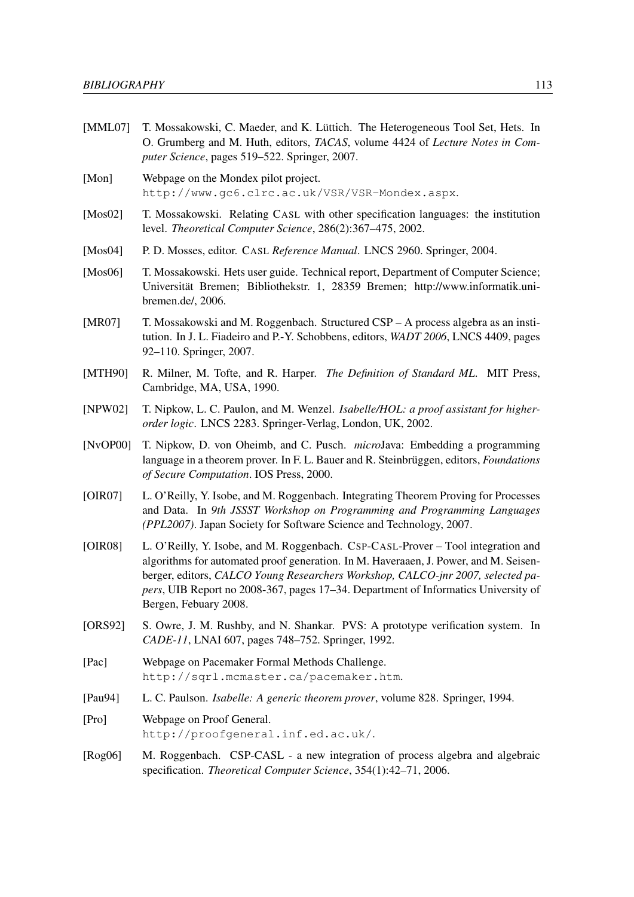[MML07] T. Mossakowski, C. Maeder, and K. Lüttich. The Heterogeneous Tool Set, Hets. In O. Grumberg and M. Huth, editors, *TACAS*, volume 4424 of *Lecture Notes in Computer Science*, pages 519–522. Springer, 2007.

[Mon] Webpage on the Mondex pilot project. `http://www.gc6.clrc.ac.uk/VSR/VSR-Mondex.aspx`.

[Mos02] T. Mossakowski. Relating CASL with other specification languages: the institution level. *Theoretical Computer Science*, 286(2):367–475, 2002.

[Mos04] P. D. Mosses, editor. CASL *Reference Manual*. LNCS 2960. Springer, 2004.

[Mos06] T. Mossakowski. Hets user guide. Technical report, Department of Computer Science; Universität Bremen; Bibliothekstr. 1, 28359 Bremen; http://www.informatik.uni-bremen.de/, 2006.

[MR07] T. Mossakowski and M. Roggenbach. Structured CSP – A process algebra as an institution. In J. L. Fiadeiro and P.-Y. Schobbens, editors, *WADT 2006*, LNCS 4409, pages 92–110. Springer, 2007.

[MTH90] R. Milner, M. Tofte, and R. Harper. *The Definition of Standard ML*. MIT Press, Cambridge, MA, USA, 1990.

[NPW02] T. Nipkow, L. C. Paulon, and M. Wenzel. *Isabelle/HOL: a proof assistant for higher-order logic*. LNCS 2283. Springer-Verlag, London, UK, 2002.

[NvOP00] T. Nipkow, D. von Oheimb, and C. Pusch. *micro*Java: Embedding a programming language in a theorem prover. In F. L. Bauer and R. Steinbrüggen, editors, *Foundations of Secure Computation*. IOS Press, 2000.

[OIR07] L. O'Reilly, Y. Isobe, and M. Roggenbach. Integrating Theorem Proving for Processes and Data. In *9th JSSST Workshop on Programming and Programming Languages (PPL2007)*. Japan Society for Software Science and Technology, 2007.

[OIR08] L. O'Reilly, Y. Isobe, and M. Roggenbach. CSP-CASL-Prover – Tool integration and algorithms for automated proof generation. In M. Haveraaen, J. Power, and M. Seisenberger, editors, *CALCO Young Researchers Workshop, CALCO-jnr 2007, selected papers*, UIB Report no 2008-367, pages 17–34. Department of Informatics University of Bergen, Febuary 2008.

[ORS92] S. Owre, J. M. Rushby, and N. Shankar. PVS: A prototype verification system. In *CADE-11*, LNAI 607, pages 748–752. Springer, 1992.

[Pac] Webpage on Pacemaker Formal Methods Challenge. `http://sqrl.mcmaster.ca/pacemaker.htm`.

[Pau94] L. C. Paulson. *Isabelle: A generic theorem prover*, volume 828. Springer, 1994.

[Pro] Webpage on Proof General. `http://proofgeneral.inf.ed.ac.uk/`.

[Rog06] M. Roggenbach. CSP-CASL - a new integration of process algebra and algebraic specification. *Theoretical Computer Science*, 354(1):42–71, 2006.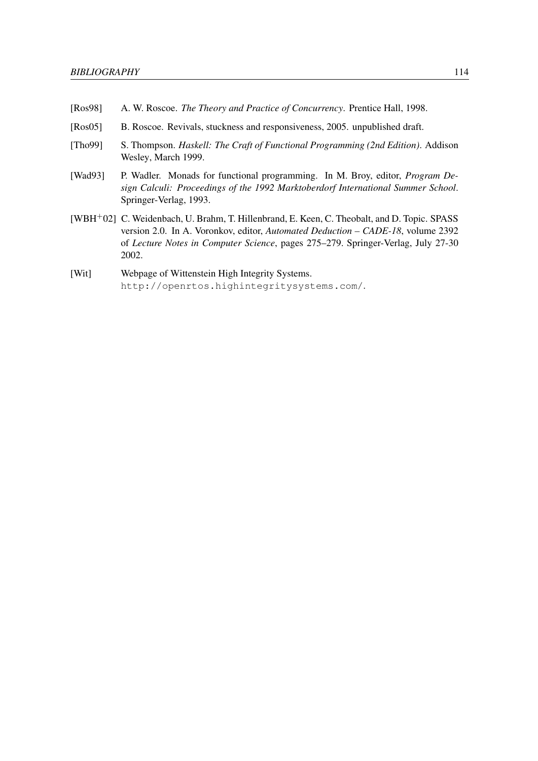[Ros98] A. W. Roscoe. *The Theory and Practice of Concurrency*. Prentice Hall, 1998.

[Ros05] B. Roscoe. Revivals, stuckness and responsiveness, 2005. unpublished draft.

[Tho99] S. Thompson. *Haskell: The Craft of Functional Programming (2nd Edition)*. Addison Wesley, March 1999.

[Wad93] P. Wadler. Monads for functional programming. In M. Broy, editor, *Program Design Calculi: Proceedings of the 1992 Marktoberdorf International Summer School*. Springer-Verlag, 1993.

[WBH+02] C. Weidenbach, U. Brahm, T. Hillenbrand, E. Keen, C. Theobalt, and D. Topic. SPASS version 2.0. In A. Voronkov, editor, *Automated Deduction – CADE-18*, volume 2392 of *Lecture Notes in Computer Science*, pages 275–279. Springer-Verlag, July 27-30 2002.

[Wit] Webpage of Wittenstein High Integrity Systems. `http://openrtos.highintegritysystems.com/`.